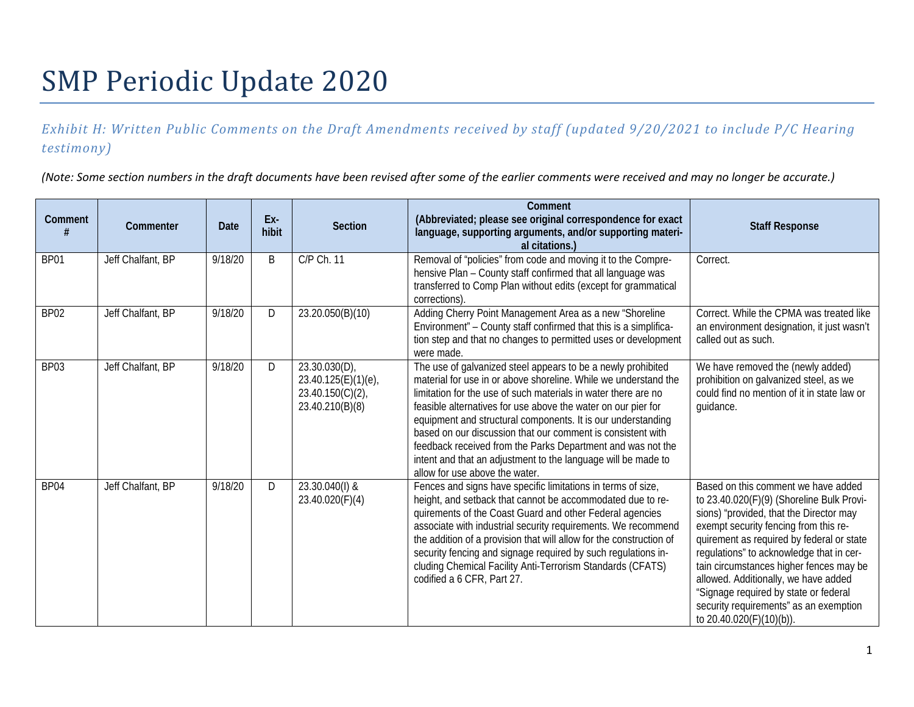# SMP Periodic Update 2020

*Exhibit H: Written Public Comments on the Draft Amendments received by staff (updated 9/20/2021 to include P/C Hearing testimony)*

*(Note: Some section numbers in the draft documents have been revised after some of the earlier comments were received and may no longer be accurate.)*

| Comment # | Commenter | Date | Ex-hibit | Section | Comment (Abbreviated; please see original correspondence for exact language, supporting arguments, and/or supporting material citations.) | Staff Response |
|---|---|---|---|---|---|---|
| BP01 | Jeff Chalfant, BP | 9/18/20 | B | C/P Ch. 11 | Removal of "policies" from code and moving it to the Comprehensive Plan – County staff confirmed that all language was transferred to Comp Plan without edits (except for grammatical corrections). | Correct. |
| BP02 | Jeff Chalfant, BP | 9/18/20 | D | 23.20.050(B)(10) | Adding Cherry Point Management Area as a new "Shoreline Environment" – County staff confirmed that this is a simplification step and that no changes to permitted uses or development were made. | Correct. While the CPMA was treated like an environment designation, it just wasn't called out as such. |
| BP03 | Jeff Chalfant, BP | 9/18/20 | D | 23.30.030(D), 23.40.125(E)(1)(e), 23.40.150(C)(2), 23.40.210(B)(8) | The use of galvanized steel appears to be a newly prohibited material for use in or above shoreline. While we understand the limitation for the use of such materials in water there are no feasible alternatives for use above the water on our pier for equipment and structural components. It is our understanding based on our discussion that our comment is consistent with feedback received from the Parks Department and was not the intent and that an adjustment to the language will be made to allow for use above the water. | We have removed the (newly added) prohibition on galvanized steel, as we could find no mention of it in state law or guidance. |
| BP04 | Jeff Chalfant, BP | 9/18/20 | D | 23.30.040(I) & 23.40.020(F)(4) | Fences and signs have specific limitations in terms of size, height, and setback that cannot be accommodated due to requirements of the Coast Guard and other Federal agencies associate with industrial security requirements. We recommend the addition of a provision that will allow for the construction of security fencing and signage required by such regulations including Chemical Facility Anti-Terrorism Standards (CFATS) codified a 6 CFR, Part 27. | Based on this comment we have added to 23.40.020(F)(9) (Shoreline Bulk Provisions) "provided, that the Director may exempt security fencing from this requirement as required by federal or state regulations" to acknowledge that in certain circumstances higher fences may be allowed. Additionally, we have added "Signage required by state or federal security requirements" as an exemption to 20.40.020(F)(10)(b)). |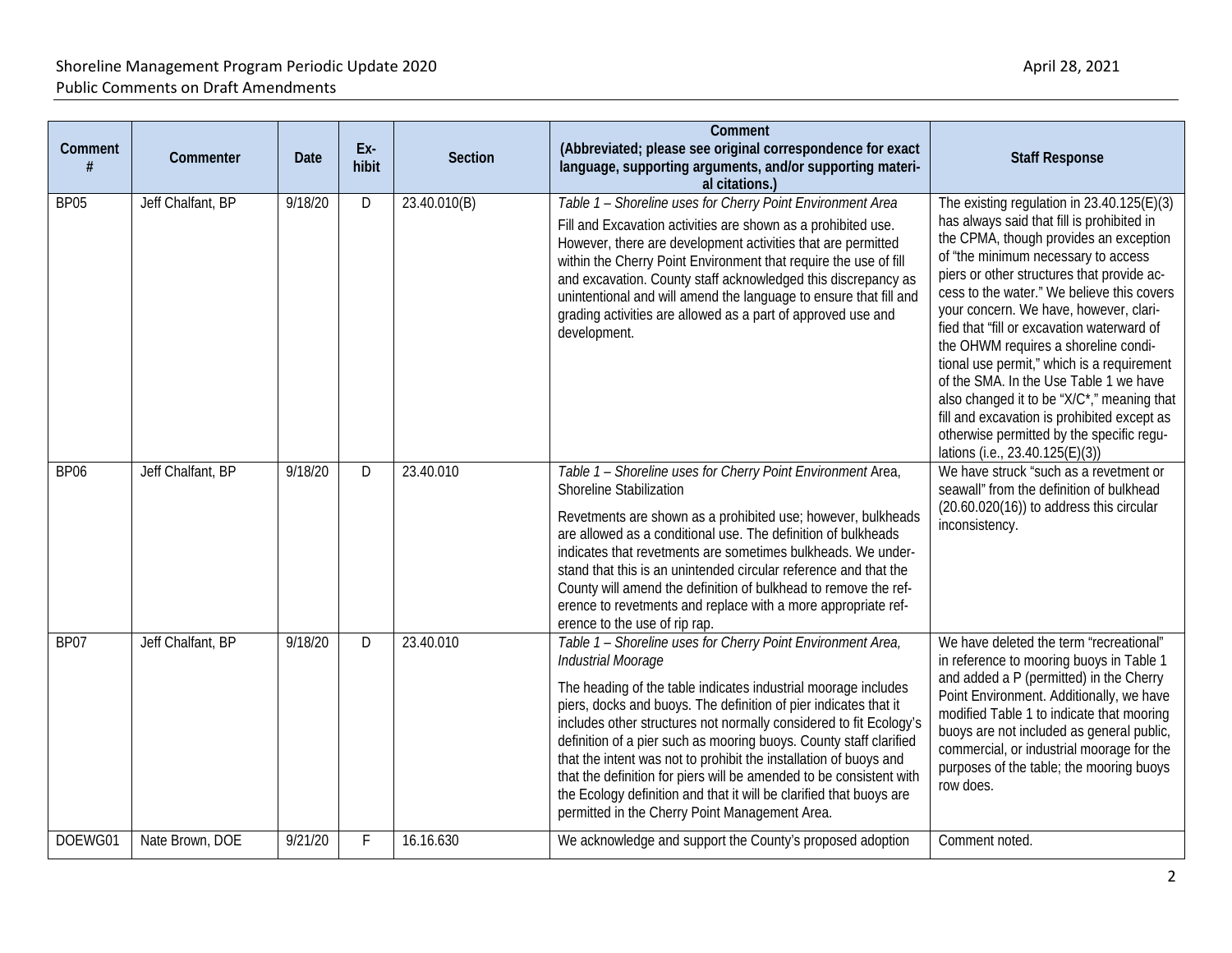| Comment # | Commenter | Date | Ex-hibit | Section | Comment (Abbreviated; please see original correspondence for exact language, supporting arguments, and/or supporting material citations.) | Staff Response |
|---|---|---|---|---|---|---|
| BP05 | Jeff Chalfant, BP | 9/18/20 | D | 23.40.010(B) | *Table 1 – Shoreline uses for Cherry Point Environment Area* Fill and Excavation activities are shown as a prohibited use. However, there are development activities that are permitted within the Cherry Point Environment that require the use of fill and excavation. County staff acknowledged this discrepancy as unintentional and will amend the language to ensure that fill and grading activities are allowed as a part of approved use and development. | The existing regulation in 23.40.125(E)(3) has always said that fill is prohibited in the CPMA, though provides an exception of "the minimum necessary to access piers or other structures that provide access to the water." We believe this covers your concern. We have, however, clarified that "fill or excavation waterward of the OHWM requires a shoreline conditional use permit," which is a requirement of the SMA. In the Use Table 1 we have also changed it to be "X/C*," meaning that fill and excavation is prohibited except as otherwise permitted by the specific regulations (i.e., 23.40.125(E)(3)) |
| BP06 | Jeff Chalfant, BP | 9/18/20 | D | 23.40.010 | *Table 1 – Shoreline uses for Cherry Point Environment* Area, Shoreline Stabilization Revetments are shown as a prohibited use; however, bulkheads are allowed as a conditional use. The definition of bulkheads indicates that revetments are sometimes bulkheads. We understand that this is an unintended circular reference and that the County will amend the definition of bulkhead to remove the reference to revetments and replace with a more appropriate reference to the use of rip rap. | We have struck "such as a revetment or seawall" from the definition of bulkhead (20.60.020(16)) to address this circular inconsistency. |
| BP07 | Jeff Chalfant, BP | 9/18/20 | D | 23.40.010 | *Table 1 – Shoreline uses for Cherry Point Environment Area, Industrial Moorage* The heading of the table indicates industrial moorage includes piers, docks and buoys. The definition of pier indicates that it includes other structures not normally considered to fit Ecology's definition of a pier such as mooring buoys. County staff clarified that the intent was not to prohibit the installation of buoys and that the definition for piers will be amended to be consistent with the Ecology definition and that it will be clarified that buoys are permitted in the Cherry Point Management Area. | We have deleted the term "recreational" in reference to mooring buoys in Table 1 and added a P (permitted) in the Cherry Point Environment. Additionally, we have modified Table 1 to indicate that mooring buoys are not included as general public, commercial, or industrial moorage for the purposes of the table; the mooring buoys row does. |
| DOEWG01 | Nate Brown, DOE | 9/21/20 | F | 16.16.630 | We acknowledge and support the County's proposed adoption | Comment noted. |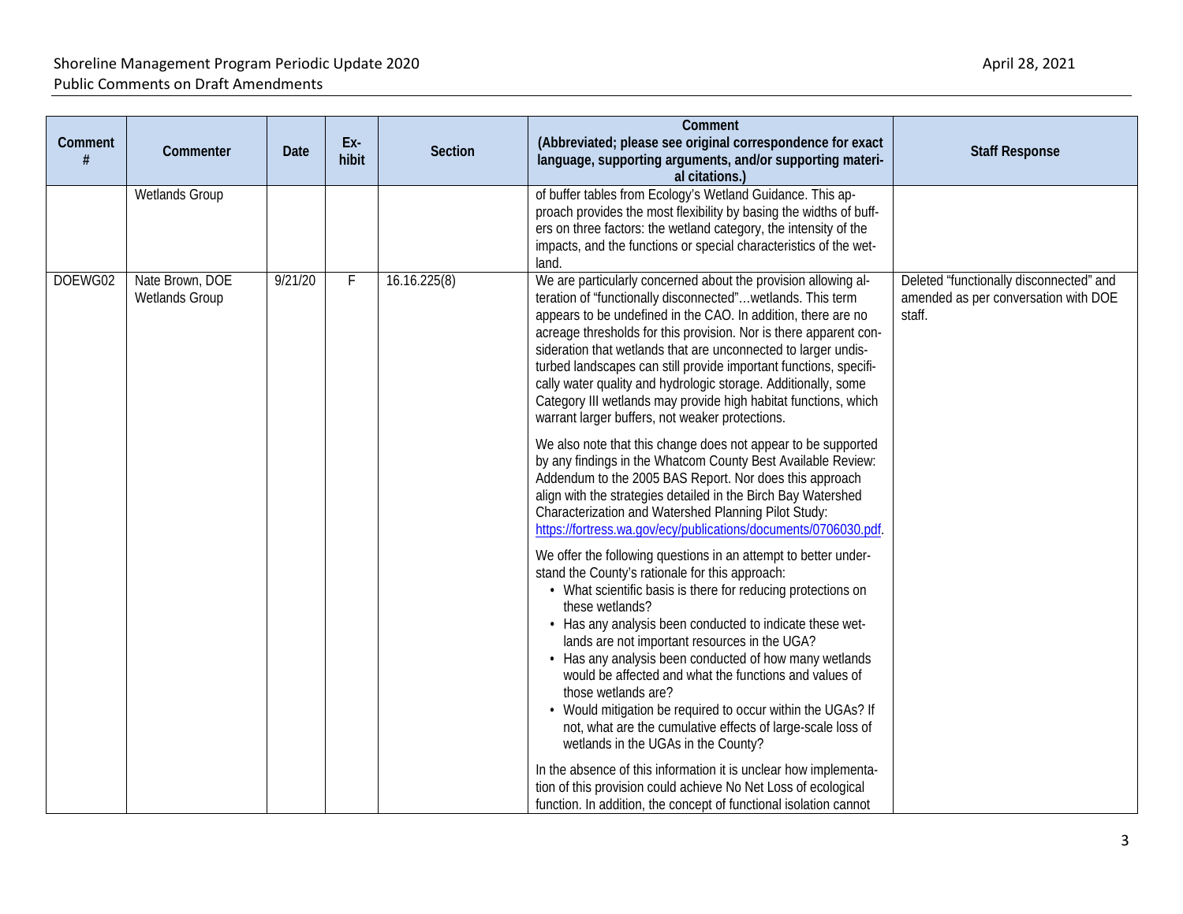| Comment # | Commenter | Date | Ex-hibit | Section | Comment (Abbreviated; please see original correspondence for exact language, supporting arguments, and/or supporting material citations.) | Staff Response |
|---|---|---|---|---|---|---|
| | Wetlands Group | | | | of buffer tables from Ecology's Wetland Guidance. This approach provides the most flexibility by basing the widths of buffers on three factors: the wetland category, the intensity of the impacts, and the functions or special characteristics of the wetland. | |
| DOEWG02 | Nate Brown, DOE Wetlands Group | 9/21/20 | F | 16.16.225(8) | We are particularly concerned about the provision allowing alteration of "functionally disconnected"…wetlands. This term appears to be undefined in the CAO. In addition, there are no acreage thresholds for this provision. Nor is there apparent consideration that wetlands that are unconnected to larger undisturbed landscapes can still provide important functions, specifically water quality and hydrologic storage. Additionally, some Category III wetlands may provide high habitat functions, which warrant larger buffers, not weaker protections.<br><br>We also note that this change does not appear to be supported by any findings in the Whatcom County Best Available Review: Addendum to the 2005 BAS Report. Nor does this approach align with the strategies detailed in the Birch Bay Watershed Characterization and Watershed Planning Pilot Study: https://fortress.wa.gov/ecy/publications/documents/0706030.pdf.<br><br>We offer the following questions in an attempt to better understand the County's rationale for this approach:<br>• What scientific basis is there for reducing protections on these wetlands?<br>• Has any analysis been conducted to indicate these wetlands are not important resources in the UGA?<br>• Has any analysis been conducted of how many wetlands would be affected and what the functions and values of those wetlands are?<br>• Would mitigation be required to occur within the UGAs? If not, what are the cumulative effects of large-scale loss of wetlands in the UGAs in the County?<br><br>In the absence of this information it is unclear how implementation of this provision could achieve No Net Loss of ecological function. In addition, the concept of functional isolation cannot | Deleted "functionally disconnected" and amended as per conversation with DOE staff. |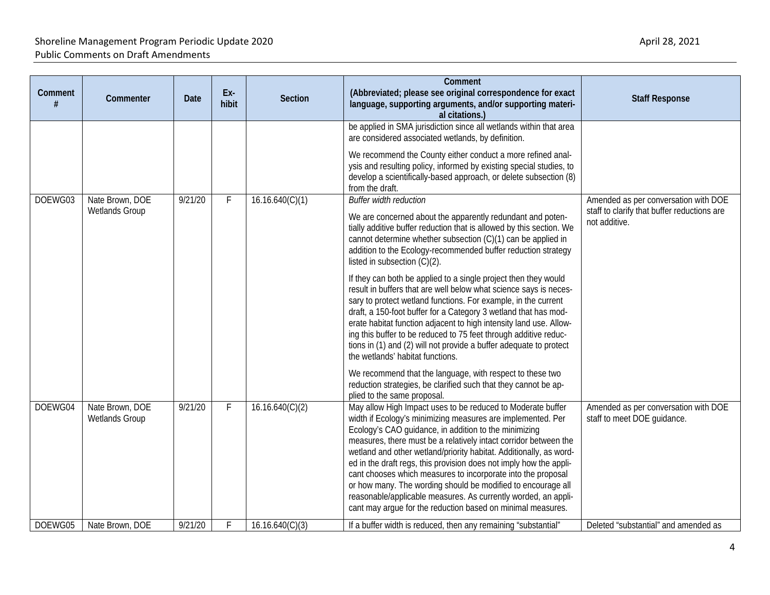| Comment # | Commenter | Date | Ex-hibit | Section | Comment (Abbreviated; please see original correspondence for exact language, supporting arguments, and/or supporting material citations.) | Staff Response |
|---|---|---|---|---|---|---|
| | | | | | be applied in SMA jurisdiction since all wetlands within that area are considered associated wetlands, by definition. We recommend the County either conduct a more refined analysis and resulting policy, informed by existing special studies, to develop a scientifically-based approach, or delete subsection (8) from the draft. | |
| DOEWG03 | Nate Brown, DOE Wetlands Group | 9/21/20 | F | 16.16.640(C)(1) | *Buffer width reduction* We are concerned about the apparently redundant and potentially additive buffer reduction that is allowed by this section. We cannot determine whether subsection (C)(1) can be applied in addition to the Ecology-recommended buffer reduction strategy listed in subsection (C)(2). If they can both be applied to a single project then they would result in buffers that are well below what science says is necessary to protect wetland functions. For example, in the current draft, a 150-foot buffer for a Category 3 wetland that has moderate habitat function adjacent to high intensity land use. Allowing this buffer to be reduced to 75 feet through additive reductions in (1) and (2) will not provide a buffer adequate to protect the wetlands' habitat functions. We recommend that the language, with respect to these two reduction strategies, be clarified such that they cannot be applied to the same proposal. | Amended as per conversation with DOE staff to clarify that buffer reductions are not additive. |
| DOEWG04 | Nate Brown, DOE Wetlands Group | 9/21/20 | F | 16.16.640(C)(2) | May allow High Impact uses to be reduced to Moderate buffer width if Ecology's minimizing measures are implemented. Per Ecology's CAO guidance, in addition to the minimizing measures, there must be a relatively intact corridor between the wetland and other wetland/priority habitat. Additionally, as worded in the draft regs, this provision does not imply how the applicant chooses which measures to incorporate into the proposal or how many. The wording should be modified to encourage all reasonable/applicable measures. As currently worded, an applicant may argue for the reduction based on minimal measures. | Amended as per conversation with DOE staff to meet DOE guidance. |
| DOEWG05 | Nate Brown, DOE | 9/21/20 | F | 16.16.640(C)(3) | If a buffer width is reduced, then any remaining "substantial" | Deleted "substantial" and amended as |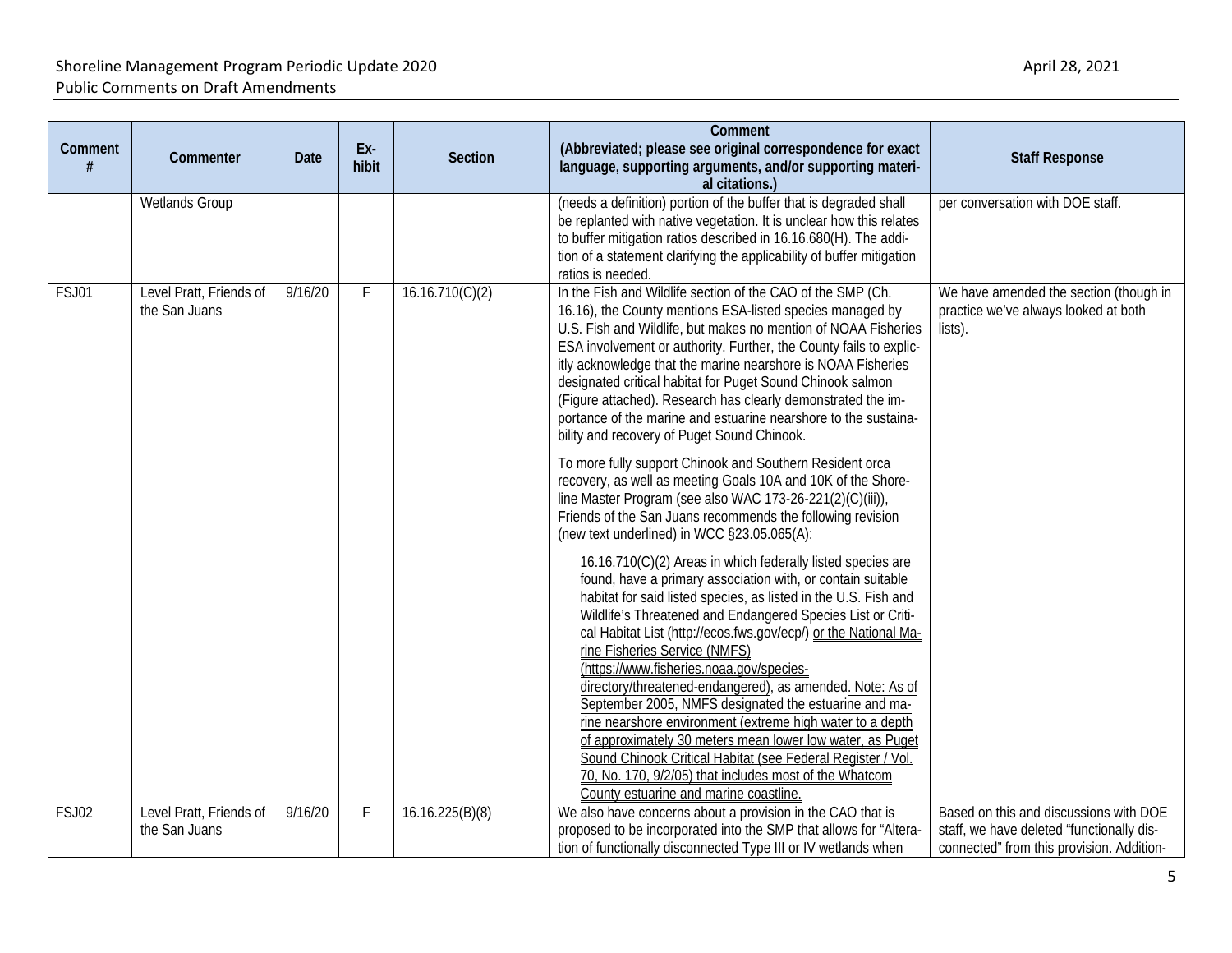| Comment # | Commenter | Date | Exhibit | Section | Comment (Abbreviated; please see original correspondence for exact language, supporting arguments, and/or supporting material citations.) | Staff Response |
|---|---|---|---|---|---|---|
| | Wetlands Group | | | | (needs a definition) portion of the buffer that is degraded shall be replanted with native vegetation. It is unclear how this relates to buffer mitigation ratios described in 16.16.680(H). The addition of a statement clarifying the applicability of buffer mitigation ratios is needed. | per conversation with DOE staff. |
| FSJ01 | Level Pratt, Friends of the San Juans | 9/16/20 | F | 16.16.710(C)(2) | In the Fish and Wildlife section of the CAO of the SMP (Ch. 16.16), the County mentions ESA-listed species managed by U.S. Fish and Wildlife, but makes no mention of NOAA Fisheries ESA involvement or authority. Further, the County fails to explicitly acknowledge that the marine nearshore is NOAA Fisheries designated critical habitat for Puget Sound Chinook salmon (Figure attached). Research has clearly demonstrated the importance of the marine and estuarine nearshore to the sustainability and recovery of Puget Sound Chinook.<br><br>To more fully support Chinook and Southern Resident orca recovery, as well as meeting Goals 10A and 10K of the Shoreline Master Program (see also WAC 173-26-221(2)(C)(iii)), Friends of the San Juans recommends the following revision (new text underlined) in WCC §23.05.065(A):<br><br>16.16.710(C)(2) Areas in which federally listed species are found, have a primary association with, or contain suitable habitat for said listed species, as listed in the U.S. Fish and Wildlife's Threatened and Endangered Species List or Critical Habitat List (http://ecos.fws.gov/ecp/) <u>or the National Marine Fisheries Service (NMFS) (https://www.fisheries.noaa.gov/species-directory/threatened-endangered)</u>, as amended<u>. Note: As of September 2005, NMFS designated the estuarine and marine nearshore environment (extreme high water to a depth of approximately 30 meters mean lower low water, as Puget Sound Chinook Critical Habitat (see Federal Register / Vol. 70, No. 170, 9/2/05) that includes most of the Whatcom County estuarine and marine coastline.</u> | We have amended the section (though in practice we've always looked at both lists). |
| FSJ02 | Level Pratt, Friends of the San Juans | 9/16/20 | F | 16.16.225(B)(8) | We also have concerns about a provision in the CAO that is proposed to be incorporated into the SMP that allows for "Alteration of functionally disconnected Type III or IV wetlands when | Based on this and discussions with DOE staff, we have deleted "functionally disconnected" from this provision. Addition- |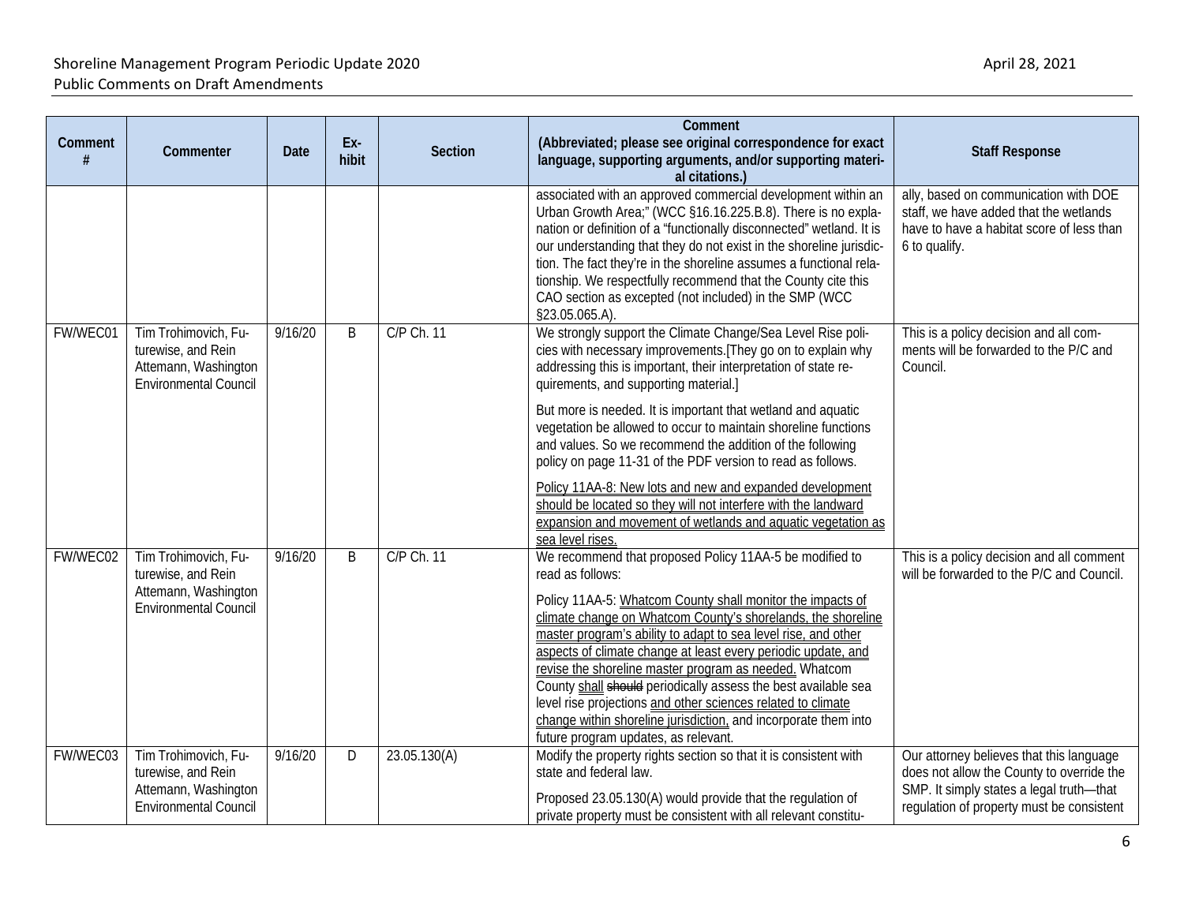| Comment # | Commenter | Date | Ex-hibit | Section | Comment (Abbreviated; please see original correspondence for exact language, supporting arguments, and/or supporting material citations.) | Staff Response |
|---|---|---|---|---|---|---|
| | | | | | associated with an approved commercial development within an Urban Growth Area;" (WCC §16.16.225.B.8). There is no explanation or definition of a "functionally disconnected" wetland. It is our understanding that they do not exist in the shoreline jurisdiction. The fact they're in the shoreline assumes a functional relationship. We respectfully recommend that the County cite this CAO section as excepted (not included) in the SMP (WCC §23.05.065.A). | ally, based on communication with DOE staff, we have added that the wetlands have to have a habitat score of less than 6 to qualify. |
| FW/WEC01 | Tim Trohimovich, Futurewise, and Rein Attemann, Washington Environmental Council | 9/16/20 | B | C/P Ch. 11 | We strongly support the Climate Change/Sea Level Rise policies with necessary improvements.[They go on to explain why addressing this is important, their interpretation of state requirements, and supporting material.]<br><br>But more is needed. It is important that wetland and aquatic vegetation be allowed to occur to maintain shoreline functions and values. So we recommend the addition of the following policy on page 11-31 of the PDF version to read as follows.<br><br><u>Policy 11AA-8: New lots and new and expanded development should be located so they will not interfere with the landward expansion and movement of wetlands and aquatic vegetation as sea level rises.</u> | This is a policy decision and all comments will be forwarded to the P/C and Council. |
| FW/WEC02 | Tim Trohimovich, Futurewise, and Rein Attemann, Washington Environmental Council | 9/16/20 | B | C/P Ch. 11 | We recommend that proposed Policy 11AA-5 be modified to read as follows:<br><br>Policy 11AA-5: <u>Whatcom County shall monitor the impacts of climate change on Whatcom County's shorelands, the shoreline master program's ability to adapt to sea level rise, and other aspects of climate change at least every periodic update, and revise the shoreline master program as needed.</u> Whatcom County <u>shall</u> ~~should~~ periodically assess the best available sea level rise projections <u>and other sciences related to climate change within shoreline jurisdiction,</u> and incorporate them into future program updates, as relevant. | This is a policy decision and all comment will be forwarded to the P/C and Council. |
| FW/WEC03 | Tim Trohimovich, Futurewise, and Rein Attemann, Washington Environmental Council | 9/16/20 | D | 23.05.130(A) | Modify the property rights section so that it is consistent with state and federal law.<br><br>Proposed 23.05.130(A) would provide that the regulation of private property must be consistent with all relevant constitu- | Our attorney believes that this language does not allow the County to override the SMP. It simply states a legal truth—that regulation of property must be consistent |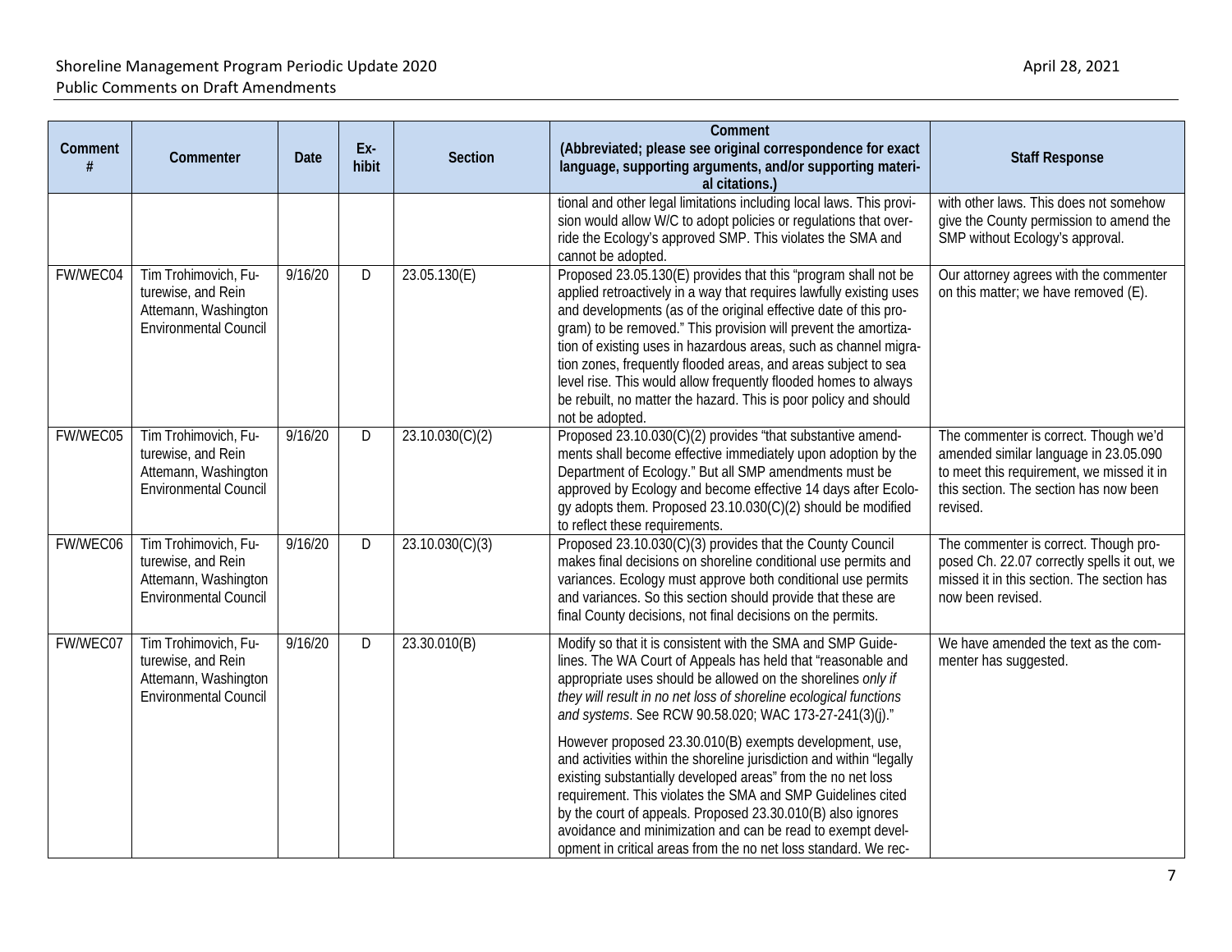| Comment # | Commenter | Date | Ex-hibit | Section | Comment (Abbreviated; please see original correspondence for exact language, supporting arguments, and/or supporting material citations.) | Staff Response |
|---|---|---|---|---|---|---|
| | | | | | tional and other legal limitations including local laws. This provision would allow W/C to adopt policies or regulations that override the Ecology's approved SMP. This violates the SMA and cannot be adopted. | with other laws. This does not somehow give the County permission to amend the SMP without Ecology's approval. |
| FW/WEC04 | Tim Trohimovich, Futurewise, and Rein Attemann, Washington Environmental Council | 9/16/20 | D | 23.05.130(E) | Proposed 23.05.130(E) provides that this "program shall not be applied retroactively in a way that requires lawfully existing uses and developments (as of the original effective date of this program) to be removed." This provision will prevent the amortization of existing uses in hazardous areas, such as channel migration zones, frequently flooded areas, and areas subject to sea level rise. This would allow frequently flooded homes to always be rebuilt, no matter the hazard. This is poor policy and should not be adopted. | Our attorney agrees with the commenter on this matter; we have removed (E). |
| FW/WEC05 | Tim Trohimovich, Futurewise, and Rein Attemann, Washington Environmental Council | 9/16/20 | D | 23.10.030(C)(2) | Proposed 23.10.030(C)(2) provides "that substantive amendments shall become effective immediately upon adoption by the Department of Ecology." But all SMP amendments must be approved by Ecology and become effective 14 days after Ecology adopts them. Proposed 23.10.030(C)(2) should be modified to reflect these requirements. | The commenter is correct. Though we'd amended similar language in 23.05.090 to meet this requirement, we missed it in this section. The section has now been revised. |
| FW/WEC06 | Tim Trohimovich, Futurewise, and Rein Attemann, Washington Environmental Council | 9/16/20 | D | 23.10.030(C)(3) | Proposed 23.10.030(C)(3) provides that the County Council makes final decisions on shoreline conditional use permits and variances. Ecology must approve both conditional use permits and variances. So this section should provide that these are final County decisions, not final decisions on the permits. | The commenter is correct. Though proposed Ch. 22.07 correctly spells it out, we missed it in this section. The section has now been revised. |
| FW/WEC07 | Tim Trohimovich, Futurewise, and Rein Attemann, Washington Environmental Council | 9/16/20 | D | 23.30.010(B) | Modify so that it is consistent with the SMA and SMP Guidelines. The WA Court of Appeals has held that "reasonable and appropriate uses should be allowed on the shorelines *only if they will result in no net loss of shoreline ecological functions and systems*. See RCW 90.58.020; WAC 173-27-241(3)(j)."<br><br>However proposed 23.30.010(B) exempts development, use, and activities within the shoreline jurisdiction and within "legally existing substantially developed areas" from the no net loss requirement. This violates the SMA and SMP Guidelines cited by the court of appeals. Proposed 23.30.010(B) also ignores avoidance and minimization and can be read to exempt development in critical areas from the no net loss standard. We rec- | We have amended the text as the commenter has suggested. |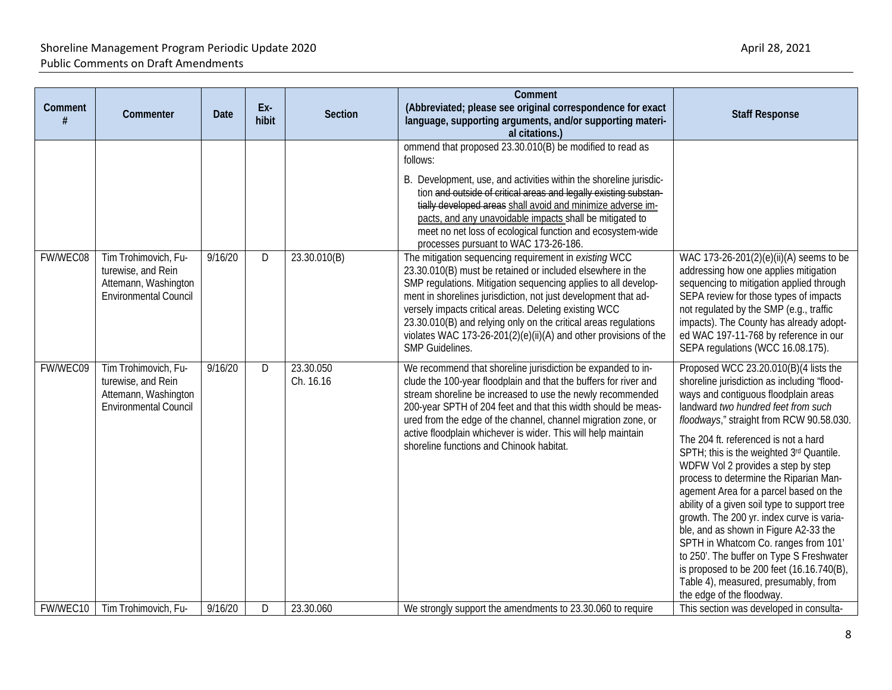| Comment # | Commenter | Date | Exhibit | Section | Comment (Abbreviated; please see original correspondence for exact language, supporting arguments, and/or supporting material citations.) | Staff Response |
|---|---|---|---|---|---|---|
| | | | | | ommend that proposed 23.30.010(B) be modified to read as follows:<br><br>B. Development, use, and activities within the shoreline jurisdiction ~~and outside of critical areas and legally existing substantially developed areas~~ <u>shall avoid and minimize adverse impacts, and any unavoidable impacts</u> shall be mitigated to meet no net loss of ecological function and ecosystem-wide processes pursuant to WAC 173-26-186. | |
| FW/WEC08 | Tim Trohimovich, Futurewise, and Rein Attemann, Washington Environmental Council | 9/16/20 | D | 23.30.010(B) | The mitigation sequencing requirement in *existing* WCC 23.30.010(B) must be retained or included elsewhere in the SMP regulations. Mitigation sequencing applies to all development in shorelines jurisdiction, not just development that adversely impacts critical areas. Deleting existing WCC 23.30.010(B) and relying only on the critical areas regulations violates WAC 173-26-201(2)(e)(ii)(A) and other provisions of the SMP Guidelines. | WAC 173-26-201(2)(e)(ii)(A) seems to be addressing how one applies mitigation sequencing to mitigation applied through SEPA review for those types of impacts not regulated by the SMP (e.g., traffic impacts). The County has already adopted WAC 197-11-768 by reference in our SEPA regulations (WCC 16.08.175). |
| FW/WEC09 | Tim Trohimovich, Futurewise, and Rein Attemann, Washington Environmental Council | 9/16/20 | D | 23.30.050<br>Ch. 16.16 | We recommend that shoreline jurisdiction be expanded to include the 100-year floodplain and that the buffers for river and stream shoreline be increased to use the newly recommended 200-year SPTH of 204 feet and that this width should be measured from the edge of the channel, channel migration zone, or active floodplain whichever is wider. This will help maintain shoreline functions and Chinook habitat. | Proposed WCC 23.20.010(B)(4 lists the shoreline jurisdiction as including "floodways and contiguous floodplain areas landward *two hundred feet from such floodways*," straight from RCW 90.58.030.<br><br>The 204 ft. referenced is not a hard SPTH; this is the weighted 3rd Quantile. WDFW Vol 2 provides a step by step process to determine the Riparian Management Area for a parcel based on the ability of a given soil type to support tree growth. The 200 yr. index curve is variable, and as shown in Figure A2-33 the SPTH in Whatcom Co. ranges from 101' to 250'. The buffer on Type S Freshwater is proposed to be 200 feet (16.16.740(B), Table 4), measured, presumably, from the edge of the floodway. |
| FW/WEC10 | Tim Trohimovich, Fu- | 9/16/20 | D | 23.30.060 | We strongly support the amendments to 23.30.060 to require | This section was developed in consulta- |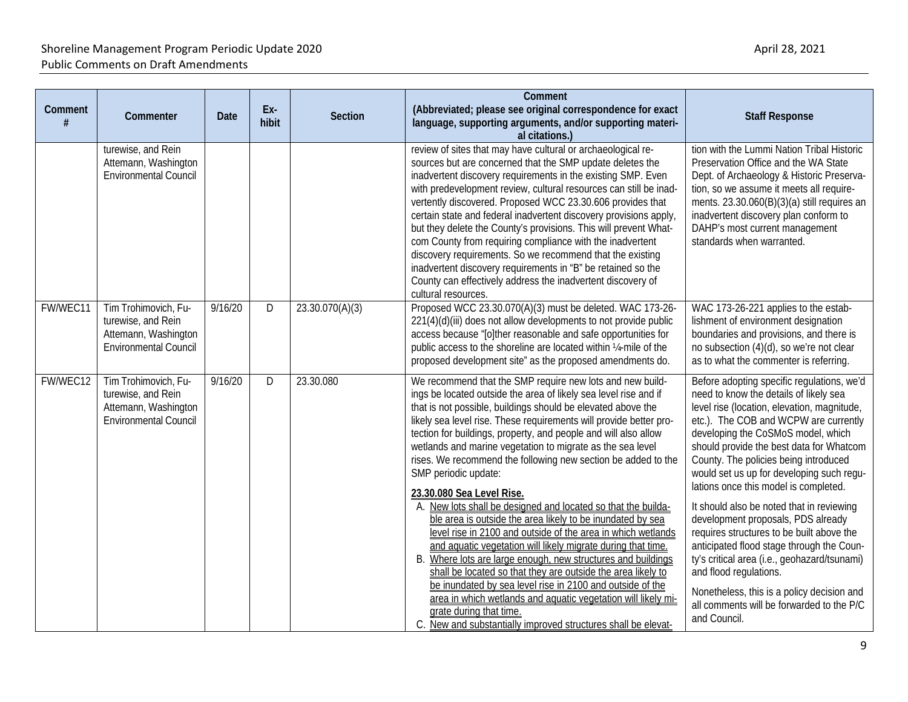| Comment # | Commenter | Date | Ex-hibit | Section | Comment (Abbreviated; please see original correspondence for exact language, supporting arguments, and/or supporting material citations.) | Staff Response |
|---|---|---|---|---|---|---|
| | turewise, and Rein Attemann, Washington Environmental Council | | | | review of sites that may have cultural or archaeological resources but are concerned that the SMP update deletes the inadvertent discovery requirements in the existing SMP. Even with predevelopment review, cultural resources can still be inadvertently discovered. Proposed WCC 23.30.606 provides that certain state and federal inadvertent discovery provisions apply, but they delete the County's provisions. This will prevent Whatcom County from requiring compliance with the inadvertent discovery requirements. So we recommend that the existing inadvertent discovery requirements in "B" be retained so the County can effectively address the inadvertent discovery of cultural resources. | tion with the Lummi Nation Tribal Historic Preservation Office and the WA State Dept. of Archaeology & Historic Preservation, so we assume it meets all requirements. 23.30.060(B)(3)(a) still requires an inadvertent discovery plan conform to DAHP's most current management standards when warranted. |
| FW/WEC11 | Tim Trohimovich, Futurewise, and Rein Attemann, Washington Environmental Council | 9/16/20 | D | 23.30.070(A)(3) | Proposed WCC 23.30.070(A)(3) must be deleted. WAC 173-26-221(4)(d)(iii) does not allow developments to not provide public access because "[o]ther reasonable and safe opportunities for public access to the shoreline are located within ¼-mile of the proposed development site" as the proposed amendments do. | WAC 173-26-221 applies to the establishment of environment designation boundaries and provisions, and there is no subsection (4)(d), so we're not clear as to what the commenter is referring. |
| FW/WEC12 | Tim Trohimovich, Futurewise, and Rein Attemann, Washington Environmental Council | 9/16/20 | D | 23.30.080 | We recommend that the SMP require new lots and new buildings be located outside the area of likely sea level rise and if that is not possible, buildings should be elevated above the likely sea level rise. These requirements will provide better protection for buildings, property, and people and will also allow wetlands and marine vegetation to migrate as the sea level rises. We recommend the following new section be added to the SMP periodic update:<br><br><u>**23.30.080 Sea Level Rise.**</u><br>A. <u>New lots shall be designed and located so that the buildable area is outside the area likely to be inundated by sea level rise in 2100 and outside of the area in which wetlands and aquatic vegetation will likely migrate during that time.</u><br>B. <u>Where lots are large enough, new structures and buildings shall be located so that they are outside the area likely to be inundated by sea level rise in 2100 and outside of the area in which wetlands and aquatic vegetation will likely migrate during that time.</u><br>C. <u>New and substantially improved structures shall be elevat-</u> | Before adopting specific regulations, we'd need to know the details of likely sea level rise (location, elevation, magnitude, etc.). The COB and WCPW are currently developing the CoSMoS model, which should provide the best data for Whatcom County. The policies being introduced would set us up for developing such regulations once this model is completed.<br><br>It should also be noted that in reviewing development proposals, PDS already requires structures to be built above the anticipated flood stage through the County's critical area (i.e., geohazard/tsunami) and flood regulations.<br><br>Nonetheless, this is a policy decision and all comments will be forwarded to the P/C and Council. |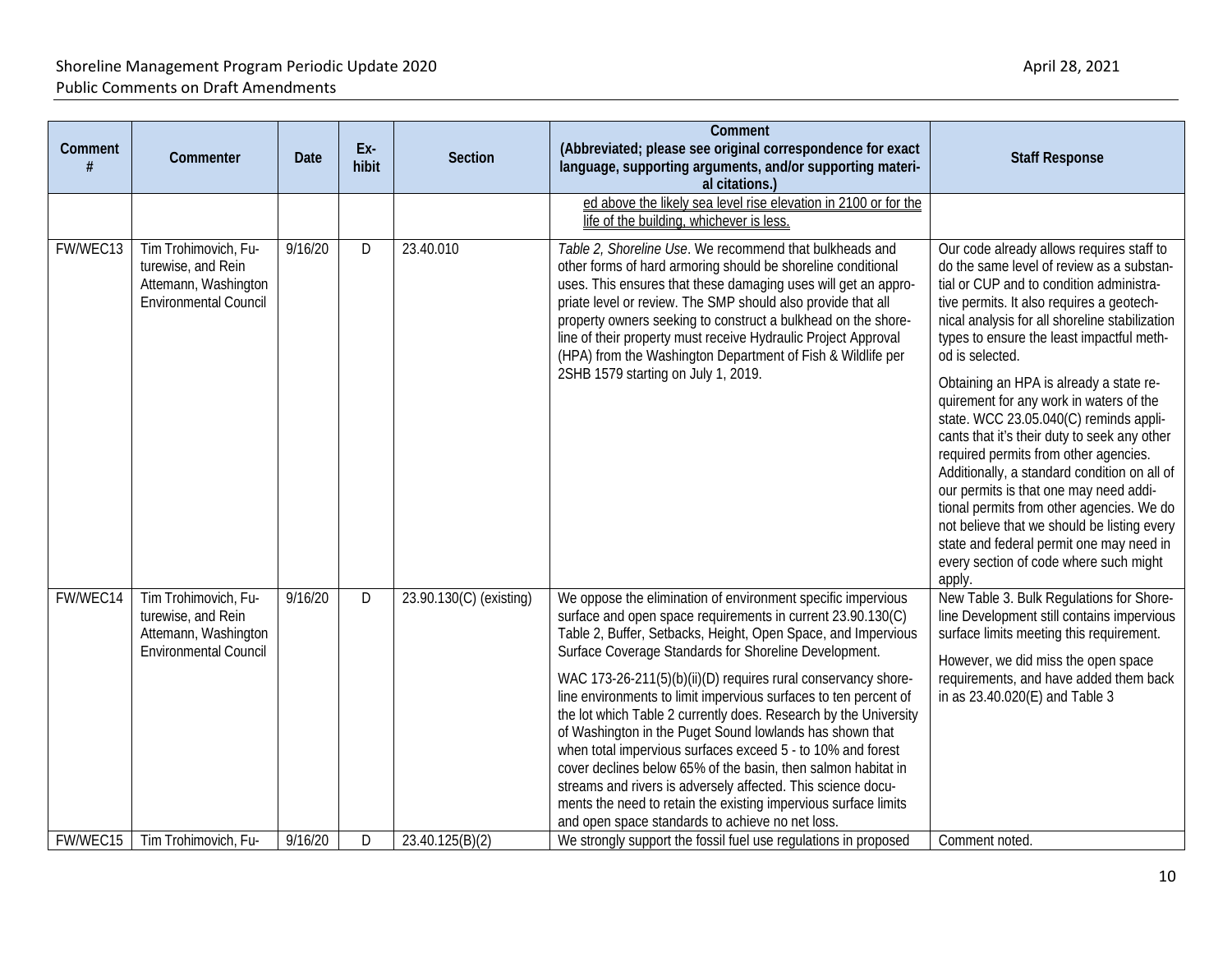| Comment # | Commenter | Date | Ex-hibit | Section | Comment (Abbreviated; please see original correspondence for exact language, supporting arguments, and/or supporting material citations.) | Staff Response |
|---|---|---|---|---|---|---|
| | | | | | ed above the likely sea level rise elevation in 2100 or for the life of the building, whichever is less. | |
| FW/WEC13 | Tim Trohimovich, Futurewise, and Rein Attemann, Washington Environmental Council | 9/16/20 | D | 23.40.010 | *Table 2, Shoreline Use*. We recommend that bulkheads and other forms of hard armoring should be shoreline conditional uses. This ensures that these damaging uses will get an appropriate level or review. The SMP should also provide that all property owners seeking to construct a bulkhead on the shoreline of their property must receive Hydraulic Project Approval (HPA) from the Washington Department of Fish & Wildlife per 2SHB 1579 starting on July 1, 2019. | Our code already allows requires staff to do the same level of review as a substantial or CUP and to condition administrative permits. It also requires a geotechnical analysis for all shoreline stabilization types to ensure the least impactful method is selected.<br><br>Obtaining an HPA is already a state requirement for any work in waters of the state. WCC 23.05.040(C) reminds applicants that it's their duty to seek any other required permits from other agencies. Additionally, a standard condition on all of our permits is that one may need additional permits from other agencies. We do not believe that we should be listing every state and federal permit one may need in every section of code where such might apply. |
| FW/WEC14 | Tim Trohimovich, Futurewise, and Rein Attemann, Washington Environmental Council | 9/16/20 | D | 23.90.130(C) (existing) | We oppose the elimination of environment specific impervious surface and open space requirements in current 23.90.130(C) Table 2, Buffer, Setbacks, Height, Open Space, and Impervious Surface Coverage Standards for Shoreline Development.<br><br>WAC 173-26-211(5)(b)(ii)(D) requires rural conservancy shoreline environments to limit impervious surfaces to ten percent of the lot which Table 2 currently does. Research by the University of Washington in the Puget Sound lowlands has shown that when total impervious surfaces exceed 5 - to 10% and forest cover declines below 65% of the basin, then salmon habitat in streams and rivers is adversely affected. This science documents the need to retain the existing impervious surface limits and open space standards to achieve no net loss. | New Table 3. Bulk Regulations for Shoreline Development still contains impervious surface limits meeting this requirement.<br><br>However, we did miss the open space requirements, and have added them back in as 23.40.020(E) and Table 3 |
| FW/WEC15 | Tim Trohimovich, Fu- | 9/16/20 | D | 23.40.125(B)(2) | We strongly support the fossil fuel use regulations in proposed | Comment noted. |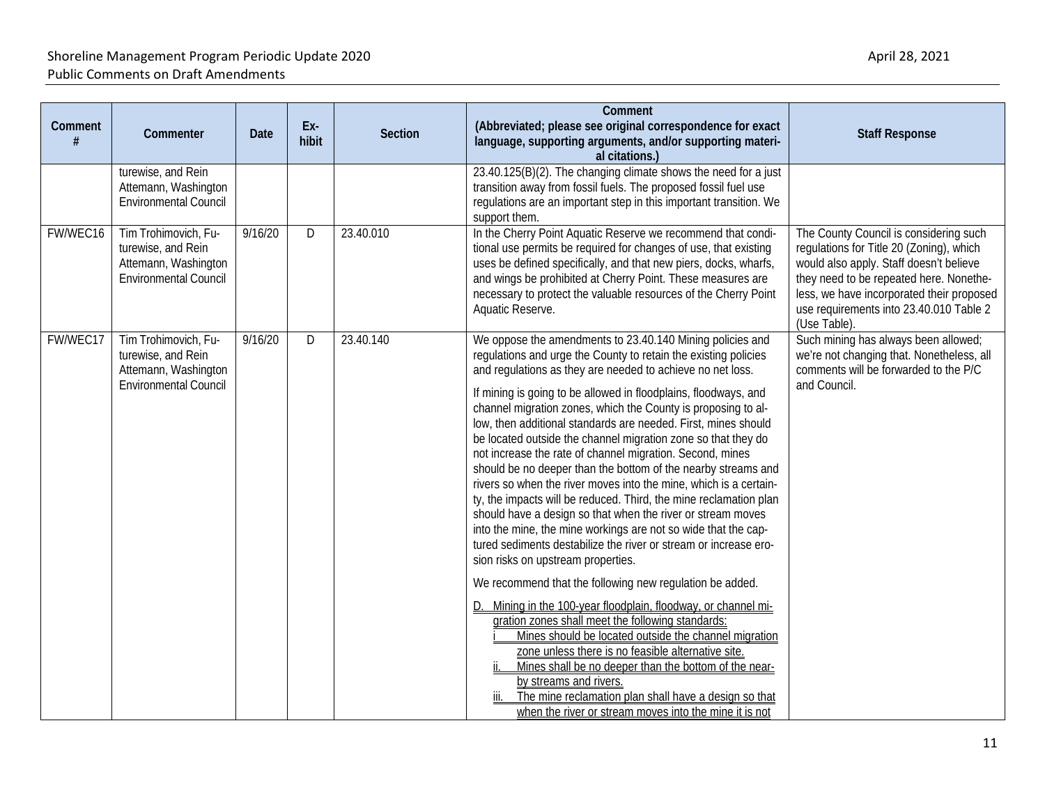| Comment # | Commenter | Date | Exhibit | Section | Comment (Abbreviated; please see original correspondence for exact language, supporting arguments, and/or supporting material citations.) | Staff Response |
|---|---|---|---|---|---|---|
| | turewise, and Rein Attemann, Washington Environmental Council | | | | 23.40.125(B)(2). The changing climate shows the need for a just transition away from fossil fuels. The proposed fossil fuel use regulations are an important step in this important transition. We support them. | |
| FW/WEC16 | Tim Trohimovich, Futurewise, and Rein Attemann, Washington Environmental Council | 9/16/20 | D | 23.40.010 | In the Cherry Point Aquatic Reserve we recommend that conditional use permits be required for changes of use, that existing uses be defined specifically, and that new piers, docks, wharfs, and wings be prohibited at Cherry Point. These measures are necessary to protect the valuable resources of the Cherry Point Aquatic Reserve. | The County Council is considering such regulations for Title 20 (Zoning), which would also apply. Staff doesn't believe they need to be repeated here. Nonetheless, we have incorporated their proposed use requirements into 23.40.010 Table 2 (Use Table). |
| FW/WEC17 | Tim Trohimovich, Futurewise, and Rein Attemann, Washington Environmental Council | 9/16/20 | D | 23.40.140 | We oppose the amendments to 23.40.140 Mining policies and regulations and urge the County to retain the existing policies and regulations as they are needed to achieve no net loss.<br><br>If mining is going to be allowed in floodplains, floodways, and channel migration zones, which the County is proposing to allow, then additional standards are needed. First, mines should be located outside the channel migration zone so that they do not increase the rate of channel migration. Second, mines should be no deeper than the bottom of the nearby streams and rivers so when the river moves into the mine, which is a certainty, the impacts will be reduced. Third, the mine reclamation plan should have a design so that when the river or stream moves into the mine, the mine workings are not so wide that the captured sediments destabilize the river or stream or increase erosion risks on upstream properties.<br><br>We recommend that the following new regulation be added.<br><br><u>D. Mining in the 100-year floodplain, floodway, or channel migration zones shall meet the following standards:</u><br><u>i Mines should be located outside the channel migration zone unless there is no feasible alternative site.</u><br><u>ii. Mines shall be no deeper than the bottom of the nearby streams and rivers.</u><br><u>iii. The mine reclamation plan shall have a design so that when the river or stream moves into the mine it is not</u> | Such mining has always been allowed; we're not changing that. Nonetheless, all comments will be forwarded to the P/C and Council. |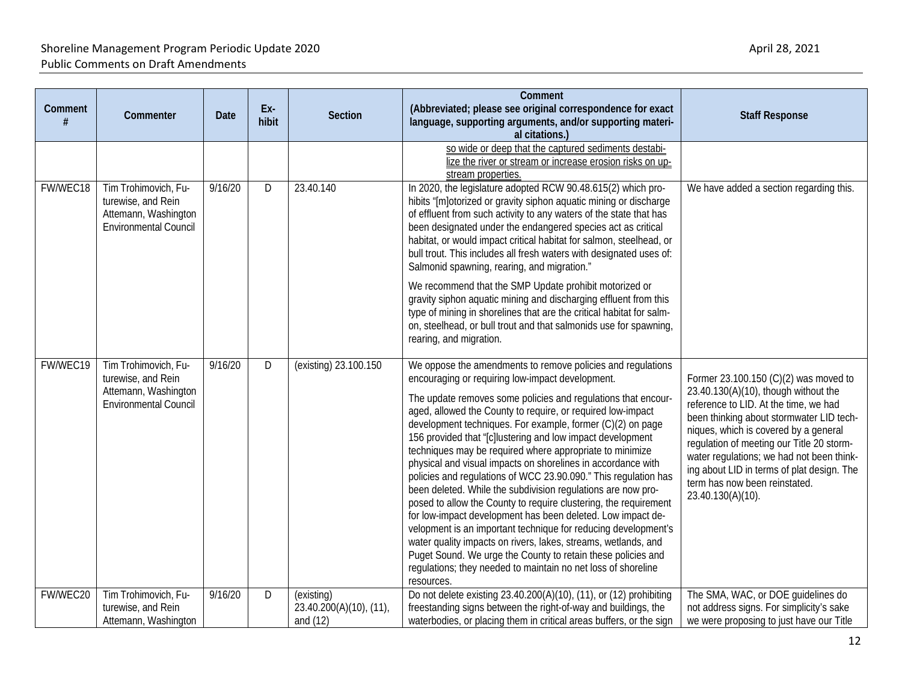| Comment # | Commenter | Date | Ex-hibit | Section | Comment (Abbreviated; please see original correspondence for exact language, supporting arguments, and/or supporting material citations.) | Staff Response |
|---|---|---|---|---|---|---|
| | | | | | <u>so wide or deep that the captured sediments destabilize the river or stream or increase erosion risks on upstream properties.</u> | |
| FW/WEC18 | Tim Trohimovich, Futurewise, and Rein Attemann, Washington Environmental Council | 9/16/20 | D | 23.40.140 | In 2020, the legislature adopted RCW 90.48.615(2) which prohibits "[m]otorized or gravity siphon aquatic mining or discharge of effluent from such activity to any waters of the state that has been designated under the endangered species act as critical habitat, or would impact critical habitat for salmon, steelhead, or bull trout. This includes all fresh waters with designated uses of: Salmonid spawning, rearing, and migration."<br><br>We recommend that the SMP Update prohibit motorized or gravity siphon aquatic mining and discharging effluent from this type of mining in shorelines that are the critical habitat for salmon, steelhead, or bull trout and that salmonids use for spawning, rearing, and migration. | We have added a section regarding this. |
| FW/WEC19 | Tim Trohimovich, Futurewise, and Rein Attemann, Washington Environmental Council | 9/16/20 | D | (existing) 23.100.150 | We oppose the amendments to remove policies and regulations encouraging or requiring low-impact development.<br><br>The update removes some policies and regulations that encouraged, allowed the County to require, or required low-impact development techniques. For example, former (C)(2) on page 156 provided that "[c]lustering and low impact development techniques may be required where appropriate to minimize physical and visual impacts on shorelines in accordance with policies and regulations of WCC 23.90.090." This regulation has been deleted. While the subdivision regulations are now proposed to allow the County to require clustering, the requirement for low-impact development has been deleted. Low impact development is an important technique for reducing development's water quality impacts on rivers, lakes, streams, wetlands, and Puget Sound. We urge the County to retain these policies and regulations; they needed to maintain no net loss of shoreline resources. | Former 23.100.150 (C)(2) was moved to 23.40.130(A)(10), though without the reference to LID. At the time, we had been thinking about stormwater LID techniques, which is covered by a general regulation of meeting our Title 20 stormwater regulations; we had not been thinking about LID in terms of plat design. The term has now been reinstated. 23.40.130(A)(10). |
| FW/WEC20 | Tim Trohimovich, Futurewise, and Rein Attemann, Washington | 9/16/20 | D | (existing) 23.40.200(A)(10), (11), and (12) | Do not delete existing 23.40.200(A)(10), (11), or (12) prohibiting freestanding signs between the right-of-way and buildings, the waterbodies, or placing them in critical areas buffers, or the sign | The SMA, WAC, or DOE guidelines do not address signs. For simplicity's sake we were proposing to just have our Title |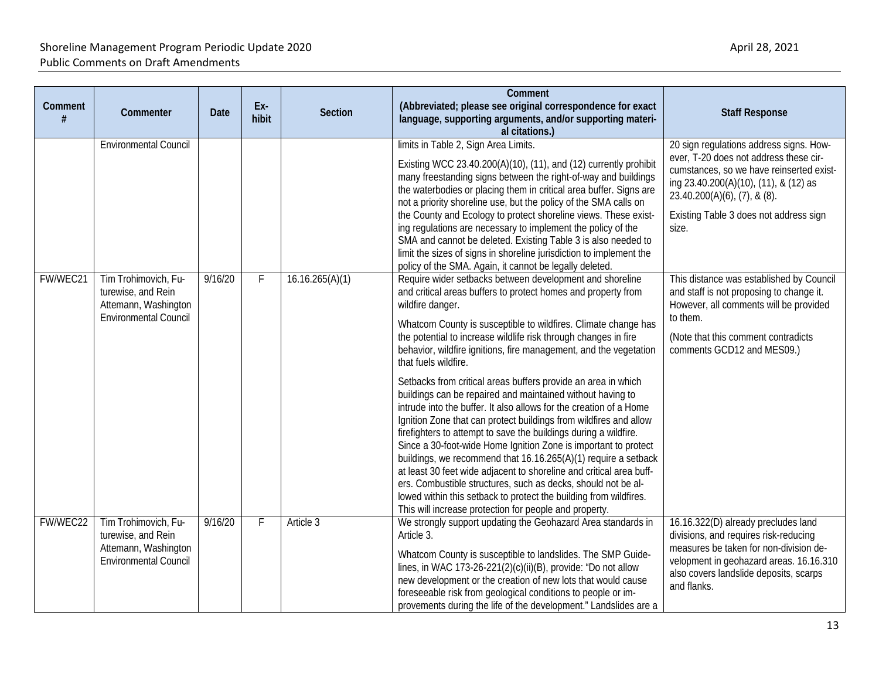| Comment # | Commenter | Date | Ex-hibit | Section | Comment (Abbreviated; please see original correspondence for exact language, supporting arguments, and/or supporting material citations.) | Staff Response |
|---|---|---|---|---|---|---|
| | Environmental Council | | | | limits in Table 2, Sign Area Limits.<br><br>Existing WCC 23.40.200(A)(10), (11), and (12) currently prohibit many freestanding signs between the right-of-way and buildings the waterbodies or placing them in critical area buffer. Signs are not a priority shoreline use, but the policy of the SMA calls on the County and Ecology to protect shoreline views. These existing regulations are necessary to implement the policy of the SMA and cannot be deleted. Existing Table 3 is also needed to limit the sizes of signs in shoreline jurisdiction to implement the policy of the SMA. Again, it cannot be legally deleted. | 20 sign regulations address signs. However, T-20 does not address these circumstances, so we have reinserted existing 23.40.200(A)(10), (11), & (12) as 23.40.200(A)(6), (7), & (8).<br><br>Existing Table 3 does not address sign size. |
| FW/WEC21 | Tim Trohimovich, Futurewise, and Rein Attemann, Washington Environmental Council | 9/16/20 | F | 16.16.265(A)(1) | Require wider setbacks between development and shoreline and critical areas buffers to protect homes and property from wildfire danger.<br><br>Whatcom County is susceptible to wildfires. Climate change has the potential to increase wildlife risk through changes in fire behavior, wildfire ignitions, fire management, and the vegetation that fuels wildfire.<br><br>Setbacks from critical areas buffers provide an area in which buildings can be repaired and maintained without having to intrude into the buffer. It also allows for the creation of a Home Ignition Zone that can protect buildings from wildfires and allow firefighters to attempt to save the buildings during a wildfire. Since a 30-foot-wide Home Ignition Zone is important to protect buildings, we recommend that 16.16.265(A)(1) require a setback at least 30 feet wide adjacent to shoreline and critical area buffers. Combustible structures, such as decks, should not be allowed within this setback to protect the building from wildfires. This will increase protection for people and property. | This distance was established by Council and staff is not proposing to change it. However, all comments will be provided to them.<br><br>(Note that this comment contradicts comments GCD12 and MES09.) |
| FW/WEC22 | Tim Trohimovich, Futurewise, and Rein Attemann, Washington Environmental Council | 9/16/20 | F | Article 3 | We strongly support updating the Geohazard Area standards in Article 3.<br><br>Whatcom County is susceptible to landslides. The SMP Guidelines, in WAC 173-26-221(2)(c)(ii)(B), provide: "Do not allow new development or the creation of new lots that would cause foreseeable risk from geological conditions to people or improvements during the life of the development." Landslides are a | 16.16.322(D) already precludes land divisions, and requires risk-reducing measures be taken for non-division development in geohazard areas. 16.16.310 also covers landslide deposits, scarps and flanks. |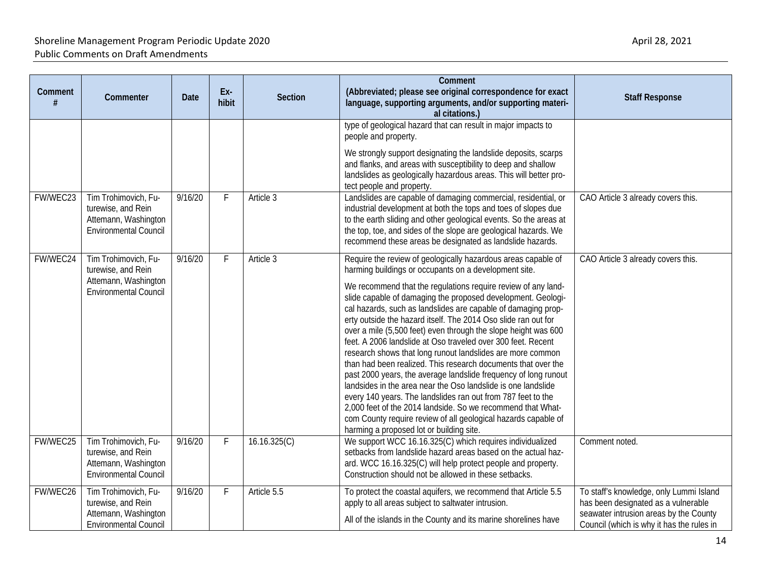| Comment # | Commenter | Date | Ex-hibit | Section | Comment (Abbreviated; please see original correspondence for exact language, supporting arguments, and/or supporting material citations.) | Staff Response |
|---|---|---|---|---|---|---|
| | | | | | type of geological hazard that can result in major impacts to people and property. We strongly support designating the landslide deposits, scarps and flanks, and areas with susceptibility to deep and shallow landslides as geologically hazardous areas. This will better protect people and property. | |
| FW/WEC23 | Tim Trohimovich, Futurewise, and Rein Attemann, Washington Environmental Council | 9/16/20 | F | Article 3 | Landslides are capable of damaging commercial, residential, or industrial development at both the tops and toes of slopes due to the earth sliding and other geological events. So the areas at the top, toe, and sides of the slope are geological hazards. We recommend these areas be designated as landslide hazards. | CAO Article 3 already covers this. |
| FW/WEC24 | Tim Trohimovich, Futurewise, and Rein Attemann, Washington Environmental Council | 9/16/20 | F | Article 3 | Require the review of geologically hazardous areas capable of harming buildings or occupants on a development site. We recommend that the regulations require review of any landslide capable of damaging the proposed development. Geological hazards, such as landslides are capable of damaging property outside the hazard itself. The 2014 Oso slide ran out for over a mile (5,500 feet) even through the slope height was 600 feet. A 2006 landslide at Oso traveled over 300 feet. Recent research shows that long runout landslides are more common than had been realized. This research documents that over the past 2000 years, the average landslide frequency of long runout landsides in the area near the Oso landslide is one landslide every 140 years. The landslides ran out from 787 feet to the 2,000 feet of the 2014 landside. So we recommend that Whatcom County require review of all geological hazards capable of harming a proposed lot or building site. | CAO Article 3 already covers this. |
| FW/WEC25 | Tim Trohimovich, Futurewise, and Rein Attemann, Washington Environmental Council | 9/16/20 | F | 16.16.325(C) | We support WCC 16.16.325(C) which requires individualized setbacks from landslide hazard areas based on the actual hazard. WCC 16.16.325(C) will help protect people and property. Construction should not be allowed in these setbacks. | Comment noted. |
| FW/WEC26 | Tim Trohimovich, Futurewise, and Rein Attemann, Washington Environmental Council | 9/16/20 | F | Article 5.5 | To protect the coastal aquifers, we recommend that Article 5.5 apply to all areas subject to saltwater intrusion. All of the islands in the County and its marine shorelines have | To staff's knowledge, only Lummi Island has been designated as a vulnerable seawater intrusion areas by the County Council (which is why it has the rules in |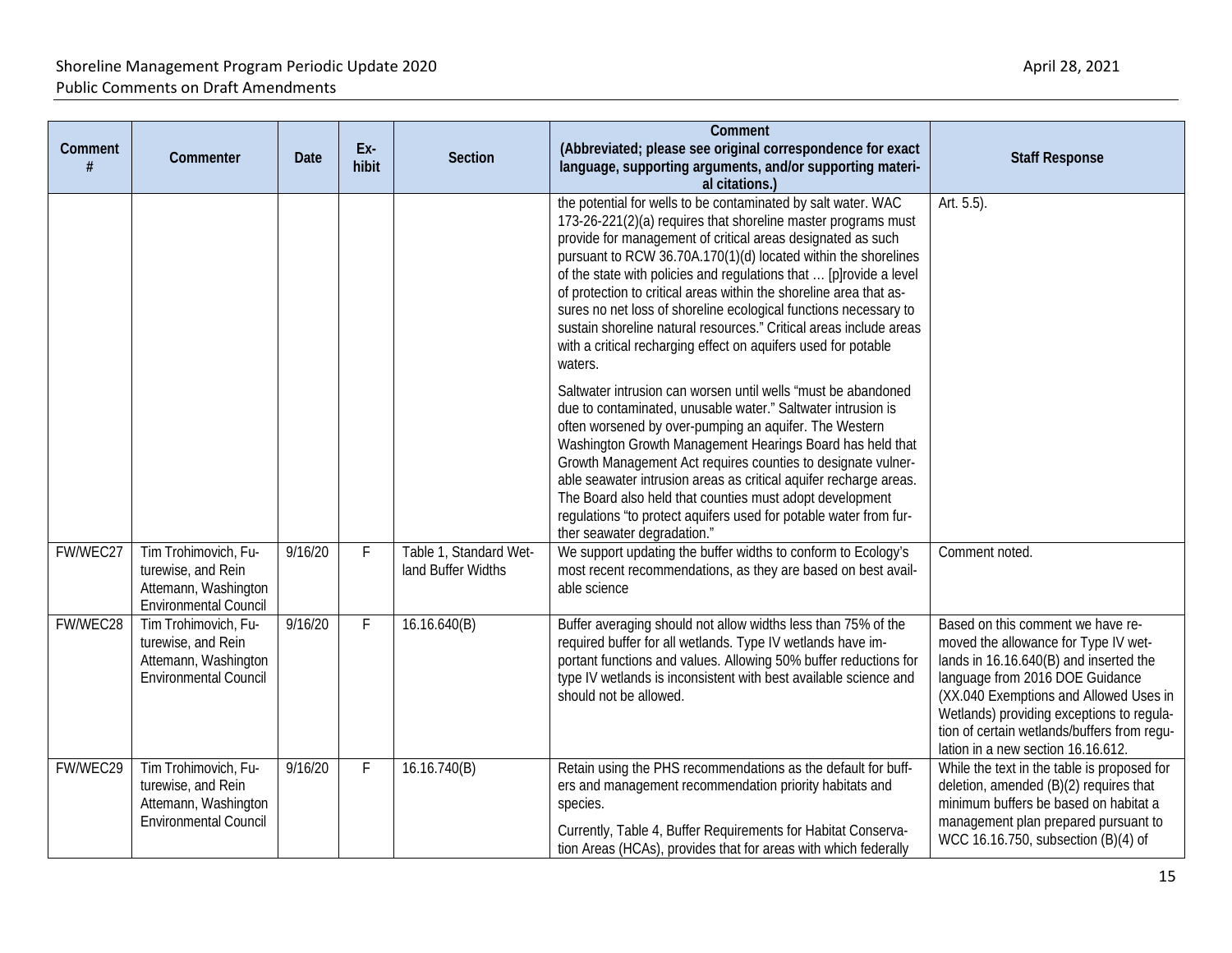| Comment # | Commenter | Date | Ex-hibit | Section | Comment (Abbreviated; please see original correspondence for exact language, supporting arguments, and/or supporting material citations.) | Staff Response |
|---|---|---|---|---|---|---|
| | | | | | the potential for wells to be contaminated by salt water. WAC 173-26-221(2)(a) requires that shoreline master programs must provide for management of critical areas designated as such pursuant to RCW 36.70A.170(1)(d) located within the shorelines of the state with policies and regulations that … [p]rovide a level of protection to critical areas within the shoreline area that assures no net loss of shoreline ecological functions necessary to sustain shoreline natural resources." Critical areas include areas with a critical recharging effect on aquifers used for potable waters.<br><br>Saltwater intrusion can worsen until wells "must be abandoned due to contaminated, unusable water." Saltwater intrusion is often worsened by over-pumping an aquifer. The Western Washington Growth Management Hearings Board has held that Growth Management Act requires counties to designate vulnerable seawater intrusion areas as critical aquifer recharge areas. The Board also held that counties must adopt development regulations "to protect aquifers used for potable water from further seawater degradation." | Art. 5.5). |
| FW/WEC27 | Tim Trohimovich, Futurewise, and Rein Attemann, Washington Environmental Council | 9/16/20 | F | Table 1, Standard Wetland Buffer Widths | We support updating the buffer widths to conform to Ecology's most recent recommendations, as they are based on best available science | Comment noted. |
| FW/WEC28 | Tim Trohimovich, Futurewise, and Rein Attemann, Washington Environmental Council | 9/16/20 | F | 16.16.640(B) | Buffer averaging should not allow widths less than 75% of the required buffer for all wetlands. Type IV wetlands have important functions and values. Allowing 50% buffer reductions for type IV wetlands is inconsistent with best available science and should not be allowed. | Based on this comment we have removed the allowance for Type IV wetlands in 16.16.640(B) and inserted the language from 2016 DOE Guidance (XX.040 Exemptions and Allowed Uses in Wetlands) providing exceptions to regulation of certain wetlands/buffers from regulation in a new section 16.16.612. |
| FW/WEC29 | Tim Trohimovich, Futurewise, and Rein Attemann, Washington Environmental Council | 9/16/20 | F | 16.16.740(B) | Retain using the PHS recommendations as the default for buffers and management recommendation priority habitats and species.<br><br>Currently, Table 4, Buffer Requirements for Habitat Conservation Areas (HCAs), provides that for areas with which federally | While the text in the table is proposed for deletion, amended (B)(2) requires that minimum buffers be based on habitat a management plan prepared pursuant to WCC 16.16.750, subsection (B)(4) of |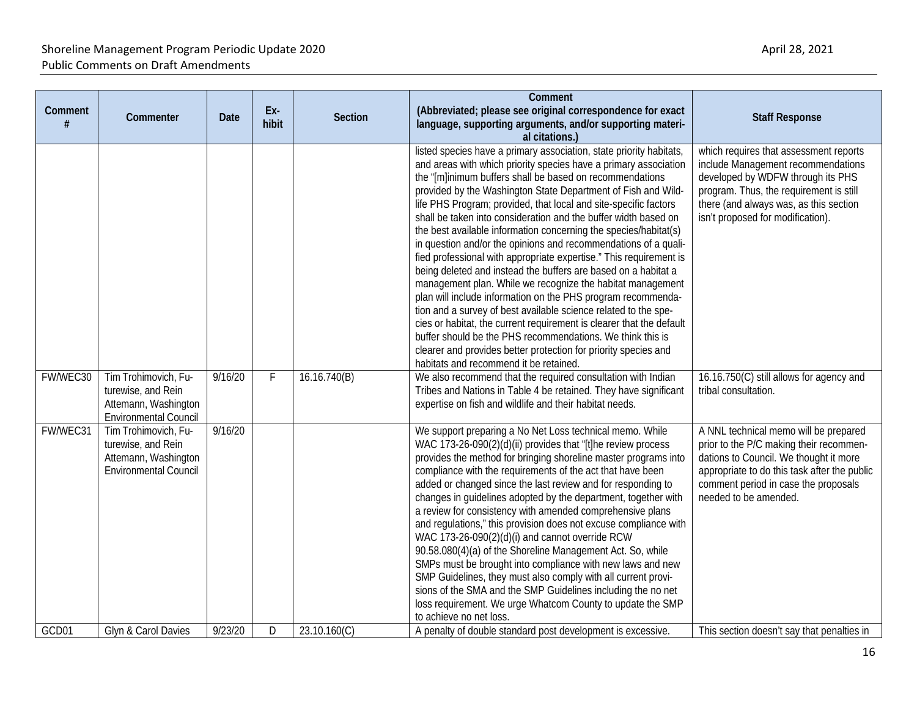| Comment # | Commenter | Date | Ex-hibit | Section | Comment (Abbreviated; please see original correspondence for exact language, supporting arguments, and/or supporting material citations.) | Staff Response |
|---|---|---|---|---|---|---|
| | | | | | listed species have a primary association, state priority habitats, and areas with which priority species have a primary association the "[m]inimum buffers shall be based on recommendations provided by the Washington State Department of Fish and Wildlife PHS Program; provided, that local and site-specific factors shall be taken into consideration and the buffer width based on the best available information concerning the species/habitat(s) in question and/or the opinions and recommendations of a qualified professional with appropriate expertise." This requirement is being deleted and instead the buffers are based on a habitat a management plan. While we recognize the habitat management plan will include information on the PHS program recommendation and a survey of best available science related to the species or habitat, the current requirement is clearer that the default buffer should be the PHS recommendations. We think this is clearer and provides better protection for priority species and habitats and recommend it be retained. | which requires that assessment reports include Management recommendations developed by WDFW through its PHS program. Thus, the requirement is still there (and always was, as this section isn't proposed for modification). |
| FW/WEC30 | Tim Trohimovich, Futurewise, and Rein Attemann, Washington Environmental Council | 9/16/20 | F | 16.16.740(B) | We also recommend that the required consultation with Indian Tribes and Nations in Table 4 be retained. They have significant expertise on fish and wildlife and their habitat needs. | 16.16.750(C) still allows for agency and tribal consultation. |
| FW/WEC31 | Tim Trohimovich, Futurewise, and Rein Attemann, Washington Environmental Council | 9/16/20 | | | We support preparing a No Net Loss technical memo. While WAC 173-26-090(2)(d)(ii) provides that "[t]he review process provides the method for bringing shoreline master programs into compliance with the requirements of the act that have been added or changed since the last review and for responding to changes in guidelines adopted by the department, together with a review for consistency with amended comprehensive plans and regulations," this provision does not excuse compliance with WAC 173-26-090(2)(d)(i) and cannot override RCW 90.58.080(4)(a) of the Shoreline Management Act. So, while SMPs must be brought into compliance with new laws and new SMP Guidelines, they must also comply with all current provisions of the SMA and the SMP Guidelines including the no net loss requirement. We urge Whatcom County to update the SMP to achieve no net loss. | A NNL technical memo will be prepared prior to the P/C making their recommendations to Council. We thought it more appropriate to do this task after the public comment period in case the proposals needed to be amended. |
| GCD01 | Glyn & Carol Davies | 9/23/20 | D | 23.10.160(C) | A penalty of double standard post development is excessive. | This section doesn't say that penalties in |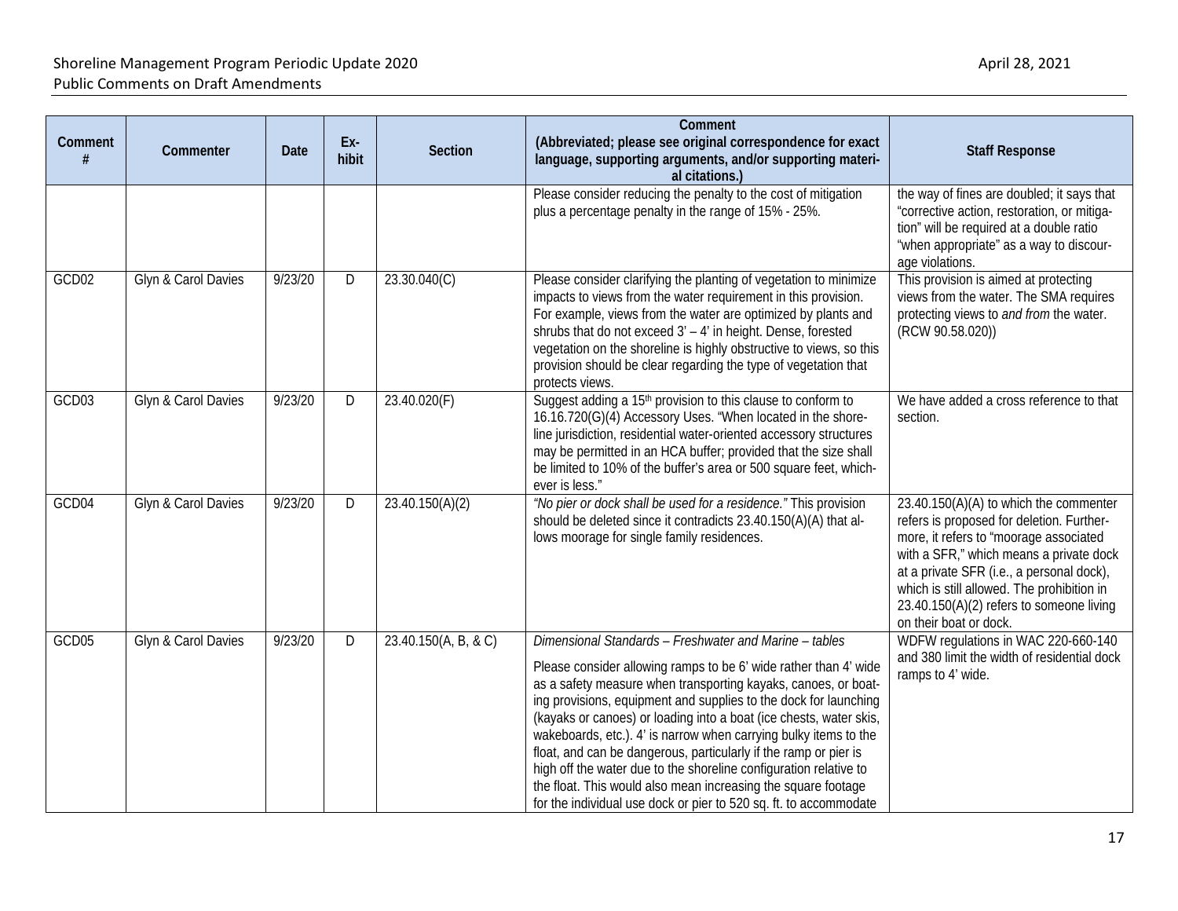| Comment # | Commenter | Date | Ex-hibit | Section | Comment (Abbreviated; please see original correspondence for exact language, supporting arguments, and/or supporting materi-al citations.) | Staff Response |
|---|---|---|---|---|---|---|
| | | | | | Please consider reducing the penalty to the cost of mitigation plus a percentage penalty in the range of 15% - 25%. | the way of fines are doubled; it says that "corrective action, restoration, or mitiga-tion" will be required at a double ratio "when appropriate" as a way to discour-age violations. |
| GCD02 | Glyn & Carol Davies | 9/23/20 | D | 23.30.040(C) | Please consider clarifying the planting of vegetation to minimize impacts to views from the water requirement in this provision. For example, views from the water are optimized by plants and shrubs that do not exceed 3' – 4' in height. Dense, forested vegetation on the shoreline is highly obstructive to views, so this provision should be clear regarding the type of vegetation that protects views. | This provision is aimed at protecting views from the water. The SMA requires protecting views to *and from* the water. (RCW 90.58.020)) |
| GCD03 | Glyn & Carol Davies | 9/23/20 | D | 23.40.020(F) | Suggest adding a 15th provision to this clause to conform to 16.16.720(G)(4) Accessory Uses. "When located in the shore-line jurisdiction, residential water-oriented accessory structures may be permitted in an HCA buffer; provided that the size shall be limited to 10% of the buffer's area or 500 square feet, which-ever is less." | We have added a cross reference to that section. |
| GCD04 | Glyn & Carol Davies | 9/23/20 | D | 23.40.150(A)(2) | *"No pier or dock shall be used for a residence."* This provision should be deleted since it contradicts 23.40.150(A)(A) that al-lows moorage for single family residences. | 23.40.150(A)(A) to which the commenter refers is proposed for deletion. Further-more, it refers to "moorage associated with a SFR," which means a private dock at a private SFR (i.e., a personal dock), which is still allowed. The prohibition in 23.40.150(A)(2) refers to someone living on their boat or dock. |
| GCD05 | Glyn & Carol Davies | 9/23/20 | D | 23.40.150(A, B, & C) | *Dimensional Standards – Freshwater and Marine – tables*<br><br>Please consider allowing ramps to be 6' wide rather than 4' wide as a safety measure when transporting kayaks, canoes, or boat-ing provisions, equipment and supplies to the dock for launching (kayaks or canoes) or loading into a boat (ice chests, water skis, wakeboards, etc.). 4' is narrow when carrying bulky items to the float, and can be dangerous, particularly if the ramp or pier is high off the water due to the shoreline configuration relative to the float. This would also mean increasing the square footage for the individual use dock or pier to 520 sq. ft. to accommodate | WDFW regulations in WAC 220-660-140 and 380 limit the width of residential dock ramps to 4' wide. |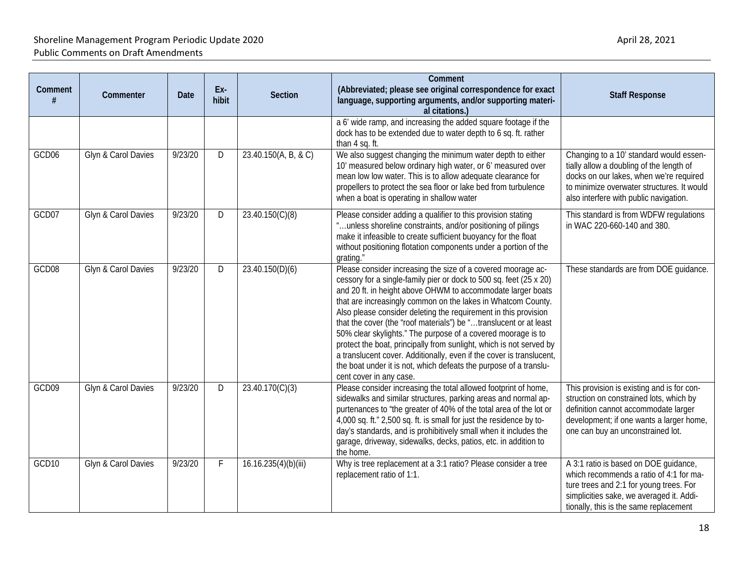| Comment # | Commenter | Date | Ex-hibit | Section | Comment (Abbreviated; please see original correspondence for exact language, supporting arguments, and/or supporting materi-al citations.) | Staff Response |
|---|---|---|---|---|---|---|
| | | | | | a 6' wide ramp, and increasing the added square footage if the dock has to be extended due to water depth to 6 sq. ft. rather than 4 sq. ft. | |
| GCD06 | Glyn & Carol Davies | 9/23/20 | D | 23.40.150(A, B, & C) | We also suggest changing the minimum water depth to either 10' measured below ordinary high water, or 6' measured over mean low low water. This is to allow adequate clearance for propellers to protect the sea floor or lake bed from turbulence when a boat is operating in shallow water | Changing to a 10' standard would essen-tially allow a doubling of the length of docks on our lakes, when we're required to minimize overwater structures. It would also interfere with public navigation. |
| GCD07 | Glyn & Carol Davies | 9/23/20 | D | 23.40.150(C)(8) | Please consider adding a qualifier to this provision stating "…unless shoreline constraints, and/or positioning of pilings make it infeasible to create sufficient buoyancy for the float without positioning flotation components under a portion of the grating." | This standard is from WDFW regulations in WAC 220-660-140 and 380. |
| GCD08 | Glyn & Carol Davies | 9/23/20 | D | 23.40.150(D)(6) | Please consider increasing the size of a covered moorage ac-cessory for a single-family pier or dock to 500 sq. feet (25 x 20) and 20 ft. in height above OHWM to accommodate larger boats that are increasingly common on the lakes in Whatcom County. Also please consider deleting the requirement in this provision that the cover (the "roof materials") be "…translucent or at least 50% clear skylights." The purpose of a covered moorage is to protect the boat, principally from sunlight, which is not served by a translucent cover. Additionally, even if the cover is translucent, the boat under it is not, which defeats the purpose of a translu-cent cover in any case. | These standards are from DOE guidance. |
| GCD09 | Glyn & Carol Davies | 9/23/20 | D | 23.40.170(C)(3) | Please consider increasing the total allowed footprint of home, sidewalks and similar structures, parking areas and normal ap-purtenances to "the greater of 40% of the total area of the lot or 4,000 sq. ft." 2,500 sq. ft. is small for just the residence by to-day's standards, and is prohibitively small when it includes the garage, driveway, sidewalks, decks, patios, etc. in addition to the home. | This provision is existing and is for con-struction on constrained lots, which by definition cannot accommodate larger development; if one wants a larger home, one can buy an unconstrained lot. |
| GCD10 | Glyn & Carol Davies | 9/23/20 | F | 16.16.235(4)(b)(iii) | Why is tree replacement at a 3:1 ratio? Please consider a tree replacement ratio of 1:1. | A 3:1 ratio is based on DOE guidance, which recommends a ratio of 4:1 for ma-ture trees and 2:1 for young trees. For simplicities sake, we averaged it. Addi-tionally, this is the same replacement |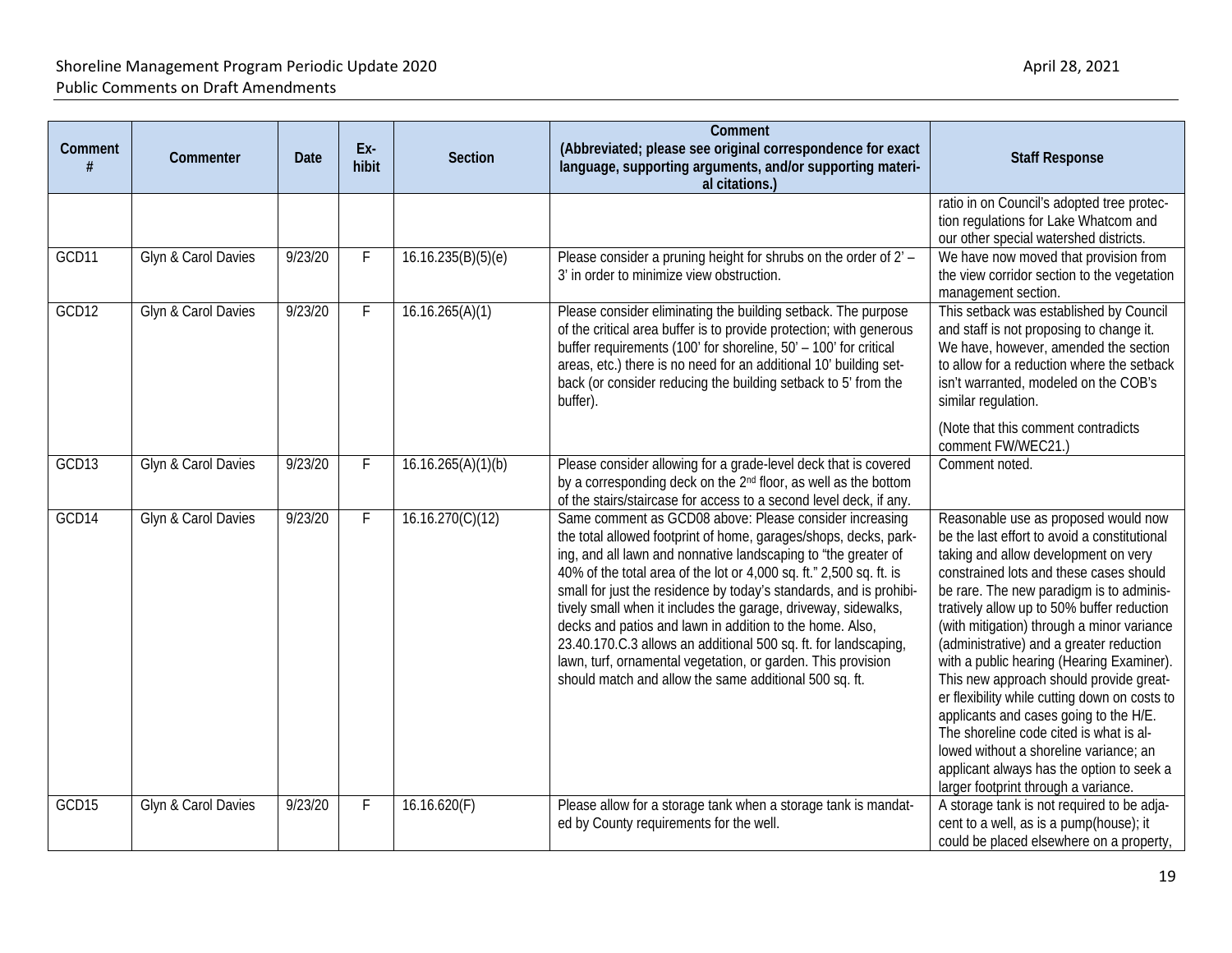| Comment # | Commenter | Date | Ex-hibit | Section | Comment (Abbreviated; please see original correspondence for exact language, supporting arguments, and/or supporting material citations.) | Staff Response |
|---|---|---|---|---|---|---|
| | | | | | | ratio in on Council's adopted tree protection regulations for Lake Whatcom and our other special watershed districts. |
| GCD11 | Glyn & Carol Davies | 9/23/20 | F | 16.16.235(B)(5)(e) | Please consider a pruning height for shrubs on the order of 2' – 3' in order to minimize view obstruction. | We have now moved that provision from the view corridor section to the vegetation management section. |
| GCD12 | Glyn & Carol Davies | 9/23/20 | F | 16.16.265(A)(1) | Please consider eliminating the building setback. The purpose of the critical area buffer is to provide protection; with generous buffer requirements (100' for shoreline, 50' – 100' for critical areas, etc.) there is no need for an additional 10' building setback (or consider reducing the building setback to 5' from the buffer). | This setback was established by Council and staff is not proposing to change it. We have, however, amended the section to allow for a reduction where the setback isn't warranted, modeled on the COB's similar regulation.<br><br>(Note that this comment contradicts comment FW/WEC21.) |
| GCD13 | Glyn & Carol Davies | 9/23/20 | F | 16.16.265(A)(1)(b) | Please consider allowing for a grade-level deck that is covered by a corresponding deck on the 2nd floor, as well as the bottom of the stairs/staircase for access to a second level deck, if any. | Comment noted. |
| GCD14 | Glyn & Carol Davies | 9/23/20 | F | 16.16.270(C)(12) | Same comment as GCD08 above: Please consider increasing the total allowed footprint of home, garages/shops, decks, parking, and all lawn and nonnative landscaping to "the greater of 40% of the total area of the lot or 4,000 sq. ft." 2,500 sq. ft. is small for just the residence by today's standards, and is prohibitively small when it includes the garage, driveway, sidewalks, decks and patios and lawn in addition to the home. Also, 23.40.170.C.3 allows an additional 500 sq. ft. for landscaping, lawn, turf, ornamental vegetation, or garden. This provision should match and allow the same additional 500 sq. ft. | Reasonable use as proposed would now be the last effort to avoid a constitutional taking and allow development on very constrained lots and these cases should be rare. The new paradigm is to administratively allow up to 50% buffer reduction (with mitigation) through a minor variance (administrative) and a greater reduction with a public hearing (Hearing Examiner). This new approach should provide greater flexibility while cutting down on costs to applicants and cases going to the H/E. The shoreline code cited is what is allowed without a shoreline variance; an applicant always has the option to seek a larger footprint through a variance. |
| GCD15 | Glyn & Carol Davies | 9/23/20 | F | 16.16.620(F) | Please allow for a storage tank when a storage tank is mandated by County requirements for the well. | A storage tank is not required to be adjacent to a well, as is a pump(house); it could be placed elsewhere on a property, |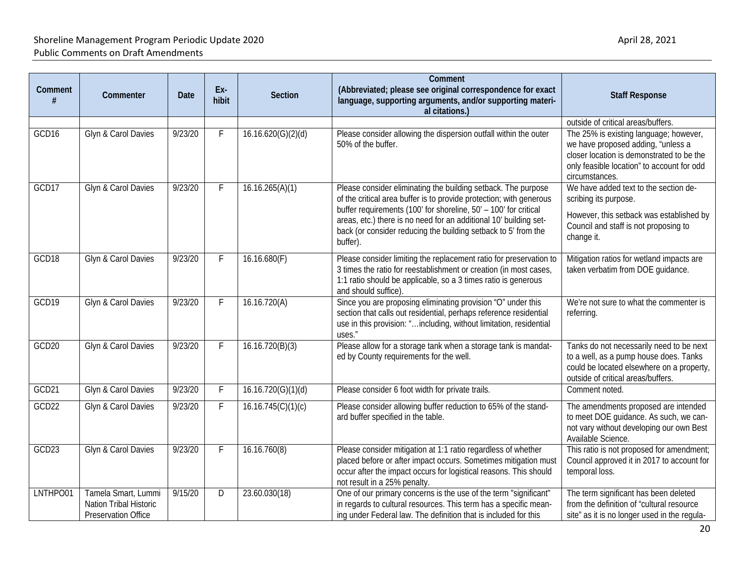| Comment # | Commenter | Date | Ex-hibit | Section | Comment (Abbreviated; please see original correspondence for exact language, supporting arguments, and/or supporting material citations.) | Staff Response |
|---|---|---|---|---|---|---|
| | | | | | | outside of critical areas/buffers. |
| GCD16 | Glyn & Carol Davies | 9/23/20 | F | 16.16.620(G)(2)(d) | Please consider allowing the dispersion outfall within the outer 50% of the buffer. | The 25% is existing language; however, we have proposed adding, "unless a closer location is demonstrated to be the only feasible location" to account for odd circumstances. |
| GCD17 | Glyn & Carol Davies | 9/23/20 | F | 16.16.265(A)(1) | Please consider eliminating the building setback. The purpose of the critical area buffer is to provide protection; with generous buffer requirements (100' for shoreline, 50' – 100' for critical areas, etc.) there is no need for an additional 10' building setback (or consider reducing the building setback to 5' from the buffer). | We have added text to the section describing its purpose. However, this setback was established by Council and staff is not proposing to change it. |
| GCD18 | Glyn & Carol Davies | 9/23/20 | F | 16.16.680(F) | Please consider limiting the replacement ratio for preservation to 3 times the ratio for reestablishment or creation (in most cases, 1:1 ratio should be applicable, so a 3 times ratio is generous and should suffice). | Mitigation ratios for wetland impacts are taken verbatim from DOE guidance. |
| GCD19 | Glyn & Carol Davies | 9/23/20 | F | 16.16.720(A) | Since you are proposing eliminating provision "O" under this section that calls out residential, perhaps reference residential use in this provision: "…including, without limitation, residential uses." | We're not sure to what the commenter is referring. |
| GCD20 | Glyn & Carol Davies | 9/23/20 | F | 16.16.720(B)(3) | Please allow for a storage tank when a storage tank is mandated by County requirements for the well. | Tanks do not necessarily need to be next to a well, as a pump house does. Tanks could be located elsewhere on a property, outside of critical areas/buffers. |
| GCD21 | Glyn & Carol Davies | 9/23/20 | F | 16.16.720(G)(1)(d) | Please consider 6 foot width for private trails. | Comment noted. |
| GCD22 | Glyn & Carol Davies | 9/23/20 | F | 16.16.745(C)(1)(c) | Please consider allowing buffer reduction to 65% of the standard buffer specified in the table. | The amendments proposed are intended to meet DOE guidance. As such, we cannot vary without developing our own Best Available Science. |
| GCD23 | Glyn & Carol Davies | 9/23/20 | F | 16.16.760(8) | Please consider mitigation at 1:1 ratio regardless of whether placed before or after impact occurs. Sometimes mitigation must occur after the impact occurs for logistical reasons. This should not result in a 25% penalty. | This ratio is not proposed for amendment; Council approved it in 2017 to account for temporal loss. |
| LNTHPO01 | Tamela Smart, Lummi Nation Tribal Historic Preservation Office | 9/15/20 | D | 23.60.030(18) | One of our primary concerns is the use of the term "significant" in regards to cultural resources. This term has a specific meaning under Federal law. The definition that is included for this | The term significant has been deleted from the definition of "cultural resource site" as it is no longer used in the regula- |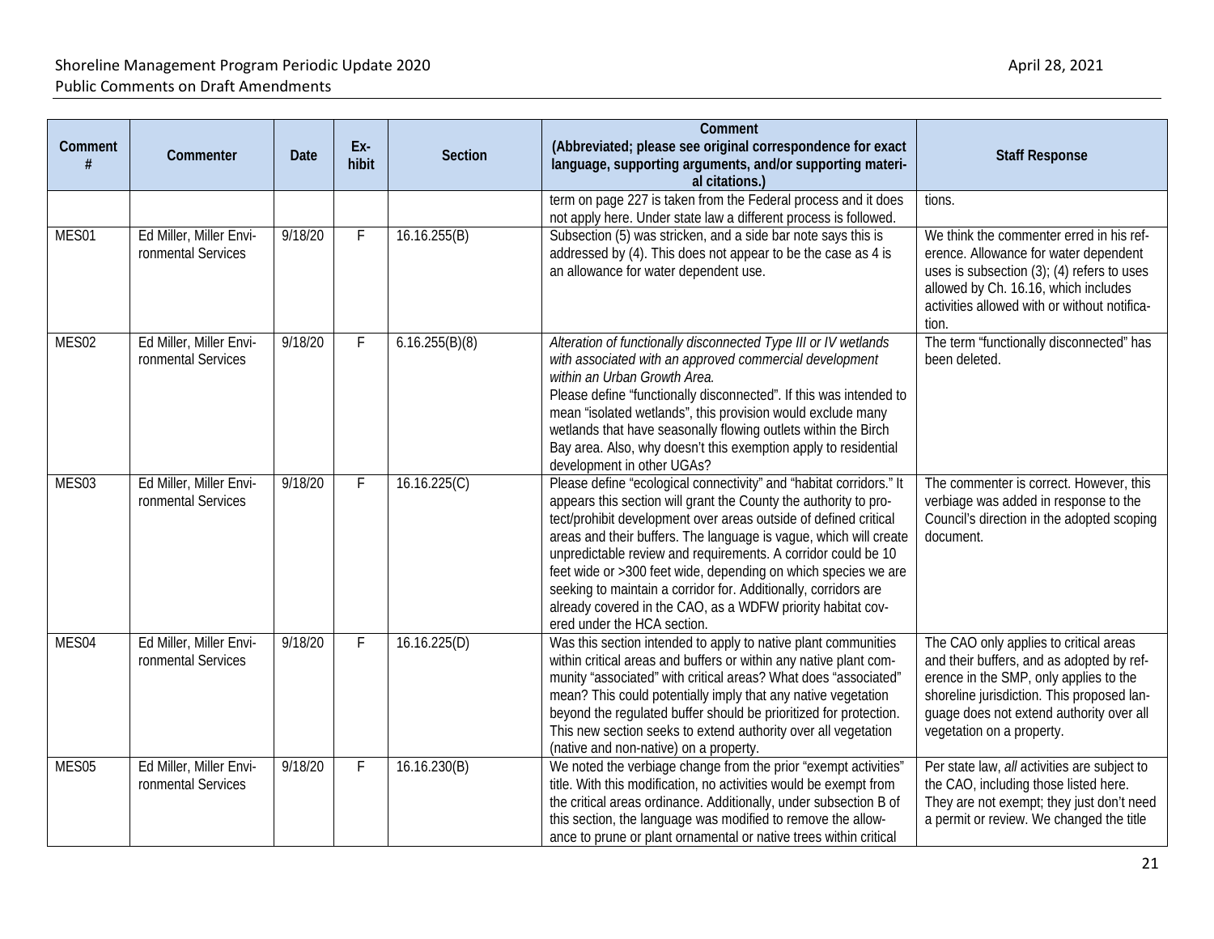| Comment # | Commenter | Date | Ex-hibit | Section | Comment (Abbreviated; please see original correspondence for exact language, supporting arguments, and/or supporting material citations.) | Staff Response |
|---|---|---|---|---|---|---|
| | | | | | term on page 227 is taken from the Federal process and it does not apply here. Under state law a different process is followed. | tions. |
| MES01 | Ed Miller, Miller Environmental Services | 9/18/20 | F | 16.16.255(B) | Subsection (5) was stricken, and a side bar note says this is addressed by (4). This does not appear to be the case as 4 is an allowance for water dependent use. | We think the commenter erred in his reference. Allowance for water dependent uses is subsection (3); (4) refers to uses allowed by Ch. 16.16, which includes activities allowed with or without notification. |
| MES02 | Ed Miller, Miller Environmental Services | 9/18/20 | F | 6.16.255(B)(8) | *Alteration of functionally disconnected Type III or IV wetlands with associated with an approved commercial development within an Urban Growth Area.*<br>Please define "functionally disconnected". If this was intended to mean "isolated wetlands", this provision would exclude many wetlands that have seasonally flowing outlets within the Birch Bay area. Also, why doesn't this exemption apply to residential development in other UGAs? | The term "functionally disconnected" has been deleted. |
| MES03 | Ed Miller, Miller Environmental Services | 9/18/20 | F | 16.16.225(C) | Please define "ecological connectivity" and "habitat corridors." It appears this section will grant the County the authority to protect/prohibit development over areas outside of defined critical areas and their buffers. The language is vague, which will create unpredictable review and requirements. A corridor could be 10 feet wide or >300 feet wide, depending on which species we are seeking to maintain a corridor for. Additionally, corridors are already covered in the CAO, as a WDFW priority habitat covered under the HCA section. | The commenter is correct. However, this verbiage was added in response to the Council's direction in the adopted scoping document. |
| MES04 | Ed Miller, Miller Environmental Services | 9/18/20 | F | 16.16.225(D) | Was this section intended to apply to native plant communities within critical areas and buffers or within any native plant community "associated" with critical areas? What does "associated" mean? This could potentially imply that any native vegetation beyond the regulated buffer should be prioritized for protection. This new section seeks to extend authority over all vegetation (native and non-native) on a property. | The CAO only applies to critical areas and their buffers, and as adopted by reference in the SMP, only applies to the shoreline jurisdiction. This proposed language does not extend authority over all vegetation on a property. |
| MES05 | Ed Miller, Miller Environmental Services | 9/18/20 | F | 16.16.230(B) | We noted the verbiage change from the prior "exempt activities" title. With this modification, no activities would be exempt from the critical areas ordinance. Additionally, under subsection B of this section, the language was modified to remove the allowance to prune or plant ornamental or native trees within critical | Per state law, *all* activities are subject to the CAO, including those listed here. They are not exempt; they just don't need a permit or review. We changed the title |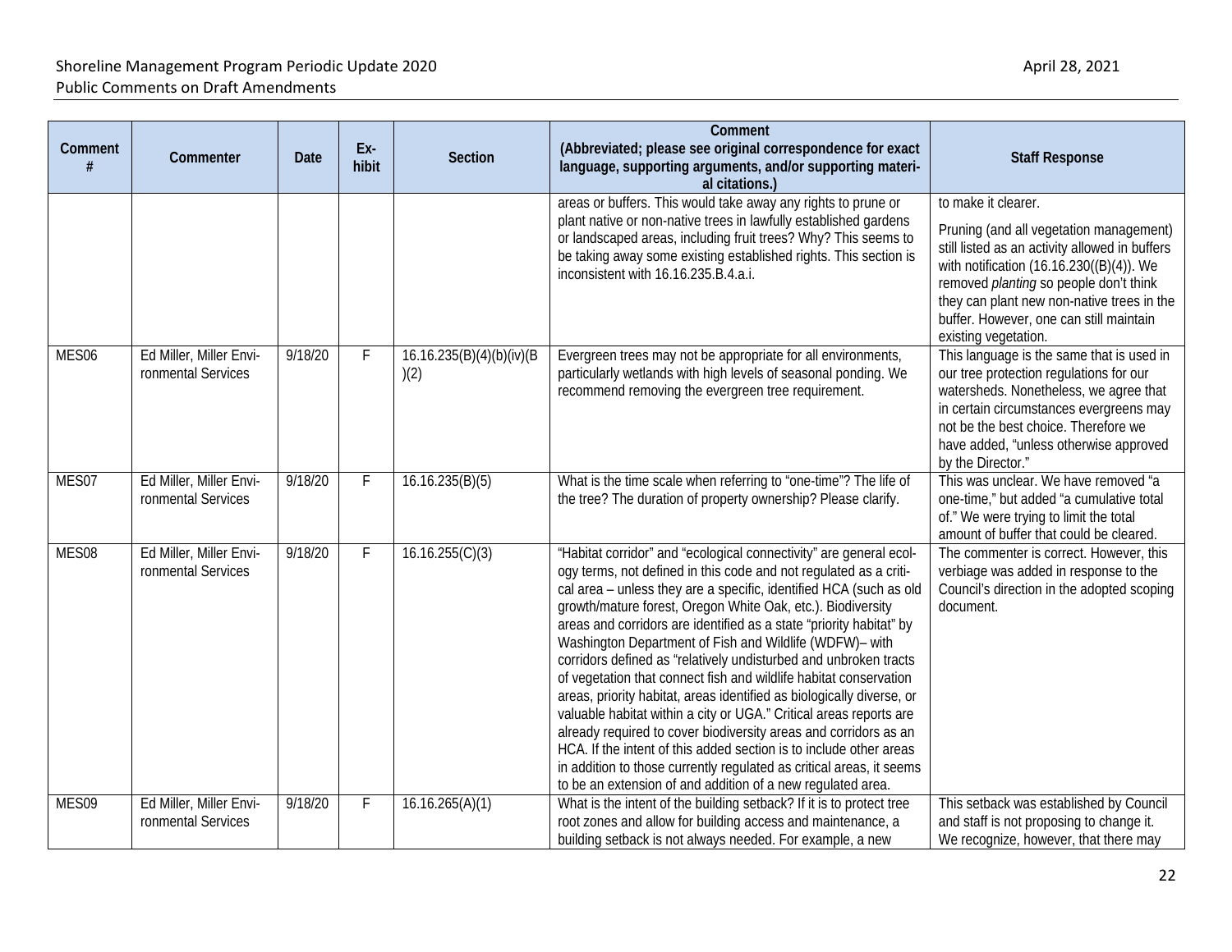| Comment # | Commenter | Date | Ex-hibit | Section | Comment (Abbreviated; please see original correspondence for exact language, supporting arguments, and/or supporting material citations.) | Staff Response |
|---|---|---|---|---|---|---|
| | | | | | areas or buffers. This would take away any rights to prune or plant native or non-native trees in lawfully established gardens or landscaped areas, including fruit trees? Why? This seems to be taking away some existing established rights. This section is inconsistent with 16.16.235.B.4.a.i. | to make it clearer.<br><br>Pruning (and all vegetation management) still listed as an activity allowed in buffers with notification (16.16.230((B)(4)). We removed *planting* so people don't think they can plant new non-native trees in the buffer. However, one can still maintain existing vegetation. |
| MES06 | Ed Miller, Miller Environmental Services | 9/18/20 | F | 16.16.235(B)(4)(b)(iv)(B)(2) | Evergreen trees may not be appropriate for all environments, particularly wetlands with high levels of seasonal ponding. We recommend removing the evergreen tree requirement. | This language is the same that is used in our tree protection regulations for our watersheds. Nonetheless, we agree that in certain circumstances evergreens may not be the best choice. Therefore we have added, "unless otherwise approved by the Director." |
| MES07 | Ed Miller, Miller Environmental Services | 9/18/20 | F | 16.16.235(B)(5) | What is the time scale when referring to "one-time"? The life of the tree? The duration of property ownership? Please clarify. | This was unclear. We have removed "a one-time," but added "a cumulative total of." We were trying to limit the total amount of buffer that could be cleared. |
| MES08 | Ed Miller, Miller Environmental Services | 9/18/20 | F | 16.16.255(C)(3) | "Habitat corridor" and "ecological connectivity" are general ecology terms, not defined in this code and not regulated as a critical area – unless they are a specific, identified HCA (such as old growth/mature forest, Oregon White Oak, etc.). Biodiversity areas and corridors are identified as a state "priority habitat" by Washington Department of Fish and Wildlife (WDFW)– with corridors defined as "relatively undisturbed and unbroken tracts of vegetation that connect fish and wildlife habitat conservation areas, priority habitat, areas identified as biologically diverse, or valuable habitat within a city or UGA." Critical areas reports are already required to cover biodiversity areas and corridors as an HCA. If the intent of this added section is to include other areas in addition to those currently regulated as critical areas, it seems to be an extension of and addition of a new regulated area. | The commenter is correct. However, this verbiage was added in response to the Council's direction in the adopted scoping document. |
| MES09 | Ed Miller, Miller Environmental Services | 9/18/20 | F | 16.16.265(A)(1) | What is the intent of the building setback? If it is to protect tree root zones and allow for building access and maintenance, a building setback is not always needed. For example, a new | This setback was established by Council and staff is not proposing to change it. We recognize, however, that there may |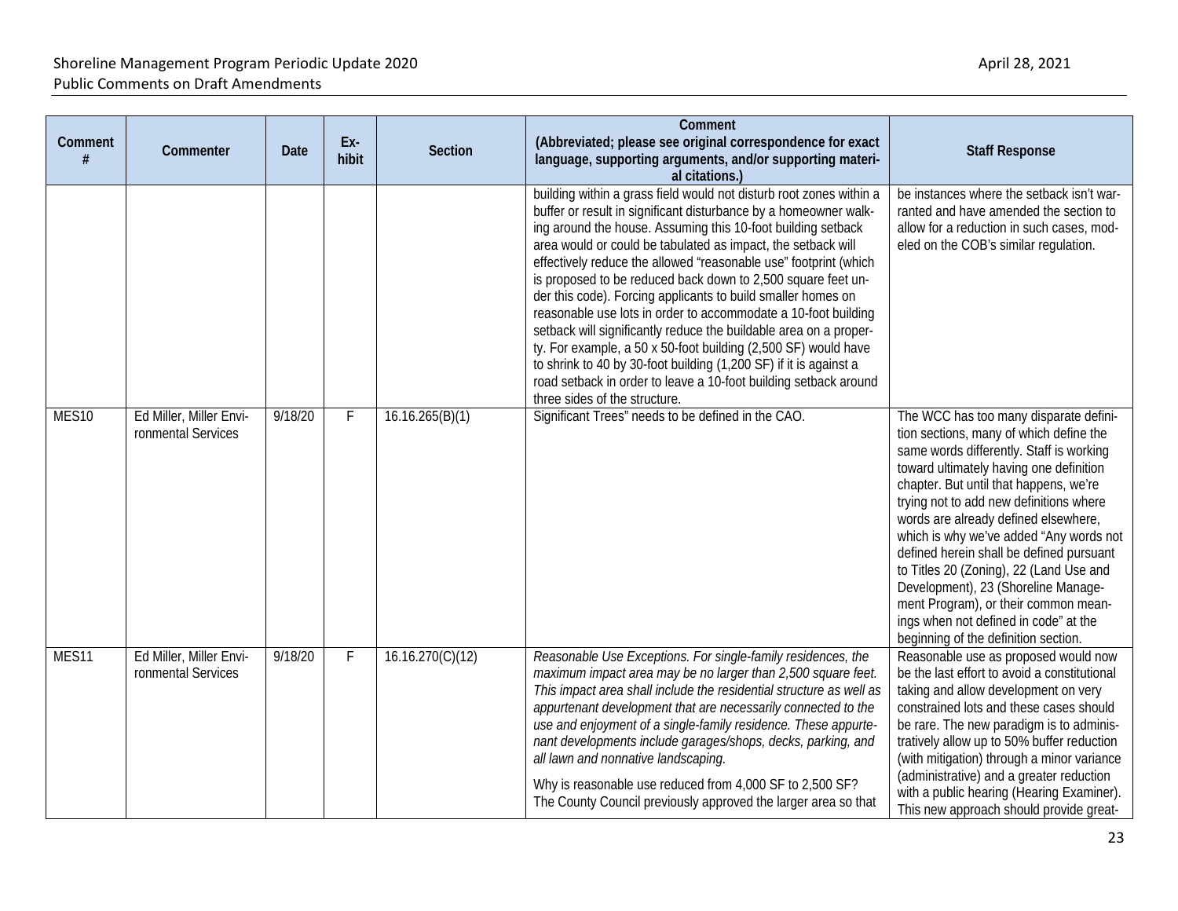| Comment # | Commenter | Date | Ex-hibit | Section | Comment (Abbreviated; please see original correspondence for exact language, supporting arguments, and/or supporting material citations.) | Staff Response |
|---|---|---|---|---|---|---|
| | | | | | building within a grass field would not disturb root zones within a buffer or result in significant disturbance by a homeowner walking around the house. Assuming this 10-foot building setback area would or could be tabulated as impact, the setback will effectively reduce the allowed "reasonable use" footprint (which is proposed to be reduced back down to 2,500 square feet under this code). Forcing applicants to build smaller homes on reasonable use lots in order to accommodate a 10-foot building setback will significantly reduce the buildable area on a property. For example, a 50 x 50-foot building (2,500 SF) would have to shrink to 40 by 30-foot building (1,200 SF) if it is against a road setback in order to leave a 10-foot building setback around three sides of the structure. | be instances where the setback isn't warranted and have amended the section to allow for a reduction in such cases, modeled on the COB's similar regulation. |
| MES10 | Ed Miller, Miller Environmental Services | 9/18/20 | F | 16.16.265(B)(1) | Significant Trees" needs to be defined in the CAO. | The WCC has too many disparate definition sections, many of which define the same words differently. Staff is working toward ultimately having one definition chapter. But until that happens, we're trying not to add new definitions where words are already defined elsewhere, which is why we've added "Any words not defined herein shall be defined pursuant to Titles 20 (Zoning), 22 (Land Use and Development), 23 (Shoreline Management Program), or their common meanings when not defined in code" at the beginning of the definition section. |
| MES11 | Ed Miller, Miller Environmental Services | 9/18/20 | F | 16.16.270(C)(12) | *Reasonable Use Exceptions. For single-family residences, the maximum impact area may be no larger than 2,500 square feet. This impact area shall include the residential structure as well as appurtenant development that are necessarily connected to the use and enjoyment of a single-family residence. These appurtenant developments include garages/shops, decks, parking, and all lawn and nonnative landscaping.*<br><br>Why is reasonable use reduced from 4,000 SF to 2,500 SF? The County Council previously approved the larger area so that | Reasonable use as proposed would now be the last effort to avoid a constitutional taking and allow development on very constrained lots and these cases should be rare. The new paradigm is to administratively allow up to 50% buffer reduction (with mitigation) through a minor variance (administrative) and a greater reduction with a public hearing (Hearing Examiner). This new approach should provide great- |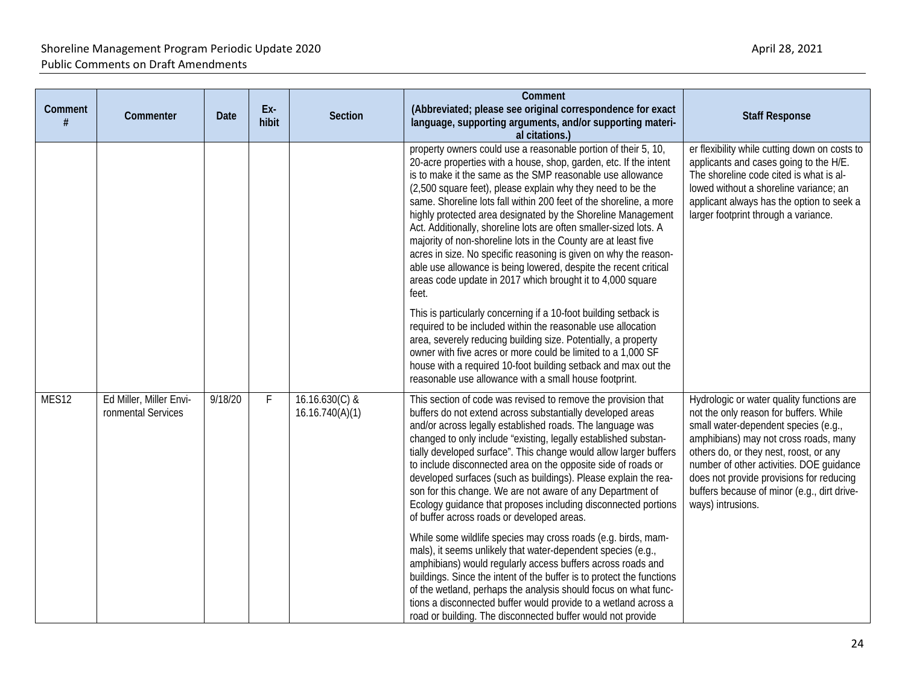| Comment # | Commenter | Date | Ex-hibit | Section | Comment (Abbreviated; please see original correspondence for exact language, supporting arguments, and/or supporting material citations.) | Staff Response |
|---|---|---|---|---|---|---|
| | | | | | property owners could use a reasonable portion of their 5, 10, 20-acre properties with a house, shop, garden, etc. If the intent is to make it the same as the SMP reasonable use allowance (2,500 square feet), please explain why they need to be the same. Shoreline lots fall within 200 feet of the shoreline, a more highly protected area designated by the Shoreline Management Act. Additionally, shoreline lots are often smaller-sized lots. A majority of non-shoreline lots in the County are at least five acres in size. No specific reasoning is given on why the reasonable use allowance is being lowered, despite the recent critical areas code update in 2017 which brought it to 4,000 square feet.<br><br>This is particularly concerning if a 10-foot building setback is required to be included within the reasonable use allocation area, severely reducing building size. Potentially, a property owner with five acres or more could be limited to a 1,000 SF house with a required 10-foot building setback and max out the reasonable use allowance with a small house footprint. | er flexibility while cutting down on costs to applicants and cases going to the H/E. The shoreline code cited is what is allowed without a shoreline variance; an applicant always has the option to seek a larger footprint through a variance. |
| MES12 | Ed Miller, Miller Environmental Services | 9/18/20 | F | 16.16.630(C) & 16.16.740(A)(1) | This section of code was revised to remove the provision that buffers do not extend across substantially developed areas and/or across legally established roads. The language was changed to only include "existing, legally established substantially developed surface". This change would allow larger buffers to include disconnected area on the opposite side of roads or developed surfaces (such as buildings). Please explain the reason for this change. We are not aware of any Department of Ecology guidance that proposes including disconnected portions of buffer across roads or developed areas.<br><br>While some wildlife species may cross roads (e.g. birds, mammals), it seems unlikely that water-dependent species (e.g., amphibians) would regularly access buffers across roads and buildings. Since the intent of the buffer is to protect the functions of the wetland, perhaps the analysis should focus on what functions a disconnected buffer would provide to a wetland across a road or building. The disconnected buffer would not provide | Hydrologic or water quality functions are not the only reason for buffers. While small water-dependent species (e.g., amphibians) may not cross roads, many others do, or they nest, roost, or any number of other activities. DOE guidance does not provide provisions for reducing buffers because of minor (e.g., dirt driveways) intrusions. |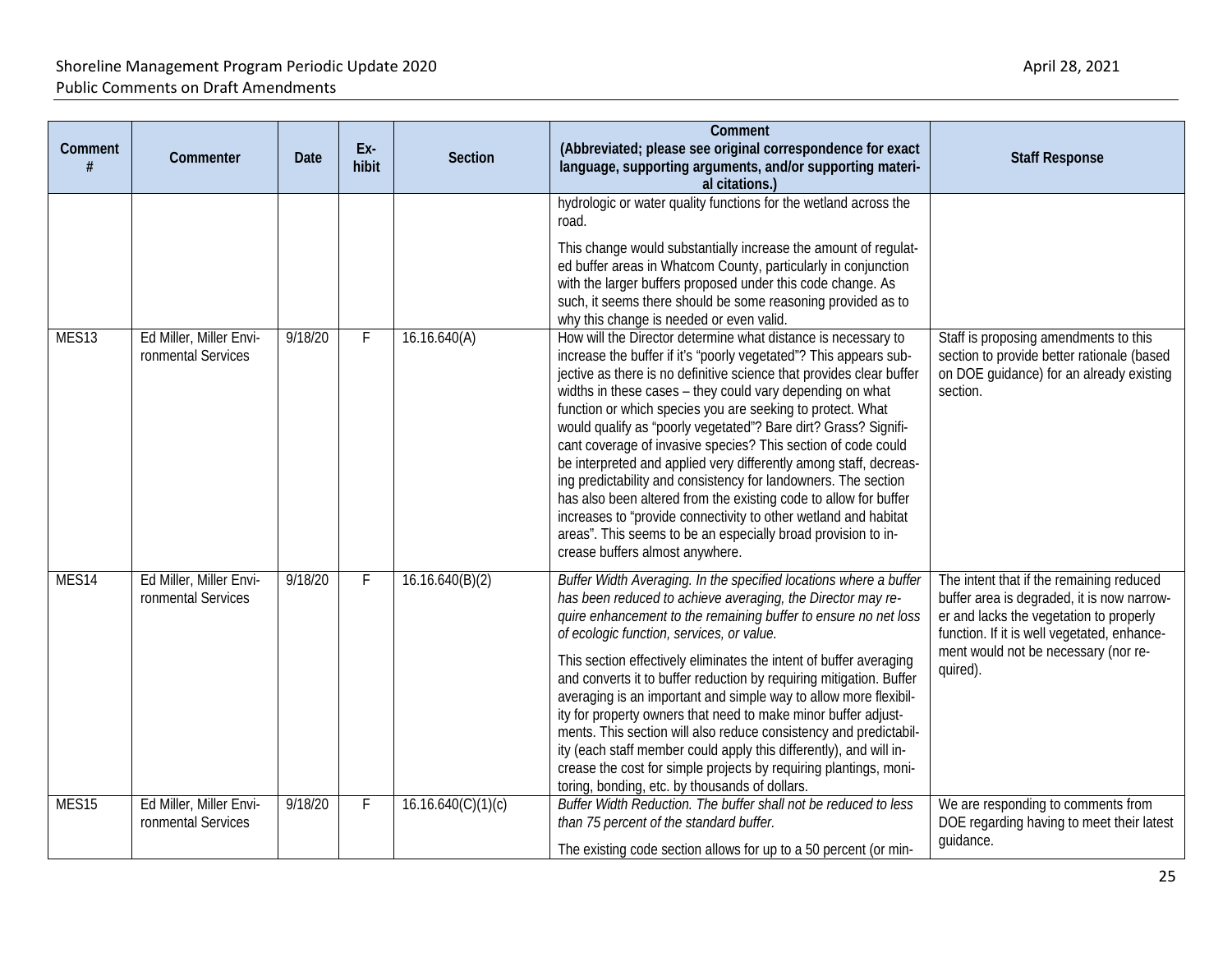| Comment # | Commenter | Date | Exhibit | Section | Comment (Abbreviated; please see original correspondence for exact language, supporting arguments, and/or supporting material citations.) | Staff Response |
|---|---|---|---|---|---|---|
| | | | | | hydrologic or water quality functions for the wetland across the road.<br><br>This change would substantially increase the amount of regulated buffer areas in Whatcom County, particularly in conjunction with the larger buffers proposed under this code change. As such, it seems there should be some reasoning provided as to why this change is needed or even valid. | |
| MES13 | Ed Miller, Miller Environmental Services | 9/18/20 | F | 16.16.640(A) | How will the Director determine what distance is necessary to increase the buffer if it's "poorly vegetated"? This appears subjective as there is no definitive science that provides clear buffer widths in these cases – they could vary depending on what function or which species you are seeking to protect. What would qualify as "poorly vegetated"? Bare dirt? Grass? Significant coverage of invasive species? This section of code could be interpreted and applied very differently among staff, decreasing predictability and consistency for landowners. The section has also been altered from the existing code to allow for buffer increases to "provide connectivity to other wetland and habitat areas". This seems to be an especially broad provision to increase buffers almost anywhere. | Staff is proposing amendments to this section to provide better rationale (based on DOE guidance) for an already existing section. |
| MES14 | Ed Miller, Miller Environmental Services | 9/18/20 | F | 16.16.640(B)(2) | *Buffer Width Averaging. In the specified locations where a buffer has been reduced to achieve averaging, the Director may require enhancement to the remaining buffer to ensure no net loss of ecologic function, services, or value.*<br><br>This section effectively eliminates the intent of buffer averaging and converts it to buffer reduction by requiring mitigation. Buffer averaging is an important and simple way to allow more flexibility for property owners that need to make minor buffer adjustments. This section will also reduce consistency and predictability (each staff member could apply this differently), and will increase the cost for simple projects by requiring plantings, monitoring, bonding, etc. by thousands of dollars. | The intent that if the remaining reduced buffer area is degraded, it is now narrower and lacks the vegetation to properly function. If it is well vegetated, enhancement would not be necessary (nor required). |
| MES15 | Ed Miller, Miller Environmental Services | 9/18/20 | F | 16.16.640(C)(1)(c) | *Buffer Width Reduction. The buffer shall not be reduced to less than 75 percent of the standard buffer.*<br><br>The existing code section allows for up to a 50 percent (or min- | We are responding to comments from DOE regarding having to meet their latest guidance. |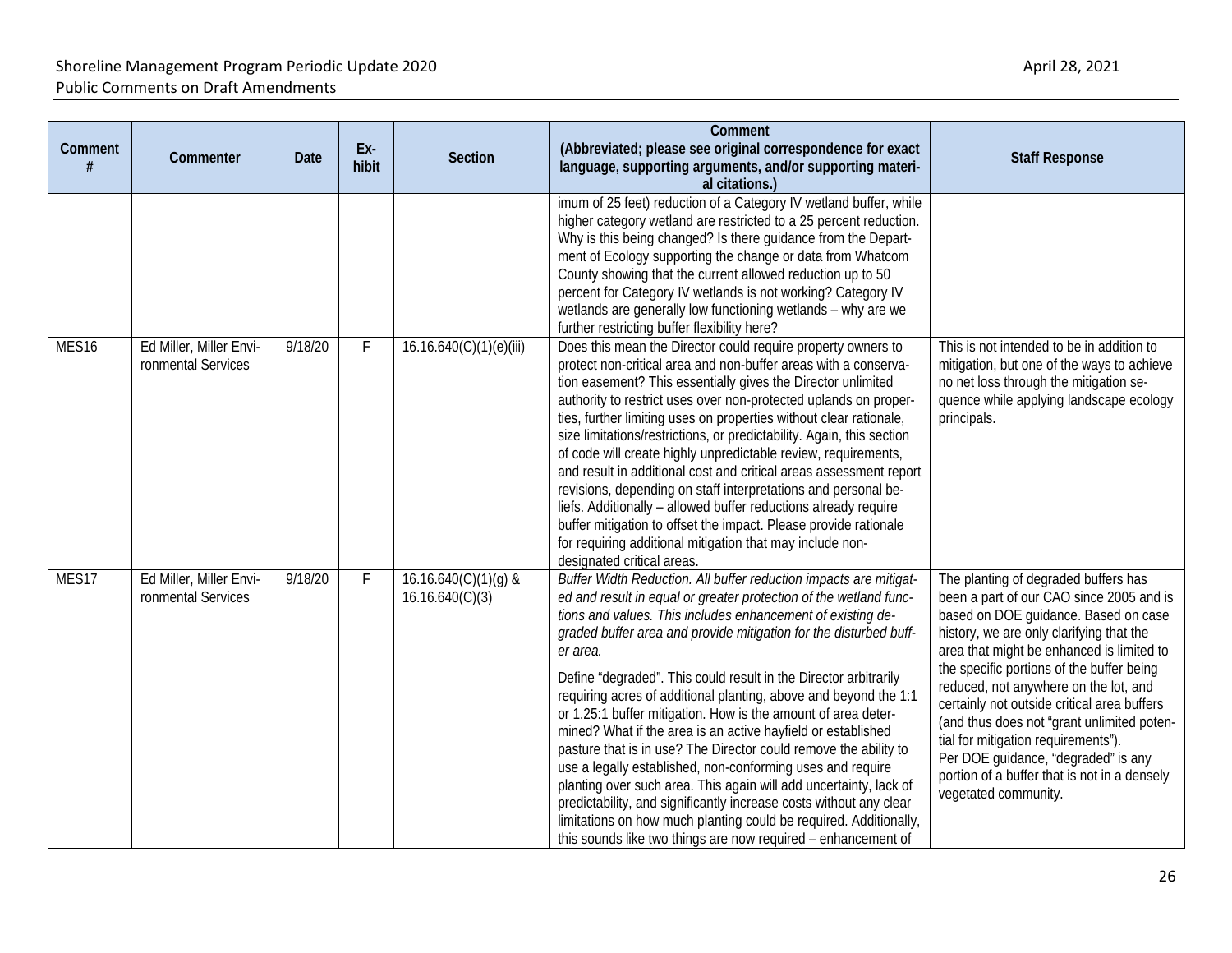| Comment # | Commenter | Date | Exhibit | Section | Comment (Abbreviated; please see original correspondence for exact language, supporting arguments, and/or supporting material citations.) | Staff Response |
|---|---|---|---|---|---|---|
| | | | | | imum of 25 feet) reduction of a Category IV wetland buffer, while higher category wetland are restricted to a 25 percent reduction. Why is this being changed? Is there guidance from the Department of Ecology supporting the change or data from Whatcom County showing that the current allowed reduction up to 50 percent for Category IV wetlands is not working? Category IV wetlands are generally low functioning wetlands – why are we further restricting buffer flexibility here? | |
| MES16 | Ed Miller, Miller Environmental Services | 9/18/20 | F | 16.16.640(C)(1)(e)(iii) | Does this mean the Director could require property owners to protect non-critical area and non-buffer areas with a conservation easement? This essentially gives the Director unlimited authority to restrict uses over non-protected uplands on properties, further limiting uses on properties without clear rationale, size limitations/restrictions, or predictability. Again, this section of code will create highly unpredictable review, requirements, and result in additional cost and critical areas assessment report revisions, depending on staff interpretations and personal beliefs. Additionally – allowed buffer reductions already require buffer mitigation to offset the impact. Please provide rationale for requiring additional mitigation that may include non-designated critical areas. | This is not intended to be in addition to mitigation, but one of the ways to achieve no net loss through the mitigation sequence while applying landscape ecology principals. |
| MES17 | Ed Miller, Miller Environmental Services | 9/18/20 | F | 16.16.640(C)(1)(g) & 16.16.640(C)(3) | *Buffer Width Reduction. All buffer reduction impacts are mitigated and result in equal or greater protection of the wetland functions and values. This includes enhancement of existing degraded buffer area and provide mitigation for the disturbed buffer area.*<br><br>Define "degraded". This could result in the Director arbitrarily requiring acres of additional planting, above and beyond the 1:1 or 1.25:1 buffer mitigation. How is the amount of area determined? What if the area is an active hayfield or established pasture that is in use? The Director could remove the ability to use a legally established, non-conforming uses and require planting over such area. This again will add uncertainty, lack of predictability, and significantly increase costs without any clear limitations on how much planting could be required. Additionally, this sounds like two things are now required – enhancement of | The planting of degraded buffers has been a part of our CAO since 2005 and is based on DOE guidance. Based on case history, we are only clarifying that the area that might be enhanced is limited to the specific portions of the buffer being reduced, not anywhere on the lot, and certainly not outside critical area buffers (and thus does not "grant unlimited potential for mitigation requirements").<br>Per DOE guidance, "degraded" is any portion of a buffer that is not in a densely vegetated community. |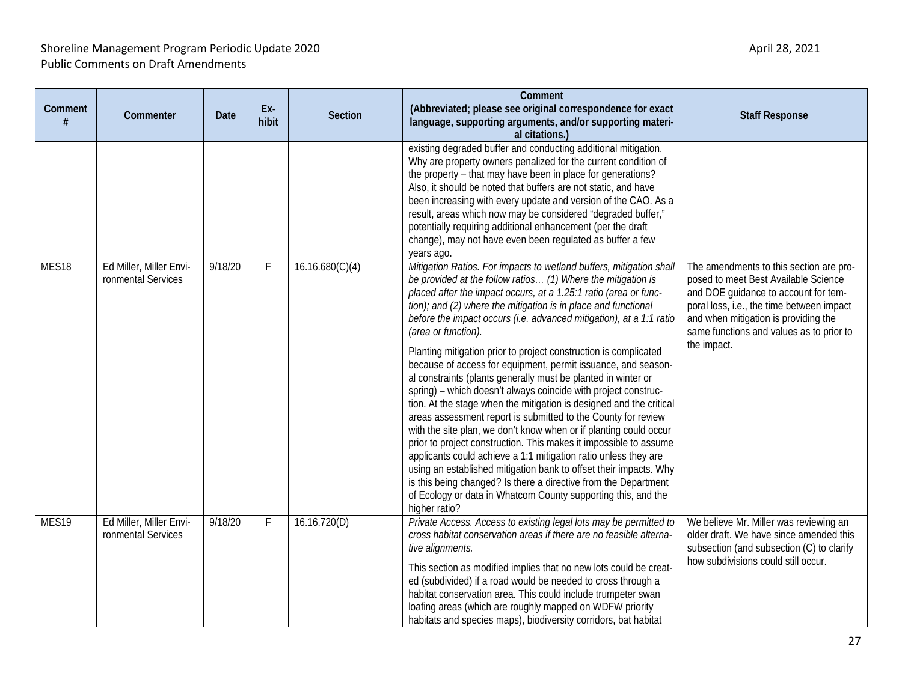| Comment # | Commenter | Date | Exhibit | Section | Comment (Abbreviated; please see original correspondence for exact language, supporting arguments, and/or supporting material citations.) | Staff Response |
|---|---|---|---|---|---|---|
| | | | | | existing degraded buffer and conducting additional mitigation. Why are property owners penalized for the current condition of the property – that may have been in place for generations? Also, it should be noted that buffers are not static, and have been increasing with every update and version of the CAO. As a result, areas which now may be considered "degraded buffer," potentially requiring additional enhancement (per the draft change), may not have even been regulated as buffer a few years ago. | |
| MES18 | Ed Miller, Miller Environmental Services | 9/18/20 | F | 16.16.680(C)(4) | *Mitigation Ratios. For impacts to wetland buffers, mitigation shall be provided at the follow ratios… (1) Where the mitigation is placed after the impact occurs, at a 1.25:1 ratio (area or function); and (2) where the mitigation is in place and functional before the impact occurs (i.e. advanced mitigation), at a 1:1 ratio (area or function).*<br><br>Planting mitigation prior to project construction is complicated because of access for equipment, permit issuance, and seasonal constraints (plants generally must be planted in winter or spring) – which doesn't always coincide with project construction. At the stage when the mitigation is designed and the critical areas assessment report is submitted to the County for review with the site plan, we don't know when or if planting could occur prior to project construction. This makes it impossible to assume applicants could achieve a 1:1 mitigation ratio unless they are using an established mitigation bank to offset their impacts. Why is this being changed? Is there a directive from the Department of Ecology or data in Whatcom County supporting this, and the higher ratio? | The amendments to this section are proposed to meet Best Available Science and DOE guidance to account for temporal loss, i.e., the time between impact and when mitigation is providing the same functions and values as to prior to the impact. |
| MES19 | Ed Miller, Miller Environmental Services | 9/18/20 | F | 16.16.720(D) | *Private Access. Access to existing legal lots may be permitted to cross habitat conservation areas if there are no feasible alternative alignments.*<br><br>This section as modified implies that no new lots could be created (subdivided) if a road would be needed to cross through a habitat conservation area. This could include trumpeter swan loafing areas (which are roughly mapped on WDFW priority habitats and species maps), biodiversity corridors, bat habitat | We believe Mr. Miller was reviewing an older draft. We have since amended this subsection (and subsection (C) to clarify how subdivisions could still occur. |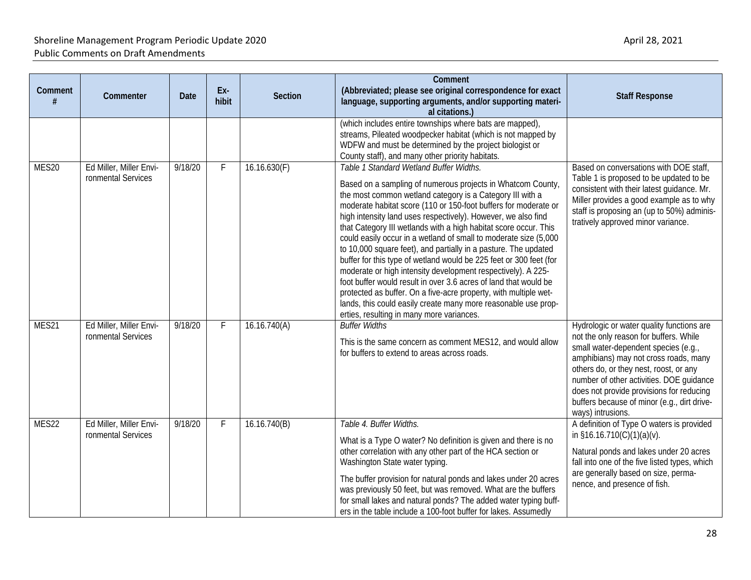| Comment # | Commenter | Date | Ex-hibit | Section | Comment (Abbreviated; please see original correspondence for exact language, supporting arguments, and/or supporting material citations.) | Staff Response |
|---|---|---|---|---|---|---|
| | | | | | (which includes entire townships where bats are mapped), streams, Pileated woodpecker habitat (which is not mapped by WDFW and must be determined by the project biologist or County staff), and many other priority habitats. | |
| MES20 | Ed Miller, Miller Environmental Services | 9/18/20 | F | 16.16.630(F) | *Table 1 Standard Wetland Buffer Widths.*<br><br>Based on a sampling of numerous projects in Whatcom County, the most common wetland category is a Category III with a moderate habitat score (110 or 150-foot buffers for moderate or high intensity land uses respectively). However, we also find that Category III wetlands with a high habitat score occur. This could easily occur in a wetland of small to moderate size (5,000 to 10,000 square feet), and partially in a pasture. The updated buffer for this type of wetland would be 225 feet or 300 feet (for moderate or high intensity development respectively). A 225-foot buffer would result in over 3.6 acres of land that would be protected as buffer. On a five-acre property, with multiple wetlands, this could easily create many more reasonable use properties, resulting in many more variances. | Based on conversations with DOE staff, Table 1 is proposed to be updated to be consistent with their latest guidance. Mr. Miller provides a good example as to why staff is proposing an (up to 50%) administratively approved minor variance. |
| MES21 | Ed Miller, Miller Environmental Services | 9/18/20 | F | 16.16.740(A) | *Buffer Widths*<br><br>This is the same concern as comment MES12, and would allow for buffers to extend to areas across roads. | Hydrologic or water quality functions are not the only reason for buffers. While small water-dependent species (e.g., amphibians) may not cross roads, many others do, or they nest, roost, or any number of other activities. DOE guidance does not provide provisions for reducing buffers because of minor (e.g., dirt driveways) intrusions. |
| MES22 | Ed Miller, Miller Environmental Services | 9/18/20 | F | 16.16.740(B) | *Table 4. Buffer Widths.*<br><br>What is a Type O water? No definition is given and there is no other correlation with any other part of the HCA section or Washington State water typing.<br><br>The buffer provision for natural ponds and lakes under 20 acres was previously 50 feet, but was removed. What are the buffers for small lakes and natural ponds? The added water typing buffers in the table include a 100-foot buffer for lakes. Assumedly | A definition of Type O waters is provided in §16.16.710(C)(1)(a)(v).<br><br>Natural ponds and lakes under 20 acres fall into one of the five listed types, which are generally based on size, permanence, and presence of fish. |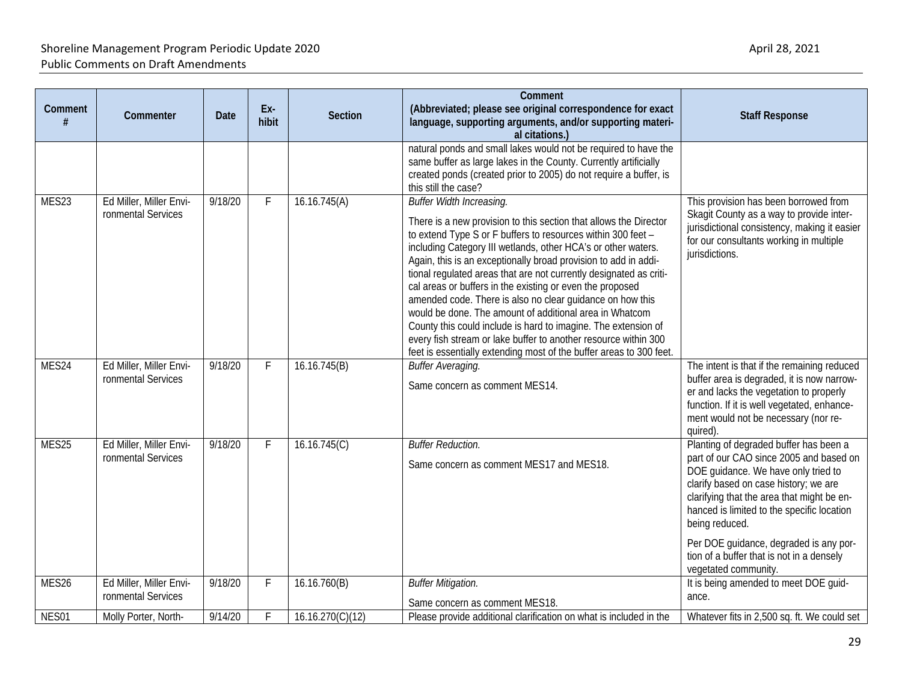| Comment # | Commenter | Date | Ex-hibit | Section | Comment (Abbreviated; please see original correspondence for exact language, supporting arguments, and/or supporting material citations.) | Staff Response |
|---|---|---|---|---|---|---|
| | | | | | natural ponds and small lakes would not be required to have the same buffer as large lakes in the County. Currently artificially created ponds (created prior to 2005) do not require a buffer, is this still the case? | |
| MES23 | Ed Miller, Miller Environmental Services | 9/18/20 | F | 16.16.745(A) | *Buffer Width Increasing.* There is a new provision to this section that allows the Director to extend Type S or F buffers to resources within 300 feet – including Category III wetlands, other HCA's or other waters. Again, this is an exceptionally broad provision to add in additional regulated areas that are not currently designated as critical areas or buffers in the existing or even the proposed amended code. There is also no clear guidance on how this would be done. The amount of additional area in Whatcom County this could include is hard to imagine. The extension of every fish stream or lake buffer to another resource within 300 feet is essentially extending most of the buffer areas to 300 feet. | This provision has been borrowed from Skagit County as a way to provide inter-jurisdictional consistency, making it easier for our consultants working in multiple jurisdictions. |
| MES24 | Ed Miller, Miller Environmental Services | 9/18/20 | F | 16.16.745(B) | *Buffer Averaging.* Same concern as comment MES14. | The intent is that if the remaining reduced buffer area is degraded, it is now narrower and lacks the vegetation to properly function. If it is well vegetated, enhancement would not be necessary (nor required). |
| MES25 | Ed Miller, Miller Environmental Services | 9/18/20 | F | 16.16.745(C) | *Buffer Reduction.* Same concern as comment MES17 and MES18. | Planting of degraded buffer has been a part of our CAO since 2005 and based on DOE guidance. We have only tried to clarify based on case history; we are clarifying that the area that might be enhanced is limited to the specific location being reduced. Per DOE guidance, degraded is any portion of a buffer that is not in a densely vegetated community. |
| MES26 | Ed Miller, Miller Environmental Services | 9/18/20 | F | 16.16.760(B) | *Buffer Mitigation.* Same concern as comment MES18. | It is being amended to meet DOE guidance. |
| NES01 | Molly Porter, North- | 9/14/20 | F | 16.16.270(C)(12) | Please provide additional clarification on what is included in the | Whatever fits in 2,500 sq. ft. We could set |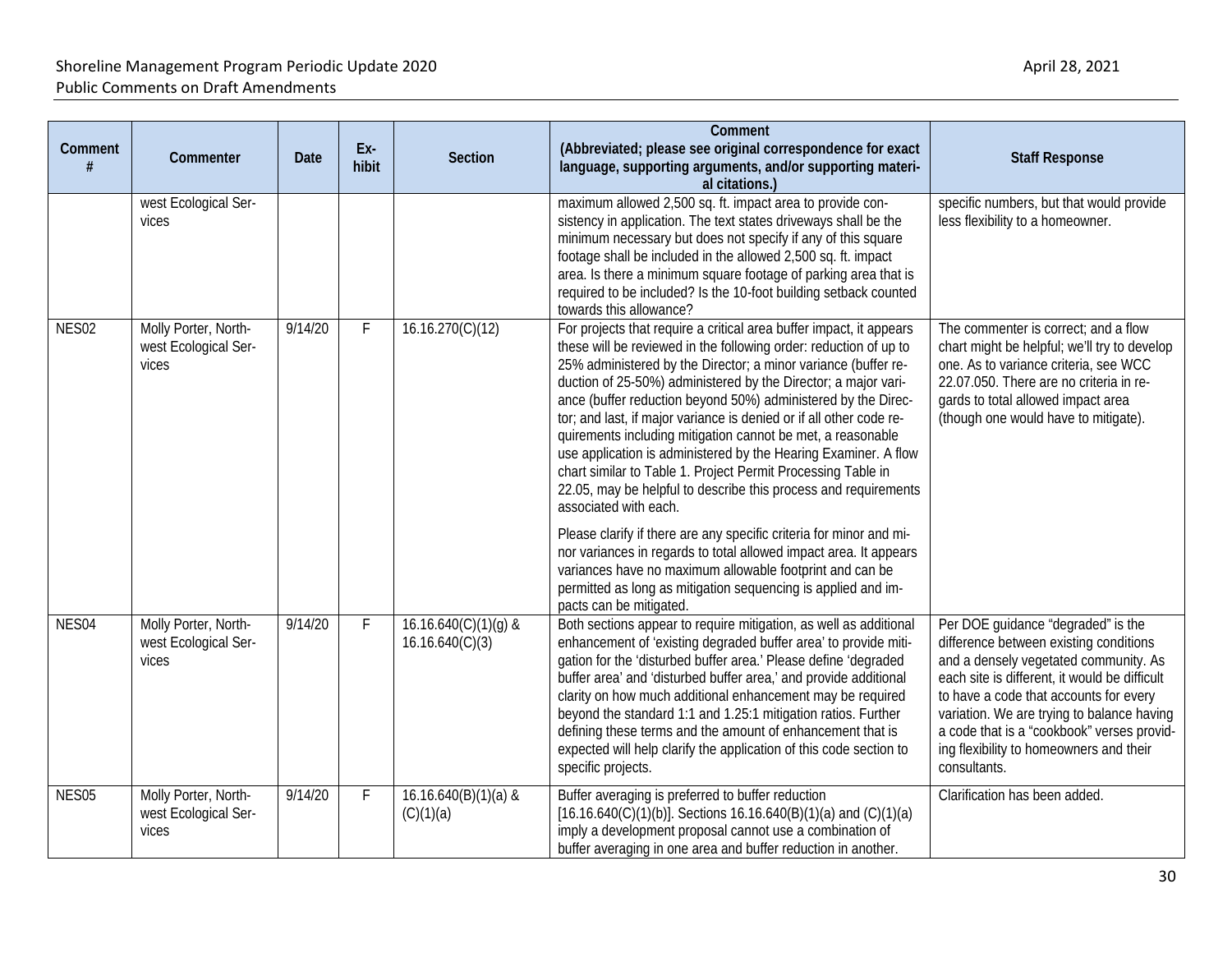| Comment # | Commenter | Date | Ex-hibit | Section | Comment (Abbreviated; please see original correspondence for exact language, supporting arguments, and/or supporting material citations.) | Staff Response |
|---|---|---|---|---|---|---|
| | west Ecological Services | | | | maximum allowed 2,500 sq. ft. impact area to provide consistency in application. The text states driveways shall be the minimum necessary but does not specify if any of this square footage shall be included in the allowed 2,500 sq. ft. impact area. Is there a minimum square footage of parking area that is required to be included? Is the 10-foot building setback counted towards this allowance? | specific numbers, but that would provide less flexibility to a homeowner. |
| NES02 | Molly Porter, Northwest Ecological Services | 9/14/20 | F | 16.16.270(C)(12) | For projects that require a critical area buffer impact, it appears these will be reviewed in the following order: reduction of up to 25% administered by the Director; a minor variance (buffer reduction of 25-50%) administered by the Director; a major variance (buffer reduction beyond 50%) administered by the Director; and last, if major variance is denied or if all other code requirements including mitigation cannot be met, a reasonable use application is administered by the Hearing Examiner. A flow chart similar to Table 1. Project Permit Processing Table in 22.05, may be helpful to describe this process and requirements associated with each.<br><br>Please clarify if there are any specific criteria for minor and minor variances in regards to total allowed impact area. It appears variances have no maximum allowable footprint and can be permitted as long as mitigation sequencing is applied and impacts can be mitigated. | The commenter is correct; and a flow chart might be helpful; we'll try to develop one. As to variance criteria, see WCC 22.07.050. There are no criteria in regards to total allowed impact area (though one would have to mitigate). |
| NES04 | Molly Porter, Northwest Ecological Services | 9/14/20 | F | 16.16.640(C)(1)(g) & 16.16.640(C)(3) | Both sections appear to require mitigation, as well as additional enhancement of 'existing degraded buffer area' to provide mitigation for the 'disturbed buffer area.' Please define 'degraded buffer area' and 'disturbed buffer area,' and provide additional clarity on how much additional enhancement may be required beyond the standard 1:1 and 1.25:1 mitigation ratios. Further defining these terms and the amount of enhancement that is expected will help clarify the application of this code section to specific projects. | Per DOE guidance "degraded" is the difference between existing conditions and a densely vegetated community. As each site is different, it would be difficult to have a code that accounts for every variation. We are trying to balance having a code that is a "cookbook" verses providing flexibility to homeowners and their consultants. |
| NES05 | Molly Porter, Northwest Ecological Services | 9/14/20 | F | 16.16.640(B)(1)(a) & (C)(1)(a) | Buffer averaging is preferred to buffer reduction [16.16.640(C)(1)(b)]. Sections 16.16.640(B)(1)(a) and (C)(1)(a) imply a development proposal cannot use a combination of buffer averaging in one area and buffer reduction in another. | Clarification has been added. |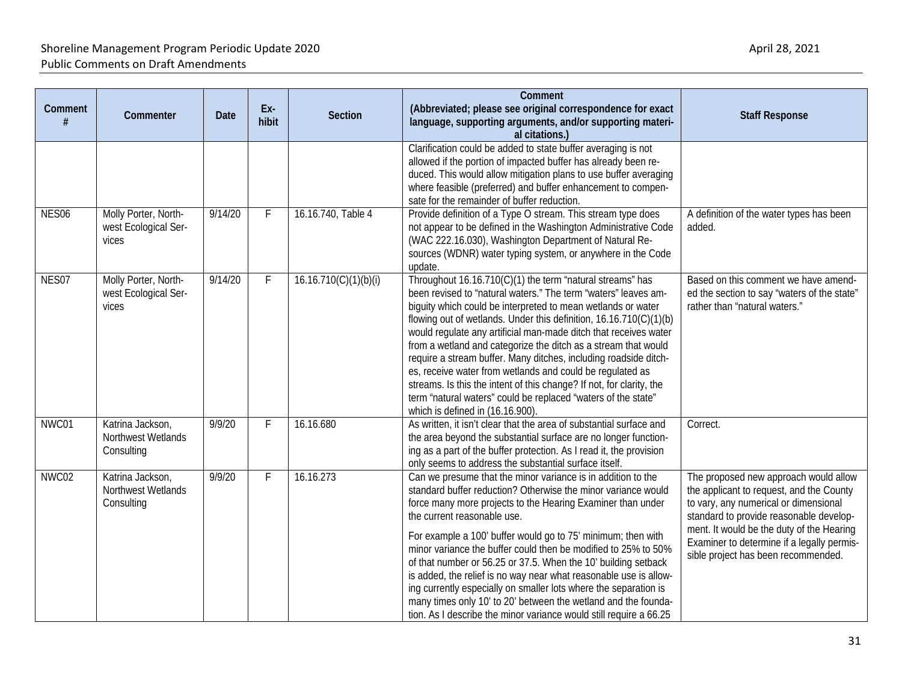| Comment # | Commenter | Date | Ex-hibit | Section | Comment (Abbreviated; please see original correspondence for exact language, supporting arguments, and/or supporting material citations.) | Staff Response |
|---|---|---|---|---|---|---|
| | | | | | Clarification could be added to state buffer averaging is not allowed if the portion of impacted buffer has already been reduced. This would allow mitigation plans to use buffer averaging where feasible (preferred) and buffer enhancement to compensate for the remainder of buffer reduction. | |
| NES06 | Molly Porter, Northwest Ecological Services | 9/14/20 | F | 16.16.740, Table 4 | Provide definition of a Type O stream. This stream type does not appear to be defined in the Washington Administrative Code (WAC 222.16.030), Washington Department of Natural Resources (WDNR) water typing system, or anywhere in the Code update. | A definition of the water types has been added. |
| NES07 | Molly Porter, Northwest Ecological Services | 9/14/20 | F | 16.16.710(C)(1)(b)(i) | Throughout 16.16.710(C)(1) the term "natural streams" has been revised to "natural waters." The term "waters" leaves ambiguity which could be interpreted to mean wetlands or water flowing out of wetlands. Under this definition, 16.16.710(C)(1)(b) would regulate any artificial man-made ditch that receives water from a wetland and categorize the ditch as a stream that would require a stream buffer. Many ditches, including roadside ditches, receive water from wetlands and could be regulated as streams. Is this the intent of this change? If not, for clarity, the term "natural waters" could be replaced "waters of the state" which is defined in (16.16.900). | Based on this comment we have amended the section to say "waters of the state" rather than "natural waters." |
| NWC01 | Katrina Jackson, Northwest Wetlands Consulting | 9/9/20 | F | 16.16.680 | As written, it isn't clear that the area of substantial surface and the area beyond the substantial surface are no longer functioning as a part of the buffer protection. As I read it, the provision only seems to address the substantial surface itself. | Correct. |
| NWC02 | Katrina Jackson, Northwest Wetlands Consulting | 9/9/20 | F | 16.16.273 | Can we presume that the minor variance is in addition to the standard buffer reduction? Otherwise the minor variance would force many more projects to the Hearing Examiner than under the current reasonable use.<br><br>For example a 100' buffer would go to 75' minimum; then with minor variance the buffer could then be modified to 25% to 50% of that number or 56.25 or 37.5. When the 10' building setback is added, the relief is no way near what reasonable use is allowing currently especially on smaller lots where the separation is many times only 10' to 20' between the wetland and the foundation. As I describe the minor variance would still require a 66.25 | The proposed new approach would allow the applicant to request, and the County to vary, any numerical or dimensional standard to provide reasonable development. It would be the duty of the Hearing Examiner to determine if a legally permissible project has been recommended. |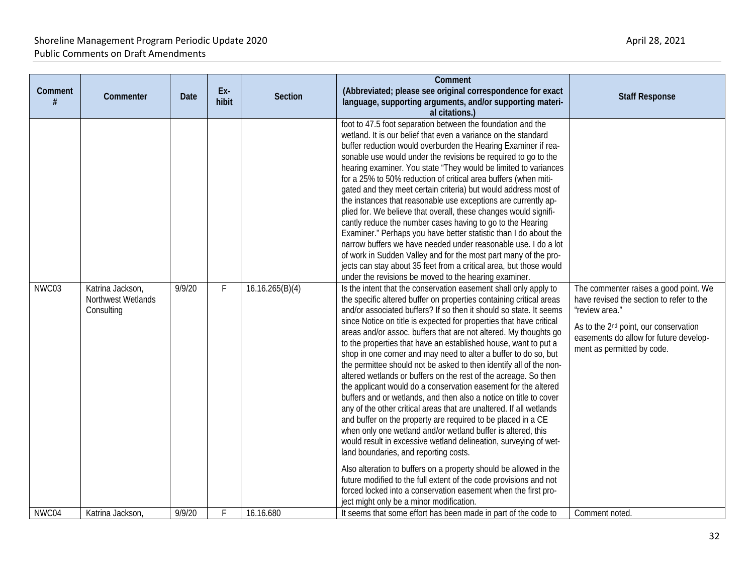| Comment # | Commenter | Date | Ex-hibit | Section | Comment (Abbreviated; please see original correspondence for exact language, supporting arguments, and/or supporting material citations.) | Staff Response |
|---|---|---|---|---|---|---|
| | | | | | foot to 47.5 foot separation between the foundation and the wetland. It is our belief that even a variance on the standard buffer reduction would overburden the Hearing Examiner if reasonable use would under the revisions be required to go to the hearing examiner. You state "They would be limited to variances for a 25% to 50% reduction of critical area buffers (when mitigated and they meet certain criteria) but would address most of the instances that reasonable use exceptions are currently applied for. We believe that overall, these changes would significantly reduce the number cases having to go to the Hearing Examiner." Perhaps you have better statistic than I do about the narrow buffers we have needed under reasonable use. I do a lot of work in Sudden Valley and for the most part many of the projects can stay about 35 feet from a critical area, but those would under the revisions be moved to the hearing examiner. | |
| NWC03 | Katrina Jackson, Northwest Wetlands Consulting | 9/9/20 | F | 16.16.265(B)(4) | Is the intent that the conservation easement shall only apply to the specific altered buffer on properties containing critical areas and/or associated buffers? If so then it should so state. It seems since Notice on title is expected for properties that have critical areas and/or assoc. buffers that are not altered. My thoughts go to the properties that have an established house, want to put a shop in one corner and may need to alter a buffer to do so, but the permittee should not be asked to then identify all of the non-altered wetlands or buffers on the rest of the acreage. So then the applicant would do a conservation easement for the altered buffers and or wetlands, and then also a notice on title to cover any of the other critical areas that are unaltered. If all wetlands and buffer on the property are required to be placed in a CE when only one wetland and/or wetland buffer is altered, this would result in excessive wetland delineation, surveying of wetland boundaries, and reporting costs.<br><br>Also alteration to buffers on a property should be allowed in the future modified to the full extent of the code provisions and not forced locked into a conservation easement when the first project might only be a minor modification. | The commenter raises a good point. We have revised the section to refer to the "review area."<br><br>As to the 2nd point, our conservation easements do allow for future development as permitted by code. |
| NWC04 | Katrina Jackson, | 9/9/20 | F | 16.16.680 | It seems that some effort has been made in part of the code to | Comment noted. |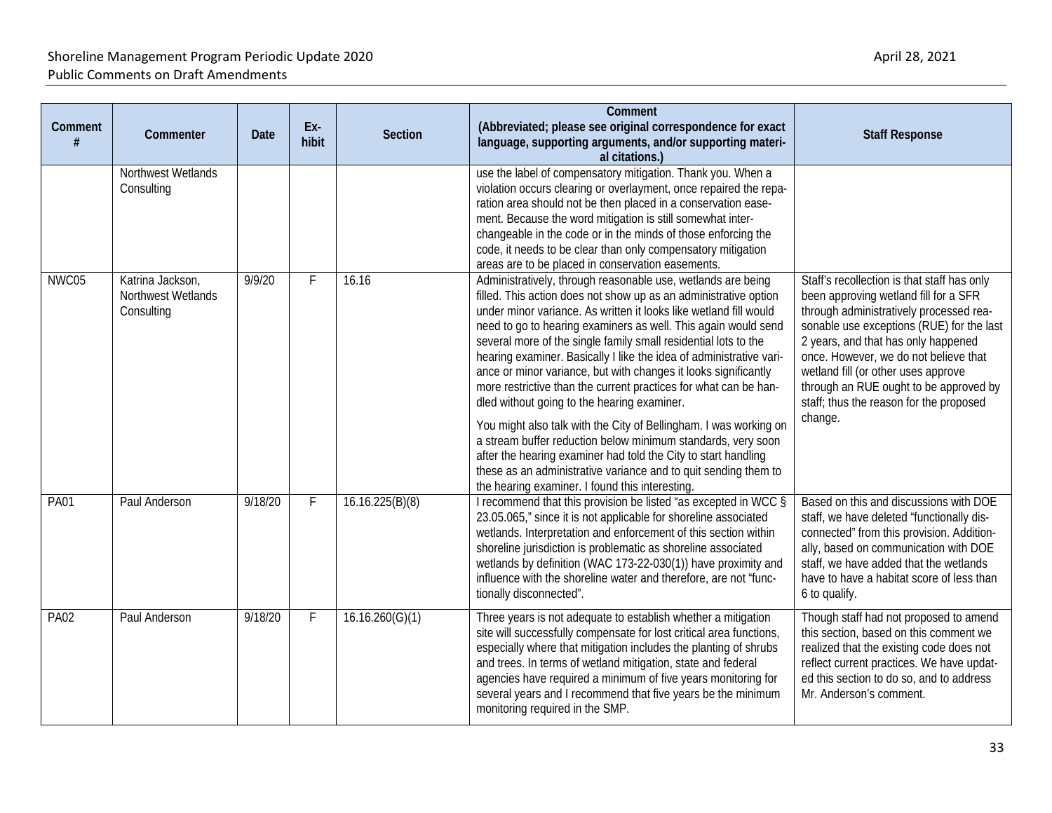| Comment # | Commenter | Date | Ex-hibit | Section | Comment (Abbreviated; please see original correspondence for exact language, supporting arguments, and/or supporting material citations.) | Staff Response |
|---|---|---|---|---|---|---|
| | Northwest Wetlands Consulting | | | | use the label of compensatory mitigation. Thank you. When a violation occurs clearing or overlayment, once repaired the reparation area should not be then placed in a conservation easement. Because the word mitigation is still somewhat interchangeable in the code or in the minds of those enforcing the code, it needs to be clear than only compensatory mitigation areas are to be placed in conservation easements. | |
| NWC05 | Katrina Jackson, Northwest Wetlands Consulting | 9/9/20 | F | 16.16 | Administratively, through reasonable use, wetlands are being filled. This action does not show up as an administrative option under minor variance. As written it looks like wetland fill would need to go to hearing examiners as well. This again would send several more of the single family small residential lots to the hearing examiner. Basically I like the idea of administrative variance or minor variance, but with changes it looks significantly more restrictive than the current practices for what can be handled without going to the hearing examiner.<br><br>You might also talk with the City of Bellingham. I was working on a stream buffer reduction below minimum standards, very soon after the hearing examiner had told the City to start handling these as an administrative variance and to quit sending them to the hearing examiner. I found this interesting. | Staff's recollection is that staff has only been approving wetland fill for a SFR through administratively processed reasonable use exceptions (RUE) for the last 2 years, and that has only happened once. However, we do not believe that wetland fill (or other uses approve through an RUE ought to be approved by staff; thus the reason for the proposed change. |
| PA01 | Paul Anderson | 9/18/20 | F | 16.16.225(B)(8) | I recommend that this provision be listed "as excepted in WCC § 23.05.065," since it is not applicable for shoreline associated wetlands. Interpretation and enforcement of this section within shoreline jurisdiction is problematic as shoreline associated wetlands by definition (WAC 173-22-030(1)) have proximity and influence with the shoreline water and therefore, are not "functionally disconnected". | Based on this and discussions with DOE staff, we have deleted "functionally disconnected" from this provision. Additionally, based on communication with DOE staff, we have added that the wetlands have to have a habitat score of less than 6 to qualify. |
| PA02 | Paul Anderson | 9/18/20 | F | 16.16.260(G)(1) | Three years is not adequate to establish whether a mitigation site will successfully compensate for lost critical area functions, especially where that mitigation includes the planting of shrubs and trees. In terms of wetland mitigation, state and federal agencies have required a minimum of five years monitoring for several years and I recommend that five years be the minimum monitoring required in the SMP. | Though staff had not proposed to amend this section, based on this comment we realized that the existing code does not reflect current practices. We have updated this section to do so, and to address Mr. Anderson's comment. |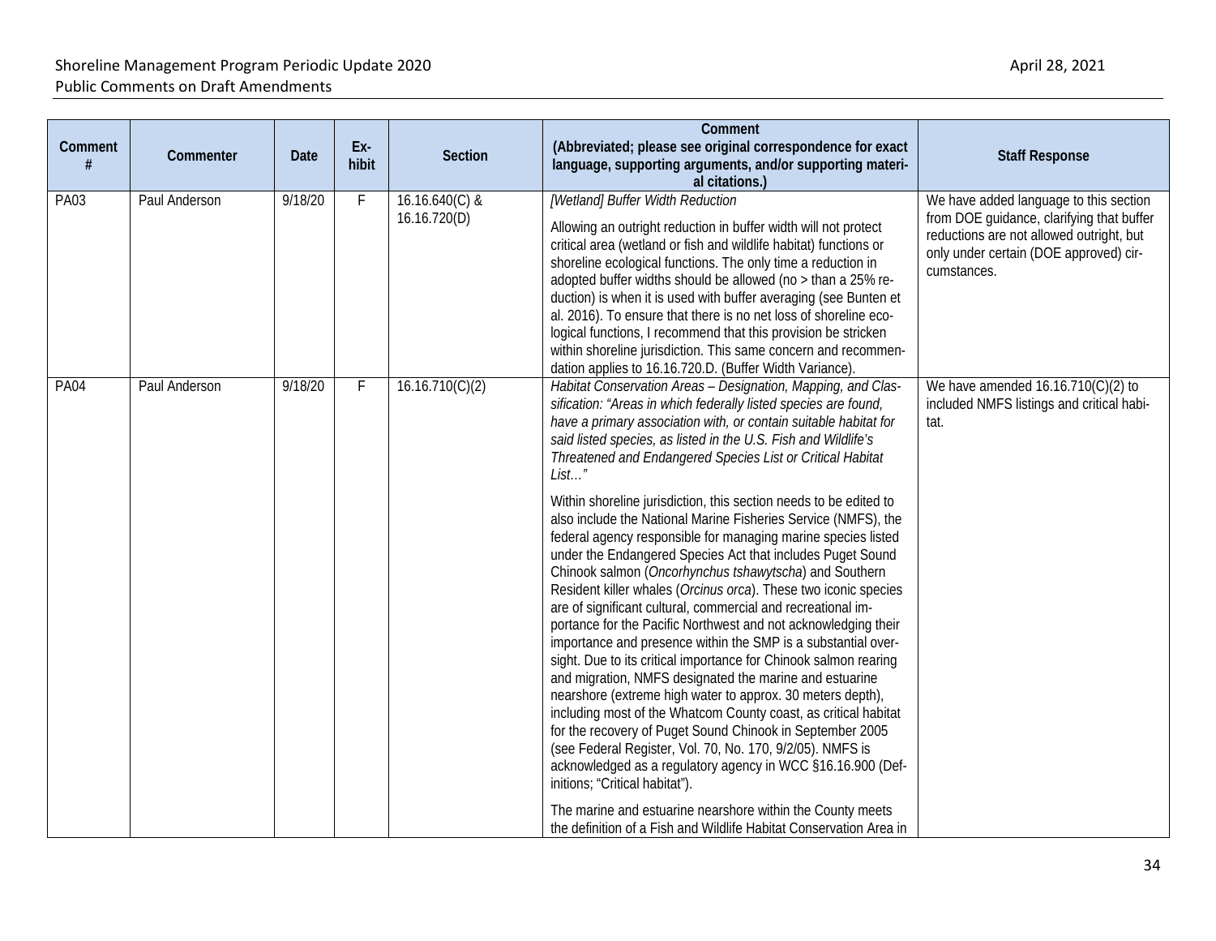| Comment # | Commenter | Date | Ex-hibit | Section | Comment (Abbreviated; please see original correspondence for exact language, supporting arguments, and/or supporting material citations.) | Staff Response |
|---|---|---|---|---|---|---|
| PA03 | Paul Anderson | 9/18/20 | F | 16.16.640(C) & 16.16.720(D) | *[Wetland] Buffer Width Reduction*<br><br>Allowing an outright reduction in buffer width will not protect critical area (wetland or fish and wildlife habitat) functions or shoreline ecological functions. The only time a reduction in adopted buffer widths should be allowed (no > than a 25% reduction) is when it is used with buffer averaging (see Bunten et al. 2016). To ensure that there is no net loss of shoreline ecological functions, I recommend that this provision be stricken within shoreline jurisdiction. This same concern and recommendation applies to 16.16.720.D. (Buffer Width Variance). | We have added language to this section from DOE guidance, clarifying that buffer reductions are not allowed outright, but only under certain (DOE approved) circumstances. |
| PA04 | Paul Anderson | 9/18/20 | F | 16.16.710(C)(2) | *Habitat Conservation Areas – Designation, Mapping, and Classification: "Areas in which federally listed species are found, have a primary association with, or contain suitable habitat for said listed species, as listed in the U.S. Fish and Wildlife's Threatened and Endangered Species List or Critical Habitat List…"*<br><br>Within shoreline jurisdiction, this section needs to be edited to also include the National Marine Fisheries Service (NMFS), the federal agency responsible for managing marine species listed under the Endangered Species Act that includes Puget Sound Chinook salmon (*Oncorhynchus tshawytscha*) and Southern Resident killer whales (*Orcinus orca*). These two iconic species are of significant cultural, commercial and recreational importance for the Pacific Northwest and not acknowledging their importance and presence within the SMP is a substantial oversight. Due to its critical importance for Chinook salmon rearing and migration, NMFS designated the marine and estuarine nearshore (extreme high water to approx. 30 meters depth), including most of the Whatcom County coast, as critical habitat for the recovery of Puget Sound Chinook in September 2005 (see Federal Register, Vol. 70, No. 170, 9/2/05). NMFS is acknowledged as a regulatory agency in WCC §16.16.900 (Definitions; "Critical habitat").<br><br>The marine and estuarine nearshore within the County meets the definition of a Fish and Wildlife Habitat Conservation Area in | We have amended 16.16.710(C)(2) to included NMFS listings and critical habitat. |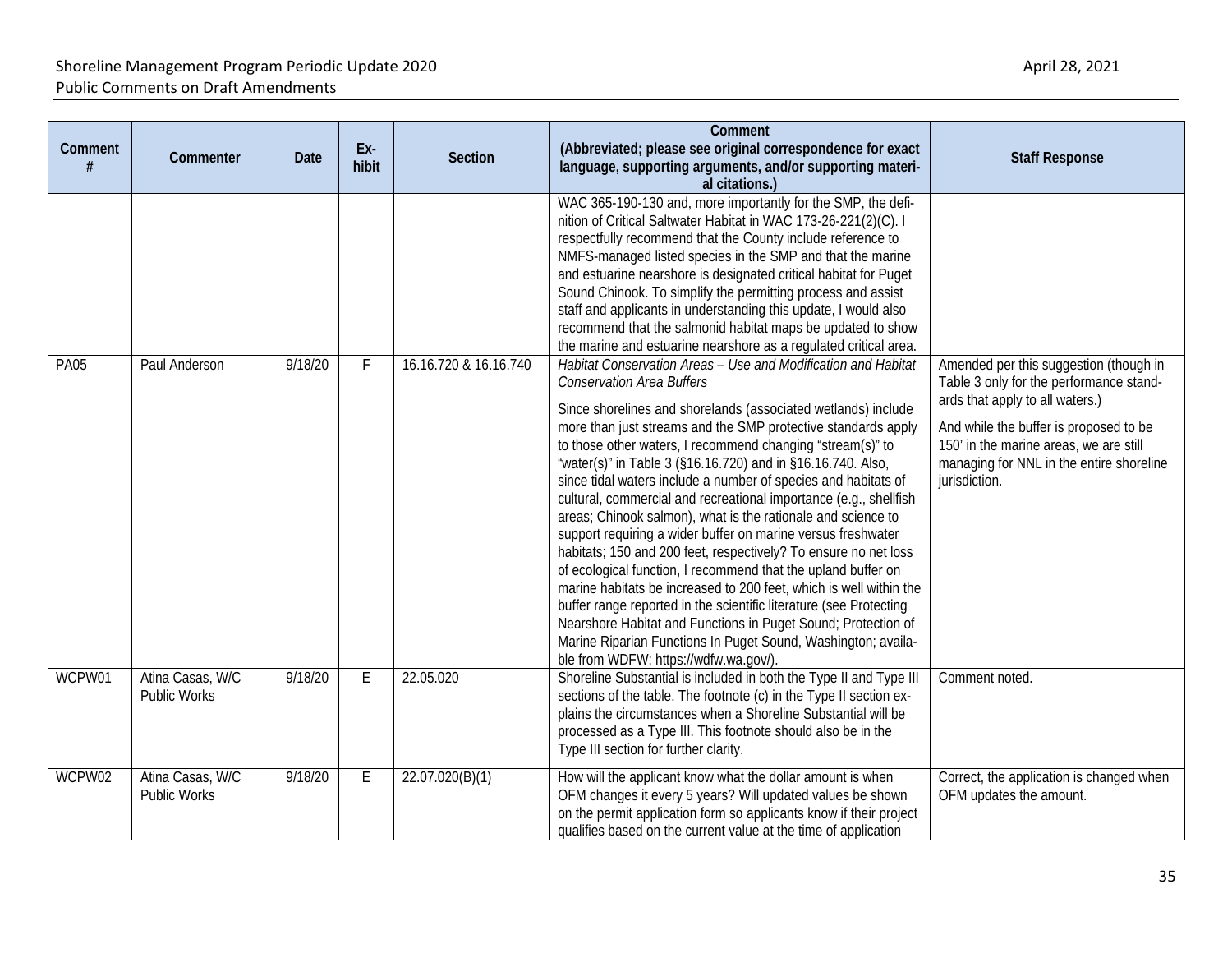| Comment # | Commenter | Date | Ex-hibit | Section | Comment (Abbreviated; please see original correspondence for exact language, supporting arguments, and/or supporting material citations.) | Staff Response |
|---|---|---|---|---|---|---|
| | | | | | WAC 365-190-130 and, more importantly for the SMP, the definition of Critical Saltwater Habitat in WAC 173-26-221(2)(C). I respectfully recommend that the County include reference to NMFS-managed listed species in the SMP and that the marine and estuarine nearshore is designated critical habitat for Puget Sound Chinook. To simplify the permitting process and assist staff and applicants in understanding this update, I would also recommend that the salmonid habitat maps be updated to show the marine and estuarine nearshore as a regulated critical area. | |
| PA05 | Paul Anderson | 9/18/20 | F | 16.16.720 & 16.16.740 | *Habitat Conservation Areas – Use and Modification and Habitat Conservation Area Buffers*<br><br>Since shorelines and shorelands (associated wetlands) include more than just streams and the SMP protective standards apply to those other waters, I recommend changing "stream(s)" to "water(s)" in Table 3 (§16.16.720) and in §16.16.740. Also, since tidal waters include a number of species and habitats of cultural, commercial and recreational importance (e.g., shellfish areas; Chinook salmon), what is the rationale and science to support requiring a wider buffer on marine versus freshwater habitats; 150 and 200 feet, respectively? To ensure no net loss of ecological function, I recommend that the upland buffer on marine habitats be increased to 200 feet, which is well within the buffer range reported in the scientific literature (see Protecting Nearshore Habitat and Functions in Puget Sound; Protection of Marine Riparian Functions In Puget Sound, Washington; available from WDFW: https://wdfw.wa.gov/). | Amended per this suggestion (though in Table 3 only for the performance standards that apply to all waters.)<br><br>And while the buffer is proposed to be 150' in the marine areas, we are still managing for NNL in the entire shoreline jurisdiction. |
| WCPW01 | Atina Casas, W/C Public Works | 9/18/20 | E | 22.05.020 | Shoreline Substantial is included in both the Type II and Type III sections of the table. The footnote (c) in the Type II section explains the circumstances when a Shoreline Substantial will be processed as a Type III. This footnote should also be in the Type III section for further clarity. | Comment noted. |
| WCPW02 | Atina Casas, W/C Public Works | 9/18/20 | E | 22.07.020(B)(1) | How will the applicant know what the dollar amount is when OFM changes it every 5 years? Will updated values be shown on the permit application form so applicants know if their project qualifies based on the current value at the time of application | Correct, the application is changed when OFM updates the amount. |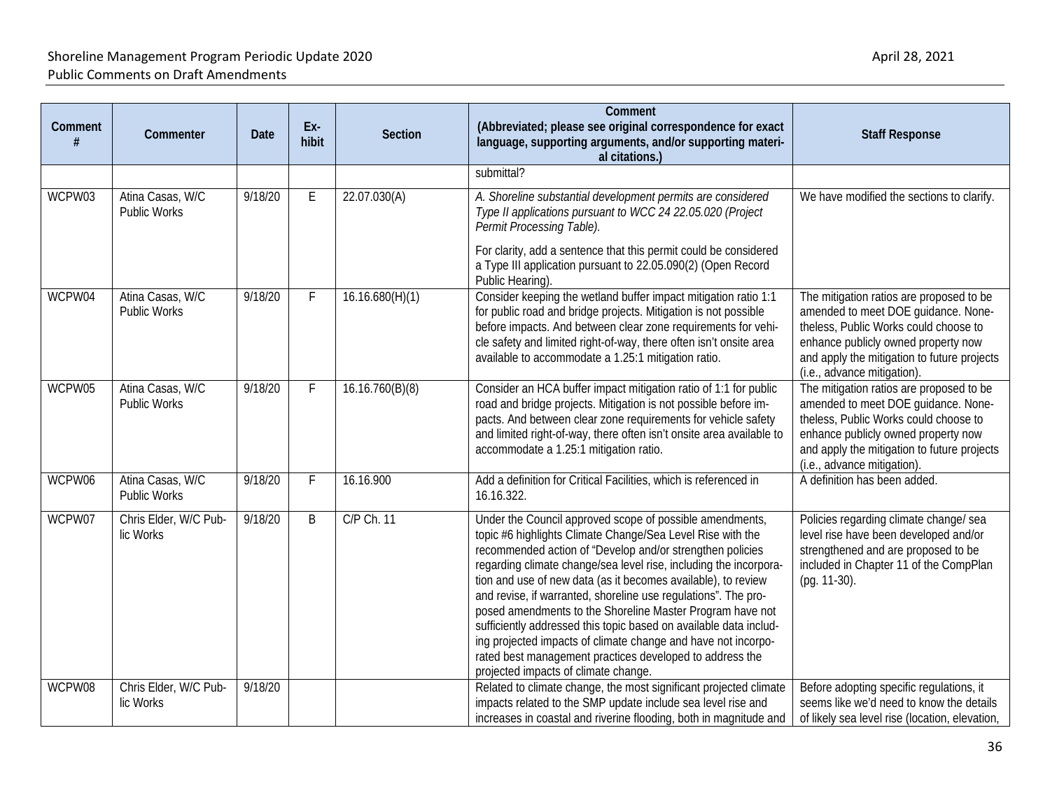| Comment # | Commenter | Date | Ex-hibit | Section | Comment (Abbreviated; please see original correspondence for exact language, supporting arguments, and/or supporting material citations.) | Staff Response |
|---|---|---|---|---|---|---|
| | | | | | submittal? | |
| WCPW03 | Atina Casas, W/C Public Works | 9/18/20 | E | 22.07.030(A) | *A. Shoreline substantial development permits are considered Type II applications pursuant to WCC 24 22.05.020 (Project Permit Processing Table).* For clarity, add a sentence that this permit could be considered a Type III application pursuant to 22.05.090(2) (Open Record Public Hearing). | We have modified the sections to clarify. |
| WCPW04 | Atina Casas, W/C Public Works | 9/18/20 | F | 16.16.680(H)(1) | Consider keeping the wetland buffer impact mitigation ratio 1:1 for public road and bridge projects. Mitigation is not possible before impacts. And between clear zone requirements for vehicle safety and limited right-of-way, there often isn't onsite area available to accommodate a 1.25:1 mitigation ratio. | The mitigation ratios are proposed to be amended to meet DOE guidance. Nonetheless, Public Works could choose to enhance publicly owned property now and apply the mitigation to future projects (i.e., advance mitigation). |
| WCPW05 | Atina Casas, W/C Public Works | 9/18/20 | F | 16.16.760(B)(8) | Consider an HCA buffer impact mitigation ratio of 1:1 for public road and bridge projects. Mitigation is not possible before impacts. And between clear zone requirements for vehicle safety and limited right-of-way, there often isn't onsite area available to accommodate a 1.25:1 mitigation ratio. | The mitigation ratios are proposed to be amended to meet DOE guidance. Nonetheless, Public Works could choose to enhance publicly owned property now and apply the mitigation to future projects (i.e., advance mitigation). |
| WCPW06 | Atina Casas, W/C Public Works | 9/18/20 | F | 16.16.900 | Add a definition for Critical Facilities, which is referenced in 16.16.322. | A definition has been added. |
| WCPW07 | Chris Elder, W/C Public Works | 9/18/20 | B | C/P Ch. 11 | Under the Council approved scope of possible amendments, topic #6 highlights Climate Change/Sea Level Rise with the recommended action of "Develop and/or strengthen policies regarding climate change/sea level rise, including the incorporation and use of new data (as it becomes available), to review and revise, if warranted, shoreline use regulations". The proposed amendments to the Shoreline Master Program have not sufficiently addressed this topic based on available data including projected impacts of climate change and have not incorporated best management practices developed to address the projected impacts of climate change. | Policies regarding climate change/ sea level rise have been developed and/or strengthened and are proposed to be included in Chapter 11 of the CompPlan (pg. 11-30). |
| WCPW08 | Chris Elder, W/C Public Works | 9/18/20 | | | Related to climate change, the most significant projected climate impacts related to the SMP update include sea level rise and increases in coastal and riverine flooding, both in magnitude and | Before adopting specific regulations, it seems like we'd need to know the details of likely sea level rise (location, elevation, |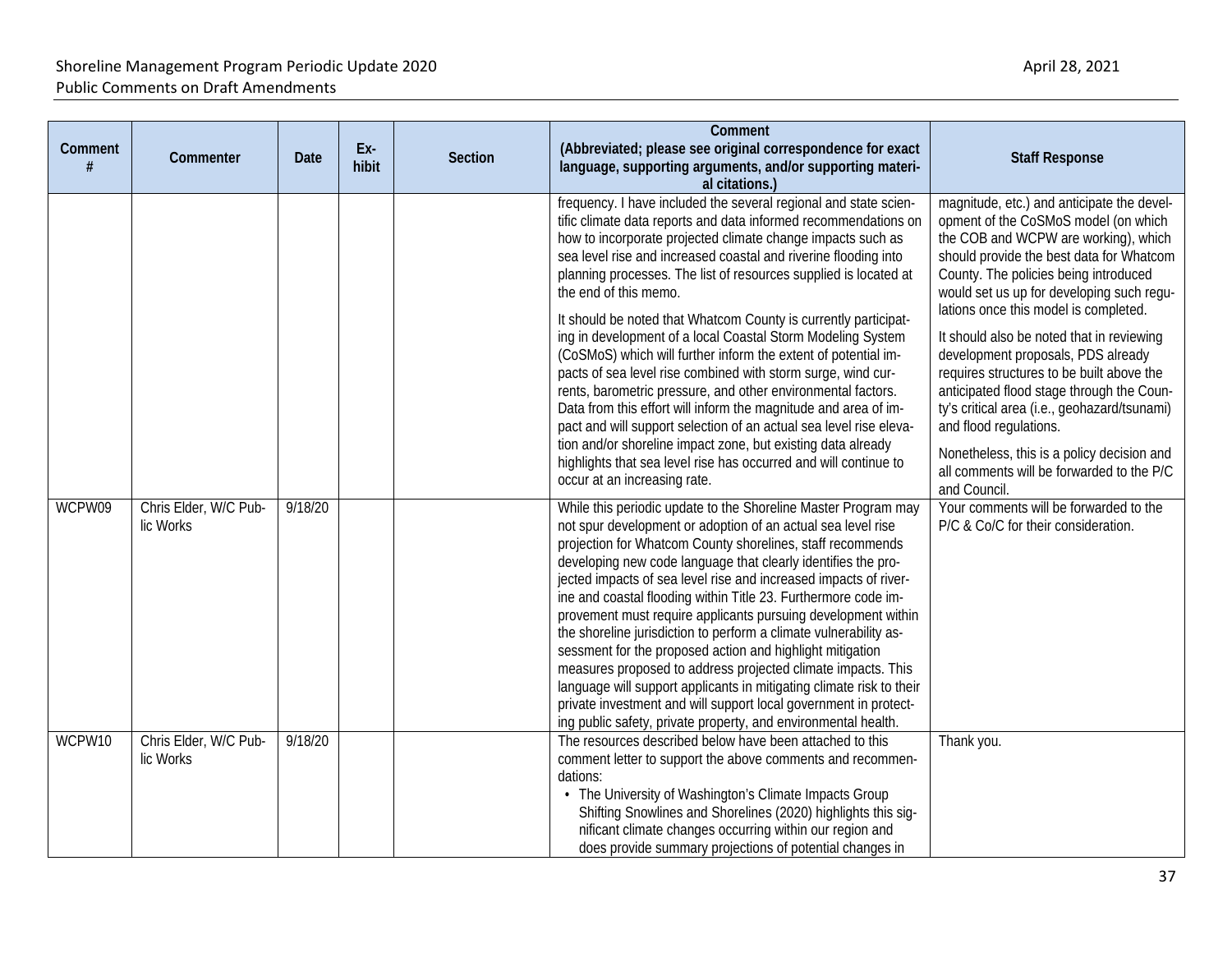| Comment # | Commenter | Date | Ex-hibit | Section | Comment (Abbreviated; please see original correspondence for exact language, supporting arguments, and/or supporting material citations.) | Staff Response |
|---|---|---|---|---|---|---|
| | | | | | frequency. I have included the several regional and state scientific climate data reports and data informed recommendations on how to incorporate projected climate change impacts such as sea level rise and increased coastal and riverine flooding into planning processes. The list of resources supplied is located at the end of this memo.<br><br>It should be noted that Whatcom County is currently participating in development of a local Coastal Storm Modeling System (CoSMoS) which will further inform the extent of potential impacts of sea level rise combined with storm surge, wind currents, barometric pressure, and other environmental factors. Data from this effort will inform the magnitude and area of impact and will support selection of an actual sea level rise elevation and/or shoreline impact zone, but existing data already highlights that sea level rise has occurred and will continue to occur at an increasing rate. | magnitude, etc.) and anticipate the development of the CoSMoS model (on which the COB and WCPW are working), which should provide the best data for Whatcom County. The policies being introduced would set us up for developing such regulations once this model is completed.<br><br>It should also be noted that in reviewing development proposals, PDS already requires structures to be built above the anticipated flood stage through the County's critical area (i.e., geohazard/tsunami) and flood regulations.<br><br>Nonetheless, this is a policy decision and all comments will be forwarded to the P/C and Council. |
| WCPW09 | Chris Elder, W/C Public Works | 9/18/20 | | | While this periodic update to the Shoreline Master Program may not spur development or adoption of an actual sea level rise projection for Whatcom County shorelines, staff recommends developing new code language that clearly identifies the projected impacts of sea level rise and increased impacts of riverine and coastal flooding within Title 23. Furthermore code improvement must require applicants pursuing development within the shoreline jurisdiction to perform a climate vulnerability assessment for the proposed action and highlight mitigation measures proposed to address projected climate impacts. This language will support applicants in mitigating climate risk to their private investment and will support local government in protecting public safety, private property, and environmental health. | Your comments will be forwarded to the P/C & Co/C for their consideration. |
| WCPW10 | Chris Elder, W/C Public Works | 9/18/20 | | | The resources described below have been attached to this comment letter to support the above comments and recommendations:<br>• The University of Washington's Climate Impacts Group Shifting Snowlines and Shorelines (2020) highlights this significant climate changes occurring within our region and does provide summary projections of potential changes in | Thank you. |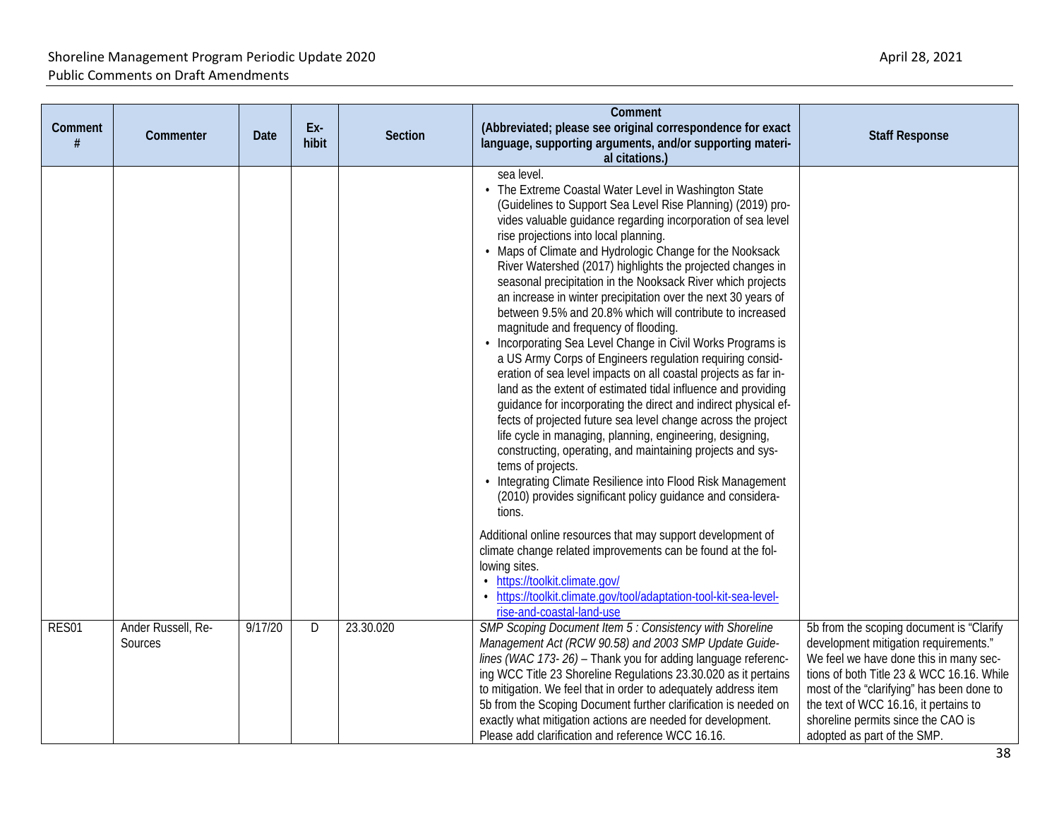| Comment # | Commenter | Date | Ex-hibit | Section | Comment (Abbreviated; please see original correspondence for exact language, supporting arguments, and/or supporting material citations.) | Staff Response |
|---|---|---|---|---|---|---|
| | | | | | sea level.<br>• The Extreme Coastal Water Level in Washington State (Guidelines to Support Sea Level Rise Planning) (2019) provides valuable guidance regarding incorporation of sea level rise projections into local planning.<br>• Maps of Climate and Hydrologic Change for the Nooksack River Watershed (2017) highlights the projected changes in seasonal precipitation in the Nooksack River which projects an increase in winter precipitation over the next 30 years of between 9.5% and 20.8% which will contribute to increased magnitude and frequency of flooding.<br>• Incorporating Sea Level Change in Civil Works Programs is a US Army Corps of Engineers regulation requiring consideration of sea level impacts on all coastal projects as far inland as the extent of estimated tidal influence and providing guidance for incorporating the direct and indirect physical effects of projected future sea level change across the project life cycle in managing, planning, engineering, designing, constructing, operating, and maintaining projects and systems of projects.<br>• Integrating Climate Resilience into Flood Risk Management (2010) provides significant policy guidance and considerations.<br><br>Additional online resources that may support development of climate change related improvements can be found at the following sites.<br>• https://toolkit.climate.gov/<br>• https://toolkit.climate.gov/tool/adaptation-tool-kit-sea-level-rise-and-coastal-land-use | |
| RES01 | Ander Russell, Re-Sources | 9/17/20 | D | 23.30.020 | *SMP Scoping Document Item 5 : Consistency with Shoreline Management Act (RCW 90.58) and 2003 SMP Update Guidelines (WAC 173- 26)* – Thank you for adding language referencing WCC Title 23 Shoreline Regulations 23.30.020 as it pertains to mitigation. We feel that in order to adequately address item 5b from the Scoping Document further clarification is needed on exactly what mitigation actions are needed for development. Please add clarification and reference WCC 16.16. | 5b from the scoping document is "Clarify development mitigation requirements." We feel we have done this in many sections of both Title 23 & WCC 16.16. While most of the "clarifying" has been done to the text of WCC 16.16, it pertains to shoreline permits since the CAO is adopted as part of the SMP. |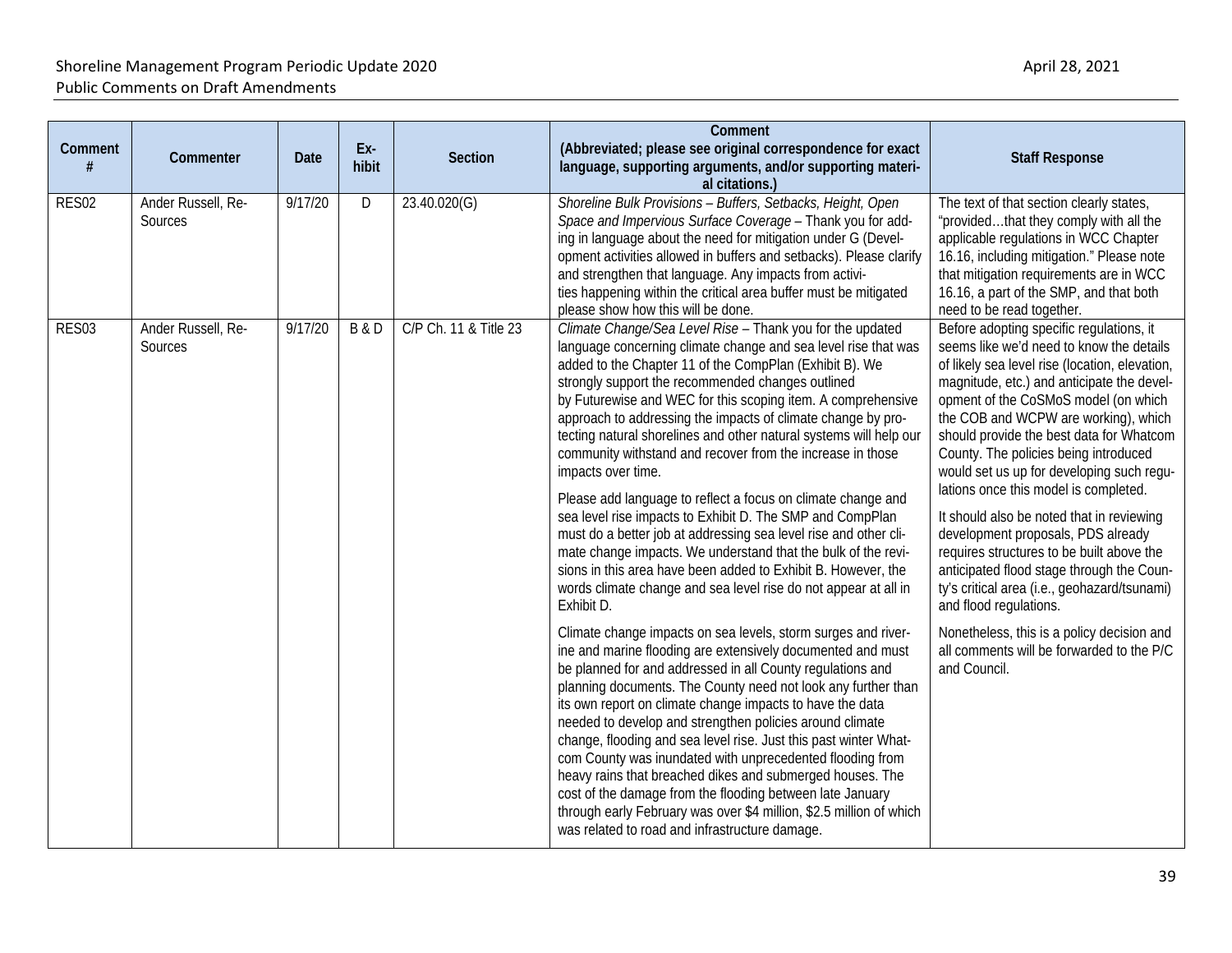| Comment # | Commenter | Date | Exhibit | Section | Comment (Abbreviated; please see original correspondence for exact language, supporting arguments, and/or supporting material citations.) | Staff Response |
|---|---|---|---|---|---|---|
| RES02 | Ander Russell, Re-Sources | 9/17/20 | D | 23.40.020(G) | *Shoreline Bulk Provisions – Buffers, Setbacks, Height, Open Space and Impervious Surface Coverage* – Thank you for adding in language about the need for mitigation under G (Development activities allowed in buffers and setbacks). Please clarify and strengthen that language. Any impacts from activities happening within the critical area buffer must be mitigated please show how this will be done. | The text of that section clearly states, "provided…that they comply with all the applicable regulations in WCC Chapter 16.16, including mitigation." Please note that mitigation requirements are in WCC 16.16, a part of the SMP, and that both need to be read together. |
| RES03 | Ander Russell, Re-Sources | 9/17/20 | B & D | C/P Ch. 11 & Title 23 | *Climate Change/Sea Level Rise* – Thank you for the updated language concerning climate change and sea level rise that was added to the Chapter 11 of the CompPlan (Exhibit B). We strongly support the recommended changes outlined by Futurewise and WEC for this scoping item. A comprehensive approach to addressing the impacts of climate change by protecting natural shorelines and other natural systems will help our community withstand and recover from the increase in those impacts over time.<br><br>Please add language to reflect a focus on climate change and sea level rise impacts to Exhibit D. The SMP and CompPlan must do a better job at addressing sea level rise and other climate change impacts. We understand that the bulk of the revisions in this area have been added to Exhibit B. However, the words climate change and sea level rise do not appear at all in Exhibit D.<br><br>Climate change impacts on sea levels, storm surges and riverine and marine flooding are extensively documented and must be planned for and addressed in all County regulations and planning documents. The County need not look any further than its own report on climate change impacts to have the data needed to develop and strengthen policies around climate change, flooding and sea level rise. Just this past winter Whatcom County was inundated with unprecedented flooding from heavy rains that breached dikes and submerged houses. The cost of the damage from the flooding between late January through early February was over $4 million, $2.5 million of which was related to road and infrastructure damage. | Before adopting specific regulations, it seems like we'd need to know the details of likely sea level rise (location, elevation, magnitude, etc.) and anticipate the development of the CoSMoS model (on which the COB and WCPW are working), which should provide the best data for Whatcom County. The policies being introduced would set us up for developing such regulations once this model is completed.<br><br>It should also be noted that in reviewing development proposals, PDS already requires structures to be built above the anticipated flood stage through the County's critical area (i.e., geohazard/tsunami) and flood regulations.<br><br>Nonetheless, this is a policy decision and all comments will be forwarded to the P/C and Council. |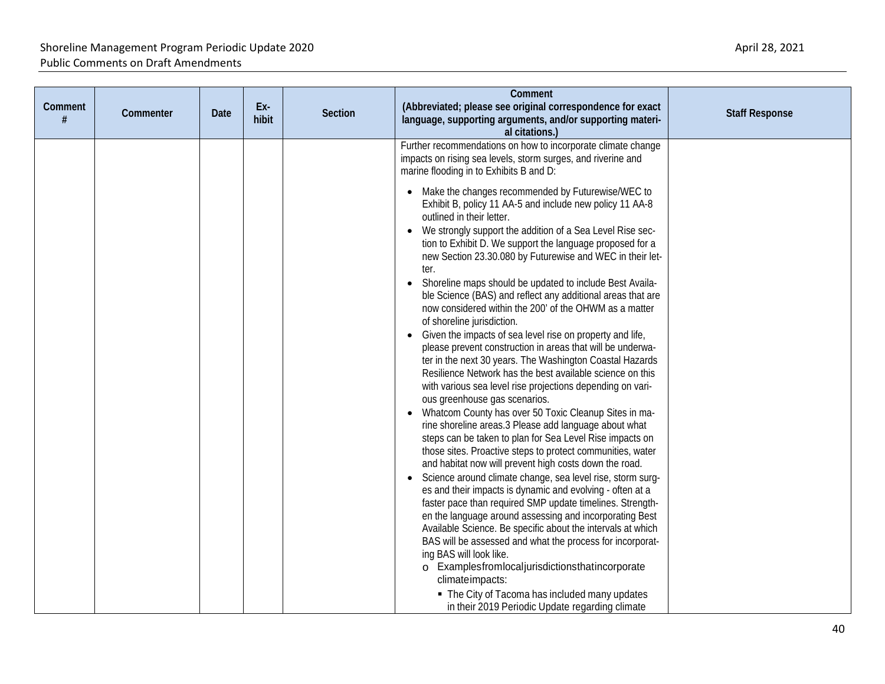| Comment # | Commenter | Date | Ex-hibit | Section | Comment (Abbreviated; please see original correspondence for exact language, supporting arguments, and/or supporting material citations.) | Staff Response |
|---|---|---|---|---|---|---|
| | | | | | Further recommendations on how to incorporate climate change impacts on rising sea levels, storm surges, and riverine and marine flooding in to Exhibits B and D:<br><br>• Make the changes recommended by Futurewise/WEC to Exhibit B, policy 11 AA-5 and include new policy 11 AA-8 outlined in their letter.<br>• We strongly support the addition of a Sea Level Rise section to Exhibit D. We support the language proposed for a new Section 23.30.080 by Futurewise and WEC in their letter.<br>• Shoreline maps should be updated to include Best Available Science (BAS) and reflect any additional areas that are now considered within the 200' of the OHWM as a matter of shoreline jurisdiction.<br>• Given the impacts of sea level rise on property and life, please prevent construction in areas that will be underwater in the next 30 years. The Washington Coastal Hazards Resilience Network has the best available science on this with various sea level rise projections depending on various greenhouse gas scenarios.<br>• Whatcom County has over 50 Toxic Cleanup Sites in marine shoreline areas.3 Please add language about what steps can be taken to plan for Sea Level Rise impacts on those sites. Proactive steps to protect communities, water and habitat now will prevent high costs down the road.<br>• Science around climate change, sea level rise, storm surges and their impacts is dynamic and evolving - often at a faster pace than required SMP update timelines. Strengthen the language around assessing and incorporating Best Available Science. Be specific about the intervals at which BAS will be assessed and what the process for incorporating BAS will look like.<br>&nbsp;&nbsp;o Examples from local jurisdictions that incorporate climate impacts:<br>&nbsp;&nbsp;&nbsp;&nbsp;▪ The City of Tacoma has included many updates in their 2019 Periodic Update regarding climate | |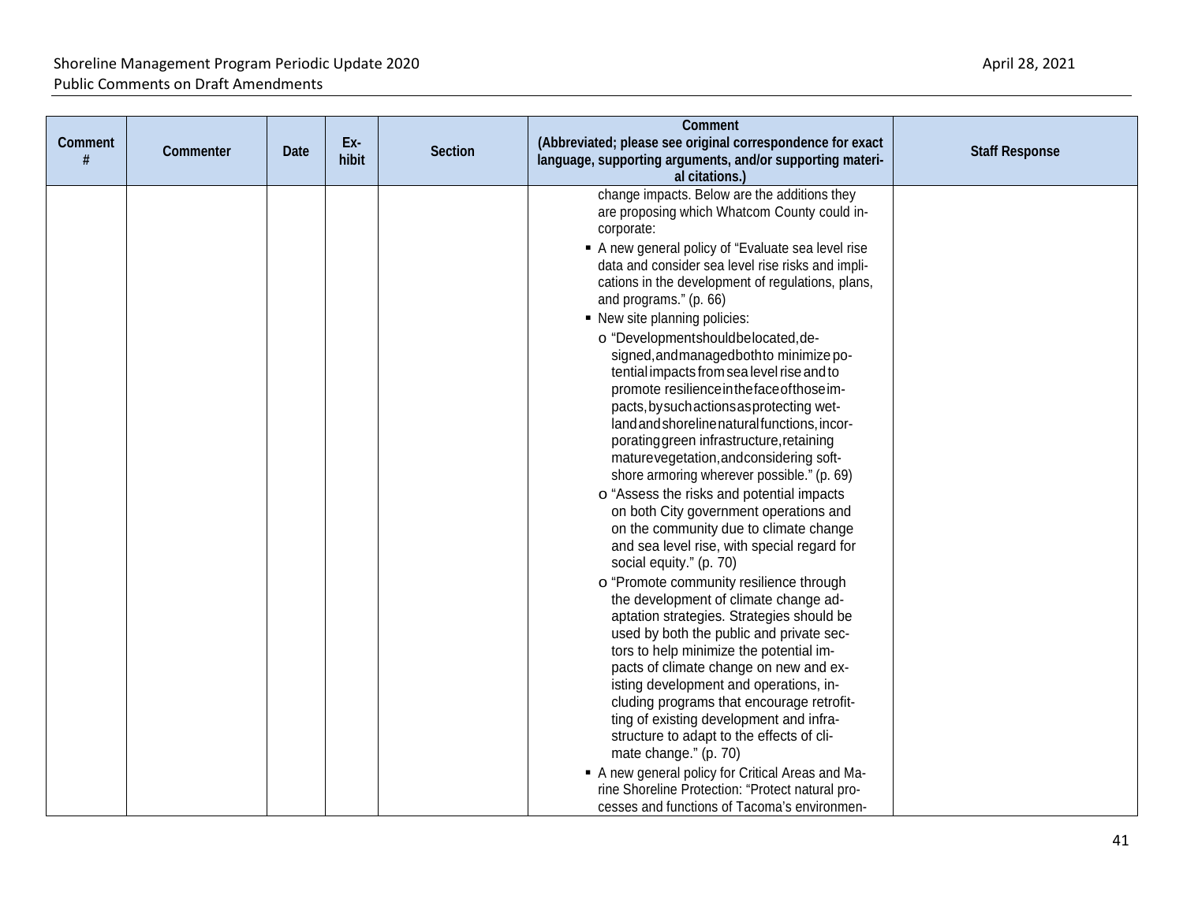| Comment # | Commenter | Date | Ex-hibit | Section | Comment (Abbreviated; please see original correspondence for exact language, supporting arguments, and/or supporting material citations.) | Staff Response |
|---|---|---|---|---|---|---|
| | | | | | change impacts. Below are the additions they are proposing which Whatcom County could incorporate:<br>▪ A new general policy of "Evaluate sea level rise data and consider sea level rise risks and implications in the development of regulations, plans, and programs." (p. 66)<br>▪ New site planning policies:<br>o "Development should be located, designed, and managed both to minimize potential impacts from sea level rise and to promote resilience in the face of those impacts, by such actions as protecting wetland and shoreline natural functions, incorporating green infrastructure, retaining mature vegetation, and considering soft-shore armoring wherever possible." (p. 69)<br>o "Assess the risks and potential impacts on both City government operations and on the community due to climate change and sea level rise, with special regard for social equity." (p. 70)<br>o "Promote community resilience through the development of climate change adaptation strategies. Strategies should be used by both the public and private sectors to help minimize the potential impacts of climate change on new and existing development and operations, including programs that encourage retrofitting of existing development and infrastructure to adapt to the effects of climate change." (p. 70)<br>▪ A new general policy for Critical Areas and Marine Shoreline Protection: "Protect natural processes and functions of Tacoma's environmen- | |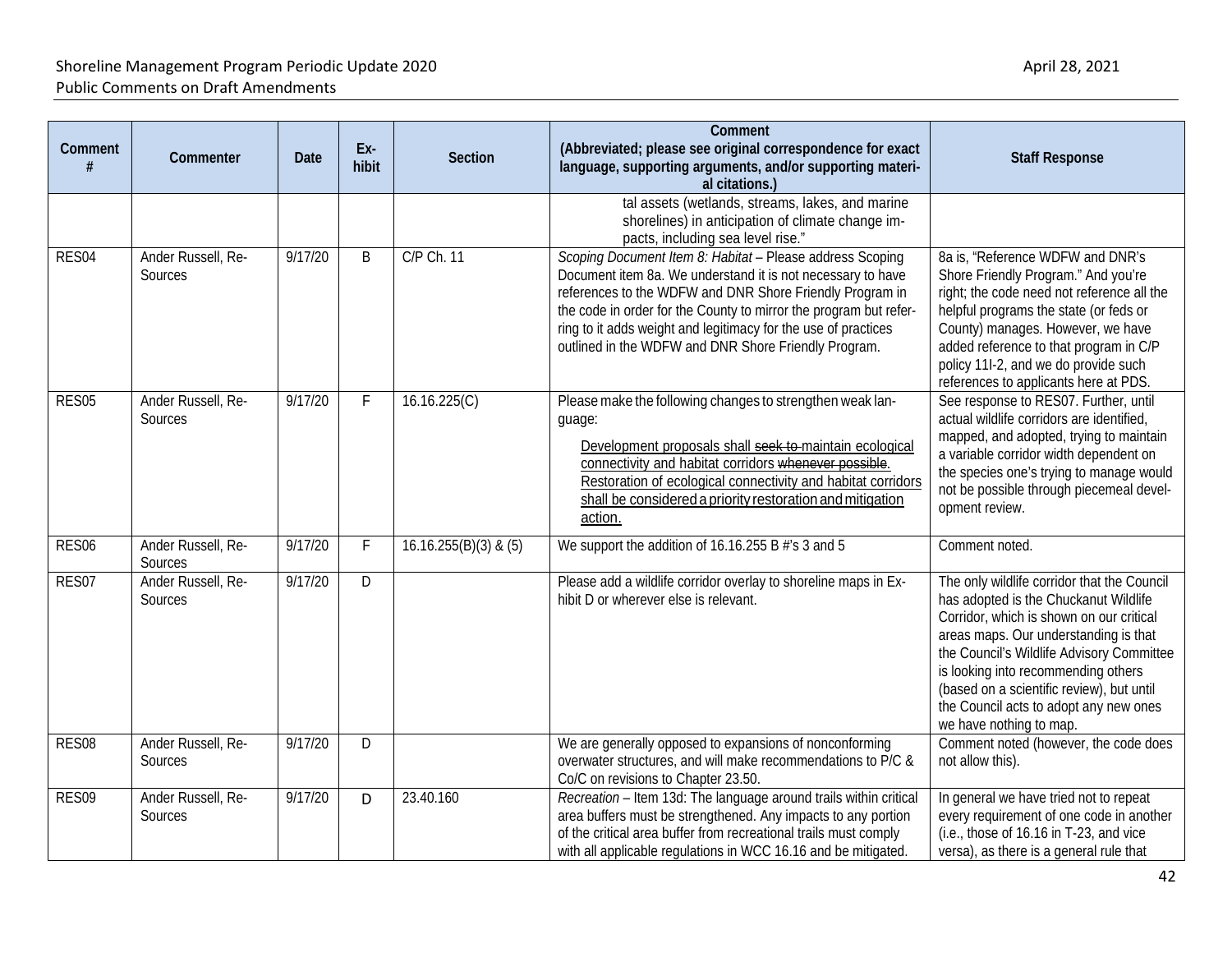| Comment # | Commenter | Date | Ex-hibit | Section | Comment (Abbreviated; please see original correspondence for exact language, supporting arguments, and/or supporting material citations.) | Staff Response |
|---|---|---|---|---|---|---|
| | | | | | tal assets (wetlands, streams, lakes, and marine shorelines) in anticipation of climate change impacts, including sea level rise." | |
| RES04 | Ander Russell, Re-Sources | 9/17/20 | B | C/P Ch. 11 | *Scoping Document Item 8: Habitat* – Please address Scoping Document item 8a. We understand it is not necessary to have references to the WDFW and DNR Shore Friendly Program in the code in order for the County to mirror the program but referring to it adds weight and legitimacy for the use of practices outlined in the WDFW and DNR Shore Friendly Program. | 8a is, "Reference WDFW and DNR's Shore Friendly Program." And you're right; the code need not reference all the helpful programs the state (or feds or County) manages. However, we have added reference to that program in C/P policy 11I-2, and we do provide such references to applicants here at PDS. |
| RES05 | Ander Russell, Re-Sources | 9/17/20 | F | 16.16.225(C) | Please make the following changes to strengthen weak language: <br><br> <u>Development proposals shall</u> ~~seek to~~ <u>maintain ecological connectivity and habitat corridors</u> ~~whenever possible.~~ <u>Restoration of ecological connectivity and habitat corridors shall be considered a priority restoration and mitigation action.</u> | See response to RES07. Further, until actual wildlife corridors are identified, mapped, and adopted, trying to maintain a variable corridor width dependent on the species one's trying to manage would not be possible through piecemeal development review. |
| RES06 | Ander Russell, Re-Sources | 9/17/20 | F | 16.16.255(B)(3) & (5) | We support the addition of 16.16.255 B #'s 3 and 5 | Comment noted. |
| RES07 | Ander Russell, Re-Sources | 9/17/20 | D | | Please add a wildlife corridor overlay to shoreline maps in Exhibit D or wherever else is relevant. | The only wildlife corridor that the Council has adopted is the Chuckanut Wildlife Corridor, which is shown on our critical areas maps. Our understanding is that the Council's Wildlife Advisory Committee is looking into recommending others (based on a scientific review), but until the Council acts to adopt any new ones we have nothing to map. |
| RES08 | Ander Russell, Re-Sources | 9/17/20 | D | | We are generally opposed to expansions of nonconforming overwater structures, and will make recommendations to P/C & Co/C on revisions to Chapter 23.50. | Comment noted (however, the code does not allow this). |
| RES09 | Ander Russell, Re-Sources | 9/17/20 | D | 23.40.160 | *Recreation* – Item 13d: The language around trails within critical area buffers must be strengthened. Any impacts to any portion of the critical area buffer from recreational trails must comply with all applicable regulations in WCC 16.16 and be mitigated. | In general we have tried not to repeat every requirement of one code in another (i.e., those of 16.16 in T-23, and vice versa), as there is a general rule that |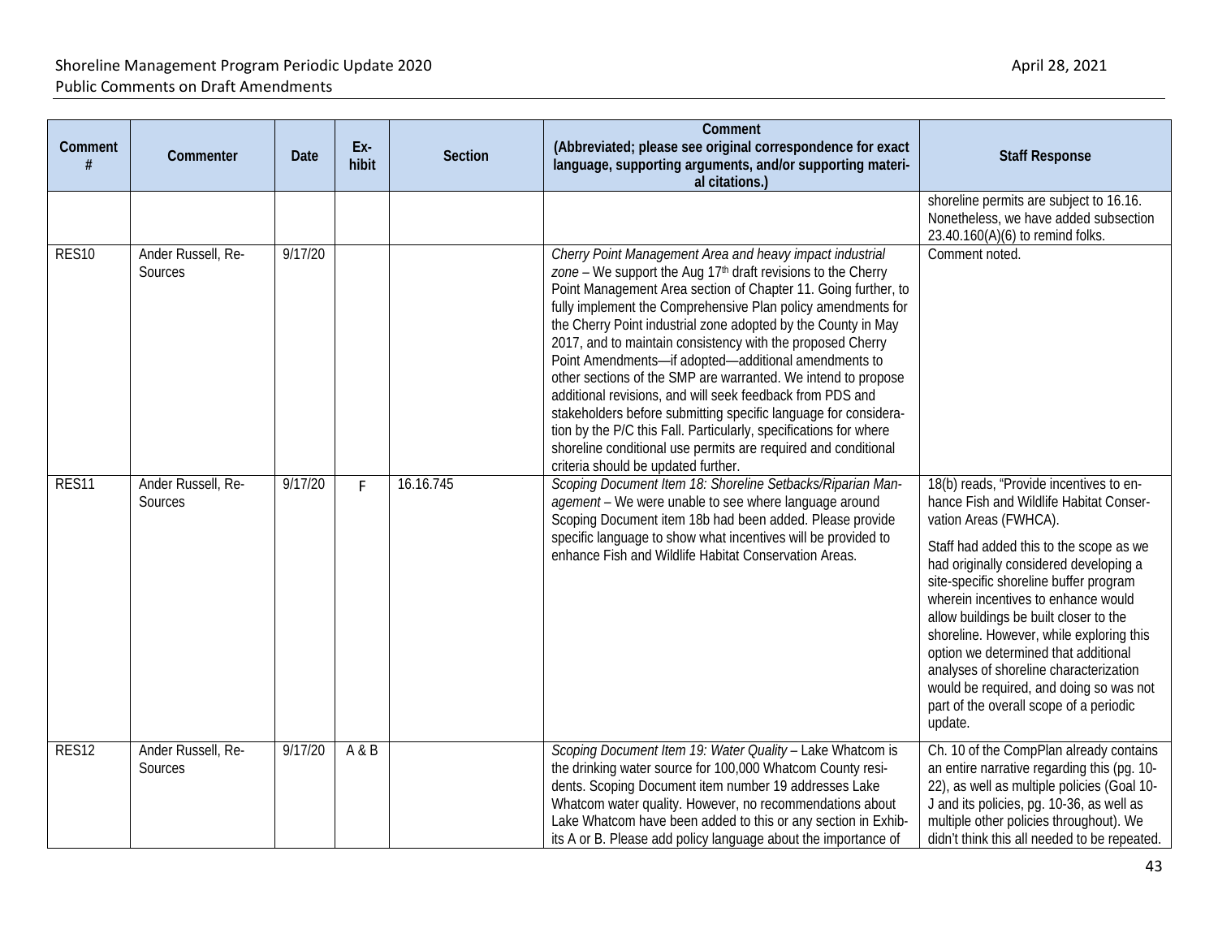| Comment # | Commenter | Date | Ex-hibit | Section | Comment (Abbreviated; please see original correspondence for exact language, supporting arguments, and/or supporting materi-al citations.) | Staff Response |
|---|---|---|---|---|---|---|
| | | | | | | shoreline permits are subject to 16.16. Nonetheless, we have added subsection 23.40.160(A)(6) to remind folks. |
| RES10 | Ander Russell, Re-Sources | 9/17/20 | | | *Cherry Point Management Area and heavy impact industrial zone* – We support the Aug 17th draft revisions to the Cherry Point Management Area section of Chapter 11. Going further, to fully implement the Comprehensive Plan policy amendments for the Cherry Point industrial zone adopted by the County in May 2017, and to maintain consistency with the proposed Cherry Point Amendments—if adopted—additional amendments to other sections of the SMP are warranted. We intend to propose additional revisions, and will seek feedback from PDS and stakeholders before submitting specific language for considera-tion by the P/C this Fall. Particularly, specifications for where shoreline conditional use permits are required and conditional criteria should be updated further. | Comment noted. |
| RES11 | Ander Russell, Re-Sources | 9/17/20 | F | 16.16.745 | *Scoping Document Item 18: Shoreline Setbacks/Riparian Man-agement* – We were unable to see where language around Scoping Document item 18b had been added. Please provide specific language to show what incentives will be provided to enhance Fish and Wildlife Habitat Conservation Areas. | 18(b) reads, "Provide incentives to en-hance Fish and Wildlife Habitat Conser-vation Areas (FWHCA).<br><br>Staff had added this to the scope as we had originally considered developing a site-specific shoreline buffer program wherein incentives to enhance would allow buildings be built closer to the shoreline. However, while exploring this option we determined that additional analyses of shoreline characterization would be required, and doing so was not part of the overall scope of a periodic update. |
| RES12 | Ander Russell, Re-Sources | 9/17/20 | A & B | | *Scoping Document Item 19: Water Quality* – Lake Whatcom is the drinking water source for 100,000 Whatcom County resi-dents. Scoping Document item number 19 addresses Lake Whatcom water quality. However, no recommendations about Lake Whatcom have been added to this or any section in Exhib-its A or B. Please add policy language about the importance of | Ch. 10 of the CompPlan already contains an entire narrative regarding this (pg. 10-22), as well as multiple policies (Goal 10-J and its policies, pg. 10-36, as well as multiple other policies throughout). We didn't think this all needed to be repeated. |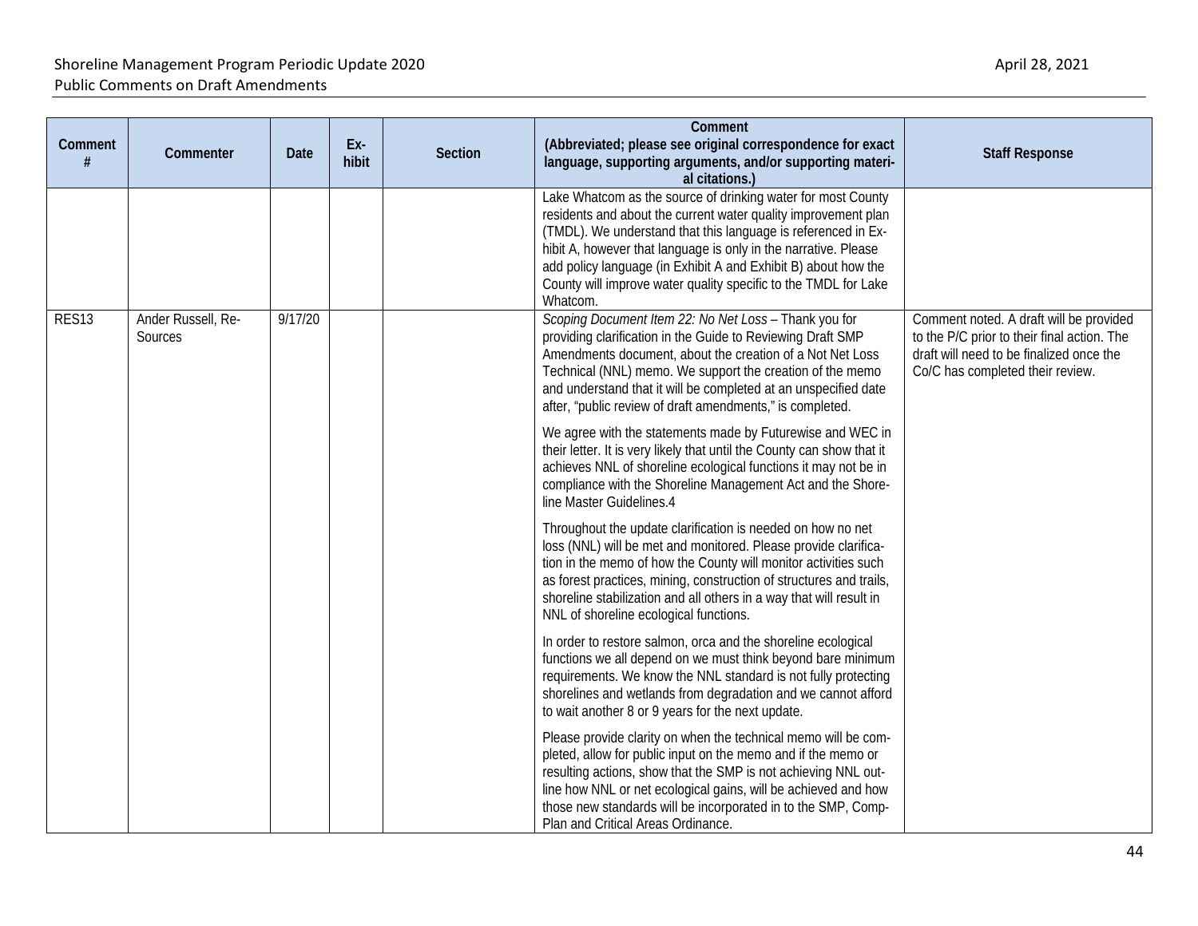| Comment # | Commenter | Date | Ex-hibit | Section | Comment (Abbreviated; please see original correspondence for exact language, supporting arguments, and/or supporting material citations.) | Staff Response |
|---|---|---|---|---|---|---|
| | | | | | Lake Whatcom as the source of drinking water for most County residents and about the current water quality improvement plan (TMDL). We understand that this language is referenced in Exhibit A, however that language is only in the narrative. Please add policy language (in Exhibit A and Exhibit B) about how the County will improve water quality specific to the TMDL for Lake Whatcom. | |
| RES13 | Ander Russell, Re-Sources | 9/17/20 | | | *Scoping Document Item 22: No Net Loss* – Thank you for providing clarification in the Guide to Reviewing Draft SMP Amendments document, about the creation of a Not Net Loss Technical (NNL) memo. We support the creation of the memo and understand that it will be completed at an unspecified date after, "public review of draft amendments," is completed.<br><br>We agree with the statements made by Futurewise and WEC in their letter. It is very likely that until the County can show that it achieves NNL of shoreline ecological functions it may not be in compliance with the Shoreline Management Act and the Shoreline Master Guidelines.4<br><br>Throughout the update clarification is needed on how no net loss (NNL) will be met and monitored. Please provide clarification in the memo of how the County will monitor activities such as forest practices, mining, construction of structures and trails, shoreline stabilization and all others in a way that will result in NNL of shoreline ecological functions.<br><br>In order to restore salmon, orca and the shoreline ecological functions we all depend on we must think beyond bare minimum requirements. We know the NNL standard is not fully protecting shorelines and wetlands from degradation and we cannot afford to wait another 8 or 9 years for the next update.<br><br>Please provide clarity on when the technical memo will be completed, allow for public input on the memo and if the memo or resulting actions, show that the SMP is not achieving NNL outline how NNL or net ecological gains, will be achieved and how those new standards will be incorporated in to the SMP, Comp-Plan and Critical Areas Ordinance. | Comment noted. A draft will be provided to the P/C prior to their final action. The draft will need to be finalized once the Co/C has completed their review. |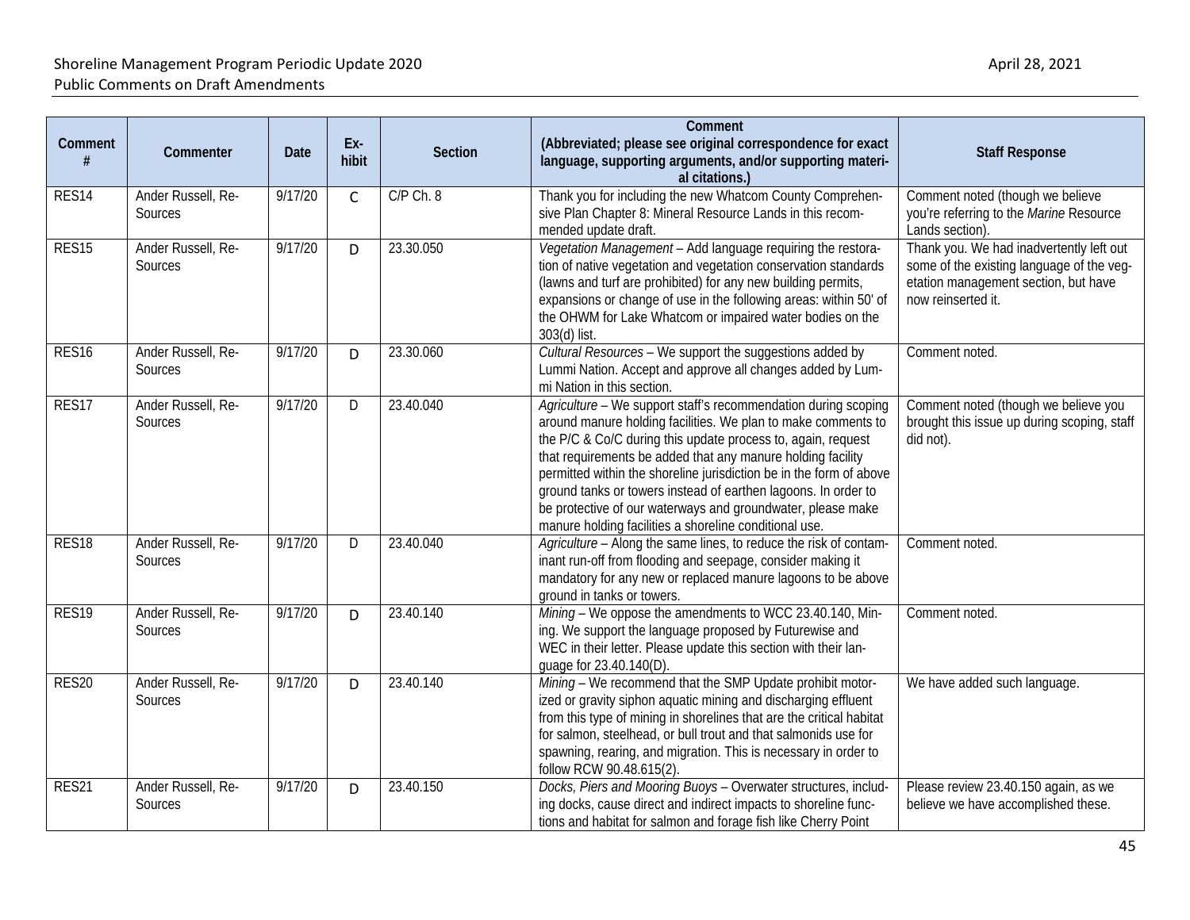| Comment # | Commenter | Date | Ex-hibit | Section | Comment (Abbreviated; please see original correspondence for exact language, supporting arguments, and/or supporting material citations.) | Staff Response |
|---|---|---|---|---|---|---|
| RES14 | Ander Russell, Re-Sources | 9/17/20 | C | C/P Ch. 8 | Thank you for including the new Whatcom County Comprehensive Plan Chapter 8: Mineral Resource Lands in this recommended update draft. | Comment noted (though we believe you're referring to the *Marine* Resource Lands section). |
| RES15 | Ander Russell, Re-Sources | 9/17/20 | D | 23.30.050 | *Vegetation Management* – Add language requiring the restoration of native vegetation and vegetation conservation standards (lawns and turf are prohibited) for any new building permits, expansions or change of use in the following areas: within 50' of the OHWM for Lake Whatcom or impaired water bodies on the 303(d) list. | Thank you. We had inadvertently left out some of the existing language of the vegetation management section, but have now reinserted it. |
| RES16 | Ander Russell, Re-Sources | 9/17/20 | D | 23.30.060 | *Cultural Resources* – We support the suggestions added by Lummi Nation. Accept and approve all changes added by Lummi Nation in this section. | Comment noted. |
| RES17 | Ander Russell, Re-Sources | 9/17/20 | D | 23.40.040 | *Agriculture* – We support staff's recommendation during scoping around manure holding facilities. We plan to make comments to the P/C & Co/C during this update process to, again, request that requirements be added that any manure holding facility permitted within the shoreline jurisdiction be in the form of above ground tanks or towers instead of earthen lagoons. In order to be protective of our waterways and groundwater, please make manure holding facilities a shoreline conditional use. | Comment noted (though we believe you brought this issue up during scoping, staff did not). |
| RES18 | Ander Russell, Re-Sources | 9/17/20 | D | 23.40.040 | *Agriculture* – Along the same lines, to reduce the risk of contaminant run-off from flooding and seepage, consider making it mandatory for any new or replaced manure lagoons to be above ground in tanks or towers. | Comment noted. |
| RES19 | Ander Russell, Re-Sources | 9/17/20 | D | 23.40.140 | *Mining* – We oppose the amendments to WCC 23.40.140, Mining. We support the language proposed by Futurewise and WEC in their letter. Please update this section with their language for 23.40.140(D). | Comment noted. |
| RES20 | Ander Russell, Re-Sources | 9/17/20 | D | 23.40.140 | *Mining* – We recommend that the SMP Update prohibit motorized or gravity siphon aquatic mining and discharging effluent from this type of mining in shorelines that are the critical habitat for salmon, steelhead, or bull trout and that salmonids use for spawning, rearing, and migration. This is necessary in order to follow RCW 90.48.615(2). | We have added such language. |
| RES21 | Ander Russell, Re-Sources | 9/17/20 | D | 23.40.150 | *Docks, Piers and Mooring Buoys* – Overwater structures, including docks, cause direct and indirect impacts to shoreline functions and habitat for salmon and forage fish like Cherry Point | Please review 23.40.150 again, as we believe we have accomplished these. |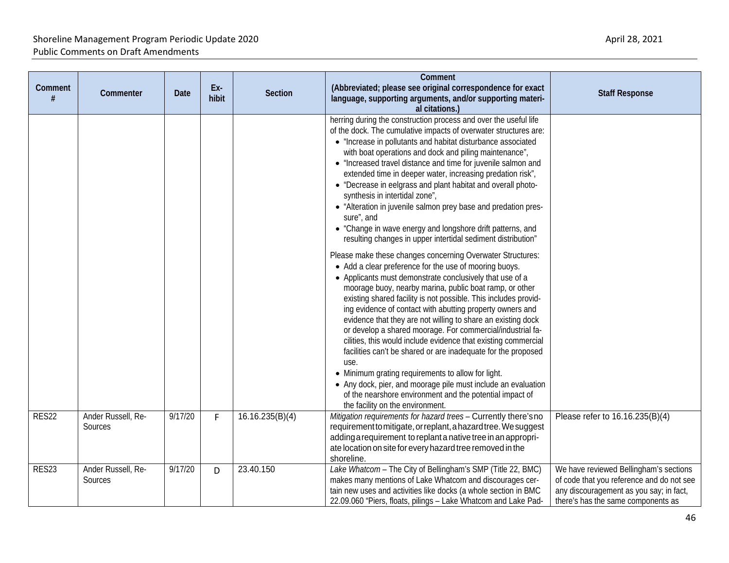| Comment # | Commenter | Date | Ex-hibit | Section | Comment (Abbreviated; please see original correspondence for exact language, supporting arguments, and/or supporting material citations.) | Staff Response |
|---|---|---|---|---|---|---|
| | | | | | herring during the construction process and over the useful life of the dock. The cumulative impacts of overwater structures are: <br>• "Increase in pollutants and habitat disturbance associated with boat operations and dock and piling maintenance", <br>• "Increased travel distance and time for juvenile salmon and extended time in deeper water, increasing predation risk", <br>• "Decrease in eelgrass and plant habitat and overall photosynthesis in intertidal zone", <br>• "Alteration in juvenile salmon prey base and predation pressure", and <br>• "Change in wave energy and longshore drift patterns, and resulting changes in upper intertidal sediment distribution" <br><br>Please make these changes concerning Overwater Structures: <br>• Add a clear preference for the use of mooring buoys. <br>• Applicants must demonstrate conclusively that use of a moorage buoy, nearby marina, public boat ramp, or other existing shared facility is not possible. This includes providing evidence of contact with abutting property owners and evidence that they are not willing to share an existing dock or develop a shared moorage. For commercial/industrial facilities, this would include evidence that existing commercial facilities can't be shared or are inadequate for the proposed use. <br>• Minimum grating requirements to allow for light. <br>• Any dock, pier, and moorage pile must include an evaluation of the nearshore environment and the potential impact of the facility on the environment. | |
| RES22 | Ander Russell, Re-Sources | 9/17/20 | F | 16.16.235(B)(4) | *Mitigation requirements for hazard trees* – Currently there's no requirement to mitigate, or replant, a hazard tree. We suggest adding a requirement to replant a native tree in an appropriate location on site for every hazard tree removed in the shoreline. | Please refer to 16.16.235(B)(4) |
| RES23 | Ander Russell, Re-Sources | 9/17/20 | D | 23.40.150 | *Lake Whatcom* – The City of Bellingham's SMP (Title 22, BMC) makes many mentions of Lake Whatcom and discourages certain new uses and activities like docks (a whole section in BMC 22.09.060 "Piers, floats, pilings – Lake Whatcom and Lake Pad- | We have reviewed Bellingham's sections of code that you reference and do not see any discouragement as you say; in fact, there's has the same components as |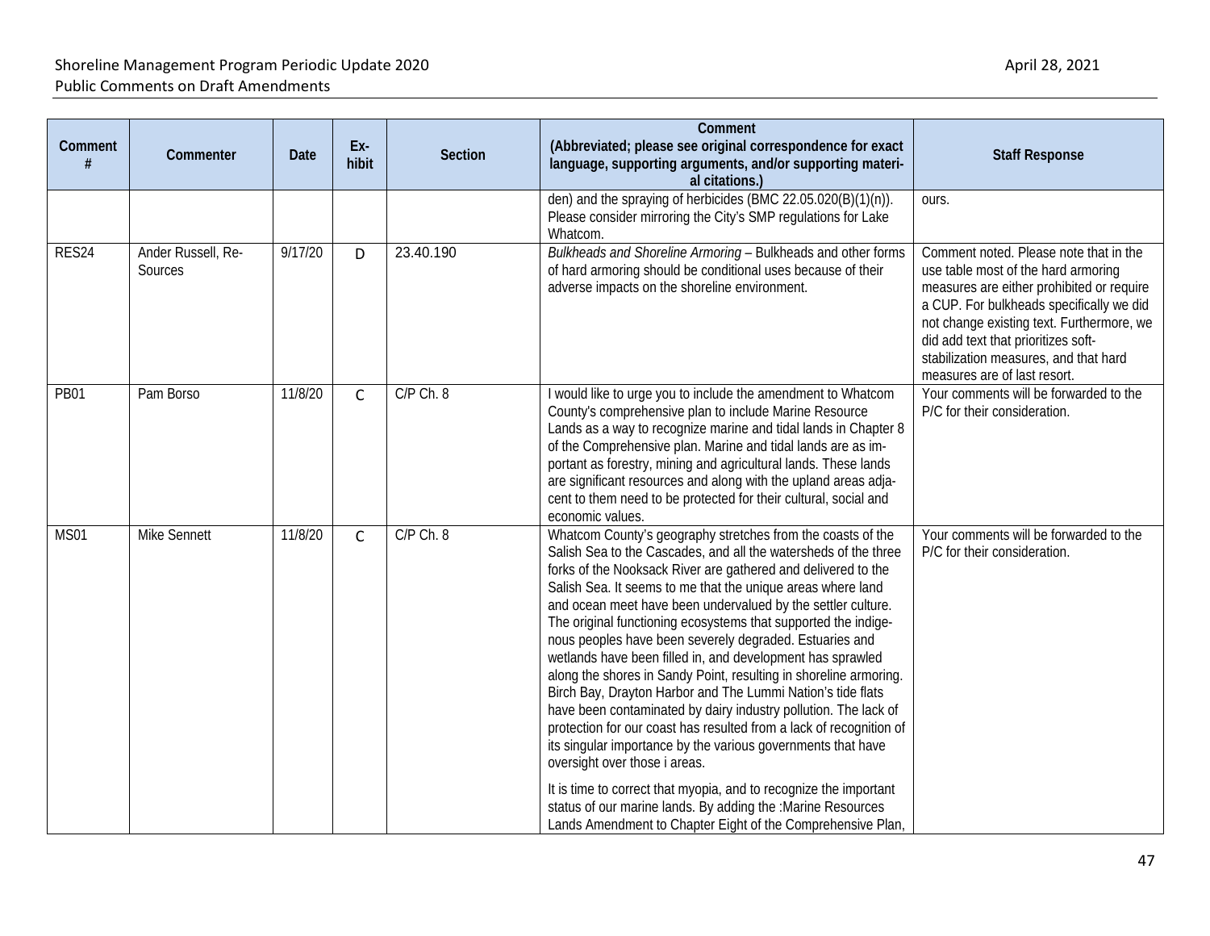| Comment # | Commenter | Date | Ex-hibit | Section | Comment (Abbreviated; please see original correspondence for exact language, supporting arguments, and/or supporting material citations.) | Staff Response |
|---|---|---|---|---|---|---|
| | | | | | den) and the spraying of herbicides (BMC 22.05.020(B)(1)(n)). Please consider mirroring the City's SMP regulations for Lake Whatcom. | ours. |
| RES24 | Ander Russell, Re-Sources | 9/17/20 | D | 23.40.190 | *Bulkheads and Shoreline Armoring* – Bulkheads and other forms of hard armoring should be conditional uses because of their adverse impacts on the shoreline environment. | Comment noted. Please note that in the use table most of the hard armoring measures are either prohibited or require a CUP. For bulkheads specifically we did not change existing text. Furthermore, we did add text that prioritizes soft-stabilization measures, and that hard measures are of last resort. |
| PB01 | Pam Borso | 11/8/20 | C | C/P Ch. 8 | I would like to urge you to include the amendment to Whatcom County's comprehensive plan to include Marine Resource Lands as a way to recognize marine and tidal lands in Chapter 8 of the Comprehensive plan. Marine and tidal lands are as important as forestry, mining and agricultural lands. These lands are significant resources and along with the upland areas adjacent to them need to be protected for their cultural, social and economic values. | Your comments will be forwarded to the P/C for their consideration. |
| MS01 | Mike Sennett | 11/8/20 | C | C/P Ch. 8 | Whatcom County's geography stretches from the coasts of the Salish Sea to the Cascades, and all the watersheds of the three forks of the Nooksack River are gathered and delivered to the Salish Sea. It seems to me that the unique areas where land and ocean meet have been undervalued by the settler culture. The original functioning ecosystems that supported the indigenous peoples have been severely degraded. Estuaries and wetlands have been filled in, and development has sprawled along the shores in Sandy Point, resulting in shoreline armoring. Birch Bay, Drayton Harbor and The Lummi Nation's tide flats have been contaminated by dairy industry pollution. The lack of protection for our coast has resulted from a lack of recognition of its singular importance by the various governments that have oversight over those i areas.<br><br>It is time to correct that myopia, and to recognize the important status of our marine lands. By adding the :Marine Resources Lands Amendment to Chapter Eight of the Comprehensive Plan, | Your comments will be forwarded to the P/C for their consideration. |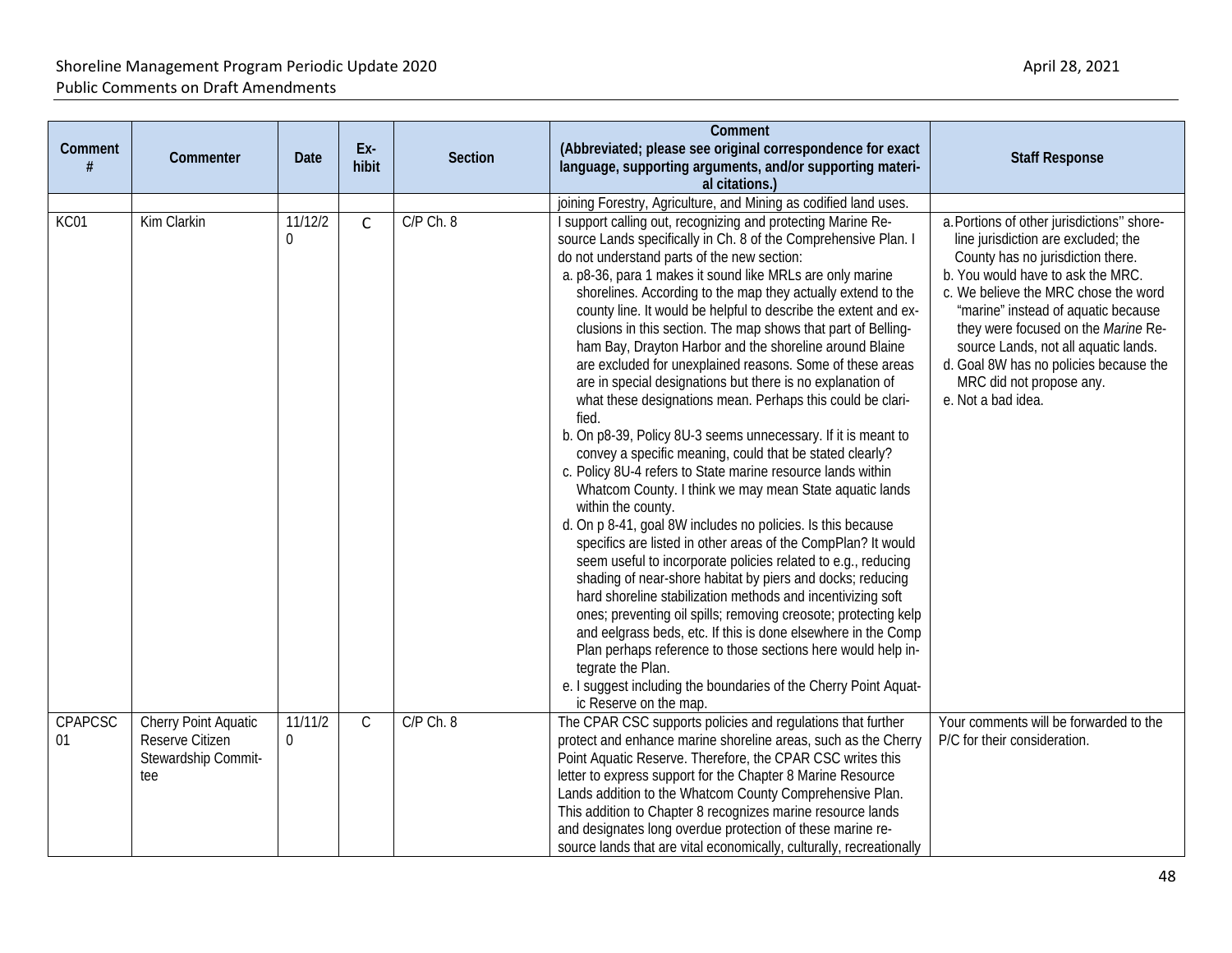| Comment # | Commenter | Date | Exhibit | Section | Comment (Abbreviated; please see original correspondence for exact language, supporting arguments, and/or supporting material citations.) | Staff Response |
|---|---|---|---|---|---|---|
| | | | | | joining Forestry, Agriculture, and Mining as codified land uses. | |
| KC01 | Kim Clarkin | 11/12/20 | C | C/P Ch. 8 | I support calling out, recognizing and protecting Marine Resource Lands specifically in Ch. 8 of the Comprehensive Plan. I do not understand parts of the new section:<br>a. p8-36, para 1 makes it sound like MRLs are only marine shorelines. According to the map they actually extend to the county line. It would be helpful to describe the extent and exclusions in this section. The map shows that part of Bellingham Bay, Drayton Harbor and the shoreline around Blaine are excluded for unexplained reasons. Some of these areas are in special designations but there is no explanation of what these designations mean. Perhaps this could be clarified.<br>b. On p8-39, Policy 8U-3 seems unnecessary. If it is meant to convey a specific meaning, could that be stated clearly?<br>c. Policy 8U-4 refers to State marine resource lands within Whatcom County. I think we may mean State aquatic lands within the county.<br>d. On p 8-41, goal 8W includes no policies. Is this because specifics are listed in other areas of the CompPlan? It would seem useful to incorporate policies related to e.g., reducing shading of near-shore habitat by piers and docks; reducing hard shoreline stabilization methods and incentivizing soft ones; preventing oil spills; removing creosote; protecting kelp and eelgrass beds, etc. If this is done elsewhere in the Comp Plan perhaps reference to those sections here would help integrate the Plan.<br>e. I suggest including the boundaries of the Cherry Point Aquatic Reserve on the map. | a. Portions of other jurisdictions'' shoreline jurisdiction are excluded; the County has no jurisdiction there.<br>b. You would have to ask the MRC.<br>c. We believe the MRC chose the word "marine" instead of aquatic because they were focused on the *Marine* Resource Lands, not all aquatic lands.<br>d. Goal 8W has no policies because the MRC did not propose any.<br>e. Not a bad idea. |
| CPAPCSC01 | Cherry Point Aquatic Reserve Citizen Stewardship Committee | 11/11/20 | C | C/P Ch. 8 | The CPAR CSC supports policies and regulations that further protect and enhance marine shoreline areas, such as the Cherry Point Aquatic Reserve. Therefore, the CPAR CSC writes this letter to express support for the Chapter 8 Marine Resource Lands addition to the Whatcom County Comprehensive Plan. This addition to Chapter 8 recognizes marine resource lands and designates long overdue protection of these marine resource lands that are vital economically, culturally, recreationally | Your comments will be forwarded to the P/C for their consideration. |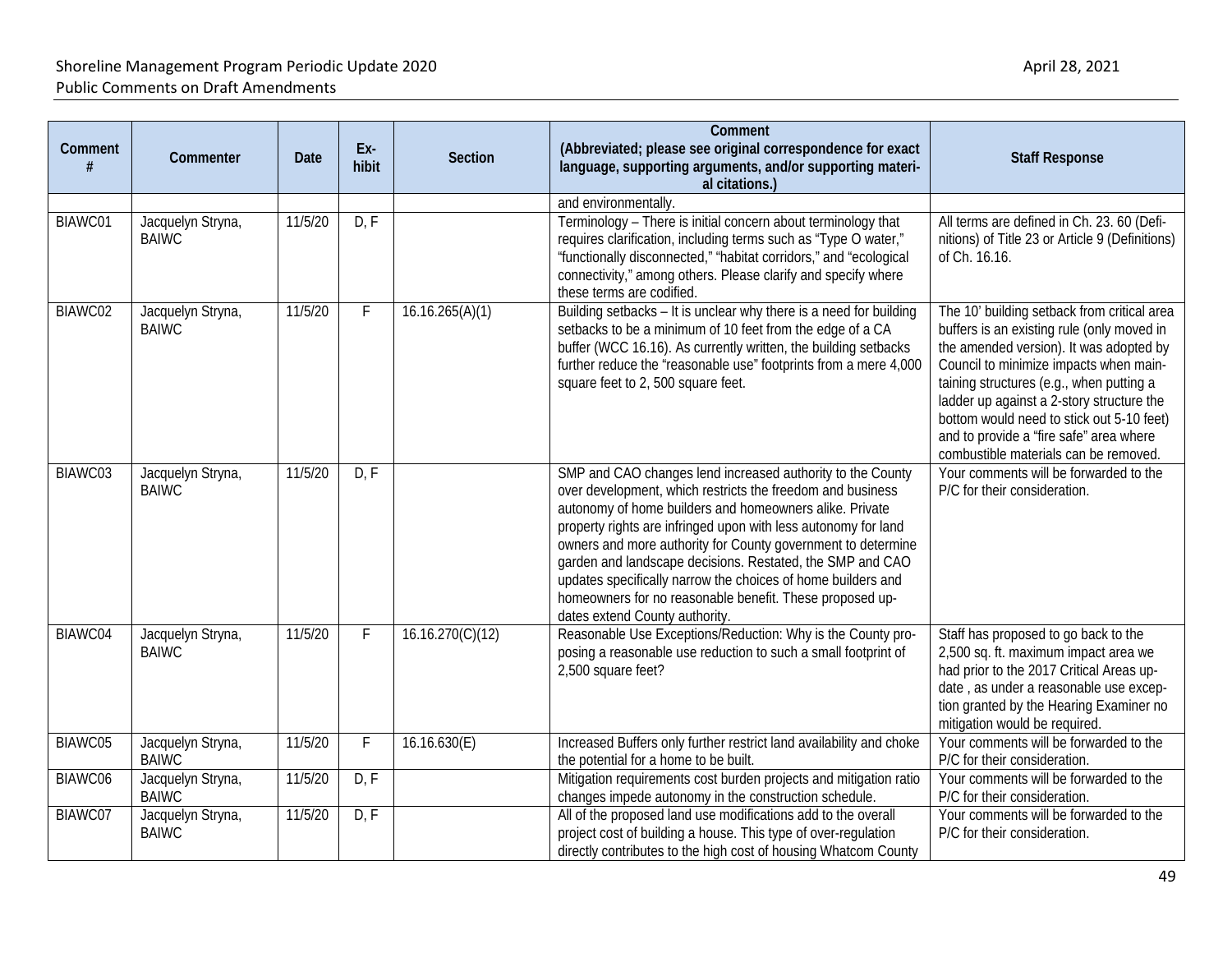| Comment # | Commenter | Date | Ex-hibit | Section | Comment (Abbreviated; please see original correspondence for exact language, supporting arguments, and/or supporting material citations.) | Staff Response |
|---|---|---|---|---|---|---|
| | | | | | and environmentally. | |
| BIAWC01 | Jacquelyn Stryna, BAIWC | 11/5/20 | D, F | | Terminology – There is initial concern about terminology that requires clarification, including terms such as "Type O water," "functionally disconnected," "habitat corridors," and "ecological connectivity," among others. Please clarify and specify where these terms are codified. | All terms are defined in Ch. 23. 60 (Definitions) of Title 23 or Article 9 (Definitions) of Ch. 16.16. |
| BIAWC02 | Jacquelyn Stryna, BAIWC | 11/5/20 | F | 16.16.265(A)(1) | Building setbacks – It is unclear why there is a need for building setbacks to be a minimum of 10 feet from the edge of a CA buffer (WCC 16.16). As currently written, the building setbacks further reduce the "reasonable use" footprints from a mere 4,000 square feet to 2, 500 square feet. | The 10' building setback from critical area buffers is an existing rule (only moved in the amended version). It was adopted by Council to minimize impacts when maintaining structures (e.g., when putting a ladder up against a 2-story structure the bottom would need to stick out 5-10 feet) and to provide a "fire safe" area where combustible materials can be removed. |
| BIAWC03 | Jacquelyn Stryna, BAIWC | 11/5/20 | D, F | | SMP and CAO changes lend increased authority to the County over development, which restricts the freedom and business autonomy of home builders and homeowners alike. Private property rights are infringed upon with less autonomy for land owners and more authority for County government to determine garden and landscape decisions. Restated, the SMP and CAO updates specifically narrow the choices of home builders and homeowners for no reasonable benefit. These proposed updates extend County authority. | Your comments will be forwarded to the P/C for their consideration. |
| BIAWC04 | Jacquelyn Stryna, BAIWC | 11/5/20 | F | 16.16.270(C)(12) | Reasonable Use Exceptions/Reduction: Why is the County proposing a reasonable use reduction to such a small footprint of 2,500 square feet? | Staff has proposed to go back to the 2,500 sq. ft. maximum impact area we had prior to the 2017 Critical Areas update , as under a reasonable use exception granted by the Hearing Examiner no mitigation would be required. |
| BIAWC05 | Jacquelyn Stryna, BAIWC | 11/5/20 | F | 16.16.630(E) | Increased Buffers only further restrict land availability and choke the potential for a home to be built. | Your comments will be forwarded to the P/C for their consideration. |
| BIAWC06 | Jacquelyn Stryna, BAIWC | 11/5/20 | D, F | | Mitigation requirements cost burden projects and mitigation ratio changes impede autonomy in the construction schedule. | Your comments will be forwarded to the P/C for their consideration. |
| BIAWC07 | Jacquelyn Stryna, BAIWC | 11/5/20 | D, F | | All of the proposed land use modifications add to the overall project cost of building a house. This type of over-regulation directly contributes to the high cost of housing Whatcom County | Your comments will be forwarded to the P/C for their consideration. |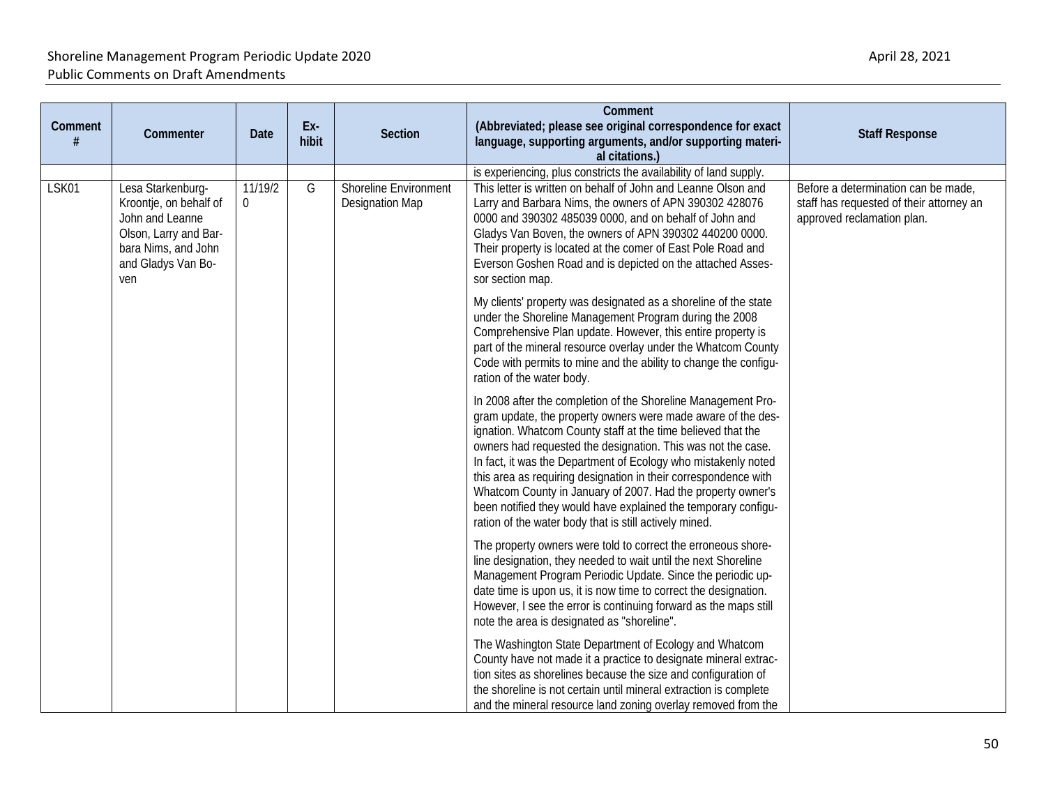| Comment # | Commenter | Date | Ex-hibit | Section | Comment (Abbreviated; please see original correspondence for exact language, supporting arguments, and/or supporting material citations.) | Staff Response |
|---|---|---|---|---|---|---|
| | | | | | is experiencing, plus constricts the availability of land supply. | |
| LSK01 | Lesa Starkenburg-Kroontje, on behalf of John and Leanne Olson, Larry and Barbara Nims, and John and Gladys Van Boven | 11/19/20 | G | Shoreline Environment Designation Map | This letter is written on behalf of John and Leanne Olson and Larry and Barbara Nims, the owners of APN 390302 428076 0000 and 390302 485039 0000, and on behalf of John and Gladys Van Boven, the owners of APN 390302 440200 0000. Their property is located at the comer of East Pole Road and Everson Goshen Road and is depicted on the attached Assessor section map.<br><br>My clients' property was designated as a shoreline of the state under the Shoreline Management Program during the 2008 Comprehensive Plan update. However, this entire property is part of the mineral resource overlay under the Whatcom County Code with permits to mine and the ability to change the configuration of the water body.<br><br>In 2008 after the completion of the Shoreline Management Program update, the property owners were made aware of the designation. Whatcom County staff at the time believed that the owners had requested the designation. This was not the case. In fact, it was the Department of Ecology who mistakenly noted this area as requiring designation in their correspondence with Whatcom County in January of 2007. Had the property owner's been notified they would have explained the temporary configuration of the water body that is still actively mined.<br><br>The property owners were told to correct the erroneous shoreline designation, they needed to wait until the next Shoreline Management Program Periodic Update. Since the periodic update time is upon us, it is now time to correct the designation. However, I see the error is continuing forward as the maps still note the area is designated as "shoreline".<br><br>The Washington State Department of Ecology and Whatcom County have not made it a practice to designate mineral extraction sites as shorelines because the size and configuration of the shoreline is not certain until mineral extraction is complete and the mineral resource land zoning overlay removed from the | Before a determination can be made, staff has requested of their attorney an approved reclamation plan. |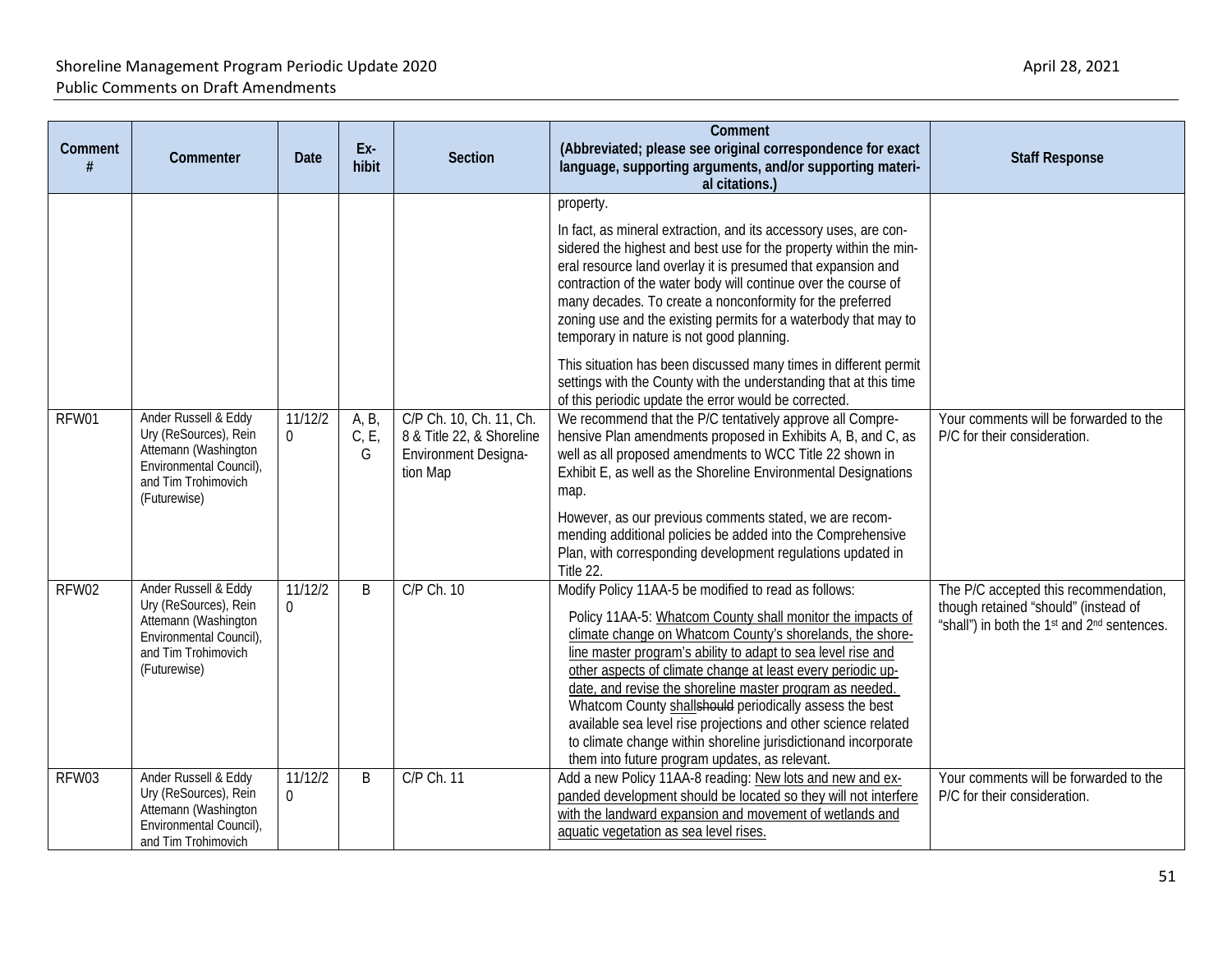| Comment # | Commenter | Date | Ex-hibit | Section | Comment (Abbreviated; please see original correspondence for exact language, supporting arguments, and/or supporting materi-al citations.) | Staff Response |
|---|---|---|---|---|---|---|
| | | | | | property.<br><br>In fact, as mineral extraction, and its accessory uses, are considered the highest and best use for the property within the mineral resource land overlay it is presumed that expansion and contraction of the water body will continue over the course of many decades. To create a nonconformity for the preferred zoning use and the existing permits for a waterbody that may to temporary in nature is not good planning.<br><br>This situation has been discussed many times in different permit settings with the County with the understanding that at this time of this periodic update the error would be corrected. | |
| RFW01 | Ander Russell & Eddy Ury (ReSources), Rein Attemann (Washington Environmental Council), and Tim Trohimovich (Futurewise) | 11/12/20 | A, B, C, E, G | C/P Ch. 10, Ch. 11, Ch. 8 & Title 22, & Shoreline Environment Designation Map | We recommend that the P/C tentatively approve all Comprehensive Plan amendments proposed in Exhibits A, B, and C, as well as all proposed amendments to WCC Title 22 shown in Exhibit E, as well as the Shoreline Environmental Designations map.<br><br>However, as our previous comments stated, we are recommending additional policies be added into the Comprehensive Plan, with corresponding development regulations updated in Title 22. | Your comments will be forwarded to the P/C for their consideration. |
| RFW02 | Ander Russell & Eddy Ury (ReSources), Rein Attemann (Washington Environmental Council), and Tim Trohimovich (Futurewise) | 11/12/20 | B | C/P Ch. 10 | Modify Policy 11AA-5 be modified to read as follows:<br><br>Policy 11AA-5: <u>Whatcom County shall monitor the impacts of climate change on Whatcom County's shorelands, the shoreline master program's ability to adapt to sea level rise and other aspects of climate change at least every periodic update, and revise the shoreline master program as needed.</u> Whatcom County <u>shall</u>~~should~~ periodically assess the best available sea level rise projections and other science related to climate change within shoreline jurisdictionand incorporate them into future program updates, as relevant. | The P/C accepted this recommendation, though retained "should" (instead of "shall") in both the 1st and 2nd sentences. |
| RFW03 | Ander Russell & Eddy Ury (ReSources), Rein Attemann (Washington Environmental Council), and Tim Trohimovich | 11/12/20 | B | C/P Ch. 11 | Add a new Policy 11AA-8 reading: <u>New lots and new and expanded development should be located so they will not interfere with the landward expansion and movement of wetlands and aquatic vegetation as sea level rises.</u> | Your comments will be forwarded to the P/C for their consideration. |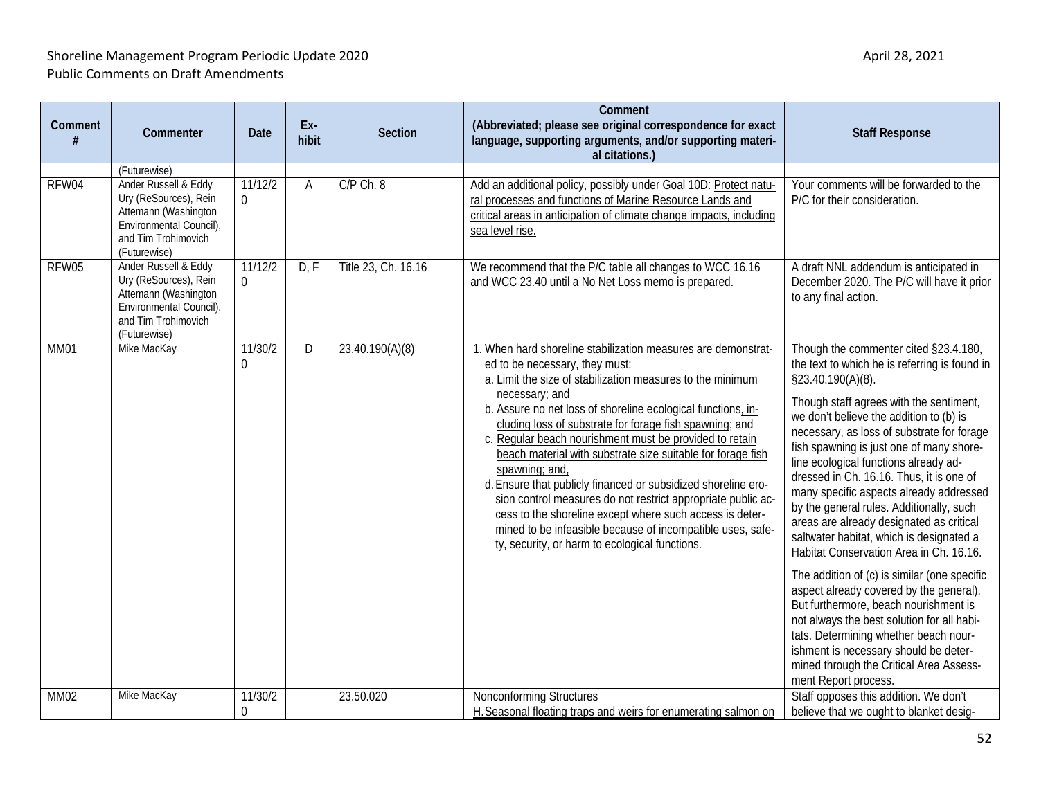| Comment # | Commenter | Date | Ex-hibit | Section | Comment (Abbreviated; please see original correspondence for exact language, supporting arguments, and/or supporting material citations.) | Staff Response |
|---|---|---|---|---|---|---|
| | (Futurewise) | | | | | |
| RFW04 | Ander Russell & Eddy Ury (ReSources), Rein Attemann (Washington Environmental Council), and Tim Trohimovich (Futurewise) | 11/12/20 | A | C/P Ch. 8 | Add an additional policy, possibly under Goal 10D: Protect natural processes and functions of Marine Resource Lands and critical areas in anticipation of climate change impacts, including sea level rise. | Your comments will be forwarded to the P/C for their consideration. |
| RFW05 | Ander Russell & Eddy Ury (ReSources), Rein Attemann (Washington Environmental Council), and Tim Trohimovich (Futurewise) | 11/12/20 | D, F | Title 23, Ch. 16.16 | We recommend that the P/C table all changes to WCC 16.16 and WCC 23.40 until a No Net Loss memo is prepared. | A draft NNL addendum is anticipated in December 2020. The P/C will have it prior to any final action. |
| MM01 | Mike MacKay | 11/30/20 | D | 23.40.190(A)(8) | 1. When hard shoreline stabilization measures are demonstrated to be necessary, they must:<br>a. Limit the size of stabilization measures to the minimum necessary; and<br>b. Assure no net loss of shoreline ecological functions, including loss of substrate for forage fish spawning; and<br>c. Regular beach nourishment must be provided to retain beach material with substrate size suitable for forage fish spawning; and,<br>d. Ensure that publicly financed or subsidized shoreline erosion control measures do not restrict appropriate public access to the shoreline except where such access is determined to be infeasible because of incompatible uses, safety, security, or harm to ecological functions. | Though the commenter cited §23.4.180, the text to which he is referring is found in §23.40.190(A)(8).<br><br>Though staff agrees with the sentiment, we don't believe the addition to (b) is necessary, as loss of substrate for forage fish spawning is just one of many shoreline ecological functions already addressed in Ch. 16.16. Thus, it is one of many specific aspects already addressed by the general rules. Additionally, such areas are already designated as critical saltwater habitat, which is designated a Habitat Conservation Area in Ch. 16.16.<br><br>The addition of (c) is similar (one specific aspect already covered by the general). But furthermore, beach nourishment is not always the best solution for all habitats. Determining whether beach nourishment is necessary should be determined through the Critical Area Assessment Report process. |
| MM02 | Mike MacKay | 11/30/20 | | 23.50.020 | Nonconforming Structures<br>H. Seasonal floating traps and weirs for enumerating salmon on | Staff opposes this addition. We don't believe that we ought to blanket desig- |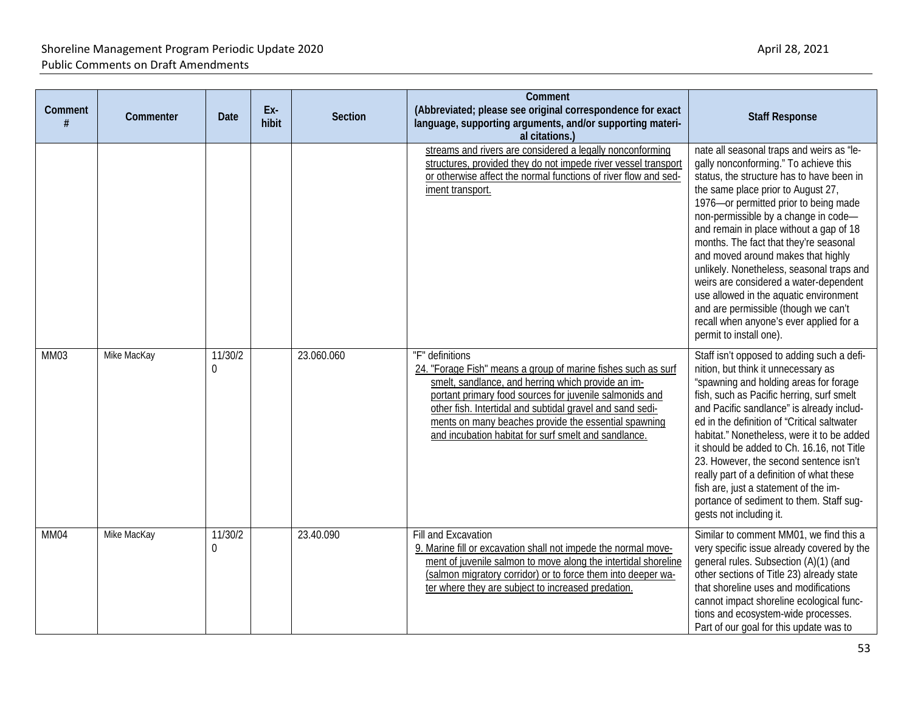| Comment # | Commenter | Date | Ex-hibit | Section | Comment (Abbreviated; please see original correspondence for exact language, supporting arguments, and/or supporting material citations.) | Staff Response |
|---|---|---|---|---|---|---|
| | | | | | streams and rivers are considered a legally nonconforming structures, provided they do not impede river vessel transport or otherwise affect the normal functions of river flow and sediment transport. | nate all seasonal traps and weirs as "legally nonconforming." To achieve this status, the structure has to have been in the same place prior to August 27, 1976—or permitted prior to being made non-permissible by a change in code—and remain in place without a gap of 18 months. The fact that they're seasonal and moved around makes that highly unlikely. Nonetheless, seasonal traps and weirs are considered a water-dependent use allowed in the aquatic environment and are permissible (though we can't recall when anyone's ever applied for a permit to install one). |
| MM03 | Mike MacKay | 11/30/20 | | 23.060.060 | "F" definitions<br>24. "Forage Fish" means a group of marine fishes such as surf smelt, sandlance, and herring which provide an important primary food sources for juvenile salmonids and other fish. Intertidal and subtidal gravel and sand sediments on many beaches provide the essential spawning and incubation habitat for surf smelt and sandlance. | Staff isn't opposed to adding such a definition, but think it unnecessary as "spawning and holding areas for forage fish, such as Pacific herring, surf smelt and Pacific sandlance" is already included in the definition of "Critical saltwater habitat." Nonetheless, were it to be added it should be added to Ch. 16.16, not Title 23. However, the second sentence isn't really part of a definition of what these fish are, just a statement of the importance of sediment to them. Staff suggests not including it. |
| MM04 | Mike MacKay | 11/30/20 | | 23.40.090 | Fill and Excavation<br>9. Marine fill or excavation shall not impede the normal movement of juvenile salmon to move along the intertidal shoreline (salmon migratory corridor) or to force them into deeper water where they are subject to increased predation. | Similar to comment MM01, we find this a very specific issue already covered by the general rules. Subsection (A)(1) (and other sections of Title 23) already state that shoreline uses and modifications cannot impact shoreline ecological functions and ecosystem-wide processes. Part of our goal for this update was to |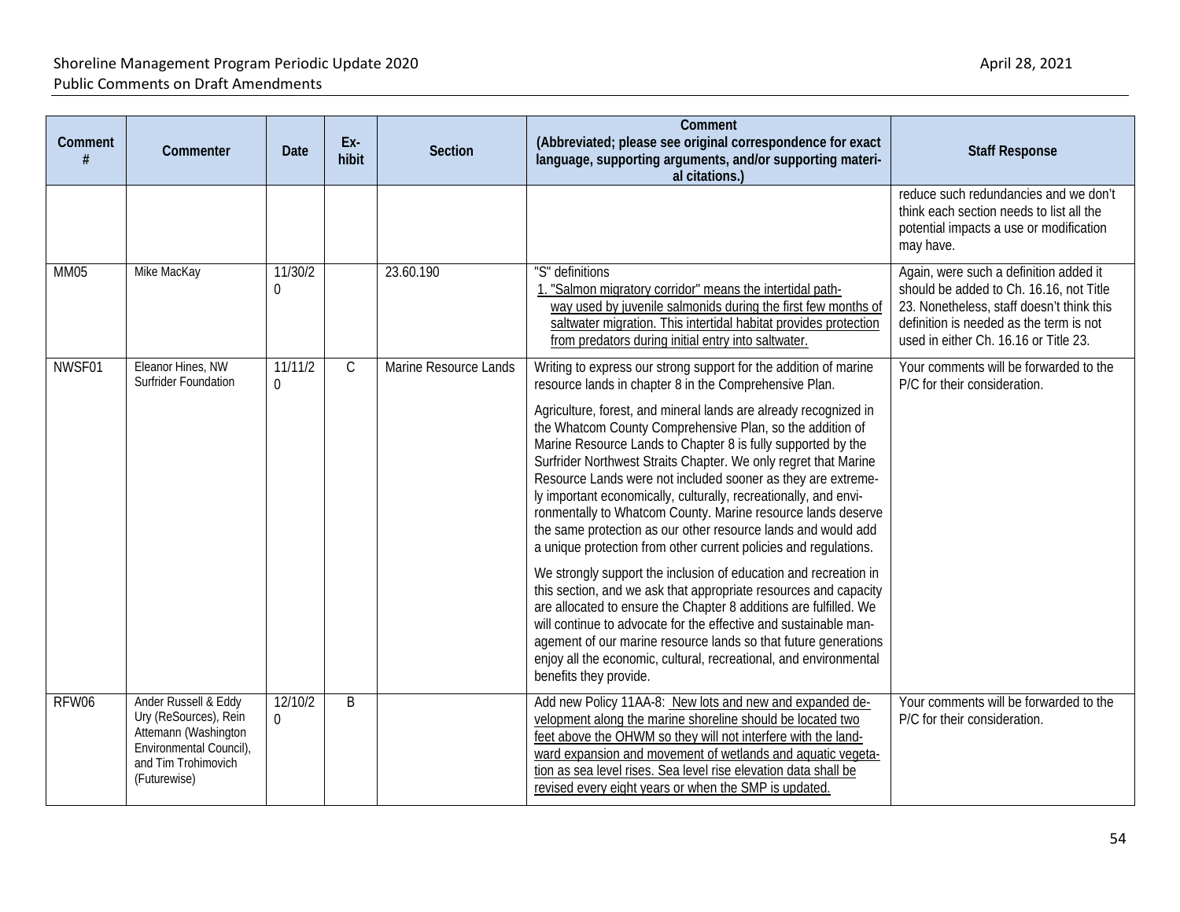| Comment # | Commenter | Date | Ex-hibit | Section | Comment (Abbreviated; please see original correspondence for exact language, supporting arguments, and/or supporting materi-al citations.) | Staff Response |
|---|---|---|---|---|---|---|
| | | | | | | reduce such redundancies and we don't think each section needs to list all the potential impacts a use or modification may have. |
| MM05 | Mike MacKay | 11/30/20 | | 23.60.190 | "S" definitions<br>1. "Salmon migratory corridor" means the intertidal pathway used by juvenile salmonids during the first few months of saltwater migration. This intertidal habitat provides protection from predators during initial entry into saltwater. | Again, were such a definition added it should be added to Ch. 16.16, not Title 23. Nonetheless, staff doesn't think this definition is needed as the term is not used in either Ch. 16.16 or Title 23. |
| NWSF01 | Eleanor Hines, NW Surfrider Foundation | 11/11/20 | C | Marine Resource Lands | Writing to express our strong support for the addition of marine resource lands in chapter 8 in the Comprehensive Plan.<br><br>Agriculture, forest, and mineral lands are already recognized in the Whatcom County Comprehensive Plan, so the addition of Marine Resource Lands to Chapter 8 is fully supported by the Surfrider Northwest Straits Chapter. We only regret that Marine Resource Lands were not included sooner as they are extremely important economically, culturally, recreationally, and environmentally to Whatcom County. Marine resource lands deserve the same protection as our other resource lands and would add a unique protection from other current policies and regulations.<br><br>We strongly support the inclusion of education and recreation in this section, and we ask that appropriate resources and capacity are allocated to ensure the Chapter 8 additions are fulfilled. We will continue to advocate for the effective and sustainable management of our marine resource lands so that future generations enjoy all the economic, cultural, recreational, and environmental benefits they provide. | Your comments will be forwarded to the P/C for their consideration. |
| RFW06 | Ander Russell & Eddy Ury (ReSources), Rein Attemann (Washington Environmental Council), and Tim Trohimovich (Futurewise) | 12/10/20 | B | | Add new Policy 11AA-8: New lots and new and expanded development along the marine shoreline should be located two feet above the OHWM so they will not interfere with the landward expansion and movement of wetlands and aquatic vegetation as sea level rises. Sea level rise elevation data shall be revised every eight years or when the SMP is updated. | Your comments will be forwarded to the P/C for their consideration. |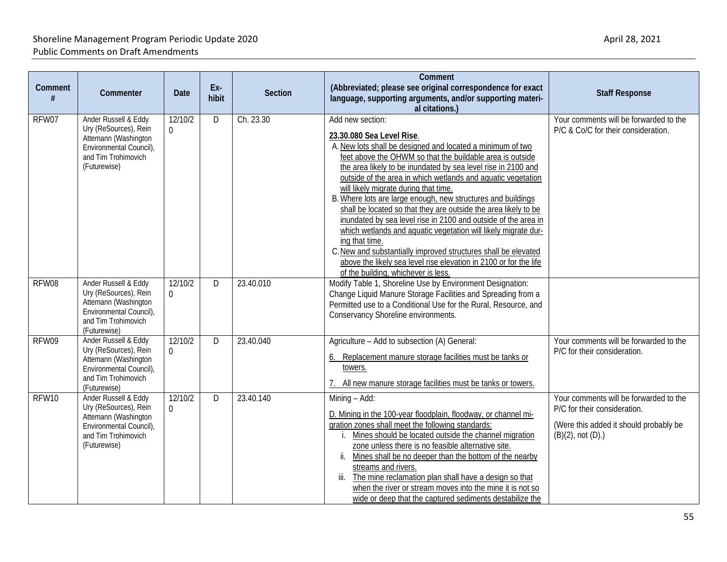| Comment # | Commenter | Date | Ex-hibit | Section | Comment (Abbreviated; please see original correspondence for exact language, supporting arguments, and/or supporting material citations.) | Staff Response |
|---|---|---|---|---|---|---|
| RFW07 | Ander Russell & Eddy Ury (ReSources), Rein Attemann (Washington Environmental Council), and Tim Trohimovich (Futurewise) | 12/10/20 | D | Ch. 23.30 | Add new section:<br><br>**23.30.080 Sea Level Rise**.<br>A. New lots shall be designed and located a minimum of two feet above the OHWM so that the buildable area is outside the area likely to be inundated by sea level rise in 2100 and outside of the area in which wetlands and aquatic vegetation will likely migrate during that time.<br>B. Where lots are large enough, new structures and buildings shall be located so that they are outside the area likely to be inundated by sea level rise in 2100 and outside of the area in which wetlands and aquatic vegetation will likely migrate during that time.<br>C. New and substantially improved structures shall be elevated above the likely sea level rise elevation in 2100 or for the life of the building, whichever is less. | Your comments will be forwarded to the P/C & Co/C for their consideration. |
| RFW08 | Ander Russell & Eddy Ury (ReSources), Rein Attemann (Washington Environmental Council), and Tim Trohimovich (Futurewise) | 12/10/20 | D | 23.40.010 | Modify Table 1, Shoreline Use by Environment Designation: Change Liquid Manure Storage Facilities and Spreading from a Permitted use to a Conditional Use for the Rural, Resource, and Conservancy Shoreline environments. | |
| RFW09 | Ander Russell & Eddy Ury (ReSources), Rein Attemann (Washington Environmental Council), and Tim Trohimovich (Futurewise) | 12/10/20 | D | 23.40.040 | Agriculture – Add to subsection (A) General:<br><br>6. Replacement manure storage facilities must be tanks or towers.<br><br>7. All new manure storage facilities must be tanks or towers. | Your comments will be forwarded to the P/C for their consideration. |
| RFW10 | Ander Russell & Eddy Ury (ReSources), Rein Attemann (Washington Environmental Council), and Tim Trohimovich (Futurewise) | 12/10/20 | D | 23.40.140 | Mining – Add:<br><br>D. Mining in the 100-year floodplain, floodway, or channel migration zones shall meet the following standards:<br>i. Mines should be located outside the channel migration zone unless there is no feasible alternative site.<br>ii. Mines shall be no deeper than the bottom of the nearby streams and rivers.<br>iii. The mine reclamation plan shall have a design so that when the river or stream moves into the mine it is not so wide or deep that the captured sediments destabilize the | Your comments will be forwarded to the P/C for their consideration.<br><br>(Were this added it should probably be (B)(2), not (D).) |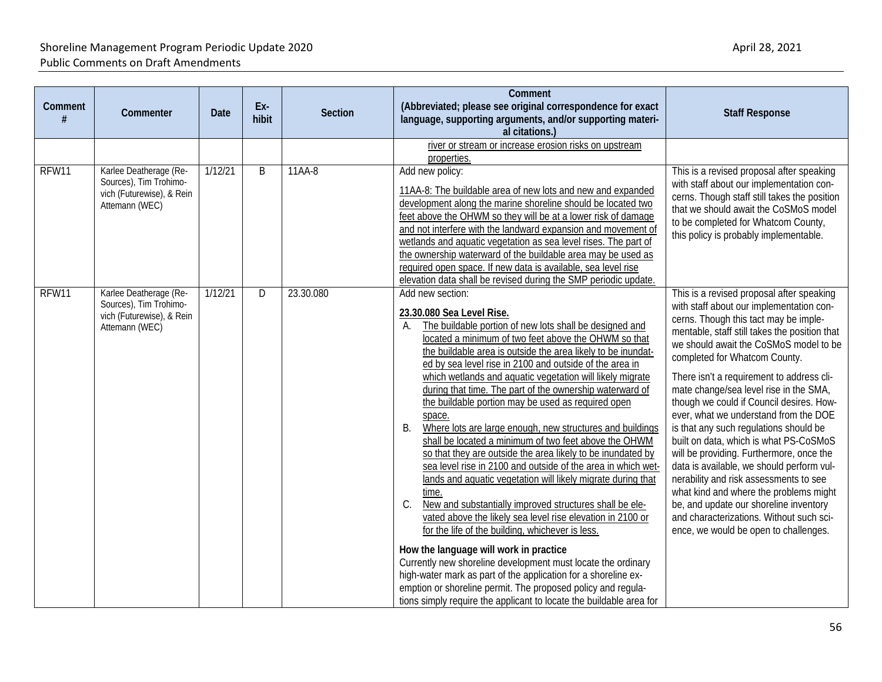| Comment # | Commenter | Date | Ex-hibit | Section | Comment (Abbreviated; please see original correspondence for exact language, supporting arguments, and/or supporting material citations.) | Staff Response |
|---|---|---|---|---|---|---|
| | | | | | <u>river or stream or increase erosion risks on upstream properties.</u> | |
| RFW11 | Karlee Deatherage (Re-Sources), Tim Trohimovich (Futurewise), & Rein Attemann (WEC) | 1/12/21 | B | 11AA-8 | Add new policy:<br><br><u>11AA-8: The buildable area of new lots and new and expanded development along the marine shoreline should be located two feet above the OHWM so they will be at a lower risk of damage and not interfere with the landward expansion and movement of wetlands and aquatic vegetation as sea level rises. The part of the ownership waterward of the buildable area may be used as required open space. If new data is available, sea level rise elevation data shall be revised during the SMP periodic update.</u> | This is a revised proposal after speaking with staff about our implementation concerns. Though staff still takes the position that we should await the CoSMoS model to be completed for Whatcom County, this policy is probably implementable. |
| RFW11 | Karlee Deatherage (Re-Sources), Tim Trohimovich (Futurewise), & Rein Attemann (WEC) | 1/12/21 | D | 23.30.080 | Add new section:<br><br>**<u>23.30.080 Sea Level Rise.</u>**<br>A. <u>The buildable portion of new lots shall be designed and located a minimum of two feet above the OHWM so that the buildable area is outside the area likely to be inundated by sea level rise in 2100 and outside of the area in which wetlands and aquatic vegetation will likely migrate during that time. The part of the ownership waterward of the buildable portion may be used as required open space.</u><br>B. <u>Where lots are large enough, new structures and buildings shall be located a minimum of two feet above the OHWM so that they are outside the area likely to be inundated by sea level rise in 2100 and outside of the area in which wetlands and aquatic vegetation will likely migrate during that time.</u><br>C. <u>New and substantially improved structures shall be elevated above the likely sea level rise elevation in 2100 or for the life of the building, whichever is less.</u><br><br>**How the language will work in practice**<br>Currently new shoreline development must locate the ordinary high-water mark as part of the application for a shoreline exemption or shoreline permit. The proposed policy and regulations simply require the applicant to locate the buildable area for | This is a revised proposal after speaking with staff about our implementation concerns. Though this tact may be implementable, staff still takes the position that we should await the CoSMoS model to be completed for Whatcom County.<br><br>There isn't a requirement to address climate change/sea level rise in the SMA, though we could if Council desires. However, what we understand from the DOE is that any such regulations should be built on data, which is what PS-CoSMoS will be providing. Furthermore, once the data is available, we should perform vulnerability and risk assessments to see what kind and where the problems might be, and update our shoreline inventory and characterizations. Without such science, we would be open to challenges. |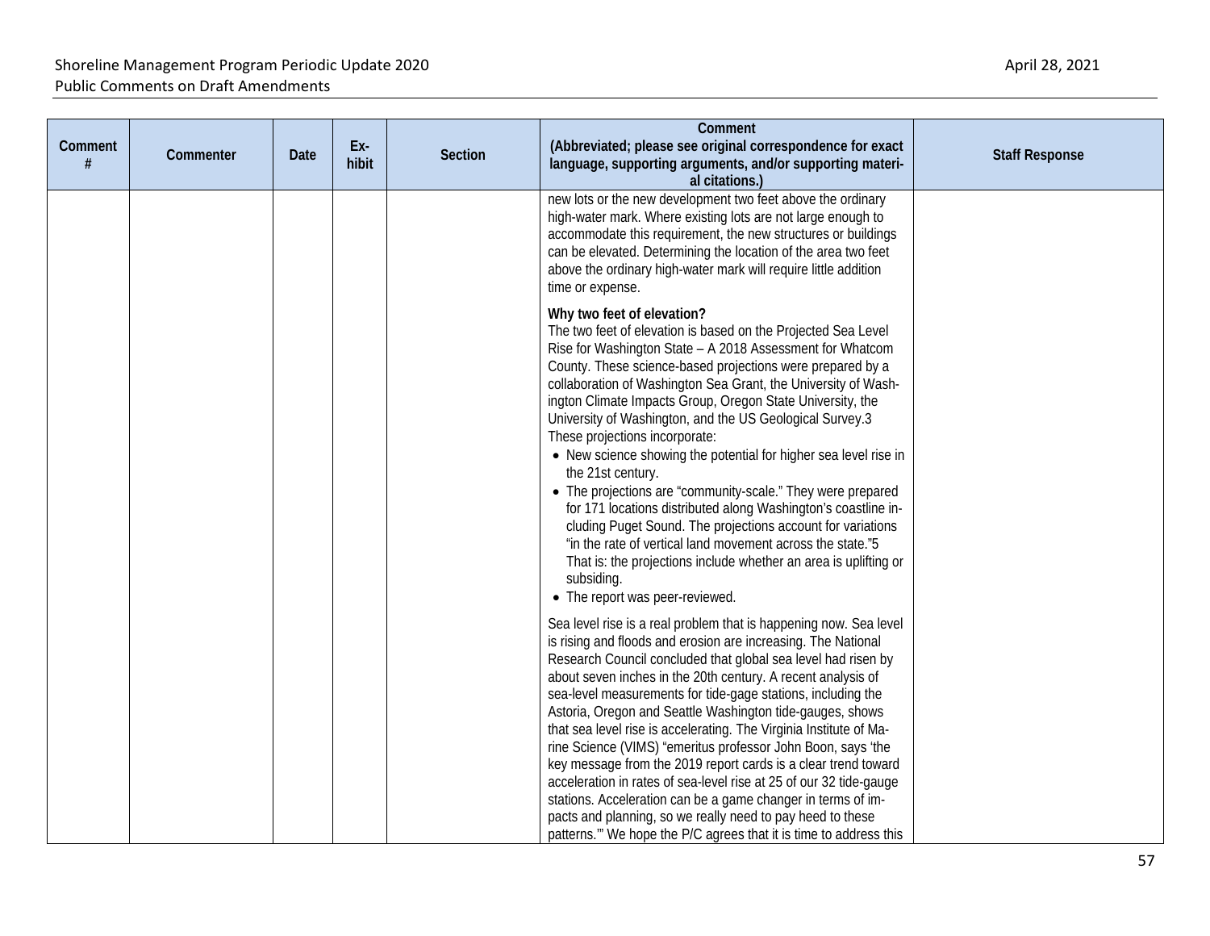| Comment # | Commenter | Date | Ex-hibit | Section | Comment (Abbreviated; please see original correspondence for exact language, supporting arguments, and/or supporting material citations.) | Staff Response |
|---|---|---|---|---|---|---|
| | | | | | new lots or the new development two feet above the ordinary high-water mark. Where existing lots are not large enough to accommodate this requirement, the new structures or buildings can be elevated. Determining the location of the area two feet above the ordinary high-water mark will require little addition time or expense.<br><br>**Why two feet of elevation?**<br>The two feet of elevation is based on the Projected Sea Level Rise for Washington State – A 2018 Assessment for Whatcom County. These science-based projections were prepared by a collaboration of Washington Sea Grant, the University of Washington Climate Impacts Group, Oregon State University, the University of Washington, and the US Geological Survey.3 These projections incorporate:<br>• New science showing the potential for higher sea level rise in the 21st century.<br>• The projections are "community-scale." They were prepared for 171 locations distributed along Washington's coastline including Puget Sound. The projections account for variations "in the rate of vertical land movement across the state."5 That is: the projections include whether an area is uplifting or subsiding.<br>• The report was peer-reviewed.<br><br>Sea level rise is a real problem that is happening now. Sea level is rising and floods and erosion are increasing. The National Research Council concluded that global sea level had risen by about seven inches in the 20th century. A recent analysis of sea-level measurements for tide-gage stations, including the Astoria, Oregon and Seattle Washington tide-gauges, shows that sea level rise is accelerating. The Virginia Institute of Marine Science (VIMS) "emeritus professor John Boon, says 'the key message from the 2019 report cards is a clear trend toward acceleration in rates of sea-level rise at 25 of our 32 tide-gauge stations. Acceleration can be a game changer in terms of impacts and planning, so we really need to pay heed to these patterns.'" We hope the P/C agrees that it is time to address this | |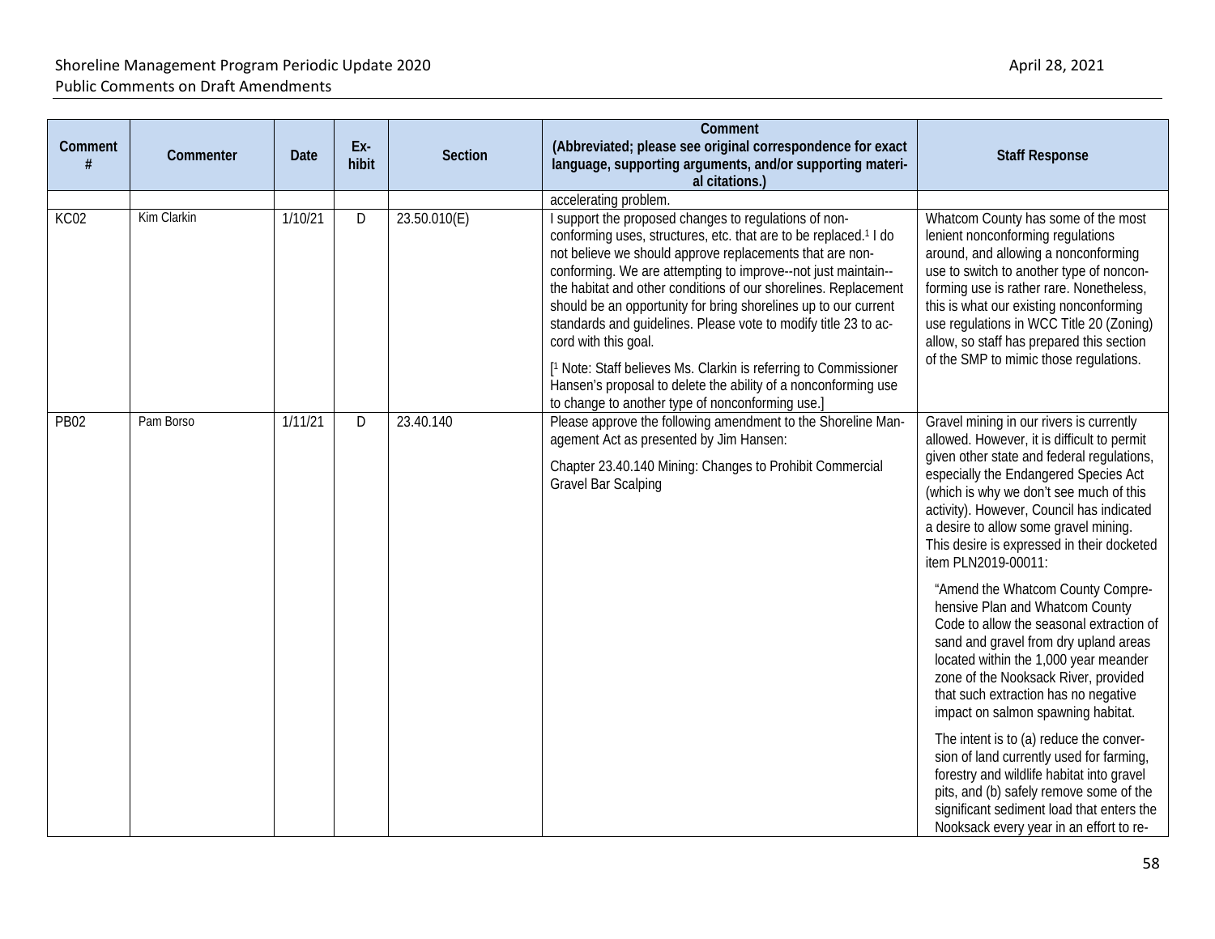| Comment # | Commenter | Date | Ex-hibit | Section | Comment (Abbreviated; please see original correspondence for exact language, supporting arguments, and/or supporting material citations.) | Staff Response |
|---|---|---|---|---|---|---|
| | | | | | accelerating problem. | |
| KC02 | Kim Clarkin | 1/10/21 | D | 23.50.010(E) | I support the proposed changes to regulations of non-conforming uses, structures, etc. that are to be replaced.[1] I do not believe we should approve replacements that are non-conforming. We are attempting to improve--not just maintain--the habitat and other conditions of our shorelines. Replacement should be an opportunity for bring shorelines up to our current standards and guidelines. Please vote to modify title 23 to accord with this goal.<br><br>[[1] Note: Staff believes Ms. Clarkin is referring to Commissioner Hansen's proposal to delete the ability of a nonconforming use to change to another type of nonconforming use.] | Whatcom County has some of the most lenient nonconforming regulations around, and allowing a nonconforming use to switch to another type of nonconforming use is rather rare. Nonetheless, this is what our existing nonconforming use regulations in WCC Title 20 (Zoning) allow, so staff has prepared this section of the SMP to mimic those regulations. |
| PB02 | Pam Borso | 1/11/21 | D | 23.40.140 | Please approve the following amendment to the Shoreline Management Act as presented by Jim Hansen:<br><br>Chapter 23.40.140 Mining: Changes to Prohibit Commercial Gravel Bar Scalping | Gravel mining in our rivers is currently allowed. However, it is difficult to permit given other state and federal regulations, especially the Endangered Species Act (which is why we don't see much of this activity). However, Council has indicated a desire to allow some gravel mining. This desire is expressed in their docketed item PLN2019-00011:<br><br>"Amend the Whatcom County Comprehensive Plan and Whatcom County Code to allow the seasonal extraction of sand and gravel from dry upland areas located within the 1,000 year meander zone of the Nooksack River, provided that such extraction has no negative impact on salmon spawning habitat.<br><br>The intent is to (a) reduce the conversion of land currently used for farming, forestry and wildlife habitat into gravel pits, and (b) safely remove some of the significant sediment load that enters the Nooksack every year in an effort to re- |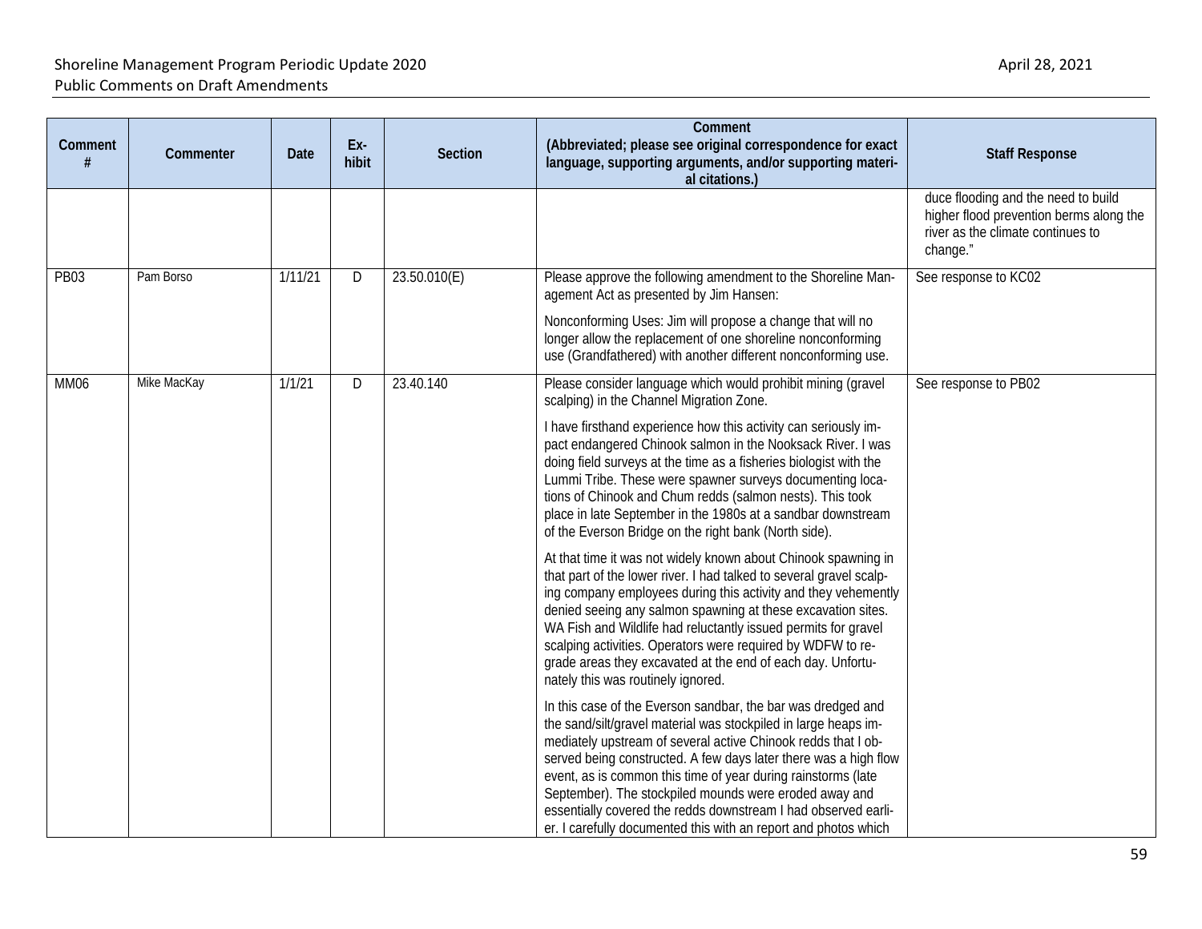| Comment # | Commenter | Date | Ex-hibit | Section | Comment (Abbreviated; please see original correspondence for exact language, supporting arguments, and/or supporting materi-al citations.) | Staff Response |
|---|---|---|---|---|---|---|
| | | | | | | duce flooding and the need to build higher flood prevention berms along the river as the climate continues to change." |
| PB03 | Pam Borso | 1/11/21 | D | 23.50.010(E) | Please approve the following amendment to the Shoreline Man-agement Act as presented by Jim Hansen:<br><br>Nonconforming Uses: Jim will propose a change that will no longer allow the replacement of one shoreline nonconforming use (Grandfathered) with another different nonconforming use. | See response to KC02 |
| MM06 | Mike MacKay | 1/1/21 | D | 23.40.140 | Please consider language which would prohibit mining (gravel scalping) in the Channel Migration Zone.<br><br>I have firsthand experience how this activity can seriously im-pact endangered Chinook salmon in the Nooksack River. I was doing field surveys at the time as a fisheries biologist with the Lummi Tribe. These were spawner surveys documenting loca-tions of Chinook and Chum redds (salmon nests). This took place in late September in the 1980s at a sandbar downstream of the Everson Bridge on the right bank (North side).<br><br>At that time it was not widely known about Chinook spawning in that part of the lower river. I had talked to several gravel scalp-ing company employees during this activity and they vehemently denied seeing any salmon spawning at these excavation sites. WA Fish and Wildlife had reluctantly issued permits for gravel scalping activities. Operators were required by WDFW to re-grade areas they excavated at the end of each day. Unfortu-nately this was routinely ignored.<br><br>In this case of the Everson sandbar, the bar was dredged and the sand/silt/gravel material was stockpiled in large heaps im-mediately upstream of several active Chinook redds that I ob-served being constructed. A few days later there was a high flow event, as is common this time of year during rainstorms (late September). The stockpiled mounds were eroded away and essentially covered the redds downstream I had observed earli-er. I carefully documented this with an report and photos which | See response to PB02 |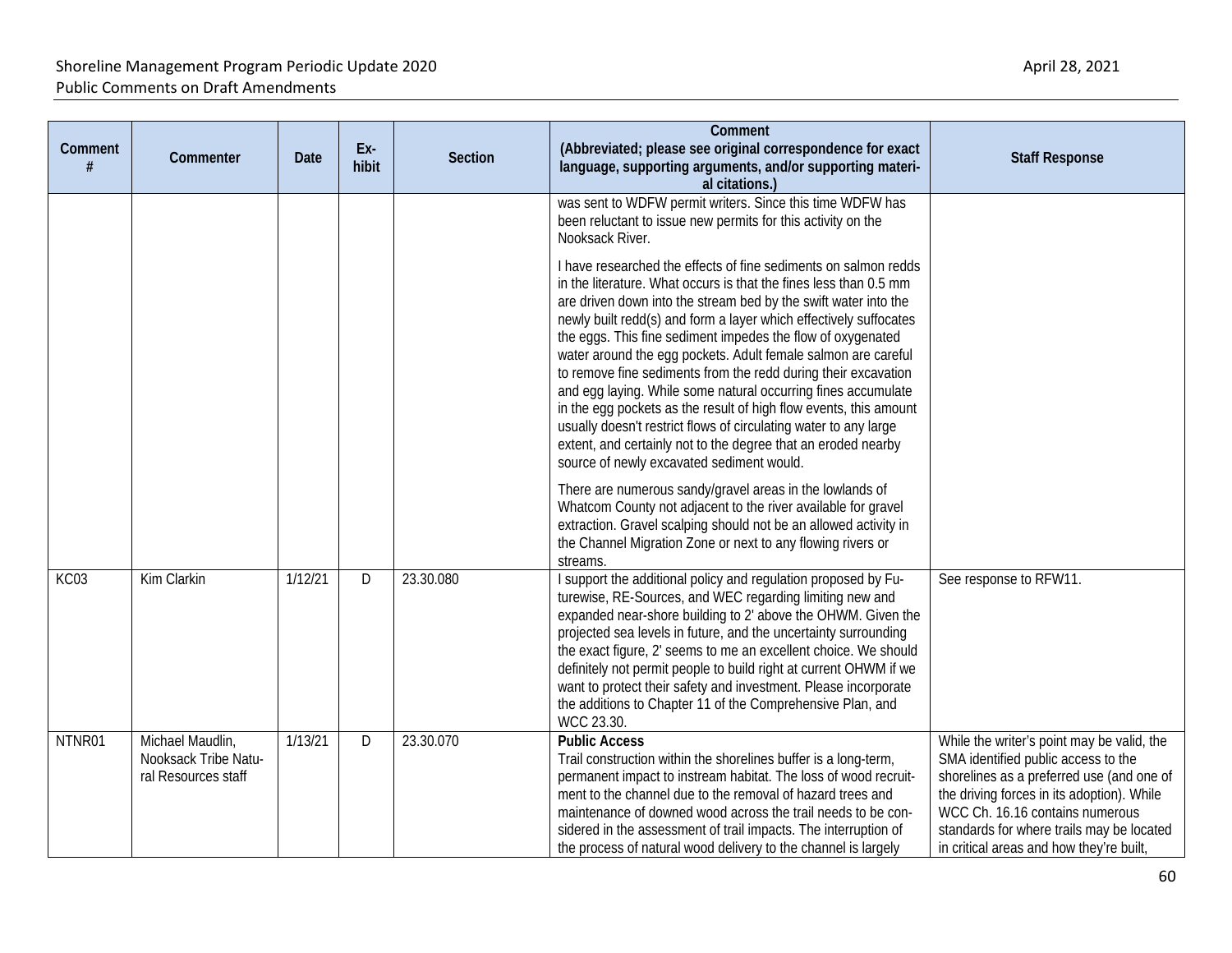| Comment # | Commenter | Date | Ex-hibit | Section | Comment (Abbreviated; please see original correspondence for exact language, supporting arguments, and/or supporting materi-al citations.) | Staff Response |
|---|---|---|---|---|---|---|
| | | | | | was sent to WDFW permit writers. Since this time WDFW has been reluctant to issue new permits for this activity on the Nooksack River.<br><br>I have researched the effects of fine sediments on salmon redds in the literature. What occurs is that the fines less than 0.5 mm are driven down into the stream bed by the swift water into the newly built redd(s) and form a layer which effectively suffocates the eggs. This fine sediment impedes the flow of oxygenated water around the egg pockets. Adult female salmon are careful to remove fine sediments from the redd during their excavation and egg laying. While some natural occurring fines accumulate in the egg pockets as the result of high flow events, this amount usually doesn't restrict flows of circulating water to any large extent, and certainly not to the degree that an eroded nearby source of newly excavated sediment would.<br><br>There are numerous sandy/gravel areas in the lowlands of Whatcom County not adjacent to the river available for gravel extraction. Gravel scalping should not be an allowed activity in the Channel Migration Zone or next to any flowing rivers or streams. | |
| KC03 | Kim Clarkin | 1/12/21 | D | 23.30.080 | I support the additional policy and regulation proposed by Futurewise, RE-Sources, and WEC regarding limiting new and expanded near-shore building to 2' above the OHWM. Given the projected sea levels in future, and the uncertainty surrounding the exact figure, 2' seems to me an excellent choice. We should definitely not permit people to build right at current OHWM if we want to protect their safety and investment. Please incorporate the additions to Chapter 11 of the Comprehensive Plan, and WCC 23.30. | See response to RFW11. |
| NTNR01 | Michael Maudlin, Nooksack Tribe Natural Resources staff | 1/13/21 | D | 23.30.070 | **Public Access**<br>Trail construction within the shorelines buffer is a long-term, permanent impact to instream habitat. The loss of wood recruitment to the channel due to the removal of hazard trees and maintenance of downed wood across the trail needs to be considered in the assessment of trail impacts. The interruption of the process of natural wood delivery to the channel is largely | While the writer's point may be valid, the SMA identified public access to the shorelines as a preferred use (and one of the driving forces in its adoption). While WCC Ch. 16.16 contains numerous standards for where trails may be located in critical areas and how they're built, |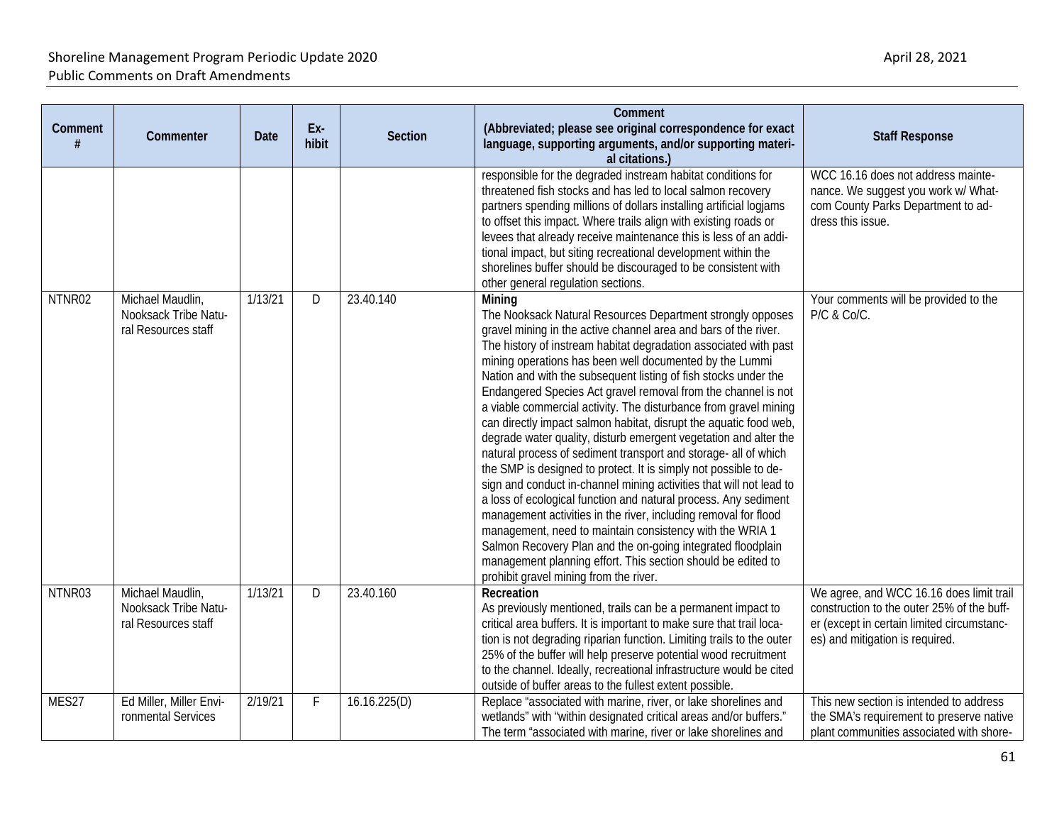| Comment # | Commenter | Date | Ex-hibit | Section | Comment (Abbreviated; please see original correspondence for exact language, supporting arguments, and/or supporting material citations.) | Staff Response |
|---|---|---|---|---|---|---|
| | | | | | responsible for the degraded instream habitat conditions for threatened fish stocks and has led to local salmon recovery partners spending millions of dollars installing artificial logjams to offset this impact. Where trails align with existing roads or levees that already receive maintenance this is less of an additional impact, but siting recreational development within the shorelines buffer should be discouraged to be consistent with other general regulation sections. | WCC 16.16 does not address maintenance. We suggest you work w/ Whatcom County Parks Department to address this issue. |
| NTNR02 | Michael Maudlin, Nooksack Tribe Natural Resources staff | 1/13/21 | D | 23.40.140 | **Mining** The Nooksack Natural Resources Department strongly opposes gravel mining in the active channel area and bars of the river. The history of instream habitat degradation associated with past mining operations has been well documented by the Lummi Nation and with the subsequent listing of fish stocks under the Endangered Species Act gravel removal from the channel is not a viable commercial activity. The disturbance from gravel mining can directly impact salmon habitat, disrupt the aquatic food web, degrade water quality, disturb emergent vegetation and alter the natural process of sediment transport and storage- all of which the SMP is designed to protect. It is simply not possible to design and conduct in-channel mining activities that will not lead to a loss of ecological function and natural process. Any sediment management activities in the river, including removal for flood management, need to maintain consistency with the WRIA 1 Salmon Recovery Plan and the on-going integrated floodplain management planning effort. This section should be edited to prohibit gravel mining from the river. | Your comments will be provided to the P/C & Co/C. |
| NTNR03 | Michael Maudlin, Nooksack Tribe Natural Resources staff | 1/13/21 | D | 23.40.160 | **Recreation** As previously mentioned, trails can be a permanent impact to critical area buffers. It is important to make sure that trail location is not degrading riparian function. Limiting trails to the outer 25% of the buffer will help preserve potential wood recruitment to the channel. Ideally, recreational infrastructure would be cited outside of buffer areas to the fullest extent possible. | We agree, and WCC 16.16 does limit trail construction to the outer 25% of the buffer (except in certain limited circumstances) and mitigation is required. |
| MES27 | Ed Miller, Miller Environmental Services | 2/19/21 | F | 16.16.225(D) | Replace "associated with marine, river, or lake shorelines and wetlands" with "within designated critical areas and/or buffers." The term "associated with marine, river or lake shorelines and | This new section is intended to address the SMA's requirement to preserve native plant communities associated with shore- |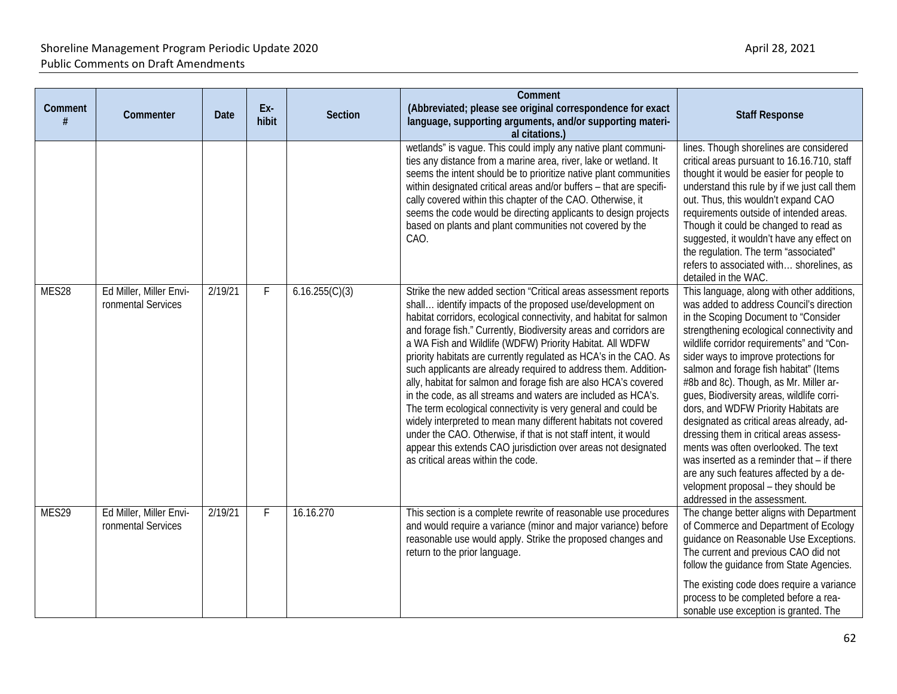| Comment # | Commenter | Date | Ex-hibit | Section | Comment (Abbreviated; please see original correspondence for exact language, supporting arguments, and/or supporting material citations.) | Staff Response |
|---|---|---|---|---|---|---|
| | | | | | wetlands" is vague. This could imply any native plant communities any distance from a marine area, river, lake or wetland. It seems the intent should be to prioritize native plant communities within designated critical areas and/or buffers – that are specifically covered within this chapter of the CAO. Otherwise, it seems the code would be directing applicants to design projects based on plants and plant communities not covered by the CAO. | lines. Though shorelines are considered critical areas pursuant to 16.16.710, staff thought it would be easier for people to understand this rule by if we just call them out. Thus, this wouldn't expand CAO requirements outside of intended areas. Though it could be changed to read as suggested, it wouldn't have any effect on the regulation. The term "associated" refers to associated with… shorelines, as detailed in the WAC. |
| MES28 | Ed Miller, Miller Environmental Services | 2/19/21 | F | 6.16.255(C)(3) | Strike the new added section "Critical areas assessment reports shall… identify impacts of the proposed use/development on habitat corridors, ecological connectivity, and habitat for salmon and forage fish." Currently, Biodiversity areas and corridors are a WA Fish and Wildlife (WDFW) Priority Habitat. All WDFW priority habitats are currently regulated as HCA's in the CAO. As such applicants are already required to address them. Additionally, habitat for salmon and forage fish are also HCA's covered in the code, as all streams and waters are included as HCA's. The term ecological connectivity is very general and could be widely interpreted to mean many different habitats not covered under the CAO. Otherwise, if that is not staff intent, it would appear this extends CAO jurisdiction over areas not designated as critical areas within the code. | This language, along with other additions, was added to address Council's direction in the Scoping Document to "Consider strengthening ecological connectivity and wildlife corridor requirements" and "Consider ways to improve protections for salmon and forage fish habitat" (Items #8b and 8c). Though, as Mr. Miller argues, Biodiversity areas, wildlife corridors, and WDFW Priority Habitats are designated as critical areas already, addressing them in critical areas assessments was often overlooked. The text was inserted as a reminder that – if there are any such features affected by a development proposal – they should be addressed in the assessment. |
| MES29 | Ed Miller, Miller Environmental Services | 2/19/21 | F | 16.16.270 | This section is a complete rewrite of reasonable use procedures and would require a variance (minor and major variance) before reasonable use would apply. Strike the proposed changes and return to the prior language. | The change better aligns with Department of Commerce and Department of Ecology guidance on Reasonable Use Exceptions. The current and previous CAO did not follow the guidance from State Agencies.<br><br>The existing code does require a variance process to be completed before a reasonable use exception is granted. The |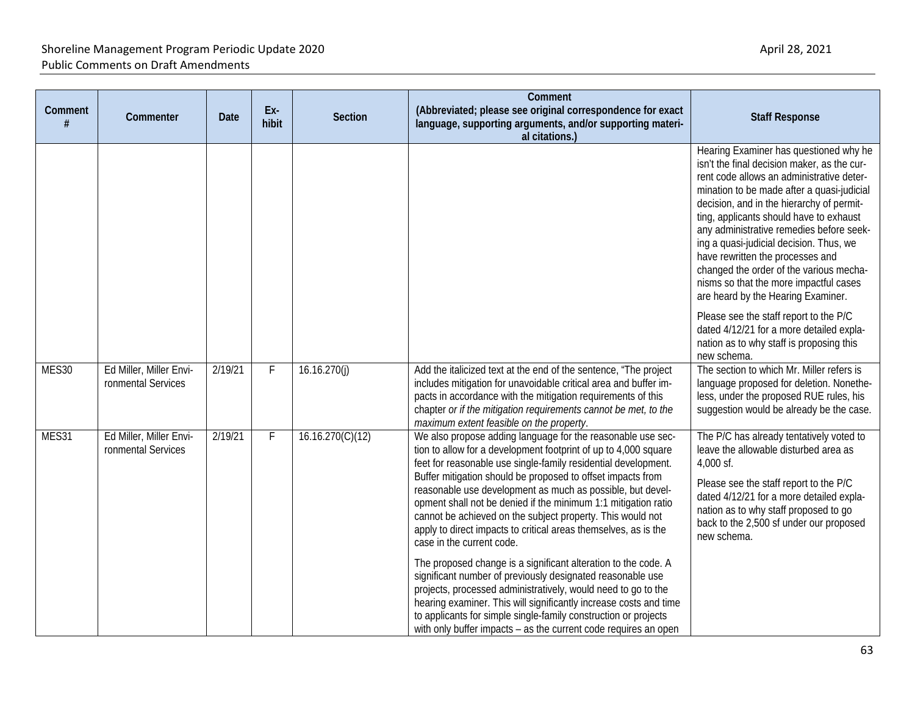| Comment # | Commenter | Date | Exhibit | Section | Comment (Abbreviated; please see original correspondence for exact language, supporting arguments, and/or supporting material citations.) | Staff Response |
|---|---|---|---|---|---|---|
| | | | | | | Hearing Examiner has questioned why he isn't the final decision maker, as the current code allows an administrative determination to be made after a quasi-judicial decision, and in the hierarchy of permitting, applicants should have to exhaust any administrative remedies before seeking a quasi-judicial decision. Thus, we have rewritten the processes and changed the order of the various mechanisms so that the more impactful cases are heard by the Hearing Examiner.<br><br>Please see the staff report to the P/C dated 4/12/21 for a more detailed explanation as to why staff is proposing this new schema. |
| MES30 | Ed Miller, Miller Environmental Services | 2/19/21 | F | 16.16.270(j) | Add the italicized text at the end of the sentence, "The project includes mitigation for unavoidable critical area and buffer impacts in accordance with the mitigation requirements of this chapter *or if the mitigation requirements cannot be met, to the maximum extent feasible on the property*. | The section to which Mr. Miller refers is language proposed for deletion. Nonetheless, under the proposed RUE rules, his suggestion would be already be the case. |
| MES31 | Ed Miller, Miller Environmental Services | 2/19/21 | F | 16.16.270(C)(12) | We also propose adding language for the reasonable use section to allow for a development footprint of up to 4,000 square feet for reasonable use single-family residential development. Buffer mitigation should be proposed to offset impacts from reasonable use development as much as possible, but development shall not be denied if the minimum 1:1 mitigation ratio cannot be achieved on the subject property. This would not apply to direct impacts to critical areas themselves, as is the case in the current code.<br><br>The proposed change is a significant alteration to the code. A significant number of previously designated reasonable use projects, processed administratively, would need to go to the hearing examiner. This will significantly increase costs and time to applicants for simple single-family construction or projects with only buffer impacts – as the current code requires an open | The P/C has already tentatively voted to leave the allowable disturbed area as 4,000 sf.<br><br>Please see the staff report to the P/C dated 4/12/21 for a more detailed explanation as to why staff proposed to go back to the 2,500 sf under our proposed new schema. |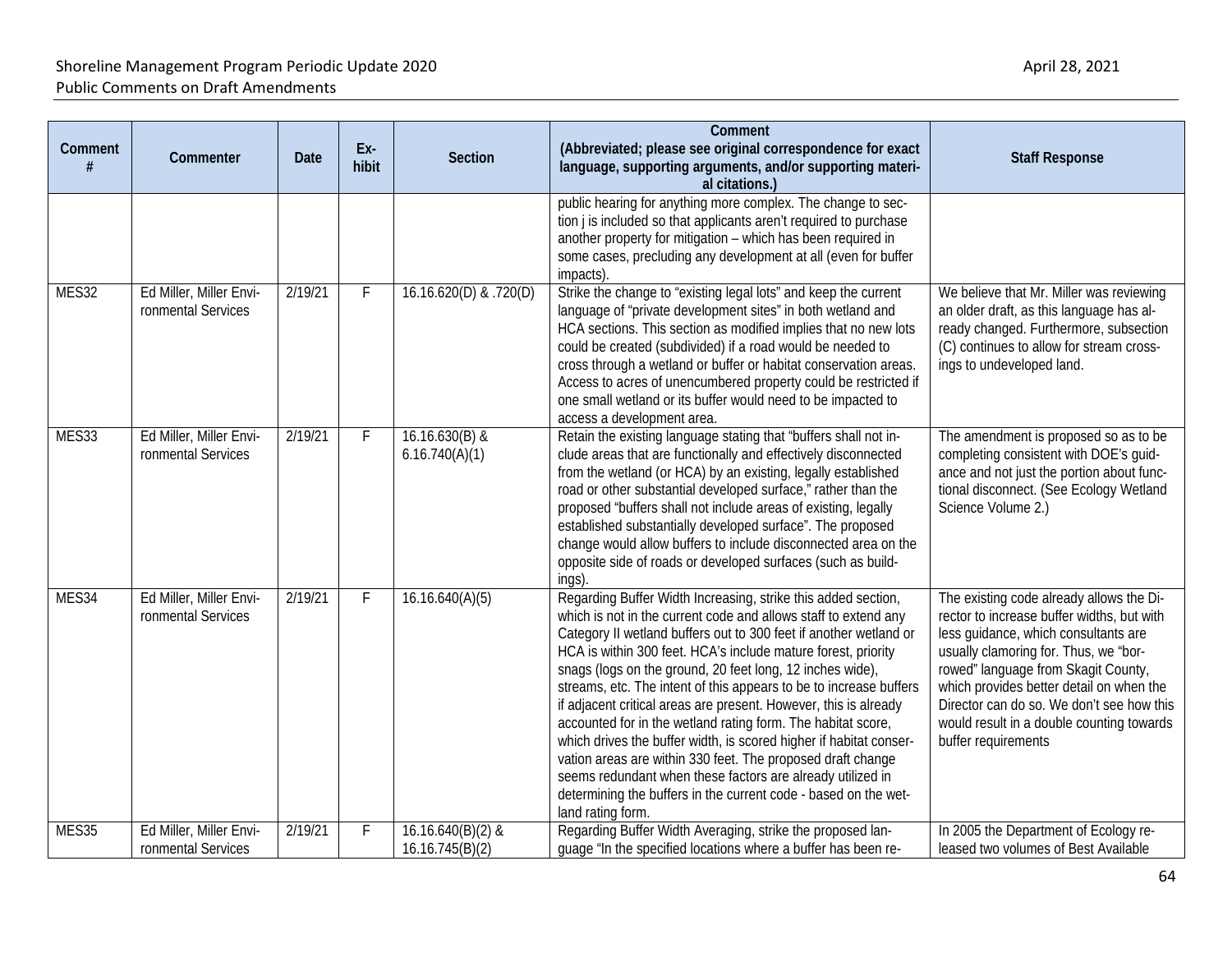| Comment # | Commenter | Date | Exhibit | Section | Comment (Abbreviated; please see original correspondence for exact language, supporting arguments, and/or supporting material citations.) | Staff Response |
|---|---|---|---|---|---|---|
| | | | | | public hearing for anything more complex. The change to section j is included so that applicants aren't required to purchase another property for mitigation – which has been required in some cases, precluding any development at all (even for buffer impacts). | |
| MES32 | Ed Miller, Miller Environmental Services | 2/19/21 | F | 16.16.620(D) & .720(D) | Strike the change to "existing legal lots" and keep the current language of "private development sites" in both wetland and HCA sections. This section as modified implies that no new lots could be created (subdivided) if a road would be needed to cross through a wetland or buffer or habitat conservation areas. Access to acres of unencumbered property could be restricted if one small wetland or its buffer would need to be impacted to access a development area. | We believe that Mr. Miller was reviewing an older draft, as this language has already changed. Furthermore, subsection (C) continues to allow for stream crossings to undeveloped land. |
| MES33 | Ed Miller, Miller Environmental Services | 2/19/21 | F | 16.16.630(B) & 6.16.740(A)(1) | Retain the existing language stating that "buffers shall not include areas that are functionally and effectively disconnected from the wetland (or HCA) by an existing, legally established road or other substantial developed surface," rather than the proposed "buffers shall not include areas of existing, legally established substantially developed surface". The proposed change would allow buffers to include disconnected area on the opposite side of roads or developed surfaces (such as buildings). | The amendment is proposed so as to be completing consistent with DOE's guidance and not just the portion about functional disconnect. (See Ecology Wetland Science Volume 2.) |
| MES34 | Ed Miller, Miller Environmental Services | 2/19/21 | F | 16.16.640(A)(5) | Regarding Buffer Width Increasing, strike this added section, which is not in the current code and allows staff to extend any Category II wetland buffers out to 300 feet if another wetland or HCA is within 300 feet. HCA's include mature forest, priority snags (logs on the ground, 20 feet long, 12 inches wide), streams, etc. The intent of this appears to be to increase buffers if adjacent critical areas are present. However, this is already accounted for in the wetland rating form. The habitat score, which drives the buffer width, is scored higher if habitat conservation areas are within 330 feet. The proposed draft change seems redundant when these factors are already utilized in determining the buffers in the current code - based on the wetland rating form. | The existing code already allows the Director to increase buffer widths, but with less guidance, which consultants are usually clamoring for. Thus, we "borrowed" language from Skagit County, which provides better detail on when the Director can do so. We don't see how this would result in a double counting towards buffer requirements |
| MES35 | Ed Miller, Miller Environmental Services | 2/19/21 | F | 16.16.640(B)(2) & 16.16.745(B)(2) | Regarding Buffer Width Averaging, strike the proposed language "In the specified locations where a buffer has been re- | In 2005 the Department of Ecology released two volumes of Best Available |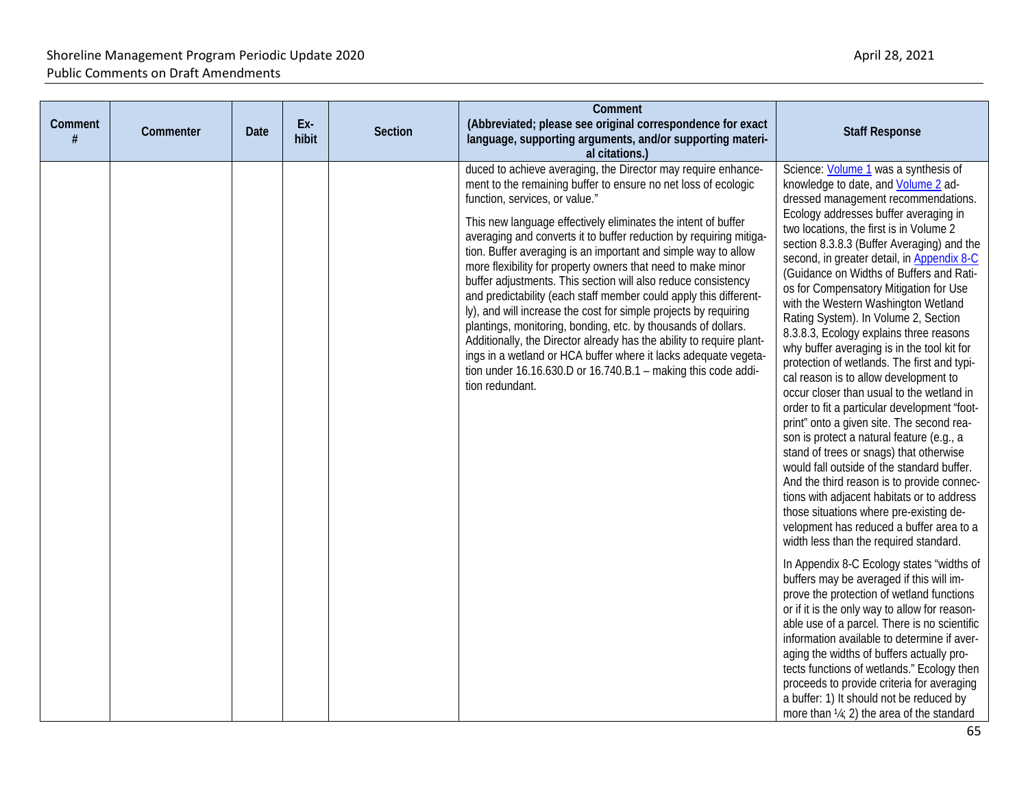| Comment # | Commenter | Date | Ex-hibit | Section | Comment (Abbreviated; please see original correspondence for exact language, supporting arguments, and/or supporting material citations.) | Staff Response |
|---|---|---|---|---|---|---|
| | | | | | duced to achieve averaging, the Director may require enhancement to the remaining buffer to ensure no net loss of ecologic function, services, or value."<br><br>This new language effectively eliminates the intent of buffer averaging and converts it to buffer reduction by requiring mitigation. Buffer averaging is an important and simple way to allow more flexibility for property owners that need to make minor buffer adjustments. This section will also reduce consistency and predictability (each staff member could apply this differently), and will increase the cost for simple projects by requiring plantings, monitoring, bonding, etc. by thousands of dollars. Additionally, the Director already has the ability to require plantings in a wetland or HCA buffer where it lacks adequate vegetation under 16.16.630.D or 16.740.B.1 – making this code addition redundant. | Science: Volume 1 was a synthesis of knowledge to date, and Volume 2 addressed management recommendations. Ecology addresses buffer averaging in two locations, the first is in Volume 2 section 8.3.8.3 (Buffer Averaging) and the second, in greater detail, in Appendix 8-C (Guidance on Widths of Buffers and Ratios for Compensatory Mitigation for Use with the Western Washington Wetland Rating System). In Volume 2, Section 8.3.8.3, Ecology explains three reasons why buffer averaging is in the tool kit for protection of wetlands. The first and typical reason is to allow development to occur closer than usual to the wetland in order to fit a particular development "footprint" onto a given site. The second reason is protect a natural feature (e.g., a stand of trees or snags) that otherwise would fall outside of the standard buffer. And the third reason is to provide connections with adjacent habitats or to address those situations where pre-existing development has reduced a buffer area to a width less than the required standard.<br><br>In Appendix 8-C Ecology states "widths of buffers may be averaged if this will improve the protection of wetland functions or if it is the only way to allow for reasonable use of a parcel. There is no scientific information available to determine if averaging the widths of buffers actually protects functions of wetlands." Ecology then proceeds to provide criteria for averaging a buffer: 1) It should not be reduced by more than ¼; 2) the area of the standard |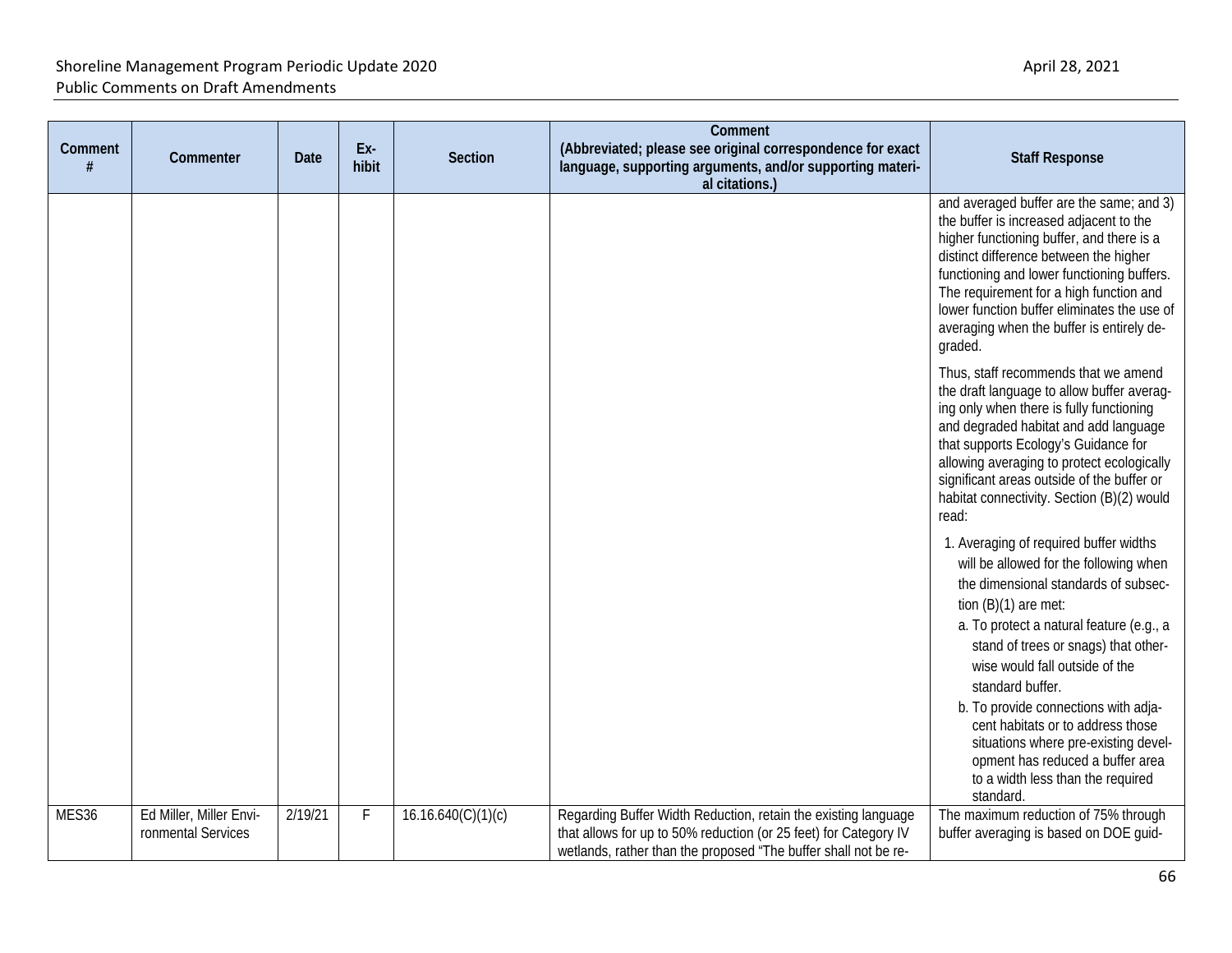| Comment # | Commenter | Date | Ex-hibit | Section | Comment (Abbreviated; please see original correspondence for exact language, supporting arguments, and/or supporting material citations.) | Staff Response |
|---|---|---|---|---|---|---|
| | | | | | | and averaged buffer are the same; and 3) the buffer is increased adjacent to the higher functioning buffer, and there is a distinct difference between the higher functioning and lower functioning buffers. The requirement for a high function and lower function buffer eliminates the use of averaging when the buffer is entirely degraded.<br><br>Thus, staff recommends that we amend the draft language to allow buffer averaging only when there is fully functioning and degraded habitat and add language that supports Ecology's Guidance for allowing averaging to protect ecologically significant areas outside of the buffer or habitat connectivity. Section (B)(2) would read:<br><br>1. Averaging of required buffer widths will be allowed for the following when the dimensional standards of subsection (B)(1) are met:<br>a. To protect a natural feature (e.g., a stand of trees or snags) that otherwise would fall outside of the standard buffer.<br>b. To provide connections with adjacent habitats or to address those situations where pre-existing development has reduced a buffer area to a width less than the required standard. |
| MES36 | Ed Miller, Miller Environmental Services | 2/19/21 | F | 16.16.640(C)(1)(c) | Regarding Buffer Width Reduction, retain the existing language that allows for up to 50% reduction (or 25 feet) for Category IV wetlands, rather than the proposed "The buffer shall not be re- | The maximum reduction of 75% through buffer averaging is based on DOE guid- |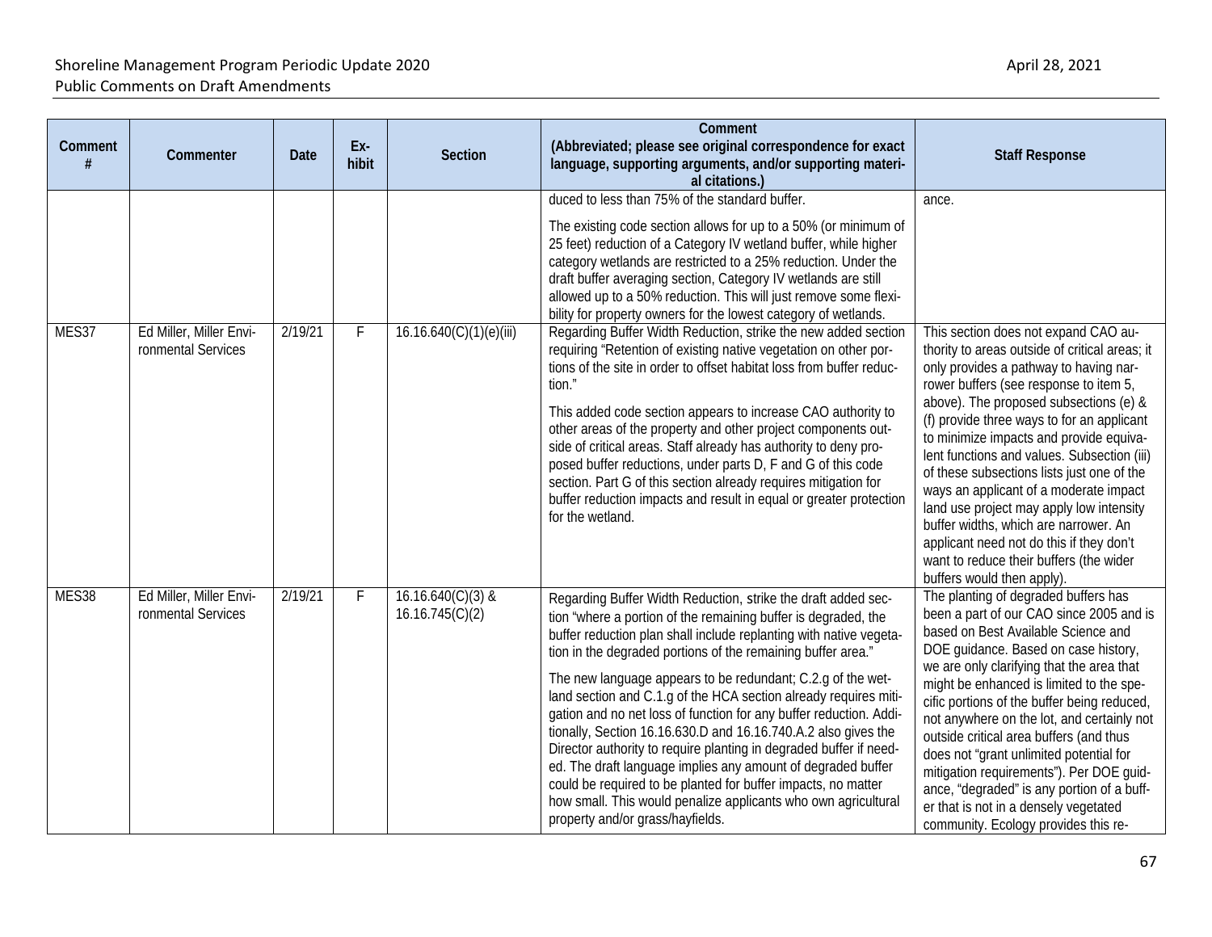| Comment # | Commenter | Date | Ex-hibit | Section | Comment (Abbreviated; please see original correspondence for exact language, supporting arguments, and/or supporting material citations.) | Staff Response |
|---|---|---|---|---|---|---|
| | | | | | duced to less than 75% of the standard buffer.<br><br>The existing code section allows for up to a 50% (or minimum of 25 feet) reduction of a Category IV wetland buffer, while higher category wetlands are restricted to a 25% reduction. Under the draft buffer averaging section, Category IV wetlands are still allowed up to a 50% reduction. This will just remove some flexibility for property owners for the lowest category of wetlands. | ance. |
| MES37 | Ed Miller, Miller Environmental Services | 2/19/21 | F | 16.16.640(C)(1)(e)(iii) | Regarding Buffer Width Reduction, strike the new added section requiring "Retention of existing native vegetation on other portions of the site in order to offset habitat loss from buffer reduction."<br><br>This added code section appears to increase CAO authority to other areas of the property and other project components outside of critical areas. Staff already has authority to deny proposed buffer reductions, under parts D, F and G of this code section. Part G of this section already requires mitigation for buffer reduction impacts and result in equal or greater protection for the wetland. | This section does not expand CAO authority to areas outside of critical areas; it only provides a pathway to having narrower buffers (see response to item 5, above). The proposed subsections (e) & (f) provide three ways to for an applicant to minimize impacts and provide equivalent functions and values. Subsection (iii) of these subsections lists just one of the ways an applicant of a moderate impact land use project may apply low intensity buffer widths, which are narrower. An applicant need not do this if they don't want to reduce their buffers (the wider buffers would then apply). |
| MES38 | Ed Miller, Miller Environmental Services | 2/19/21 | F | 16.16.640(C)(3) & 16.16.745(C)(2) | Regarding Buffer Width Reduction, strike the draft added section "where a portion of the remaining buffer is degraded, the buffer reduction plan shall include replanting with native vegetation in the degraded portions of the remaining buffer area."<br><br>The new language appears to be redundant; C.2.g of the wetland section and C.1.g of the HCA section already requires mitigation and no net loss of function for any buffer reduction. Additionally, Section 16.16.630.D and 16.16.740.A.2 also gives the Director authority to require planting in degraded buffer if needed. The draft language implies any amount of degraded buffer could be required to be planted for buffer impacts, no matter how small. This would penalize applicants who own agricultural property and/or grass/hayfields. | The planting of degraded buffers has been a part of our CAO since 2005 and is based on Best Available Science and DOE guidance. Based on case history, we are only clarifying that the area that might be enhanced is limited to the specific portions of the buffer being reduced, not anywhere on the lot, and certainly not outside critical area buffers (and thus does not "grant unlimited potential for mitigation requirements"). Per DOE guidance, "degraded" is any portion of a buffer that is not in a densely vegetated community. Ecology provides this re- |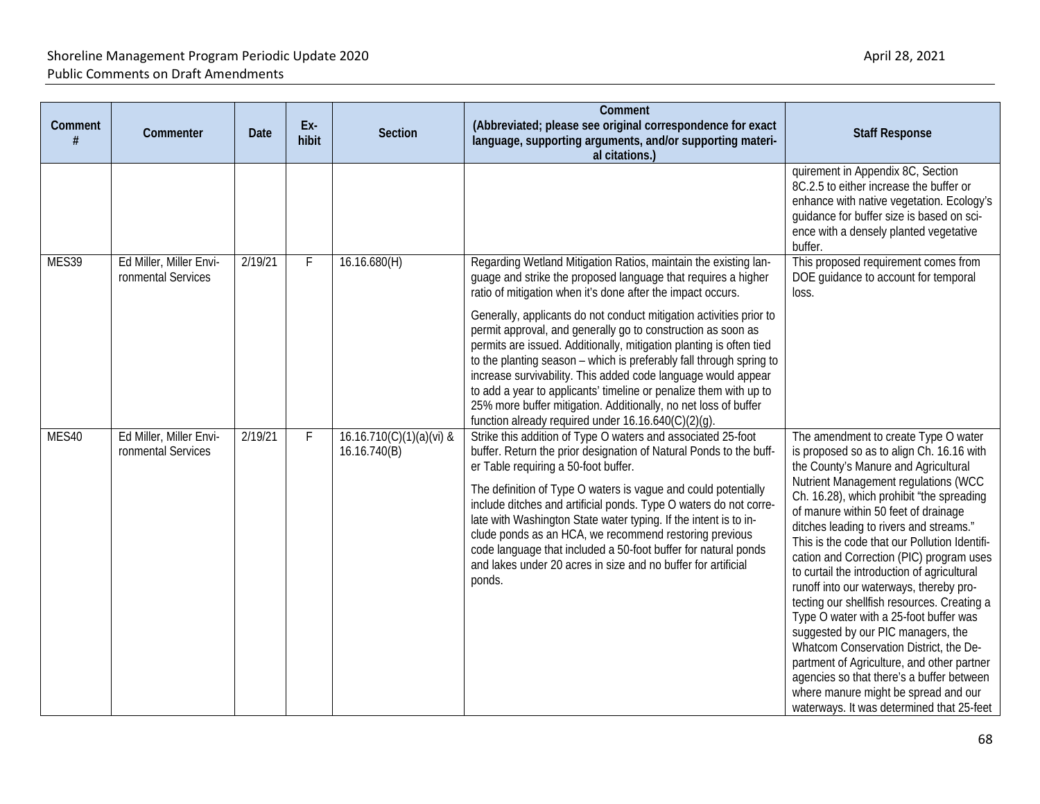| Comment # | Commenter | Date | Ex-hibit | Section | Comment (Abbreviated; please see original correspondence for exact language, supporting arguments, and/or supporting material citations.) | Staff Response |
|---|---|---|---|---|---|---|
| | | | | | | quirement in Appendix 8C, Section 8C.2.5 to either increase the buffer or enhance with native vegetation. Ecology's guidance for buffer size is based on science with a densely planted vegetative buffer. |
| MES39 | Ed Miller, Miller Environmental Services | 2/19/21 | F | 16.16.680(H) | Regarding Wetland Mitigation Ratios, maintain the existing language and strike the proposed language that requires a higher ratio of mitigation when it's done after the impact occurs.<br><br>Generally, applicants do not conduct mitigation activities prior to permit approval, and generally go to construction as soon as permits are issued. Additionally, mitigation planting is often tied to the planting season – which is preferably fall through spring to increase survivability. This added code language would appear to add a year to applicants' timeline or penalize them with up to 25% more buffer mitigation. Additionally, no net loss of buffer function already required under 16.16.640(C)(2)(g). | This proposed requirement comes from DOE guidance to account for temporal loss. |
| MES40 | Ed Miller, Miller Environmental Services | 2/19/21 | F | 16.16.710(C)(1)(a)(vi) & 16.16.740(B) | Strike this addition of Type O waters and associated 25-foot buffer. Return the prior designation of Natural Ponds to the buffer Table requiring a 50-foot buffer.<br><br>The definition of Type O waters is vague and could potentially include ditches and artificial ponds. Type O waters do not correlate with Washington State water typing. If the intent is to include ponds as an HCA, we recommend restoring previous code language that included a 50-foot buffer for natural ponds and lakes under 20 acres in size and no buffer for artificial ponds. | The amendment to create Type O water is proposed so as to align Ch. 16.16 with the County's Manure and Agricultural Nutrient Management regulations (WCC Ch. 16.28), which prohibit "the spreading of manure within 50 feet of drainage ditches leading to rivers and streams." This is the code that our Pollution Identification and Correction (PIC) program uses to curtail the introduction of agricultural runoff into our waterways, thereby protecting our shellfish resources. Creating a Type O water with a 25-foot buffer was suggested by our PIC managers, the Whatcom Conservation District, the Department of Agriculture, and other partner agencies so that there's a buffer between where manure might be spread and our waterways. It was determined that 25-feet |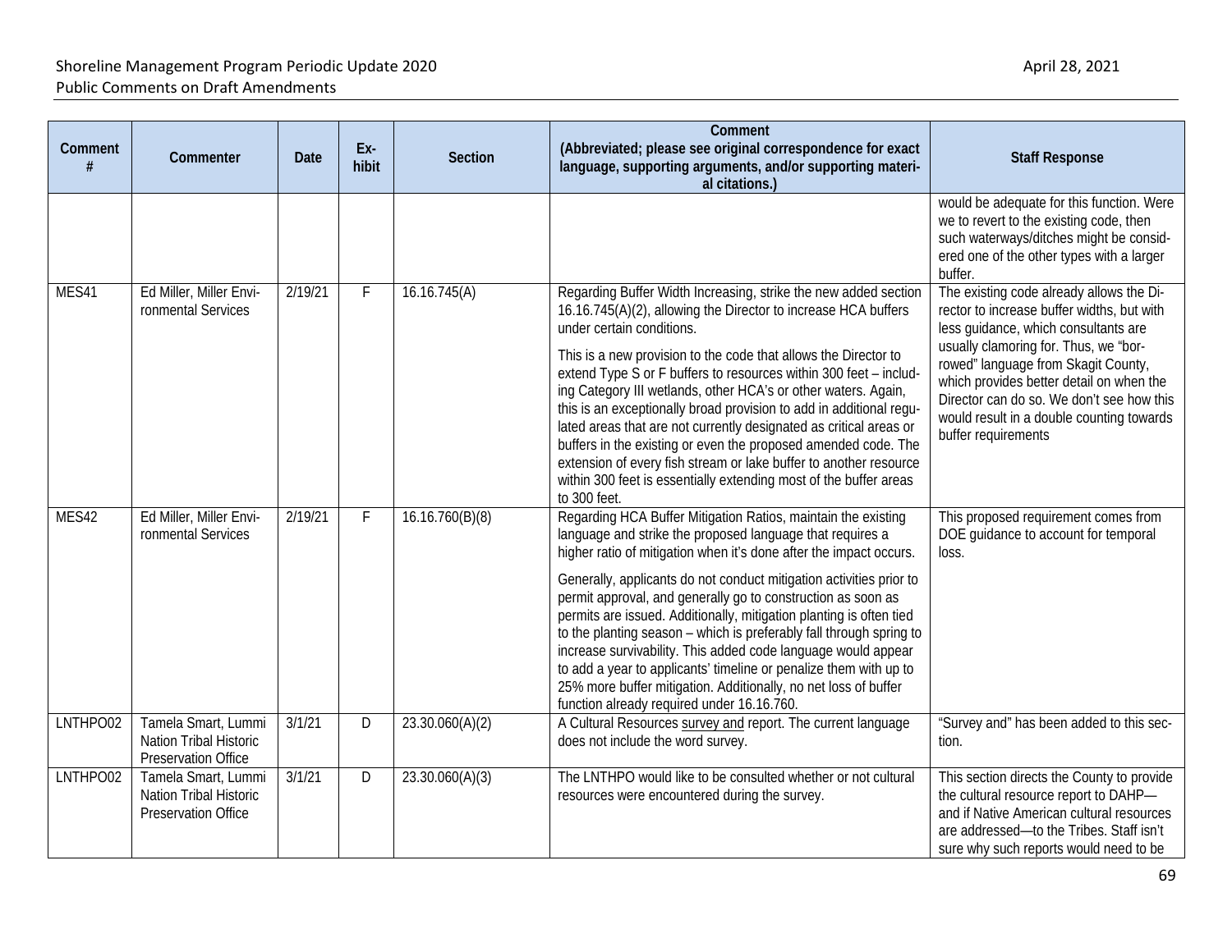| Comment # | Commenter | Date | Ex-hibit | Section | Comment (Abbreviated; please see original correspondence for exact language, supporting arguments, and/or supporting material citations.) | Staff Response |
|---|---|---|---|---|---|---|
| | | | | | | would be adequate for this function. Were we to revert to the existing code, then such waterways/ditches might be considered one of the other types with a larger buffer. |
| MES41 | Ed Miller, Miller Environmental Services | 2/19/21 | F | 16.16.745(A) | Regarding Buffer Width Increasing, strike the new added section 16.16.745(A)(2), allowing the Director to increase HCA buffers under certain conditions. This is a new provision to the code that allows the Director to extend Type S or F buffers to resources within 300 feet – including Category III wetlands, other HCA's or other waters. Again, this is an exceptionally broad provision to add in additional regulated areas that are not currently designated as critical areas or buffers in the existing or even the proposed amended code. The extension of every fish stream or lake buffer to another resource within 300 feet is essentially extending most of the buffer areas to 300 feet. | The existing code already allows the Director to increase buffer widths, but with less guidance, which consultants are usually clamoring for. Thus, we "borrowed" language from Skagit County, which provides better detail on when the Director can do so. We don't see how this would result in a double counting towards buffer requirements |
| MES42 | Ed Miller, Miller Environmental Services | 2/19/21 | F | 16.16.760(B)(8) | Regarding HCA Buffer Mitigation Ratios, maintain the existing language and strike the proposed language that requires a higher ratio of mitigation when it's done after the impact occurs. Generally, applicants do not conduct mitigation activities prior to permit approval, and generally go to construction as soon as permits are issued. Additionally, mitigation planting is often tied to the planting season – which is preferably fall through spring to increase survivability. This added code language would appear to add a year to applicants' timeline or penalize them with up to 25% more buffer mitigation. Additionally, no net loss of buffer function already required under 16.16.760. | This proposed requirement comes from DOE guidance to account for temporal loss. |
| LNTHPO02 | Tamela Smart, Lummi Nation Tribal Historic Preservation Office | 3/1/21 | D | 23.30.060(A)(2) | A Cultural Resources survey and report. The current language does not include the word survey. | "Survey and" has been added to this section. |
| LNTHPO02 | Tamela Smart, Lummi Nation Tribal Historic Preservation Office | 3/1/21 | D | 23.30.060(A)(3) | The LNTHPO would like to be consulted whether or not cultural resources were encountered during the survey. | This section directs the County to provide the cultural resource report to DAHP—and if Native American cultural resources are addressed—to the Tribes. Staff isn't sure why such reports would need to be |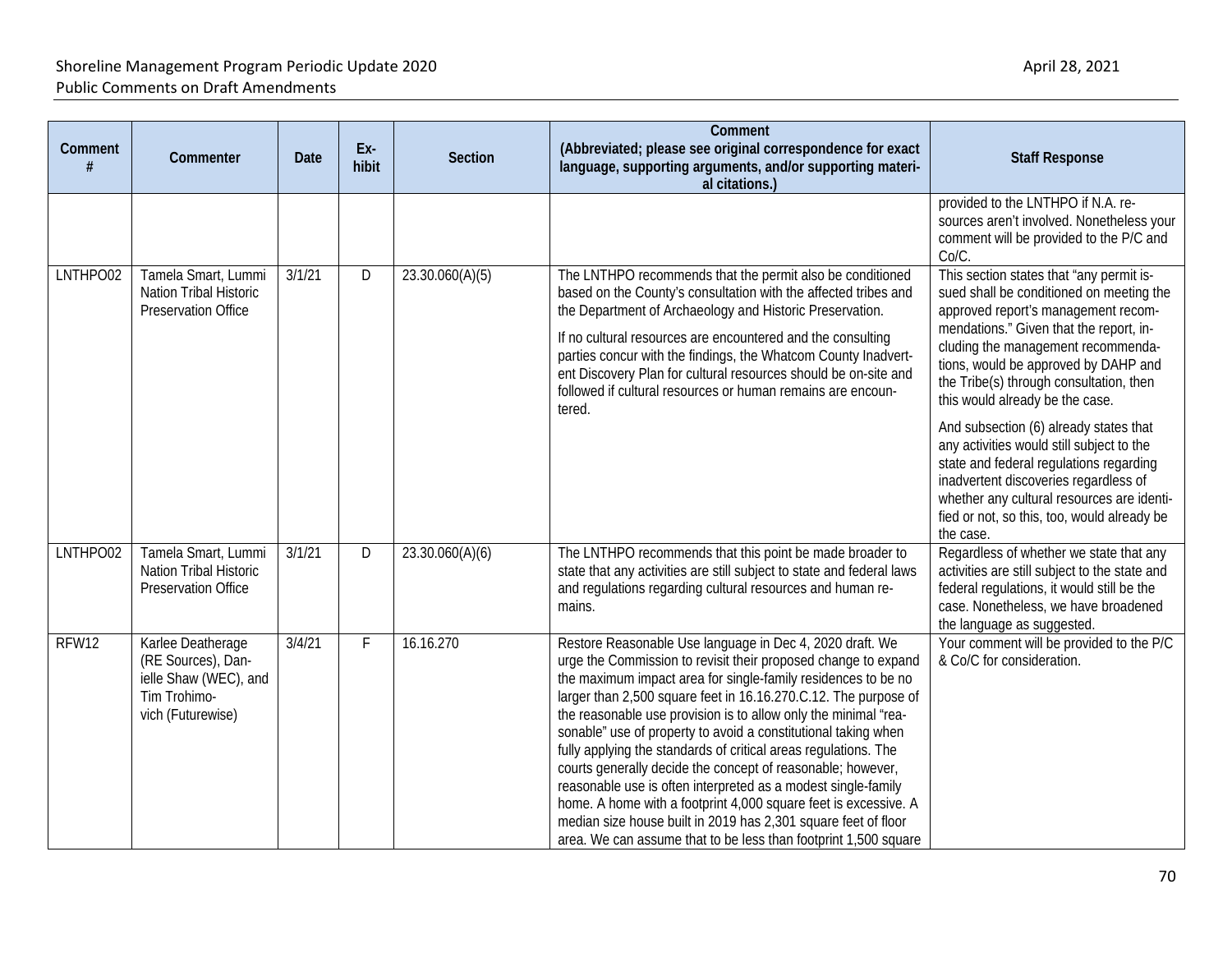| Comment # | Commenter | Date | Ex-hibit | Section | Comment (Abbreviated; please see original correspondence for exact language, supporting arguments, and/or supporting material citations.) | Staff Response |
|---|---|---|---|---|---|---|
| | | | | | | provided to the LNTHPO if N.A. resources aren't involved. Nonetheless your comment will be provided to the P/C and Co/C. |
| LNTHPO02 | Tamela Smart, Lummi Nation Tribal Historic Preservation Office | 3/1/21 | D | 23.30.060(A)(5) | The LNTHPO recommends that the permit also be conditioned based on the County's consultation with the affected tribes and the Department of Archaeology and Historic Preservation.<br><br>If no cultural resources are encountered and the consulting parties concur with the findings, the Whatcom County Inadvertent Discovery Plan for cultural resources should be on-site and followed if cultural resources or human remains are encountered. | This section states that "any permit issued shall be conditioned on meeting the approved report's management recommendations." Given that the report, including the management recommendations, would be approved by DAHP and the Tribe(s) through consultation, then this would already be the case.<br><br>And subsection (6) already states that any activities would still subject to the state and federal regulations regarding inadvertent discoveries regardless of whether any cultural resources are identified or not, so this, too, would already be the case. |
| LNTHPO02 | Tamela Smart, Lummi Nation Tribal Historic Preservation Office | 3/1/21 | D | 23.30.060(A)(6) | The LNTHPO recommends that this point be made broader to state that any activities are still subject to state and federal laws and regulations regarding cultural resources and human remains. | Regardless of whether we state that any activities are still subject to the state and federal regulations, it would still be the case. Nonetheless, we have broadened the language as suggested. |
| RFW12 | Karlee Deatherage (RE Sources), Danielle Shaw (WEC), and Tim Trohimovich (Futurewise) | 3/4/21 | F | 16.16.270 | Restore Reasonable Use language in Dec 4, 2020 draft. We urge the Commission to revisit their proposed change to expand the maximum impact area for single-family residences to be no larger than 2,500 square feet in 16.16.270.C.12. The purpose of the reasonable use provision is to allow only the minimal "reasonable" use of property to avoid a constitutional taking when fully applying the standards of critical areas regulations. The courts generally decide the concept of reasonable; however, reasonable use is often interpreted as a modest single-family home. A home with a footprint 4,000 square feet is excessive. A median size house built in 2019 has 2,301 square feet of floor area. We can assume that to be less than footprint 1,500 square | Your comment will be provided to the P/C & Co/C for consideration. |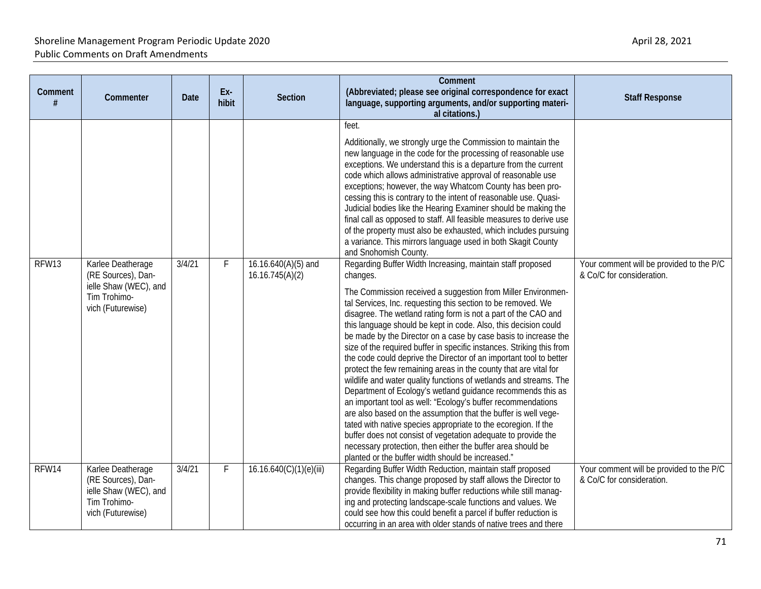| Comment # | Commenter | Date | Ex-hibit | Section | Comment (Abbreviated; please see original correspondence for exact language, supporting arguments, and/or supporting material citations.) | Staff Response |
|---|---|---|---|---|---|---|
| | | | | | feet.<br><br>Additionally, we strongly urge the Commission to maintain the new language in the code for the processing of reasonable use exceptions. We understand this is a departure from the current code which allows administrative approval of reasonable use exceptions; however, the way Whatcom County has been processing this is contrary to the intent of reasonable use. Quasi-Judicial bodies like the Hearing Examiner should be making the final call as opposed to staff. All feasible measures to derive use of the property must also be exhausted, which includes pursuing a variance. This mirrors language used in both Skagit County and Snohomish County. | |
| RFW13 | Karlee Deatherage (RE Sources), Danielle Shaw (WEC), and Tim Trohimovich (Futurewise) | 3/4/21 | F | 16.16.640(A)(5) and 16.16.745(A)(2) | Regarding Buffer Width Increasing, maintain staff proposed changes.<br><br>The Commission received a suggestion from Miller Environmental Services, Inc. requesting this section to be removed. We disagree. The wetland rating form is not a part of the CAO and this language should be kept in code. Also, this decision could be made by the Director on a case by case basis to increase the size of the required buffer in specific instances. Striking this from the code could deprive the Director of an important tool to better protect the few remaining areas in the county that are vital for wildlife and water quality functions of wetlands and streams. The Department of Ecology's wetland guidance recommends this as an important tool as well: "Ecology's buffer recommendations are also based on the assumption that the buffer is well vegetated with native species appropriate to the ecoregion. If the buffer does not consist of vegetation adequate to provide the necessary protection, then either the buffer area should be planted or the buffer width should be increased." | Your comment will be provided to the P/C & Co/C for consideration. |
| RFW14 | Karlee Deatherage (RE Sources), Danielle Shaw (WEC), and Tim Trohimovich (Futurewise) | 3/4/21 | F | 16.16.640(C)(1)(e)(iii) | Regarding Buffer Width Reduction, maintain staff proposed changes. This change proposed by staff allows the Director to provide flexibility in making buffer reductions while still managing and protecting landscape-scale functions and values. We could see how this could benefit a parcel if buffer reduction is occurring in an area with older stands of native trees and there | Your comment will be provided to the P/C & Co/C for consideration. |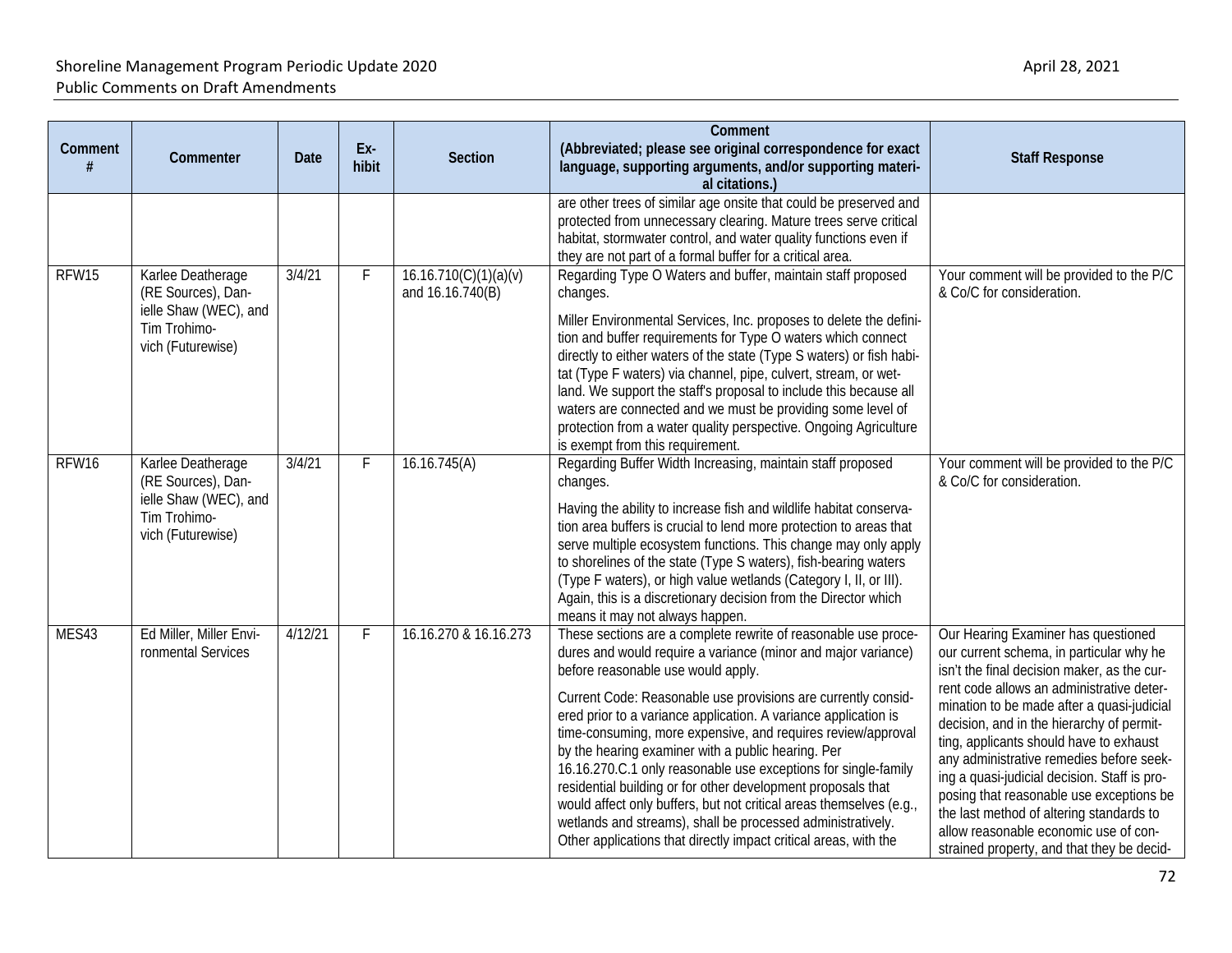| Comment # | Commenter | Date | Ex-hibit | Section | Comment (Abbreviated; please see original correspondence for exact language, supporting arguments, and/or supporting material citations.) | Staff Response |
|---|---|---|---|---|---|---|
| | | | | | are other trees of similar age onsite that could be preserved and protected from unnecessary clearing. Mature trees serve critical habitat, stormwater control, and water quality functions even if they are not part of a formal buffer for a critical area. | |
| RFW15 | Karlee Deatherage (RE Sources), Danielle Shaw (WEC), and Tim Trohimovich (Futurewise) | 3/4/21 | F | 16.16.710(C)(1)(a)(v) and 16.16.740(B) | Regarding Type O Waters and buffer, maintain staff proposed changes.<br><br>Miller Environmental Services, Inc. proposes to delete the definition and buffer requirements for Type O waters which connect directly to either waters of the state (Type S waters) or fish habitat (Type F waters) via channel, pipe, culvert, stream, or wetland. We support the staff's proposal to include this because all waters are connected and we must be providing some level of protection from a water quality perspective. Ongoing Agriculture is exempt from this requirement. | Your comment will be provided to the P/C & Co/C for consideration. |
| RFW16 | Karlee Deatherage (RE Sources), Danielle Shaw (WEC), and Tim Trohimovich (Futurewise) | 3/4/21 | F | 16.16.745(A) | Regarding Buffer Width Increasing, maintain staff proposed changes.<br><br>Having the ability to increase fish and wildlife habitat conservation area buffers is crucial to lend more protection to areas that serve multiple ecosystem functions. This change may only apply to shorelines of the state (Type S waters), fish-bearing waters (Type F waters), or high value wetlands (Category I, II, or III). Again, this is a discretionary decision from the Director which means it may not always happen. | Your comment will be provided to the P/C & Co/C for consideration. |
| MES43 | Ed Miller, Miller Environmental Services | 4/12/21 | F | 16.16.270 & 16.16.273 | These sections are a complete rewrite of reasonable use procedures and would require a variance (minor and major variance) before reasonable use would apply.<br><br>Current Code: Reasonable use provisions are currently considered prior to a variance application. A variance application is time-consuming, more expensive, and requires review/approval by the hearing examiner with a public hearing. Per 16.16.270.C.1 only reasonable use exceptions for single-family residential building or for other development proposals that would affect only buffers, but not critical areas themselves (e.g., wetlands and streams), shall be processed administratively. Other applications that directly impact critical areas, with the | Our Hearing Examiner has questioned our current schema, in particular why he isn't the final decision maker, as the current code allows an administrative determination to be made after a quasi-judicial decision, and in the hierarchy of permitting, applicants should have to exhaust any administrative remedies before seeking a quasi-judicial decision. Staff is proposing that reasonable use exceptions be the last method of altering standards to allow reasonable economic use of constrained property, and that they be decid- |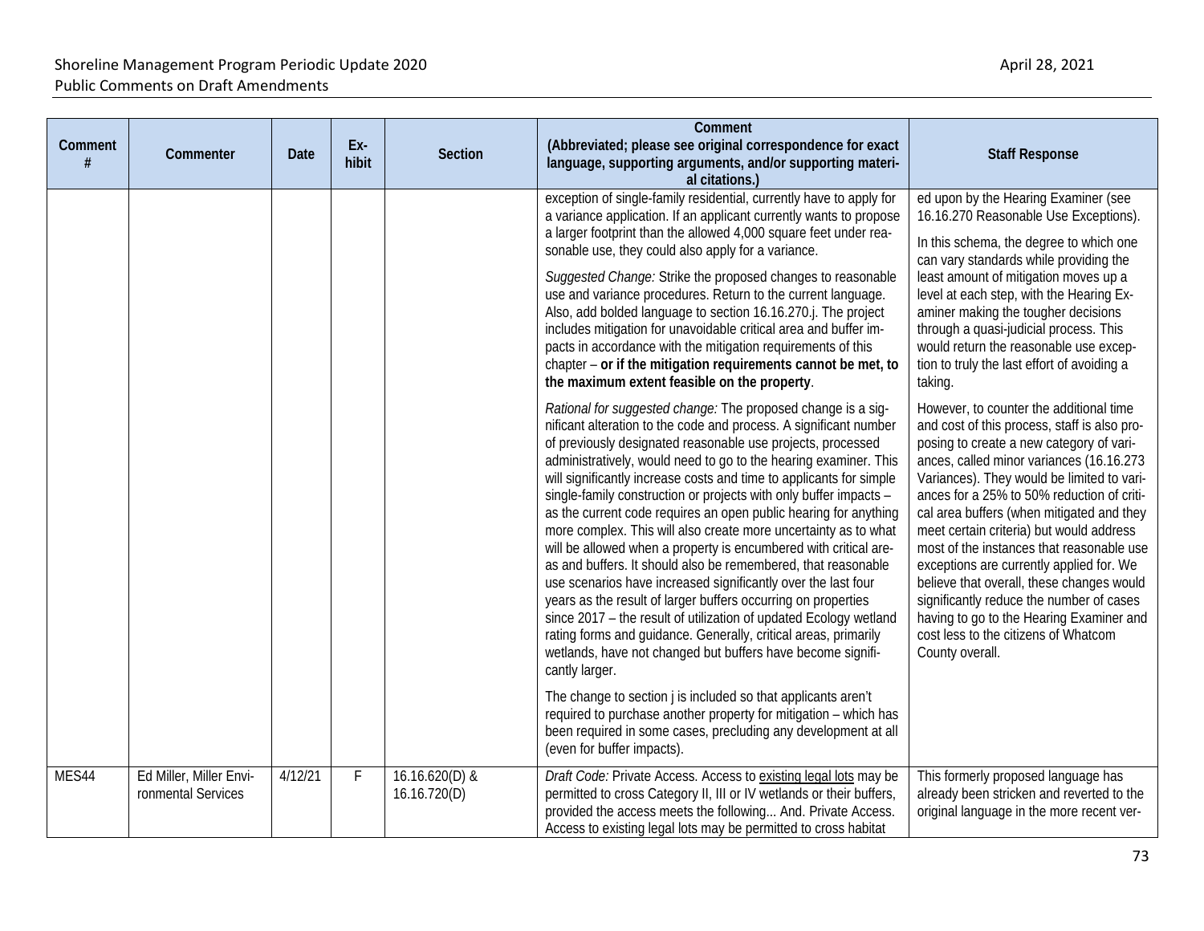| Comment # | Commenter | Date | Ex-hibit | Section | Comment (Abbreviated; please see original correspondence for exact language, supporting arguments, and/or supporting material citations.) | Staff Response |
|---|---|---|---|---|---|---|
| | | | | | exception of single-family residential, currently have to apply for a variance application. If an applicant currently wants to propose a larger footprint than the allowed 4,000 square feet under reasonable use, they could also apply for a variance.<br><br>*Suggested Change:* Strike the proposed changes to reasonable use and variance procedures. Return to the current language. Also, add bolded language to section 16.16.270.j. The project includes mitigation for unavoidable critical area and buffer impacts in accordance with the mitigation requirements of this chapter – **or if the mitigation requirements cannot be met, to the maximum extent feasible on the property**.<br><br>*Rational for suggested change:* The proposed change is a significant alteration to the code and process. A significant number of previously designated reasonable use projects, processed administratively, would need to go to the hearing examiner. This will significantly increase costs and time to applicants for simple single-family construction or projects with only buffer impacts – as the current code requires an open public hearing for anything more complex. This will also create more uncertainty as to what will be allowed when a property is encumbered with critical areas and buffers. It should also be remembered, that reasonable use scenarios have increased significantly over the last four years as the result of larger buffers occurring on properties since 2017 – the result of utilization of updated Ecology wetland rating forms and guidance. Generally, critical areas, primarily wetlands, have not changed but buffers have become significantly larger.<br><br>The change to section j is included so that applicants aren't required to purchase another property for mitigation – which has been required in some cases, precluding any development at all (even for buffer impacts). | ed upon by the Hearing Examiner (see 16.16.270 Reasonable Use Exceptions).<br><br>In this schema, the degree to which one can vary standards while providing the least amount of mitigation moves up a level at each step, with the Hearing Examiner making the tougher decisions through a quasi-judicial process. This would return the reasonable use exception to truly the last effort of avoiding a taking.<br><br>However, to counter the additional time and cost of this process, staff is also proposing to create a new category of variances, called minor variances (16.16.273 Variances). They would be limited to variances for a 25% to 50% reduction of critical area buffers (when mitigated and they meet certain criteria) but would address most of the instances that reasonable use exceptions are currently applied for. We believe that overall, these changes would significantly reduce the number of cases having to go to the Hearing Examiner and cost less to the citizens of Whatcom County overall. |
| MES44 | Ed Miller, Miller Environmental Services | 4/12/21 | F | 16.16.620(D) & 16.16.720(D) | *Draft Code:* Private Access. Access to existing legal lots may be permitted to cross Category II, III or IV wetlands or their buffers, provided the access meets the following... And. Private Access. Access to existing legal lots may be permitted to cross habitat | This formerly proposed language has already been stricken and reverted to the original language in the more recent ver- |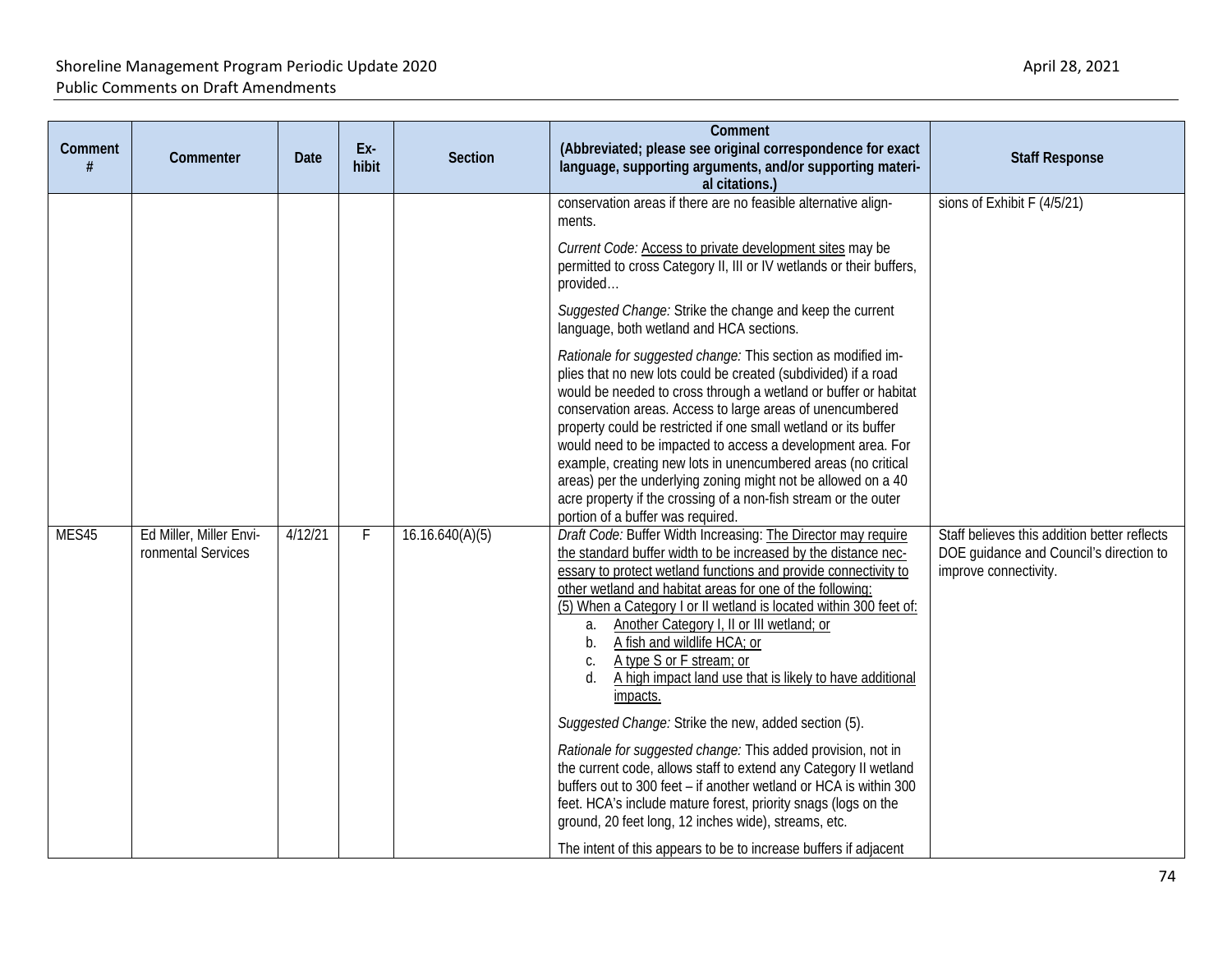| Comment # | Commenter | Date | Ex-hibit | Section | Comment (Abbreviated; please see original correspondence for exact language, supporting arguments, and/or supporting material citations.) | Staff Response |
|---|---|---|---|---|---|---|
| | | | | | conservation areas if there are no feasible alternative alignments.<br><br>*Current Code:* <u>Access to private development sites</u> may be permitted to cross Category II, III or IV wetlands or their buffers, provided…<br><br>*Suggested Change:* Strike the change and keep the current language, both wetland and HCA sections.<br><br>*Rationale for suggested change:* This section as modified implies that no new lots could be created (subdivided) if a road would be needed to cross through a wetland or buffer or habitat conservation areas. Access to large areas of unencumbered property could be restricted if one small wetland or its buffer would need to be impacted to access a development area. For example, creating new lots in unencumbered areas (no critical areas) per the underlying zoning might not be allowed on a 40 acre property if the crossing of a non-fish stream or the outer portion of a buffer was required. | sions of Exhibit F (4/5/21) |
| MES45 | Ed Miller, Miller Environmental Services | 4/12/21 | F | 16.16.640(A)(5) | *Draft Code:* Buffer Width Increasing: <u>The Director may require the standard buffer width to be increased by the distance necessary to protect wetland functions and provide connectivity to other wetland and habitat areas for one of the following:</u><br><u>(5) When a Category I or II wetland is located within 300 feet of:</u><br>a. <u>Another Category I, II or III wetland; or</u><br>b. <u>A fish and wildlife HCA; or</u><br>c. <u>A type S or F stream; or</u><br>d. <u>A high impact land use that is likely to have additional impacts.</u><br><br>*Suggested Change:* Strike the new, added section (5).<br><br>*Rationale for suggested change:* This added provision, not in the current code, allows staff to extend any Category II wetland buffers out to 300 feet – if another wetland or HCA is within 300 feet. HCA's include mature forest, priority snags (logs on the ground, 20 feet long, 12 inches wide), streams, etc.<br><br>The intent of this appears to be to increase buffers if adjacent | Staff believes this addition better reflects DOE guidance and Council's direction to improve connectivity. |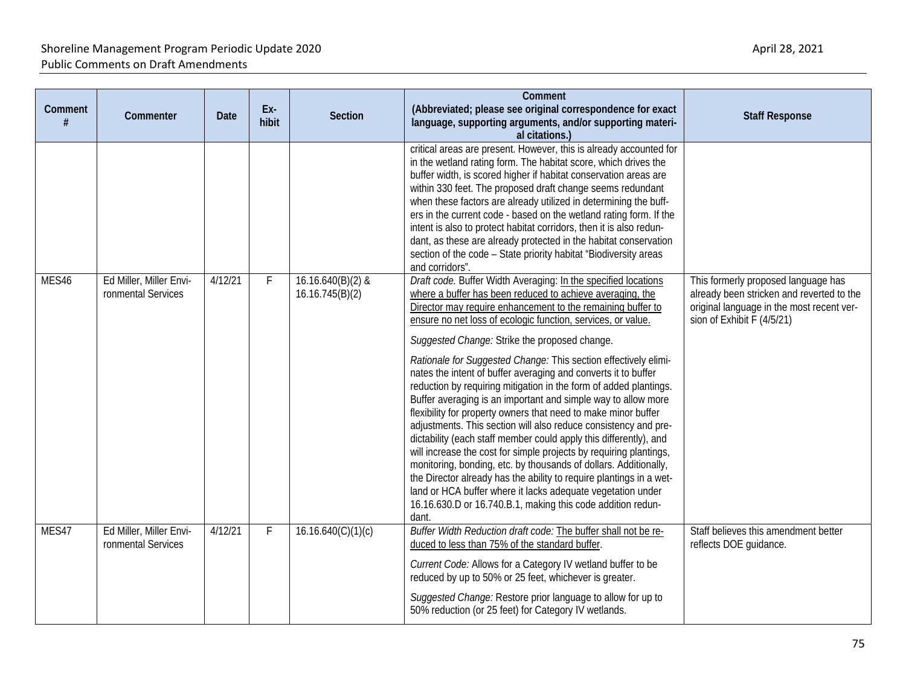| Comment # | Commenter | Date | Ex-hibit | Section | Comment (Abbreviated; please see original correspondence for exact language, supporting arguments, and/or supporting material citations.) | Staff Response |
|---|---|---|---|---|---|---|
| | | | | | critical areas are present. However, this is already accounted for in the wetland rating form. The habitat score, which drives the buffer width, is scored higher if habitat conservation areas are within 330 feet. The proposed draft change seems redundant when these factors are already utilized in determining the buffers in the current code - based on the wetland rating form. If the intent is also to protect habitat corridors, then it is also redundant, as these are already protected in the habitat conservation section of the code – State priority habitat "Biodiversity areas and corridors". | |
| MES46 | Ed Miller, Miller Environmental Services | 4/12/21 | F | 16.16.640(B)(2) & 16.16.745(B)(2) | *Draft code.* Buffer Width Averaging: <u>In the specified locations where a buffer has been reduced to achieve averaging, the Director may require enhancement to the remaining buffer to ensure no net loss of ecologic function, services, or value.</u><br><br>*Suggested Change:* Strike the proposed change.<br><br>*Rationale for Suggested Change:* This section effectively eliminates the intent of buffer averaging and converts it to buffer reduction by requiring mitigation in the form of added plantings. Buffer averaging is an important and simple way to allow more flexibility for property owners that need to make minor buffer adjustments. This section will also reduce consistency and predictability (each staff member could apply this differently), and will increase the cost for simple projects by requiring plantings, monitoring, bonding, etc. by thousands of dollars. Additionally, the Director already has the ability to require plantings in a wetland or HCA buffer where it lacks adequate vegetation under 16.16.630.D or 16.740.B.1, making this code addition redundant. | This formerly proposed language has already been stricken and reverted to the original language in the most recent version of Exhibit F (4/5/21) |
| MES47 | Ed Miller, Miller Environmental Services | 4/12/21 | F | 16.16.640(C)(1)(c) | *Buffer Width Reduction draft code:* <u>The buffer shall not be reduced to less than 75% of the standard buffer</u>.<br><br>*Current Code:* Allows for a Category IV wetland buffer to be reduced by up to 50% or 25 feet, whichever is greater.<br><br>*Suggested Change:* Restore prior language to allow for up to 50% reduction (or 25 feet) for Category IV wetlands. | Staff believes this amendment better reflects DOE guidance. |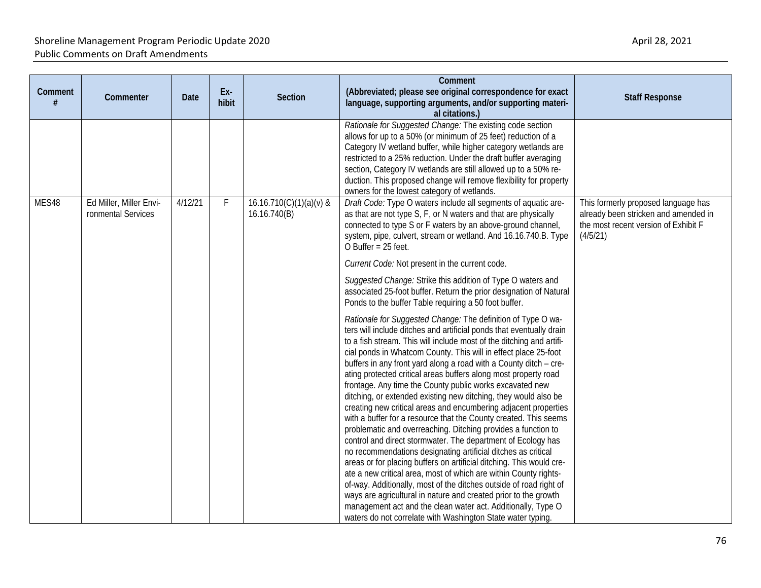| Comment # | Commenter | Date | Ex-hibit | Section | Comment (Abbreviated; please see original correspondence for exact language, supporting arguments, and/or supporting material citations.) | Staff Response |
|---|---|---|---|---|---|---|
| | | | | | *Rationale for Suggested Change:* The existing code section allows for up to a 50% (or minimum of 25 feet) reduction of a Category IV wetland buffer, while higher category wetlands are restricted to a 25% reduction. Under the draft buffer averaging section, Category IV wetlands are still allowed up to a 50% reduction. This proposed change will remove flexibility for property owners for the lowest category of wetlands. | |
| MES48 | Ed Miller, Miller Environmental Services | 4/12/21 | F | 16.16.710(C)(1)(a)(v) & 16.16.740(B) | *Draft Code:* Type O waters include all segments of aquatic areas that are not type S, F, or N waters and that are physically connected to type S or F waters by an above-ground channel, system, pipe, culvert, stream or wetland. And 16.16.740.B. Type O Buffer = 25 feet.<br><br>*Current Code:* Not present in the current code.<br><br>*Suggested Change:* Strike this addition of Type O waters and associated 25-foot buffer. Return the prior designation of Natural Ponds to the buffer Table requiring a 50 foot buffer.<br><br>*Rationale for Suggested Change:* The definition of Type O waters will include ditches and artificial ponds that eventually drain to a fish stream. This will include most of the ditching and artificial ponds in Whatcom County. This will in effect place 25-foot buffers in any front yard along a road with a County ditch – creating protected critical areas buffers along most property road frontage. Any time the County public works excavated new ditching, or extended existing new ditching, they would also be creating new critical areas and encumbering adjacent properties with a buffer for a resource that the County created. This seems problematic and overreaching. Ditching provides a function to control and direct stormwater. The department of Ecology has no recommendations designating artificial ditches as critical areas or for placing buffers on artificial ditching. This would create a new critical area, most of which are within County rights-of-way. Additionally, most of the ditches outside of road right of ways are agricultural in nature and created prior to the growth management act and the clean water act. Additionally, Type O waters do not correlate with Washington State water typing. | This formerly proposed language has already been stricken and amended in the most recent version of Exhibit F (4/5/21) |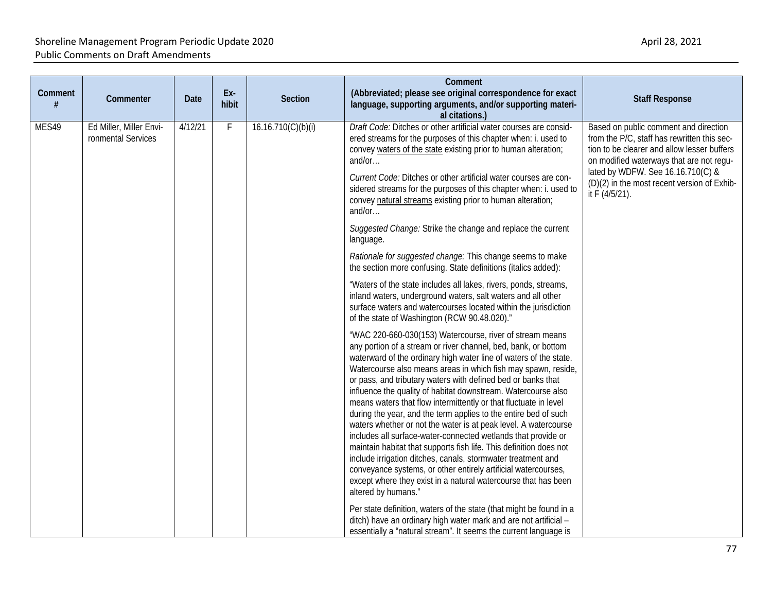| Comment # | Commenter | Date | Ex-hibit | Section | Comment (Abbreviated; please see original correspondence for exact language, supporting arguments, and/or supporting material citations.) | Staff Response |
|---|---|---|---|---|---|---|
| MES49 | Ed Miller, Miller Environmental Services | 4/12/21 | F | 16.16.710(C)(b)(i) | *Draft Code:* Ditches or other artificial water courses are considered streams for the purposes of this chapter when: i. used to convey waters of the state existing prior to human alteration; and/or…<br><br>*Current Code:* Ditches or other artificial water courses are considered streams for the purposes of this chapter when: i. used to convey natural streams existing prior to human alteration; and/or…<br><br>*Suggested Change:* Strike the change and replace the current language.<br><br>*Rationale for suggested change:* This change seems to make the section more confusing. State definitions (italics added):<br><br>"Waters of the state includes all lakes, rivers, ponds, streams, inland waters, underground waters, salt waters and all other surface waters and watercourses located within the jurisdiction of the state of Washington (RCW 90.48.020)."<br><br>"WAC 220-660-030(153) Watercourse, river of stream means any portion of a stream or river channel, bed, bank, or bottom waterward of the ordinary high water line of waters of the state. Watercourse also means areas in which fish may spawn, reside, or pass, and tributary waters with defined bed or banks that influence the quality of habitat downstream. Watercourse also means waters that flow intermittently or that fluctuate in level during the year, and the term applies to the entire bed of such waters whether or not the water is at peak level. A watercourse includes all surface-water-connected wetlands that provide or maintain habitat that supports fish life. This definition does not include irrigation ditches, canals, stormwater treatment and conveyance systems, or other entirely artificial watercourses, except where they exist in a natural watercourse that has been altered by humans."<br><br>Per state definition, waters of the state (that might be found in a ditch) have an ordinary high water mark and are not artificial – essentially a "natural stream". It seems the current language is | Based on public comment and direction from the P/C, staff has rewritten this section to be clearer and allow lesser buffers on modified waterways that are not regulated by WDFW. See 16.16.710(C) & (D)(2) in the most recent version of Exhibit F (4/5/21). |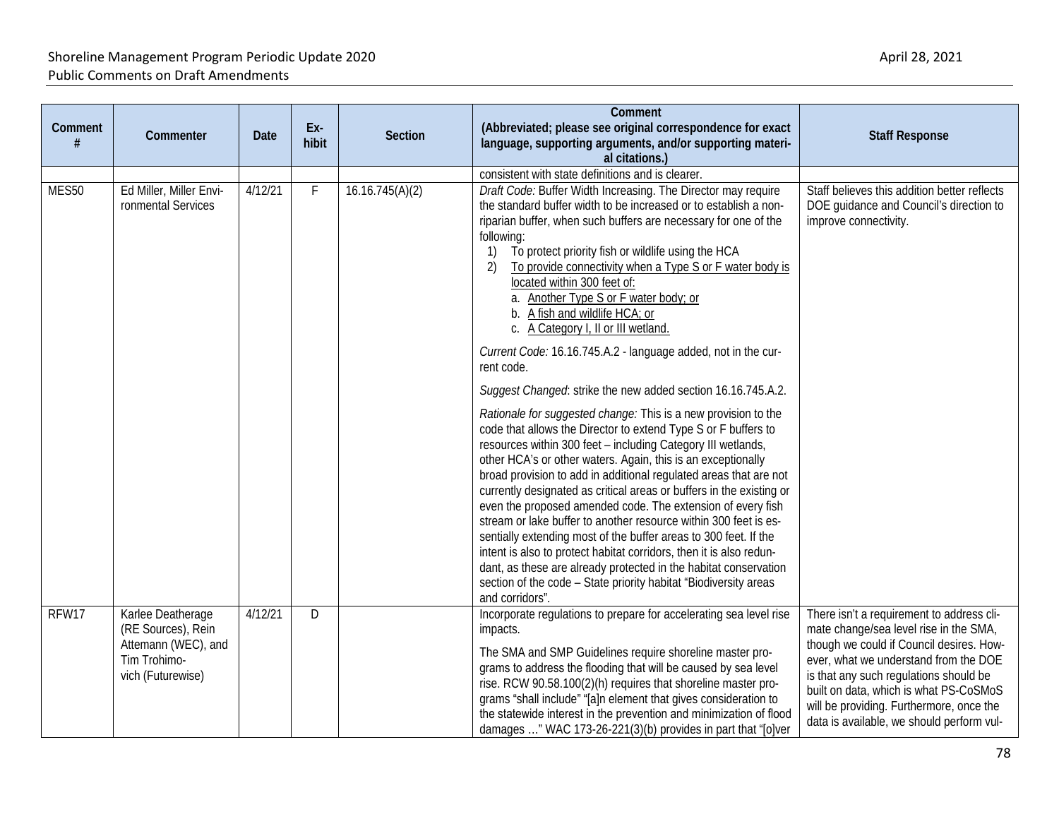| Comment # | Commenter | Date | Ex-hibit | Section | Comment (Abbreviated; please see original correspondence for exact language, supporting arguments, and/or supporting material citations.) | Staff Response |
|---|---|---|---|---|---|---|
| | | | | | consistent with state definitions and is clearer. | |
| MES50 | Ed Miller, Miller Environmental Services | 4/12/21 | F | 16.16.745(A)(2) | *Draft Code:* Buffer Width Increasing. The Director may require the standard buffer width to be increased or to establish a non-riparian buffer, when such buffers are necessary for one of the following:<br>1) To protect priority fish or wildlife using the HCA<br>2) <u>To provide connectivity when a Type S or F water body is located within 300 feet of:</u><br>a. <u>Another Type S or F water body; or</u><br>b. <u>A fish and wildlife HCA; or</u><br>c. <u>A Category I, II or III wetland.</u><br><br>*Current Code:* 16.16.745.A.2 - language added, not in the current code.<br><br>*Suggest Changed*: strike the new added section 16.16.745.A.2.<br><br>*Rationale for suggested change:* This is a new provision to the code that allows the Director to extend Type S or F buffers to resources within 300 feet – including Category III wetlands, other HCA's or other waters. Again, this is an exceptionally broad provision to add in additional regulated areas that are not currently designated as critical areas or buffers in the existing or even the proposed amended code. The extension of every fish stream or lake buffer to another resource within 300 feet is essentially extending most of the buffer areas to 300 feet. If the intent is also to protect habitat corridors, then it is also redundant, as these are already protected in the habitat conservation section of the code – State priority habitat "Biodiversity areas and corridors". | Staff believes this addition better reflects DOE guidance and Council's direction to improve connectivity. |
| RFW17 | Karlee Deatherage (RE Sources), Rein Attemann (WEC), and Tim Trohimovich (Futurewise) | 4/12/21 | D | | Incorporate regulations to prepare for accelerating sea level rise impacts.<br><br>The SMA and SMP Guidelines require shoreline master programs to address the flooding that will be caused by sea level rise. RCW 90.58.100(2)(h) requires that shoreline master programs "shall include" "[a]n element that gives consideration to the statewide interest in the prevention and minimization of flood damages …" WAC 173-26-221(3)(b) provides in part that "[o]ver | There isn't a requirement to address climate change/sea level rise in the SMA, though we could if Council desires. However, what we understand from the DOE is that any such regulations should be built on data, which is what PS-CoSMoS will be providing. Furthermore, once the data is available, we should perform vul- |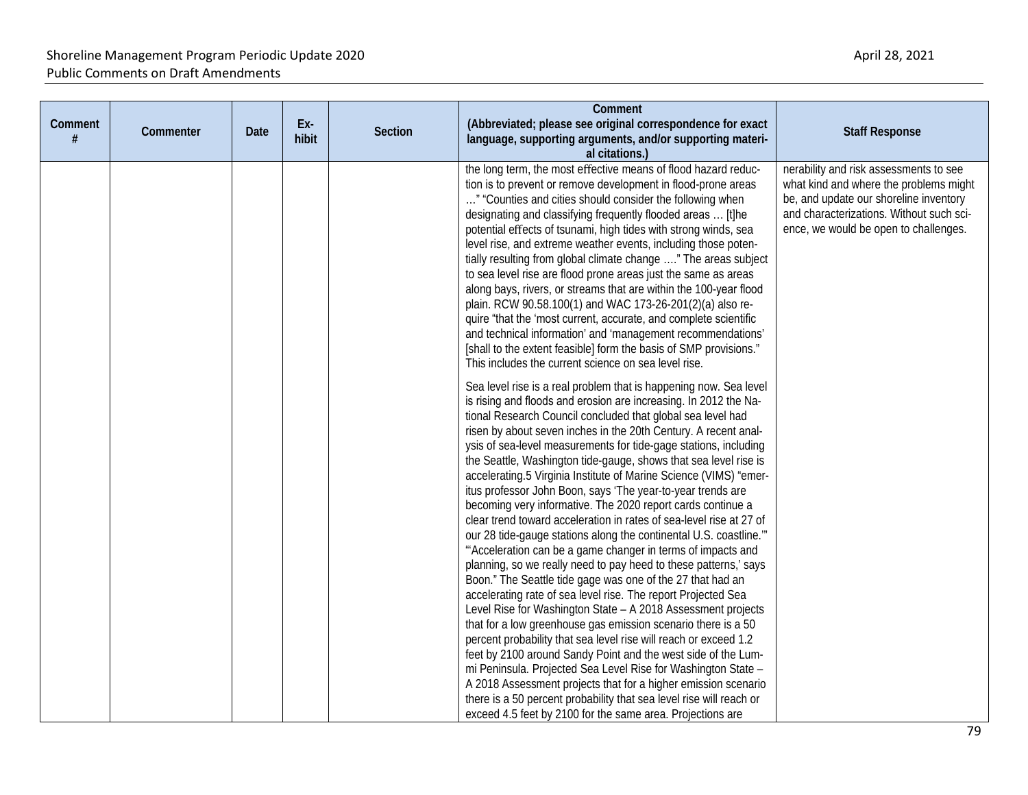| Comment # | Commenter | Date | Ex-hibit | Section | Comment (Abbreviated; please see original correspondence for exact language, supporting arguments, and/or supporting material citations.) | Staff Response |
|---|---|---|---|---|---|---|
| | | | | | the long term, the most effective means of flood hazard reduction is to prevent or remove development in flood-prone areas …" "Counties and cities should consider the following when designating and classifying frequently flooded areas … [t]he potential effects of tsunami, high tides with strong winds, sea level rise, and extreme weather events, including those potentially resulting from global climate change …." The areas subject to sea level rise are flood prone areas just the same as areas along bays, rivers, or streams that are within the 100-year flood plain. RCW 90.58.100(1) and WAC 173-26-201(2)(a) also require "that the 'most current, accurate, and complete scientific and technical information' and 'management recommendations' [shall to the extent feasible] form the basis of SMP provisions." This includes the current science on sea level rise.<br><br>Sea level rise is a real problem that is happening now. Sea level is rising and floods and erosion are increasing. In 2012 the National Research Council concluded that global sea level had risen by about seven inches in the 20th Century. A recent analysis of sea-level measurements for tide-gage stations, including the Seattle, Washington tide-gauge, shows that sea level rise is accelerating.5 Virginia Institute of Marine Science (VIMS) "emeritus professor John Boon, says 'The year-to-year trends are becoming very informative. The 2020 report cards continue a clear trend toward acceleration in rates of sea-level rise at 27 of our 28 tide-gauge stations along the continental U.S. coastline.'" "'Acceleration can be a game changer in terms of impacts and planning, so we really need to pay heed to these patterns,' says Boon." The Seattle tide gage was one of the 27 that had an accelerating rate of sea level rise. The report Projected Sea Level Rise for Washington State – A 2018 Assessment projects that for a low greenhouse gas emission scenario there is a 50 percent probability that sea level rise will reach or exceed 1.2 feet by 2100 around Sandy Point and the west side of the Lummi Peninsula. Projected Sea Level Rise for Washington State – A 2018 Assessment projects that for a higher emission scenario there is a 50 percent probability that sea level rise will reach or exceed 4.5 feet by 2100 for the same area. Projections are | nerability and risk assessments to see what kind and where the problems might be, and update our shoreline inventory and characterizations. Without such science, we would be open to challenges. |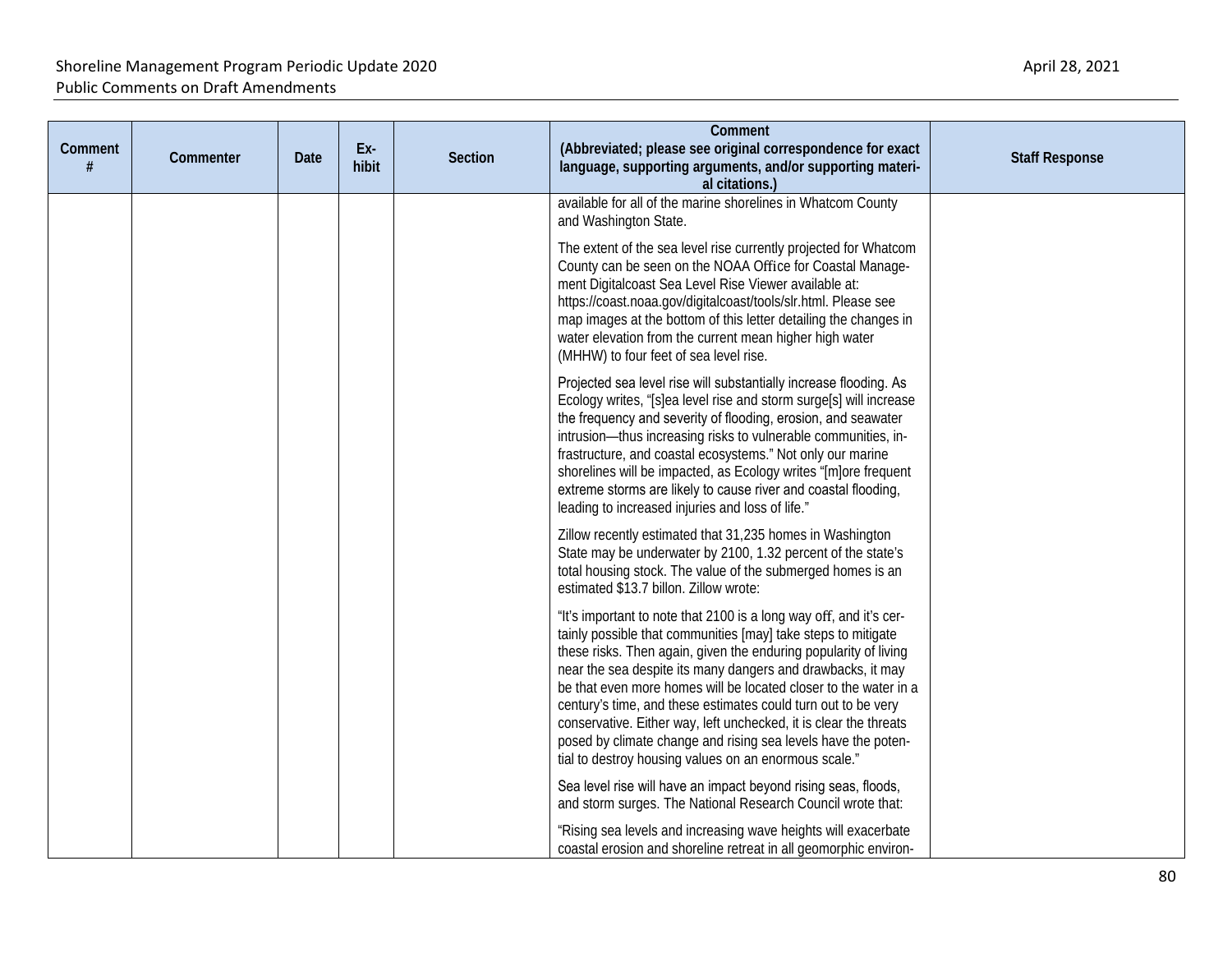| Comment # | Commenter | Date | Ex-hibit | Section | Comment (Abbreviated; please see original correspondence for exact language, supporting arguments, and/or supporting material citations.) | Staff Response |
|---|---|---|---|---|---|---|
| | | | | | available for all of the marine shorelines in Whatcom County and Washington State.<br><br>The extent of the sea level rise currently projected for Whatcom County can be seen on the NOAA Office for Coastal Management Digitalcoast Sea Level Rise Viewer available at: https://coast.noaa.gov/digitalcoast/tools/slr.html. Please see map images at the bottom of this letter detailing the changes in water elevation from the current mean higher high water (MHHW) to four feet of sea level rise.<br><br>Projected sea level rise will substantially increase flooding. As Ecology writes, "[s]ea level rise and storm surge[s] will increase the frequency and severity of flooding, erosion, and seawater intrusion—thus increasing risks to vulnerable communities, infrastructure, and coastal ecosystems." Not only our marine shorelines will be impacted, as Ecology writes "[m]ore frequent extreme storms are likely to cause river and coastal flooding, leading to increased injuries and loss of life."<br><br>Zillow recently estimated that 31,235 homes in Washington State may be underwater by 2100, 1.32 percent of the state's total housing stock. The value of the submerged homes is an estimated $13.7 billon. Zillow wrote:<br><br>"It's important to note that 2100 is a long way off, and it's certainly possible that communities [may] take steps to mitigate these risks. Then again, given the enduring popularity of living near the sea despite its many dangers and drawbacks, it may be that even more homes will be located closer to the water in a century's time, and these estimates could turn out to be very conservative. Either way, left unchecked, it is clear the threats posed by climate change and rising sea levels have the potential to destroy housing values on an enormous scale."<br><br>Sea level rise will have an impact beyond rising seas, floods, and storm surges. The National Research Council wrote that:<br><br>"Rising sea levels and increasing wave heights will exacerbate coastal erosion and shoreline retreat in all geomorphic environ- | |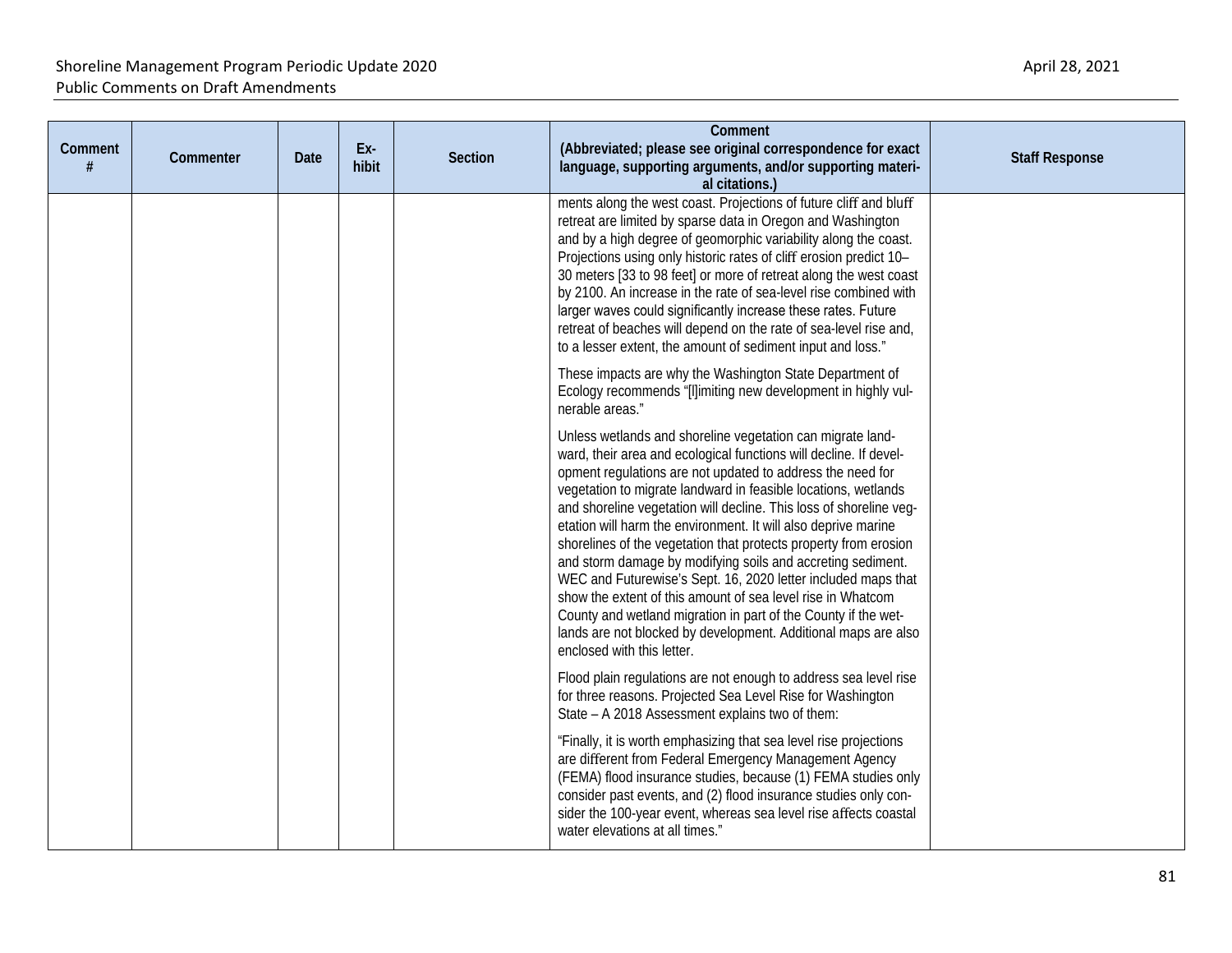| Comment # | Commenter | Date | Ex-hibit | Section | Comment (Abbreviated; please see original correspondence for exact language, supporting arguments, and/or supporting material citations.) | Staff Response |
|---|---|---|---|---|---|---|
| | | | | | ments along the west coast. Projections of future cliff and bluff retreat are limited by sparse data in Oregon and Washington and by a high degree of geomorphic variability along the coast. Projections using only historic rates of cliff erosion predict 10–30 meters [33 to 98 feet] or more of retreat along the west coast by 2100. An increase in the rate of sea-level rise combined with larger waves could significantly increase these rates. Future retreat of beaches will depend on the rate of sea-level rise and, to a lesser extent, the amount of sediment input and loss."<br><br>These impacts are why the Washington State Department of Ecology recommends "[l]imiting new development in highly vulnerable areas."<br><br>Unless wetlands and shoreline vegetation can migrate landward, their area and ecological functions will decline. If development regulations are not updated to address the need for vegetation to migrate landward in feasible locations, wetlands and shoreline vegetation will decline. This loss of shoreline vegetation will harm the environment. It will also deprive marine shorelines of the vegetation that protects property from erosion and storm damage by modifying soils and accreting sediment. WEC and Futurewise's Sept. 16, 2020 letter included maps that show the extent of this amount of sea level rise in Whatcom County and wetland migration in part of the County if the wetlands are not blocked by development. Additional maps are also enclosed with this letter.<br><br>Flood plain regulations are not enough to address sea level rise for three reasons. Projected Sea Level Rise for Washington State – A 2018 Assessment explains two of them:<br><br>"Finally, it is worth emphasizing that sea level rise projections are different from Federal Emergency Management Agency (FEMA) flood insurance studies, because (1) FEMA studies only consider past events, and (2) flood insurance studies only consider the 100-year event, whereas sea level rise affects coastal water elevations at all times." | |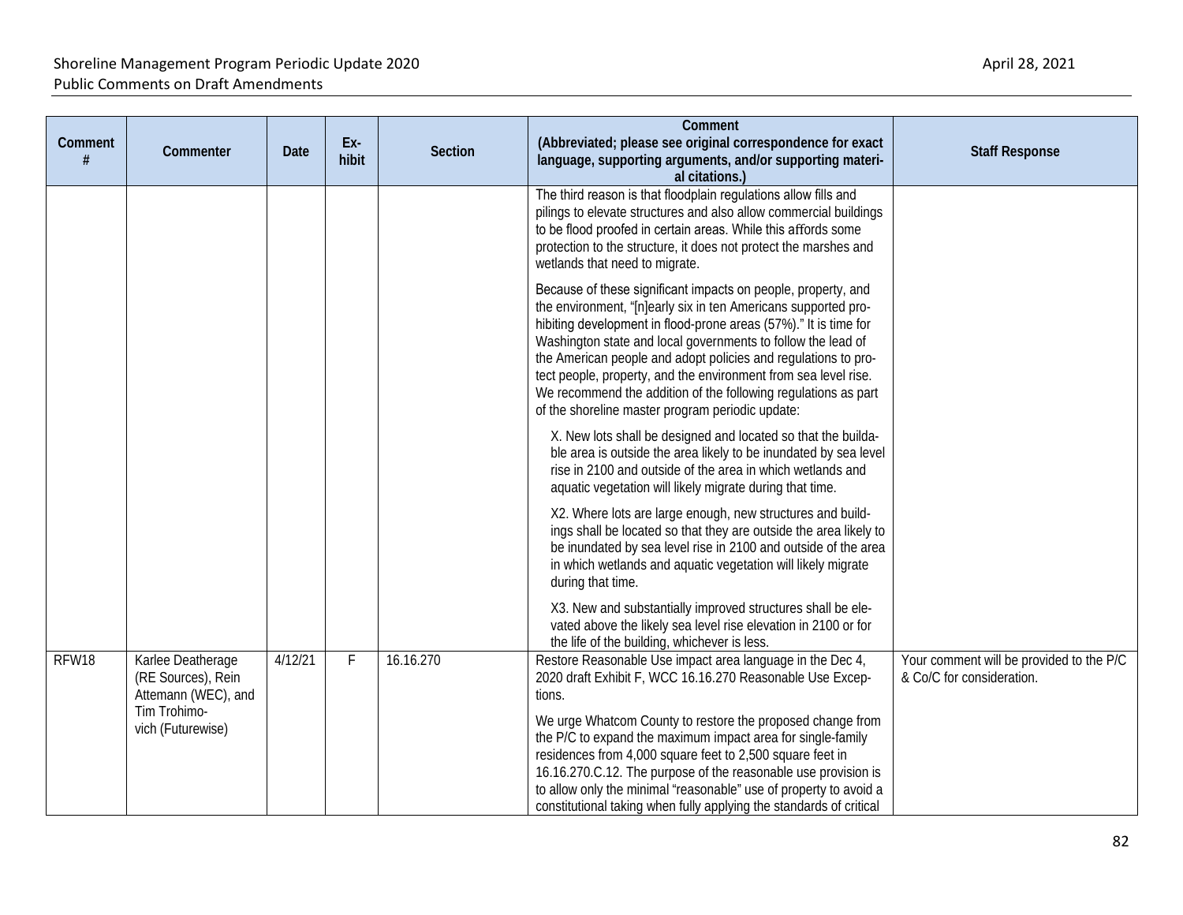| Comment # | Commenter | Date | Ex-hibit | Section | Comment (Abbreviated; please see original correspondence for exact language, supporting arguments, and/or supporting material citations.) | Staff Response |
|---|---|---|---|---|---|---|
| | | | | | The third reason is that floodplain regulations allow fills and pilings to elevate structures and also allow commercial buildings to be flood proofed in certain areas. While this affords some protection to the structure, it does not protect the marshes and wetlands that need to migrate.<br><br>Because of these significant impacts on people, property, and the environment, "[n]early six in ten Americans supported prohibiting development in flood-prone areas (57%)." It is time for Washington state and local governments to follow the lead of the American people and adopt policies and regulations to protect people, property, and the environment from sea level rise. We recommend the addition of the following regulations as part of the shoreline master program periodic update:<br><br>X. New lots shall be designed and located so that the buildable area is outside the area likely to be inundated by sea level rise in 2100 and outside of the area in which wetlands and aquatic vegetation will likely migrate during that time.<br><br>X2. Where lots are large enough, new structures and buildings shall be located so that they are outside the area likely to be inundated by sea level rise in 2100 and outside of the area in which wetlands and aquatic vegetation will likely migrate during that time.<br><br>X3. New and substantially improved structures shall be elevated above the likely sea level rise elevation in 2100 or for the life of the building, whichever is less. | |
| RFW18 | Karlee Deatherage (RE Sources), Rein Attemann (WEC), and Tim Trohimovich (Futurewise) | 4/12/21 | F | 16.16.270 | Restore Reasonable Use impact area language in the Dec 4, 2020 draft Exhibit F, WCC 16.16.270 Reasonable Use Exceptions.<br><br>We urge Whatcom County to restore the proposed change from the P/C to expand the maximum impact area for single-family residences from 4,000 square feet to 2,500 square feet in 16.16.270.C.12. The purpose of the reasonable use provision is to allow only the minimal "reasonable" use of property to avoid a constitutional taking when fully applying the standards of critical | Your comment will be provided to the P/C & Co/C for consideration. |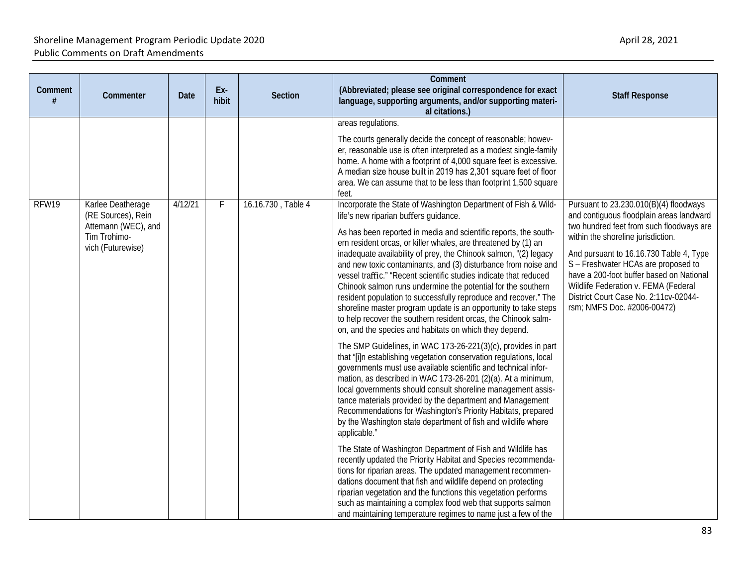| Comment # | Commenter | Date | Ex-hibit | Section | Comment (Abbreviated; please see original correspondence for exact language, supporting arguments, and/or supporting material citations.) | Staff Response |
|---|---|---|---|---|---|---|
| | | | | | areas regulations.<br><br>The courts generally decide the concept of reasonable; however, reasonable use is often interpreted as a modest single-family home. A home with a footprint of 4,000 square feet is excessive. A median size house built in 2019 has 2,301 square feet of floor area. We can assume that to be less than footprint 1,500 square feet. | |
| RFW19 | Karlee Deatherage (RE Sources), Rein Attemann (WEC), and Tim Trohimovich (Futurewise) | 4/12/21 | F | 16.16.730 , Table 4 | Incorporate the State of Washington Department of Fish & Wildlife's new riparian buffers guidance.<br><br>As has been reported in media and scientific reports, the southern resident orcas, or killer whales, are threatened by (1) an inadequate availability of prey, the Chinook salmon, "(2) legacy and new toxic contaminants, and (3) disturbance from noise and vessel traffic." "Recent scientific studies indicate that reduced Chinook salmon runs undermine the potential for the southern resident population to successfully reproduce and recover." The shoreline master program update is an opportunity to take steps to help recover the southern resident orcas, the Chinook salmon, and the species and habitats on which they depend.<br><br>The SMP Guidelines, in WAC 173-26-221(3)(c), provides in part that "[i]n establishing vegetation conservation regulations, local governments must use available scientific and technical information, as described in WAC 173-26-201 (2)(a). At a minimum, local governments should consult shoreline management assistance materials provided by the department and Management Recommendations for Washington's Priority Habitats, prepared by the Washington state department of fish and wildlife where applicable."<br><br>The State of Washington Department of Fish and Wildlife has recently updated the Priority Habitat and Species recommendations for riparian areas. The updated management recommendations document that fish and wildlife depend on protecting riparian vegetation and the functions this vegetation performs such as maintaining a complex food web that supports salmon and maintaining temperature regimes to name just a few of the | Pursuant to 23.230.010(B)(4) floodways and contiguous floodplain areas landward two hundred feet from such floodways are within the shoreline jurisdiction.<br><br>And pursuant to 16.16.730 Table 4, Type S – Freshwater HCAs are proposed to have a 200-foot buffer based on National Wildlife Federation v. FEMA (Federal District Court Case No. 2:11cv-02044-rsm; NMFS Doc. #2006-00472) |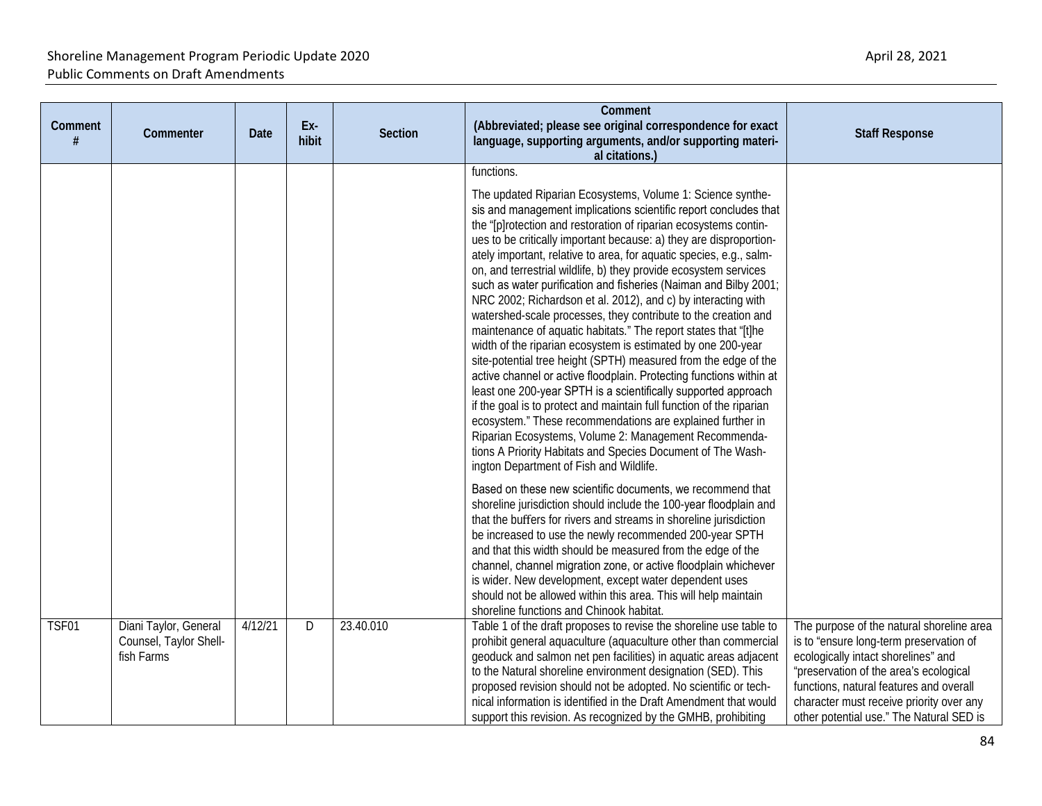| Comment # | Commenter | Date | Ex-hibit | Section | Comment (Abbreviated; please see original correspondence for exact language, supporting arguments, and/or supporting material citations.) | Staff Response |
|---|---|---|---|---|---|---|
| | | | | | functions.<br><br>The updated Riparian Ecosystems, Volume 1: Science synthesis and management implications scientific report concludes that the "[p]rotection and restoration of riparian ecosystems continues to be critically important because: a) they are disproportionately important, relative to area, for aquatic species, e.g., salmon, and terrestrial wildlife, b) they provide ecosystem services such as water purification and fisheries (Naiman and Bilby 2001; NRC 2002; Richardson et al. 2012), and c) by interacting with watershed-scale processes, they contribute to the creation and maintenance of aquatic habitats." The report states that "[t]he width of the riparian ecosystem is estimated by one 200-year site-potential tree height (SPTH) measured from the edge of the active channel or active floodplain. Protecting functions within at least one 200-year SPTH is a scientifically supported approach if the goal is to protect and maintain full function of the riparian ecosystem." These recommendations are explained further in Riparian Ecosystems, Volume 2: Management Recommendations A Priority Habitats and Species Document of The Washington Department of Fish and Wildlife.<br><br>Based on these new scientific documents, we recommend that shoreline jurisdiction should include the 100-year floodplain and that the buffers for rivers and streams in shoreline jurisdiction be increased to use the newly recommended 200-year SPTH and that this width should be measured from the edge of the channel, channel migration zone, or active floodplain whichever is wider. New development, except water dependent uses should not be allowed within this area. This will help maintain shoreline functions and Chinook habitat. | |
| TSF01 | Diani Taylor, General Counsel, Taylor Shellfish Farms | 4/12/21 | D | 23.40.010 | Table 1 of the draft proposes to revise the shoreline use table to prohibit general aquaculture (aquaculture other than commercial geoduck and salmon net pen facilities) in aquatic areas adjacent to the Natural shoreline environment designation (SED). This proposed revision should not be adopted. No scientific or technical information is identified in the Draft Amendment that would support this revision. As recognized by the GMHB, prohibiting | The purpose of the natural shoreline area is to "ensure long-term preservation of ecologically intact shorelines" and "preservation of the area's ecological functions, natural features and overall character must receive priority over any other potential use." The Natural SED is |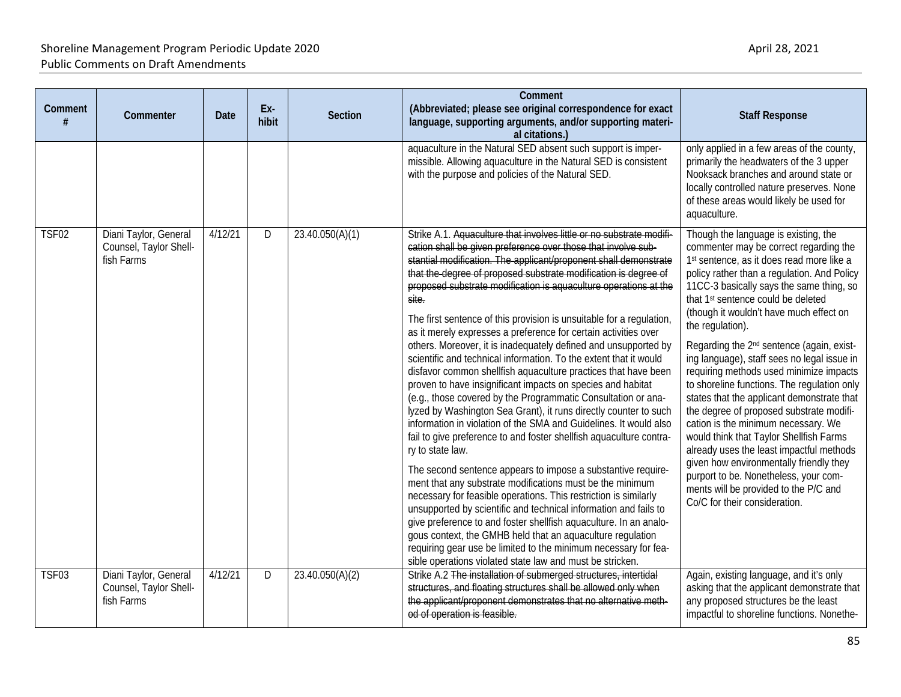| Comment # | Commenter | Date | Ex-hibit | Section | Comment (Abbreviated; please see original correspondence for exact language, supporting arguments, and/or supporting material citations.) | Staff Response |
|---|---|---|---|---|---|---|
| | | | | | aquaculture in the Natural SED absent such support is impermissible. Allowing aquaculture in the Natural SED is consistent with the purpose and policies of the Natural SED. | only applied in a few areas of the county, primarily the headwaters of the 3 upper Nooksack branches and around state or locally controlled nature preserves. None of these areas would likely be used for aquaculture. |
| TSF02 | Diani Taylor, General Counsel, Taylor Shellfish Farms | 4/12/21 | D | 23.40.050(A)(1) | Strike A.1. ~~Aquaculture that involves little or no substrate modification shall be given preference over those that involve substantial modification. The applicant/proponent shall demonstrate that the degree of proposed substrate modification is degree of proposed substrate modification is aquaculture operations at the site.~~<br><br>The first sentence of this provision is unsuitable for a regulation, as it merely expresses a preference for certain activities over others. Moreover, it is inadequately defined and unsupported by scientific and technical information. To the extent that it would disfavor common shellfish aquaculture practices that have been proven to have insignificant impacts on species and habitat (e.g., those covered by the Programmatic Consultation or analyzed by Washington Sea Grant), it runs directly counter to such information in violation of the SMA and Guidelines. It would also fail to give preference to and foster shellfish aquaculture contrary to state law.<br><br>The second sentence appears to impose a substantive requirement that any substrate modifications must be the minimum necessary for feasible operations. This restriction is similarly unsupported by scientific and technical information and fails to give preference to and foster shellfish aquaculture. In an analogous context, the GMHB held that an aquaculture regulation requiring gear use be limited to the minimum necessary for feasible operations violated state law and must be stricken. | Though the language is existing, the commenter may be correct regarding the 1st sentence, as it does read more like a policy rather than a regulation. And Policy 11CC-3 basically says the same thing, so that 1st sentence could be deleted (though it wouldn't have much effect on the regulation).<br><br>Regarding the 2nd sentence (again, existing language), staff sees no legal issue in requiring methods used minimize impacts to shoreline functions. The regulation only states that the applicant demonstrate that the degree of proposed substrate modification is the minimum necessary. We would think that Taylor Shellfish Farms already uses the least impactful methods given how environmentally friendly they purport to be. Nonetheless, your comments will be provided to the P/C and Co/C for their consideration. |
| TSF03 | Diani Taylor, General Counsel, Taylor Shellfish Farms | 4/12/21 | D | 23.40.050(A)(2) | Strike A.2 ~~The installation of submerged structures, intertidal structures, and floating structures shall be allowed only when the applicant/proponent demonstrates that no alternative method of operation is feasible.~~ | Again, existing language, and it's only asking that the applicant demonstrate that any proposed structures be the least impactful to shoreline functions. Nonethe- |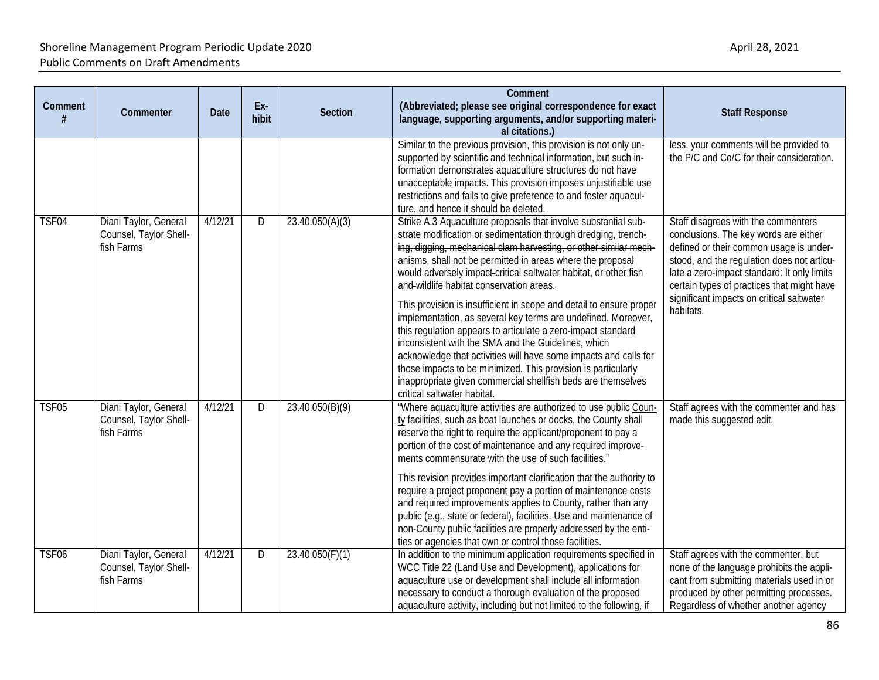| Comment # | Commenter | Date | Ex-hibit | Section | Comment (Abbreviated; please see original correspondence for exact language, supporting arguments, and/or supporting material citations.) | Staff Response |
|---|---|---|---|---|---|---|
| | | | | | Similar to the previous provision, this provision is not only unsupported by scientific and technical information, but such information demonstrates aquaculture structures do not have unacceptable impacts. This provision imposes unjustifiable use restrictions and fails to give preference to and foster aquaculture, and hence it should be deleted. | less, your comments will be provided to the P/C and Co/C for their consideration. |
| TSF04 | Diani Taylor, General Counsel, Taylor Shellfish Farms | 4/12/21 | D | 23.40.050(A)(3) | Strike A.3 ~~Aquaculture proposals that involve substantial substrate modification or sedimentation through dredging, trenching, digging, mechanical clam harvesting, or other similar mechanisms, shall not be permitted in areas where the proposal would adversely impact critical saltwater habitat, or other fish and wildlife habitat conservation areas.~~<br><br>This provision is insufficient in scope and detail to ensure proper implementation, as several key terms are undefined. Moreover, this regulation appears to articulate a zero-impact standard inconsistent with the SMA and the Guidelines, which acknowledge that activities will have some impacts and calls for those impacts to be minimized. This provision is particularly inappropriate given commercial shellfish beds are themselves critical saltwater habitat. | Staff disagrees with the commenters conclusions. The key words are either defined or their common usage is understood, and the regulation does not articulate a zero-impact standard: It only limits certain types of practices that might have significant impacts on critical saltwater habitats. |
| TSF05 | Diani Taylor, General Counsel, Taylor Shellfish Farms | 4/12/21 | D | 23.40.050(B)(9) | "Where aquaculture activities are authorized to use ~~public~~ <u>County</u> facilities, such as boat launches or docks, the County shall reserve the right to require the applicant/proponent to pay a portion of the cost of maintenance and any required improvements commensurate with the use of such facilities."<br><br>This revision provides important clarification that the authority to require a project proponent pay a portion of maintenance costs and required improvements applies to County, rather than any public (e.g., state or federal), facilities. Use and maintenance of non-County public facilities are properly addressed by the entities or agencies that own or control those facilities. | Staff agrees with the commenter and has made this suggested edit. |
| TSF06 | Diani Taylor, General Counsel, Taylor Shellfish Farms | 4/12/21 | D | 23.40.050(F)(1) | In addition to the minimum application requirements specified in WCC Title 22 (Land Use and Development), applications for aquaculture use or development shall include all information necessary to conduct a thorough evaluation of the proposed aquaculture activity, including but not limited to the following<u>, if</u> | Staff agrees with the commenter, but none of the language prohibits the applicant from submitting materials used in or produced by other permitting processes. Regardless of whether another agency |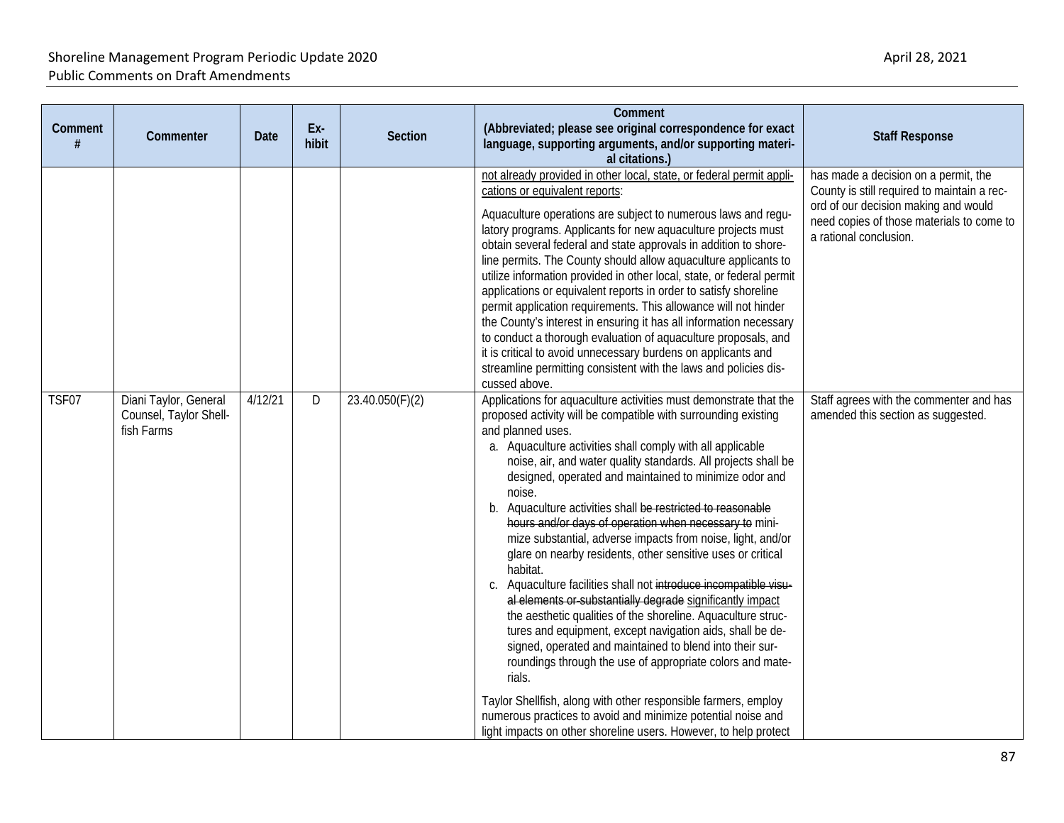| Comment # | Commenter | Date | Ex-hibit | Section | Comment (Abbreviated; please see original correspondence for exact language, supporting arguments, and/or supporting material citations.) | Staff Response |
|---|---|---|---|---|---|---|
| | | | | | <u>not already provided in other local, state, or federal permit applications or equivalent reports</u>:<br><br>Aquaculture operations are subject to numerous laws and regulatory programs. Applicants for new aquaculture projects must obtain several federal and state approvals in addition to shoreline permits. The County should allow aquaculture applicants to utilize information provided in other local, state, or federal permit applications or equivalent reports in order to satisfy shoreline permit application requirements. This allowance will not hinder the County's interest in ensuring it has all information necessary to conduct a thorough evaluation of aquaculture proposals, and it is critical to avoid unnecessary burdens on applicants and streamline permitting consistent with the laws and policies discussed above. | has made a decision on a permit, the County is still required to maintain a record of our decision making and would need copies of those materials to come to a rational conclusion. |
| TSF07 | Diani Taylor, General Counsel, Taylor Shellfish Farms | 4/12/21 | D | 23.40.050(F)(2) | Applications for aquaculture activities must demonstrate that the proposed activity will be compatible with surrounding existing and planned uses.<br>a. Aquaculture activities shall comply with all applicable noise, air, and water quality standards. All projects shall be designed, operated and maintained to minimize odor and noise.<br>b. Aquaculture activities shall ~~be restricted to reasonable hours and/or days of operation when necessary to~~ minimize substantial, adverse impacts from noise, light, and/or glare on nearby residents, other sensitive uses or critical habitat.<br>c. Aquaculture facilities shall not ~~introduce incompatible visual elements or substantially degrade~~ <u>significantly impact</u> the aesthetic qualities of the shoreline. Aquaculture structures and equipment, except navigation aids, shall be designed, operated and maintained to blend into their surroundings through the use of appropriate colors and materials.<br><br>Taylor Shellfish, along with other responsible farmers, employ numerous practices to avoid and minimize potential noise and light impacts on other shoreline users. However, to help protect | Staff agrees with the commenter and has amended this section as suggested. |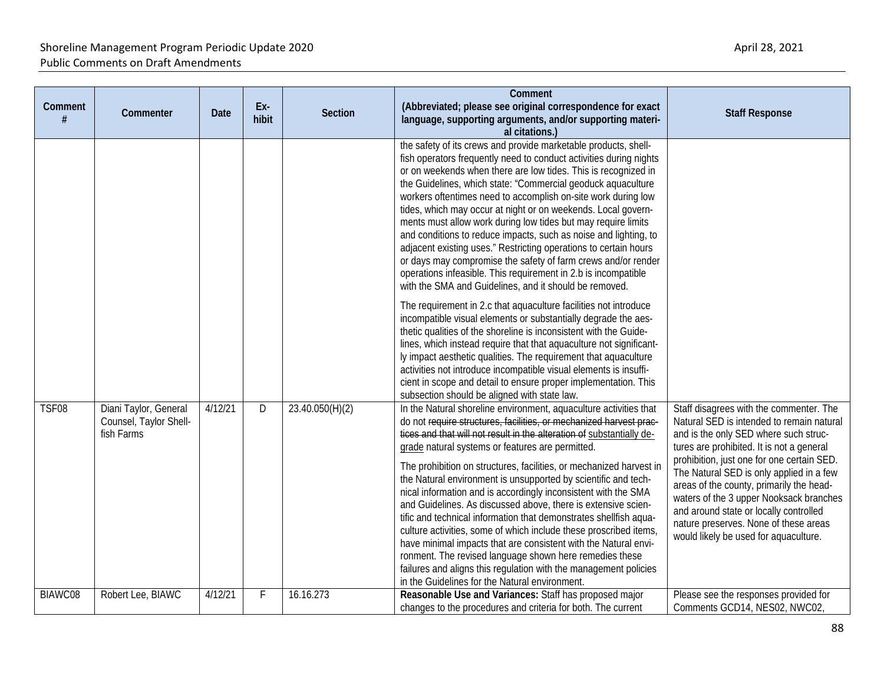| Comment # | Commenter | Date | Ex-hibit | Section | Comment (Abbreviated; please see original correspondence for exact language, supporting arguments, and/or supporting material citations.) | Staff Response |
|---|---|---|---|---|---|---|
| | | | | | the safety of its crews and provide marketable products, shellfish operators frequently need to conduct activities during nights or on weekends when there are low tides. This is recognized in the Guidelines, which state: "Commercial geoduck aquaculture workers oftentimes need to accomplish on-site work during low tides, which may occur at night or on weekends. Local governments must allow work during low tides but may require limits and conditions to reduce impacts, such as noise and lighting, to adjacent existing uses." Restricting operations to certain hours or days may compromise the safety of farm crews and/or render operations infeasible. This requirement in 2.b is incompatible with the SMA and Guidelines, and it should be removed.<br><br>The requirement in 2.c that aquaculture facilities not introduce incompatible visual elements or substantially degrade the aesthetic qualities of the shoreline is inconsistent with the Guidelines, which instead require that that aquaculture not significantly impact aesthetic qualities. The requirement that aquaculture activities not introduce incompatible visual elements is insufficient in scope and detail to ensure proper implementation. This subsection should be aligned with state law. | |
| TSF08 | Diani Taylor, General Counsel, Taylor Shellfish Farms | 4/12/21 | D | 23.40.050(H)(2) | In the Natural shoreline environment, aquaculture activities that do not ~~require structures, facilities, or mechanized harvest practices and that will not result in the alteration of~~ <u>substantially degrade</u> natural systems or features are permitted.<br><br>The prohibition on structures, facilities, or mechanized harvest in the Natural environment is unsupported by scientific and technical information and is accordingly inconsistent with the SMA and Guidelines. As discussed above, there is extensive scientific and technical information that demonstrates shellfish aquaculture activities, some of which include these proscribed items, have minimal impacts that are consistent with the Natural environment. The revised language shown here remedies these failures and aligns this regulation with the management policies in the Guidelines for the Natural environment. | Staff disagrees with the commenter. The Natural SED is intended to remain natural and is the only SED where such structures are prohibited. It is not a general prohibition, just one for one certain SED. The Natural SED is only applied in a few areas of the county, primarily the headwaters of the 3 upper Nooksack branches and around state or locally controlled nature preserves. None of these areas would likely be used for aquaculture. |
| BIAWC08 | Robert Lee, BIAWC | 4/12/21 | F | 16.16.273 | **Reasonable Use and Variances:** Staff has proposed major changes to the procedures and criteria for both. The current | Please see the responses provided for Comments GCD14, NES02, NWC02, |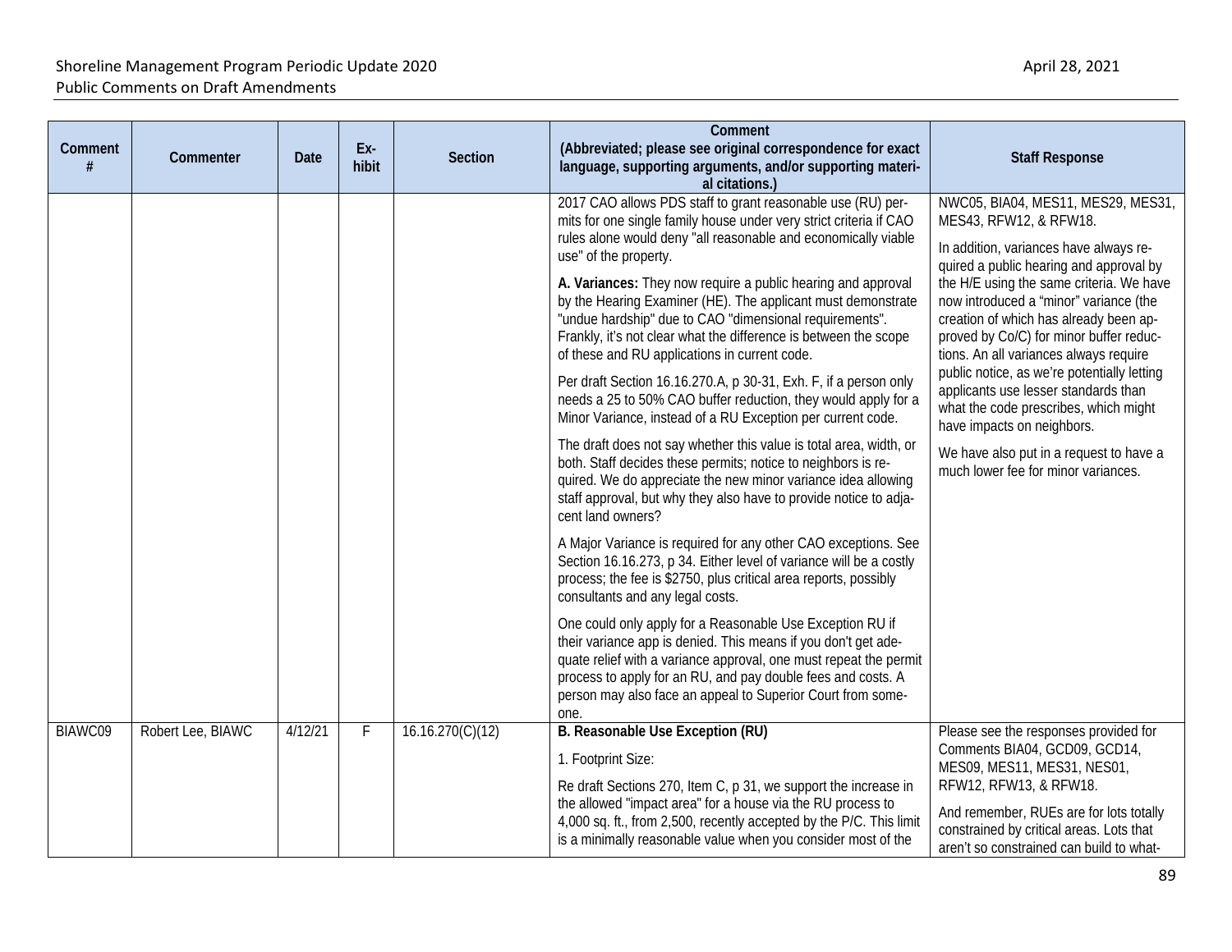| Comment # | Commenter | Date | Ex-hibit | Section | Comment (Abbreviated; please see original correspondence for exact language, supporting arguments, and/or supporting material citations.) | Staff Response |
|---|---|---|---|---|---|---|
| | | | | | 2017 CAO allows PDS staff to grant reasonable use (RU) permits for one single family house under very strict criteria if CAO rules alone would deny "all reasonable and economically viable use" of the property.<br><br>**A. Variances:** They now require a public hearing and approval by the Hearing Examiner (HE). The applicant must demonstrate "undue hardship" due to CAO "dimensional requirements". Frankly, it's not clear what the difference is between the scope of these and RU applications in current code.<br><br>Per draft Section 16.16.270.A, p 30-31, Exh. F, if a person only needs a 25 to 50% CAO buffer reduction, they would apply for a Minor Variance, instead of a RU Exception per current code.<br><br>The draft does not say whether this value is total area, width, or both. Staff decides these permits; notice to neighbors is required. We do appreciate the new minor variance idea allowing staff approval, but why they also have to provide notice to adjacent land owners?<br><br>A Major Variance is required for any other CAO exceptions. See Section 16.16.273, p 34. Either level of variance will be a costly process; the fee is $2750, plus critical area reports, possibly consultants and any legal costs.<br><br>One could only apply for a Reasonable Use Exception RU if their variance app is denied. This means if you don't get adequate relief with a variance approval, one must repeat the permit process to apply for an RU, and pay double fees and costs. A person may also face an appeal to Superior Court from someone. | NWC05, BIA04, MES11, MES29, MES31, MES43, RFW12, & RFW18.<br><br>In addition, variances have always required a public hearing and approval by the H/E using the same criteria. We have now introduced a "minor" variance (the creation of which has already been approved by Co/C) for minor buffer reductions. An all variances always require public notice, as we're potentially letting applicants use lesser standards than what the code prescribes, which might have impacts on neighbors.<br><br>We have also put in a request to have a much lower fee for minor variances. |
| BIAWC09 | Robert Lee, BIAWC | 4/12/21 | F | 16.16.270(C)(12) | **B. Reasonable Use Exception (RU)**<br><br>1. Footprint Size:<br><br>Re draft Sections 270, Item C, p 31, we support the increase in the allowed "impact area" for a house via the RU process to 4,000 sq. ft., from 2,500, recently accepted by the P/C. This limit is a minimally reasonable value when you consider most of the | Please see the responses provided for Comments BIA04, GCD09, GCD14, MES09, MES11, MES31, NES01, RFW12, RFW13, & RFW18.<br><br>And remember, RUEs are for lots totally constrained by critical areas. Lots that aren't so constrained can build to what- |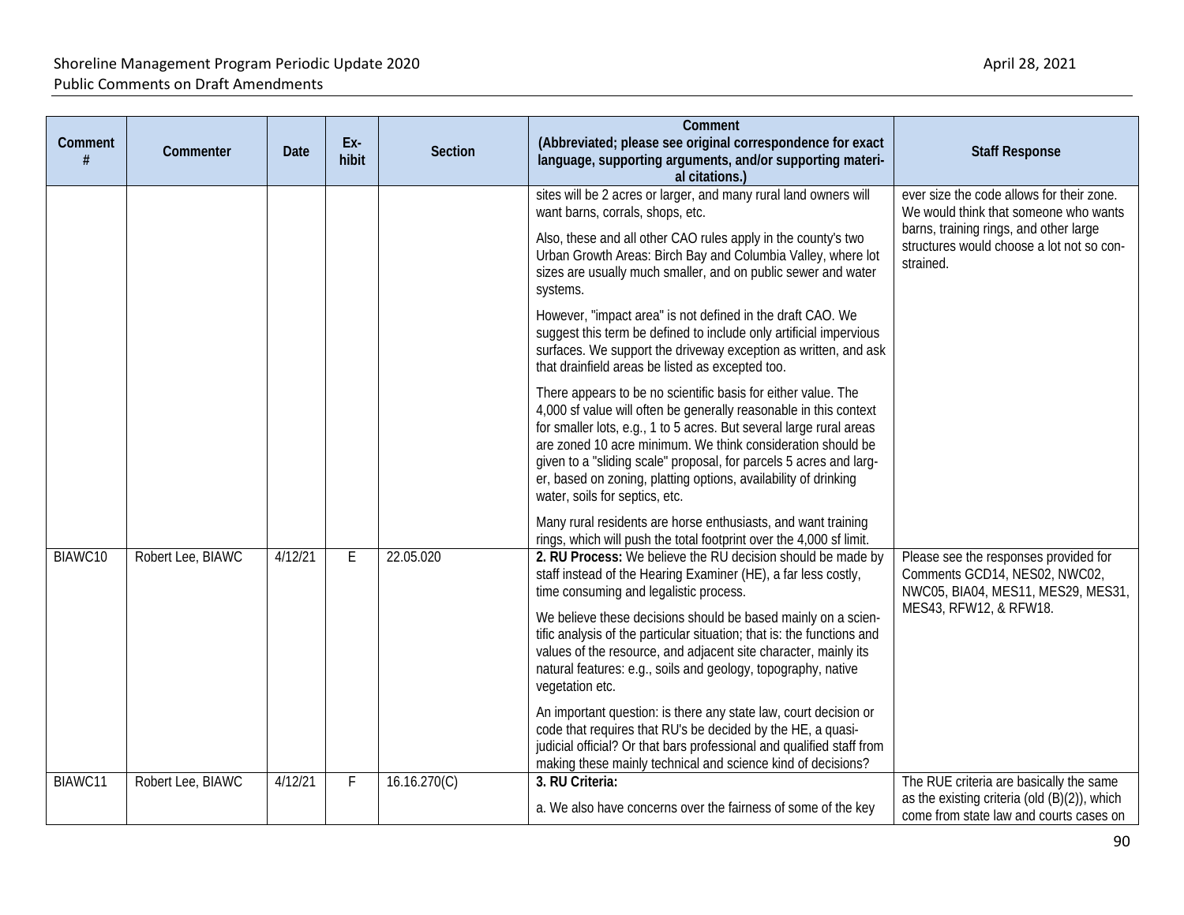| Comment # | Commenter | Date | Ex-hibit | Section | Comment (Abbreviated; please see original correspondence for exact language, supporting arguments, and/or supporting materi-al citations.) | Staff Response |
|---|---|---|---|---|---|---|
| | | | | | sites will be 2 acres or larger, and many rural land owners will want barns, corrals, shops, etc.<br><br>Also, these and all other CAO rules apply in the county's two Urban Growth Areas: Birch Bay and Columbia Valley, where lot sizes are usually much smaller, and on public sewer and water systems.<br><br>However, "impact area" is not defined in the draft CAO. We suggest this term be defined to include only artificial impervious surfaces. We support the driveway exception as written, and ask that drainfield areas be listed as excepted too.<br><br>There appears to be no scientific basis for either value. The 4,000 sf value will often be generally reasonable in this context for smaller lots, e.g., 1 to 5 acres. But several large rural areas are zoned 10 acre minimum. We think consideration should be given to a "sliding scale" proposal, for parcels 5 acres and larg-er, based on zoning, platting options, availability of drinking water, soils for septics, etc.<br><br>Many rural residents are horse enthusiasts, and want training rings, which will push the total footprint over the 4,000 sf limit. | ever size the code allows for their zone. We would think that someone who wants barns, training rings, and other large structures would choose a lot not so con-strained. |
| BIAWC10 | Robert Lee, BIAWC | 4/12/21 | E | 22.05.020 | **2. RU Process:** We believe the RU decision should be made by staff instead of the Hearing Examiner (HE), a far less costly, time consuming and legalistic process.<br><br>We believe these decisions should be based mainly on a scien-tific analysis of the particular situation; that is: the functions and values of the resource, and adjacent site character, mainly its natural features: e.g., soils and geology, topography, native vegetation etc.<br><br>An important question: is there any state law, court decision or code that requires that RU's be decided by the HE, a quasi-judicial official? Or that bars professional and qualified staff from making these mainly technical and science kind of decisions? | Please see the responses provided for Comments GCD14, NES02, NWC02, NWC05, BIA04, MES11, MES29, MES31, MES43, RFW12, & RFW18. |
| BIAWC11 | Robert Lee, BIAWC | 4/12/21 | F | 16.16.270(C) | **3. RU Criteria:**<br><br>a. We also have concerns over the fairness of some of the key | The RUE criteria are basically the same as the existing criteria (old (B)(2)), which come from state law and courts cases on |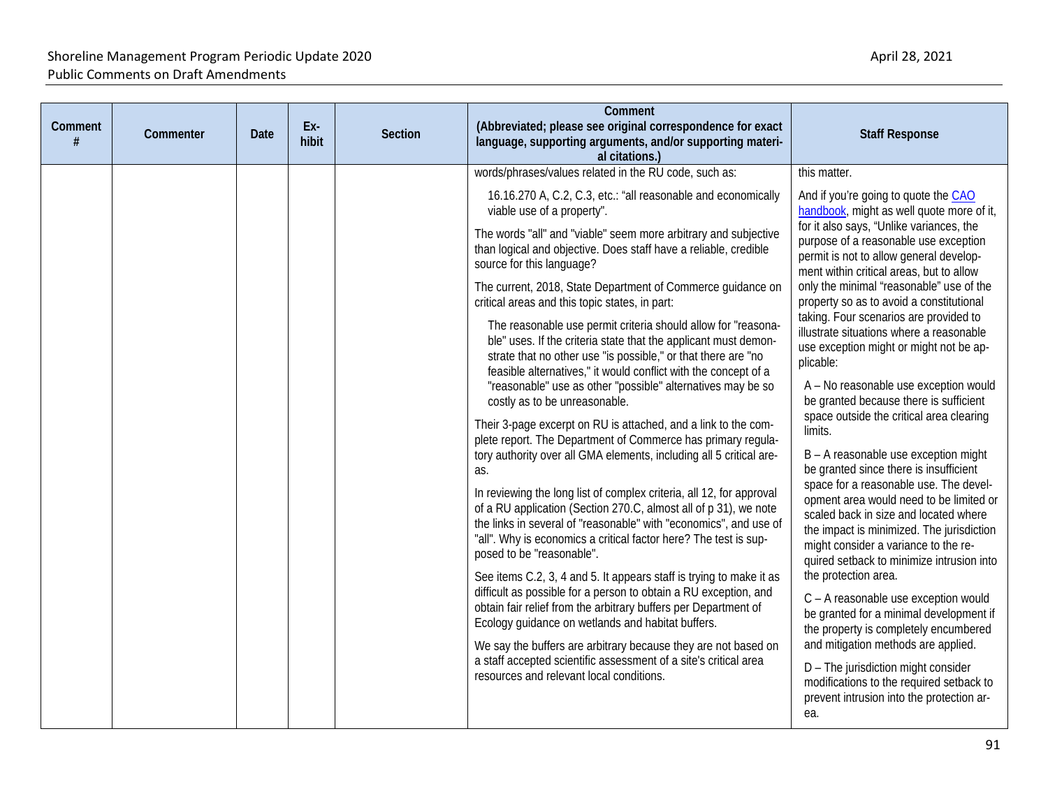| Comment # | Commenter | Date | Ex-hibit | Section | Comment (Abbreviated; please see original correspondence for exact language, supporting arguments, and/or supporting material citations.) | Staff Response |
|---|---|---|---|---|---|---|
| | | | | | words/phrases/values related in the RU code, such as:<br><br>16.16.270 A, C.2, C.3, etc.: "all reasonable and economically viable use of a property".<br><br>The words "all" and "viable" seem more arbitrary and subjective than logical and objective. Does staff have a reliable, credible source for this language?<br><br>The current, 2018, State Department of Commerce guidance on critical areas and this topic states, in part:<br><br>The reasonable use permit criteria should allow for "reasonable" uses. If the criteria state that the applicant must demonstrate that no other use "is possible," or that there are "no feasible alternatives," it would conflict with the concept of a "reasonable" use as other "possible" alternatives may be so costly as to be unreasonable.<br><br>Their 3-page excerpt on RU is attached, and a link to the complete report. The Department of Commerce has primary regulatory authority over all GMA elements, including all 5 critical areas.<br><br>In reviewing the long list of complex criteria, all 12, for approval of a RU application (Section 270.C, almost all of p 31), we note the links in several of "reasonable" with "economics", and use of "all". Why is economics a critical factor here? The test is supposed to be "reasonable".<br><br>See items C.2, 3, 4 and 5. It appears staff is trying to make it as difficult as possible for a person to obtain a RU exception, and obtain fair relief from the arbitrary buffers per Department of Ecology guidance on wetlands and habitat buffers.<br><br>We say the buffers are arbitrary because they are not based on a staff accepted scientific assessment of a site's critical area resources and relevant local conditions. | this matter.<br><br>And if you're going to quote the CAO handbook, might as well quote more of it, for it also says, "Unlike variances, the purpose of a reasonable use exception permit is not to allow general development within critical areas, but to allow only the minimal "reasonable" use of the property so as to avoid a constitutional taking. Four scenarios are provided to illustrate situations where a reasonable use exception might or might not be applicable:<br><br>A – No reasonable use exception would be granted because there is sufficient space outside the critical area clearing limits.<br><br>B – A reasonable use exception might be granted since there is insufficient space for a reasonable use. The development area would need to be limited or scaled back in size and located where the impact is minimized. The jurisdiction might consider a variance to the required setback to minimize intrusion into the protection area.<br><br>C – A reasonable use exception would be granted for a minimal development if the property is completely encumbered and mitigation methods are applied.<br><br>D – The jurisdiction might consider modifications to the required setback to prevent intrusion into the protection area. |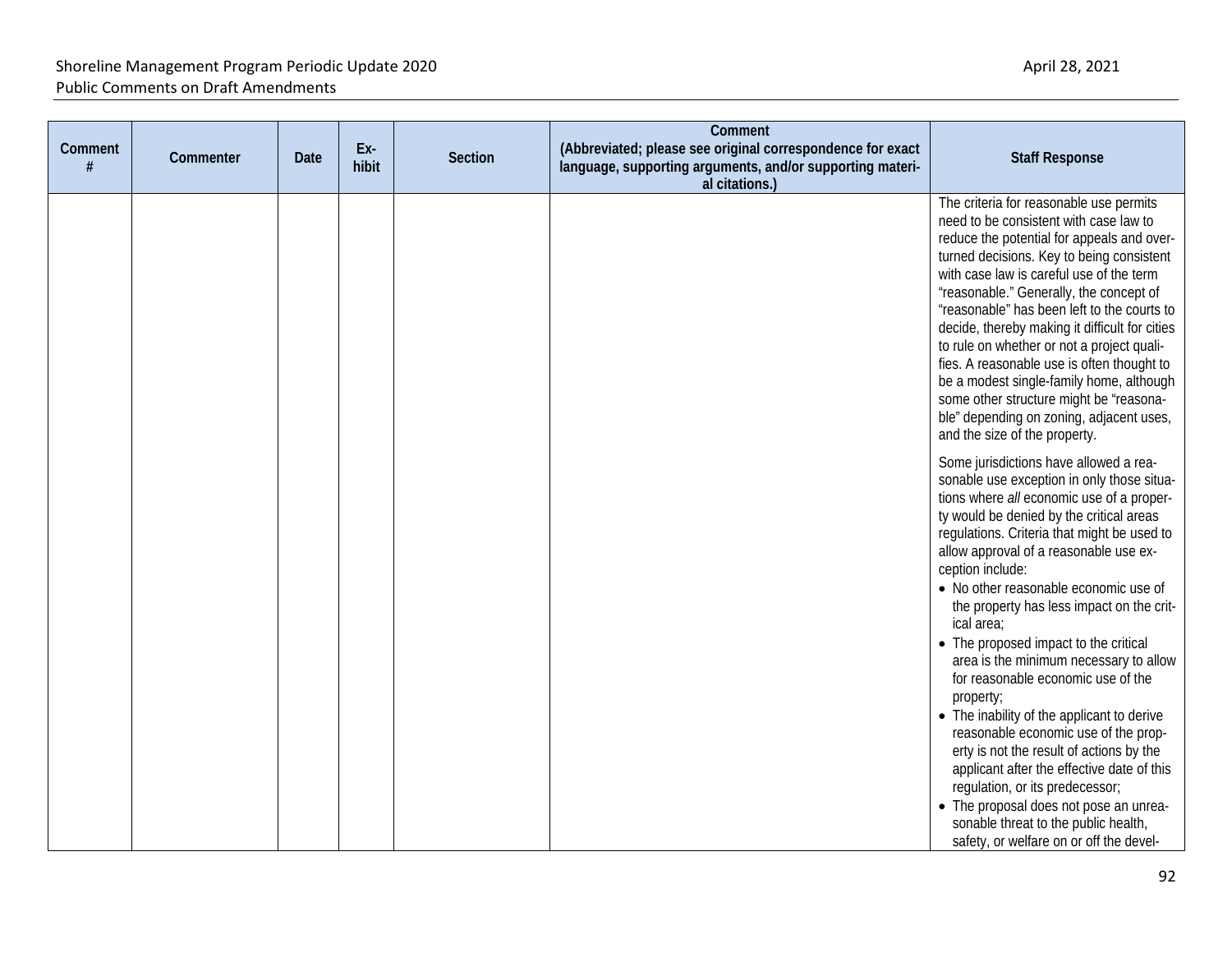| Comment # | Commenter | Date | Ex-hibit | Section | Comment (Abbreviated; please see original correspondence for exact language, supporting arguments, and/or supporting material citations.) | Staff Response |
|---|---|---|---|---|---|---|
| | | | | | | The criteria for reasonable use permits need to be consistent with case law to reduce the potential for appeals and overturned decisions. Key to being consistent with case law is careful use of the term "reasonable." Generally, the concept of "reasonable" has been left to the courts to decide, thereby making it difficult for cities to rule on whether or not a project qualifies. A reasonable use is often thought to be a modest single-family home, although some other structure might be "reasonable" depending on zoning, adjacent uses, and the size of the property.<br><br>Some jurisdictions have allowed a reasonable use exception in only those situations where *all* economic use of a property would be denied by the critical areas regulations. Criteria that might be used to allow approval of a reasonable use exception include:<br>• No other reasonable economic use of the property has less impact on the critical area;<br>• The proposed impact to the critical area is the minimum necessary to allow for reasonable economic use of the property;<br>• The inability of the applicant to derive reasonable economic use of the property is not the result of actions by the applicant after the effective date of this regulation, or its predecessor;<br>• The proposal does not pose an unreasonable threat to the public health, safety, or welfare on or off the devel- |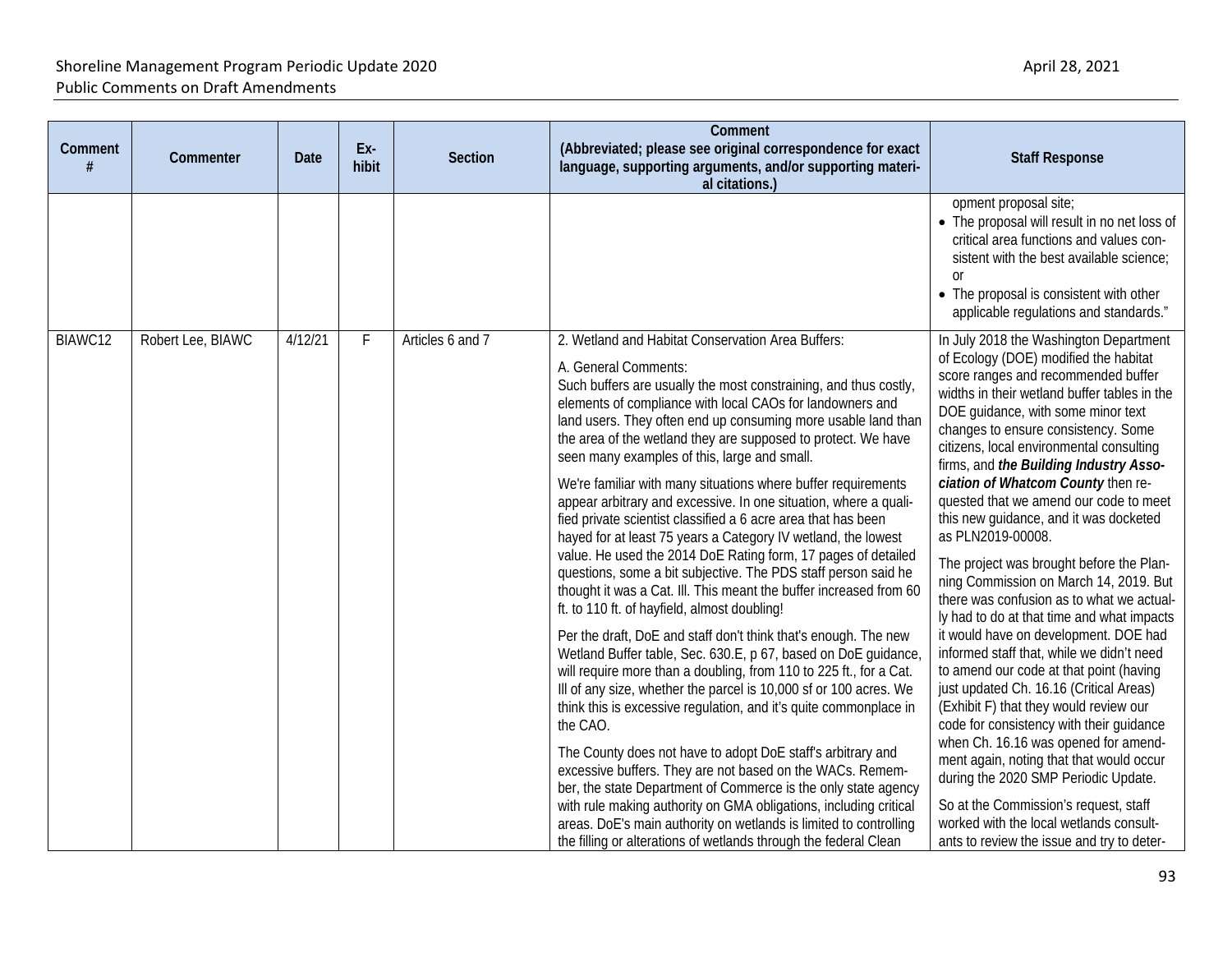| Comment # | Commenter | Date | Ex-hibit | Section | Comment (Abbreviated; please see original correspondence for exact language, supporting arguments, and/or supporting material citations.) | Staff Response |
|---|---|---|---|---|---|---|
| | | | | | | opment proposal site;<br>• The proposal will result in no net loss of critical area functions and values consistent with the best available science; or<br>• The proposal is consistent with other applicable regulations and standards." |
| BIAWC12 | Robert Lee, BIAWC | 4/12/21 | F | Articles 6 and 7 | 2. Wetland and Habitat Conservation Area Buffers:<br><br>A. General Comments:<br>Such buffers are usually the most constraining, and thus costly, elements of compliance with local CAOs for landowners and land users. They often end up consuming more usable land than the area of the wetland they are supposed to protect. We have seen many examples of this, large and small.<br><br>We're familiar with many situations where buffer requirements appear arbitrary and excessive. In one situation, where a qualified private scientist classified a 6 acre area that has been hayed for at least 75 years a Category IV wetland, the lowest value. He used the 2014 DoE Rating form, 17 pages of detailed questions, some a bit subjective. The PDS staff person said he thought it was a Cat. Ill. This meant the buffer increased from 60 ft. to 110 ft. of hayfield, almost doubling!<br><br>Per the draft, DoE and staff don't think that's enough. The new Wetland Buffer table, Sec. 630.E, p 67, based on DoE guidance, will require more than a doubling, from 110 to 225 ft., for a Cat. Ill of any size, whether the parcel is 10,000 sf or 100 acres. We think this is excessive regulation, and it's quite commonplace in the CAO.<br><br>The County does not have to adopt DoE staff's arbitrary and excessive buffers. They are not based on the WACs. Remember, the state Department of Commerce is the only state agency with rule making authority on GMA obligations, including critical areas. DoE's main authority on wetlands is limited to controlling the filling or alterations of wetlands through the federal Clean | In July 2018 the Washington Department of Ecology (DOE) modified the habitat score ranges and recommended buffer widths in their wetland buffer tables in the DOE guidance, with some minor text changes to ensure consistency. Some citizens, local environmental consulting firms, and ***the Building Industry Association of Whatcom County*** then requested that we amend our code to meet this new guidance, and it was docketed as PLN2019-00008.<br><br>The project was brought before the Planning Commission on March 14, 2019. But there was confusion as to what we actually had to do at that time and what impacts it would have on development. DOE had informed staff that, while we didn't need to amend our code at that point (having just updated Ch. 16.16 (Critical Areas) (Exhibit F) that they would review our code for consistency with their guidance when Ch. 16.16 was opened for amendment again, noting that that would occur during the 2020 SMP Periodic Update.<br><br>So at the Commission's request, staff worked with the local wetlands consultants to review the issue and try to deter- |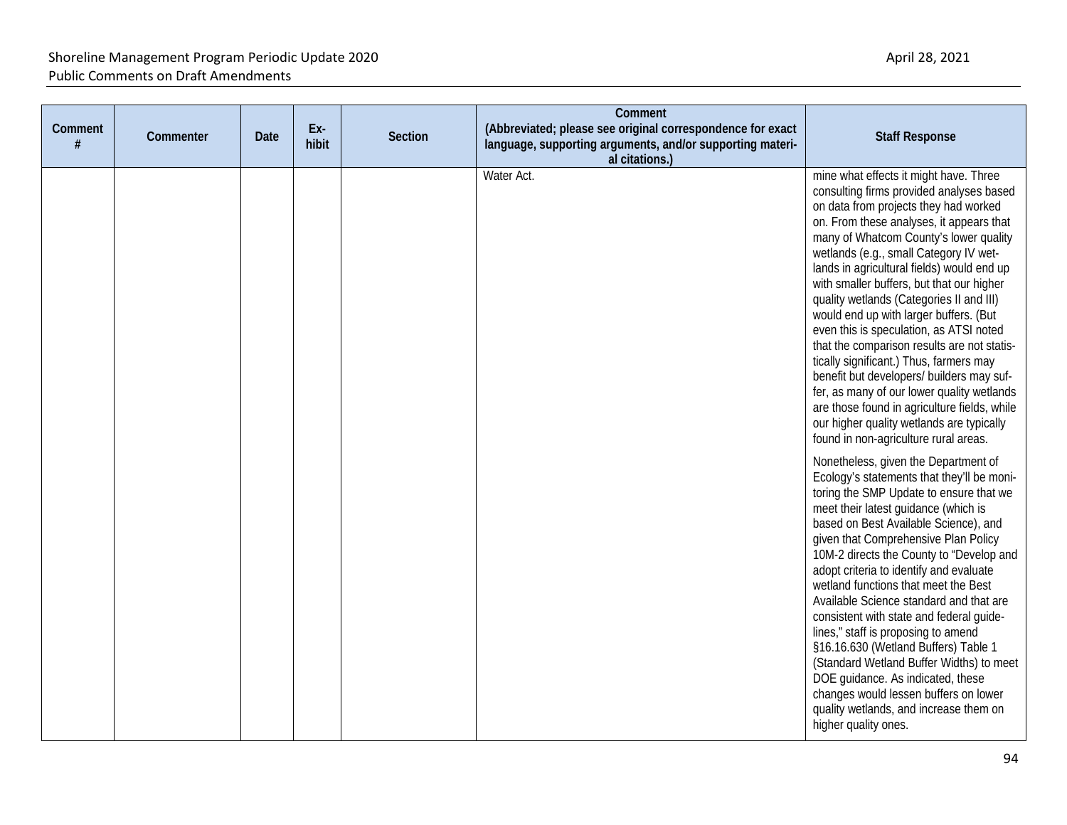| Comment # | Commenter | Date | Ex-hibit | Section | Comment (Abbreviated; please see original correspondence for exact language, supporting arguments, and/or supporting material citations.) | Staff Response |
|---|---|---|---|---|---|---|
| | | | | | Water Act. | mine what effects it might have. Three consulting firms provided analyses based on data from projects they had worked on. From these analyses, it appears that many of Whatcom County's lower quality wetlands (e.g., small Category IV wetlands in agricultural fields) would end up with smaller buffers, but that our higher quality wetlands (Categories II and III) would end up with larger buffers. (But even this is speculation, as ATSI noted that the comparison results are not statistically significant.) Thus, farmers may benefit but developers/ builders may suffer, as many of our lower quality wetlands are those found in agriculture fields, while our higher quality wetlands are typically found in non-agriculture rural areas.<br><br>Nonetheless, given the Department of Ecology's statements that they'll be monitoring the SMP Update to ensure that we meet their latest guidance (which is based on Best Available Science), and given that Comprehensive Plan Policy 10M-2 directs the County to "Develop and adopt criteria to identify and evaluate wetland functions that meet the Best Available Science standard and that are consistent with state and federal guidelines," staff is proposing to amend §16.16.630 (Wetland Buffers) Table 1 (Standard Wetland Buffer Widths) to meet DOE guidance. As indicated, these changes would lessen buffers on lower quality wetlands, and increase them on higher quality ones. |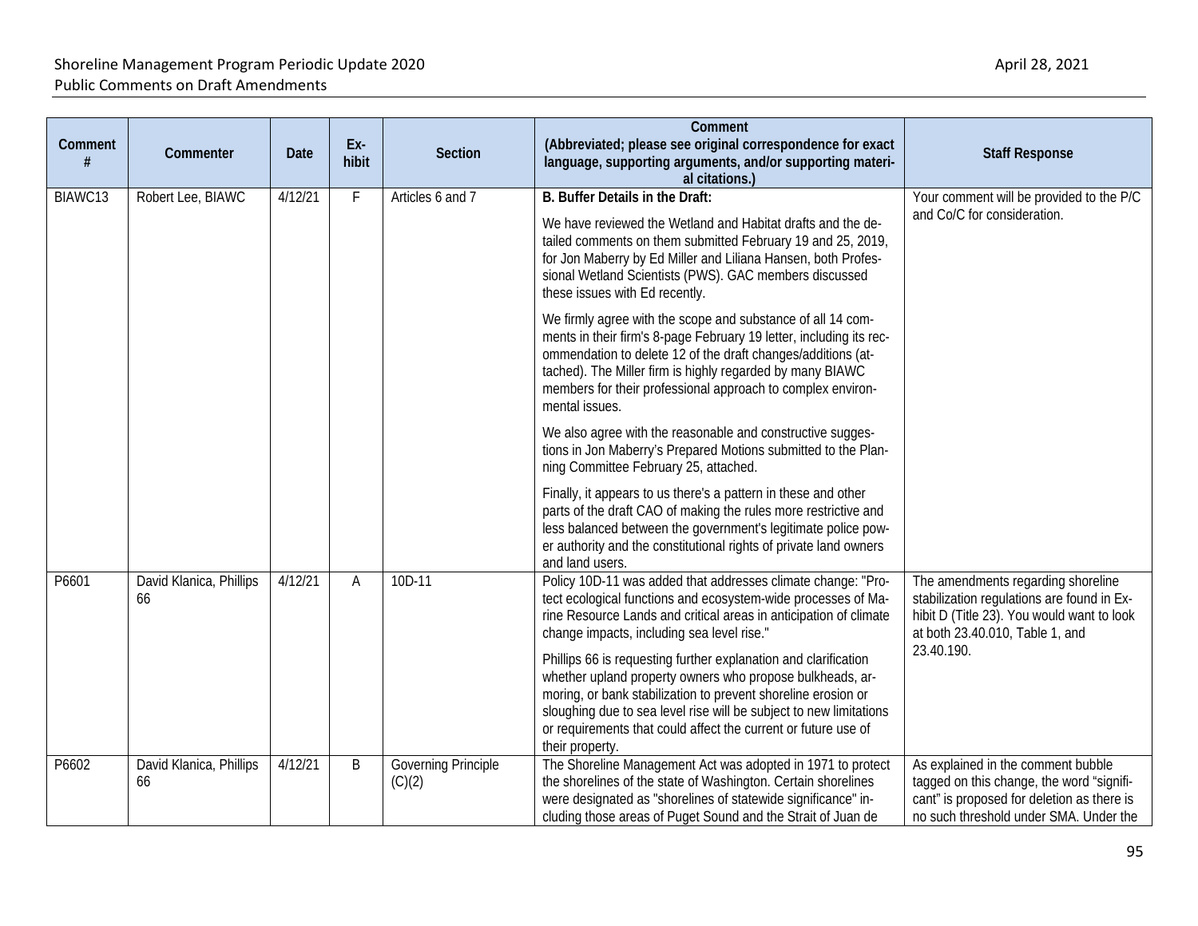| Comment # | Commenter | Date | Exhibit | Section | Comment (Abbreviated; please see original correspondence for exact language, supporting arguments, and/or supporting material citations.) | Staff Response |
|---|---|---|---|---|---|---|
| BIAWC13 | Robert Lee, BIAWC | 4/12/21 | F | Articles 6 and 7 | **B. Buffer Details in the Draft:**<br><br>We have reviewed the Wetland and Habitat drafts and the detailed comments on them submitted February 19 and 25, 2019, for Jon Maberry by Ed Miller and Liliana Hansen, both Professional Wetland Scientists (PWS). GAC members discussed these issues with Ed recently.<br><br>We firmly agree with the scope and substance of all 14 comments in their firm's 8-page February 19 letter, including its recommendation to delete 12 of the draft changes/additions (attached). The Miller firm is highly regarded by many BIAWC members for their professional approach to complex environmental issues.<br><br>We also agree with the reasonable and constructive suggestions in Jon Maberry's Prepared Motions submitted to the Planning Committee February 25, attached.<br><br>Finally, it appears to us there's a pattern in these and other parts of the draft CAO of making the rules more restrictive and less balanced between the government's legitimate police power authority and the constitutional rights of private land owners and land users. | Your comment will be provided to the P/C and Co/C for consideration. |
| P6601 | David Klanica, Phillips 66 | 4/12/21 | A | 10D-11 | Policy 10D-11 was added that addresses climate change: "Protect ecological functions and ecosystem-wide processes of Marine Resource Lands and critical areas in anticipation of climate change impacts, including sea level rise."<br><br>Phillips 66 is requesting further explanation and clarification whether upland property owners who propose bulkheads, armoring, or bank stabilization to prevent shoreline erosion or sloughing due to sea level rise will be subject to new limitations or requirements that could affect the current or future use of their property. | The amendments regarding shoreline stabilization regulations are found in Exhibit D (Title 23). You would want to look at both 23.40.010, Table 1, and 23.40.190. |
| P6602 | David Klanica, Phillips 66 | 4/12/21 | B | Governing Principle (C)(2) | The Shoreline Management Act was adopted in 1971 to protect the shorelines of the state of Washington. Certain shorelines were designated as "shorelines of statewide significance" including those areas of Puget Sound and the Strait of Juan de | As explained in the comment bubble tagged on this change, the word "significant" is proposed for deletion as there is no such threshold under SMA. Under the |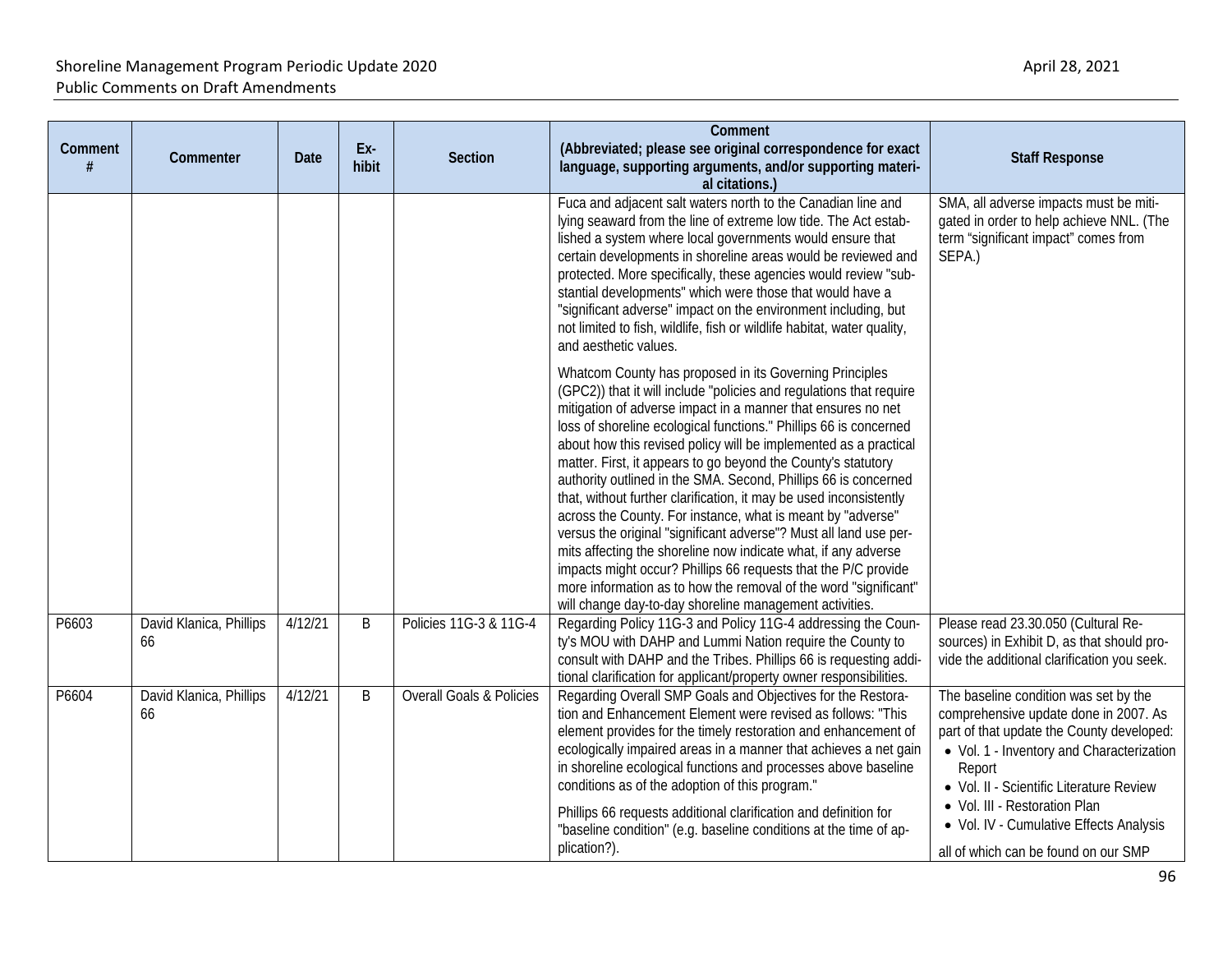| Comment # | Commenter | Date | Exhibit | Section | Comment (Abbreviated; please see original correspondence for exact language, supporting arguments, and/or supporting material citations.) | Staff Response |
|---|---|---|---|---|---|---|
| | | | | | Fuca and adjacent salt waters north to the Canadian line and lying seaward from the line of extreme low tide. The Act established a system where local governments would ensure that certain developments in shoreline areas would be reviewed and protected. More specifically, these agencies would review "substantial developments" which were those that would have a "significant adverse" impact on the environment including, but not limited to fish, wildlife, fish or wildlife habitat, water quality, and aesthetic values.<br><br>Whatcom County has proposed in its Governing Principles (GPC2)) that it will include "policies and regulations that require mitigation of adverse impact in a manner that ensures no net loss of shoreline ecological functions." Phillips 66 is concerned about how this revised policy will be implemented as a practical matter. First, it appears to go beyond the County's statutory authority outlined in the SMA. Second, Phillips 66 is concerned that, without further clarification, it may be used inconsistently across the County. For instance, what is meant by "adverse" versus the original "significant adverse"? Must all land use permits affecting the shoreline now indicate what, if any adverse impacts might occur? Phillips 66 requests that the P/C provide more information as to how the removal of the word "significant" will change day-to-day shoreline management activities. | SMA, all adverse impacts must be mitigated in order to help achieve NNL. (The term "significant impact" comes from SEPA.) |
| P6603 | David Klanica, Phillips 66 | 4/12/21 | B | Policies 11G-3 & 11G-4 | Regarding Policy 11G-3 and Policy 11G-4 addressing the County's MOU with DAHP and Lummi Nation require the County to consult with DAHP and the Tribes. Phillips 66 is requesting additional clarification for applicant/property owner responsibilities. | Please read 23.30.050 (Cultural Resources) in Exhibit D, as that should provide the additional clarification you seek. |
| P6604 | David Klanica, Phillips 66 | 4/12/21 | B | Overall Goals & Policies | Regarding Overall SMP Goals and Objectives for the Restoration and Enhancement Element were revised as follows: "This element provides for the timely restoration and enhancement of ecologically impaired areas in a manner that achieves a net gain in shoreline ecological functions and processes above baseline conditions as of the adoption of this program."<br><br>Phillips 66 requests additional clarification and definition for "baseline condition" (e.g. baseline conditions at the time of application?). | The baseline condition was set by the comprehensive update done in 2007. As part of that update the County developed:<br>• Vol. 1 - Inventory and Characterization Report<br>• Vol. II - Scientific Literature Review<br>• Vol. III - Restoration Plan<br>• Vol. IV - Cumulative Effects Analysis<br><br>all of which can be found on our SMP |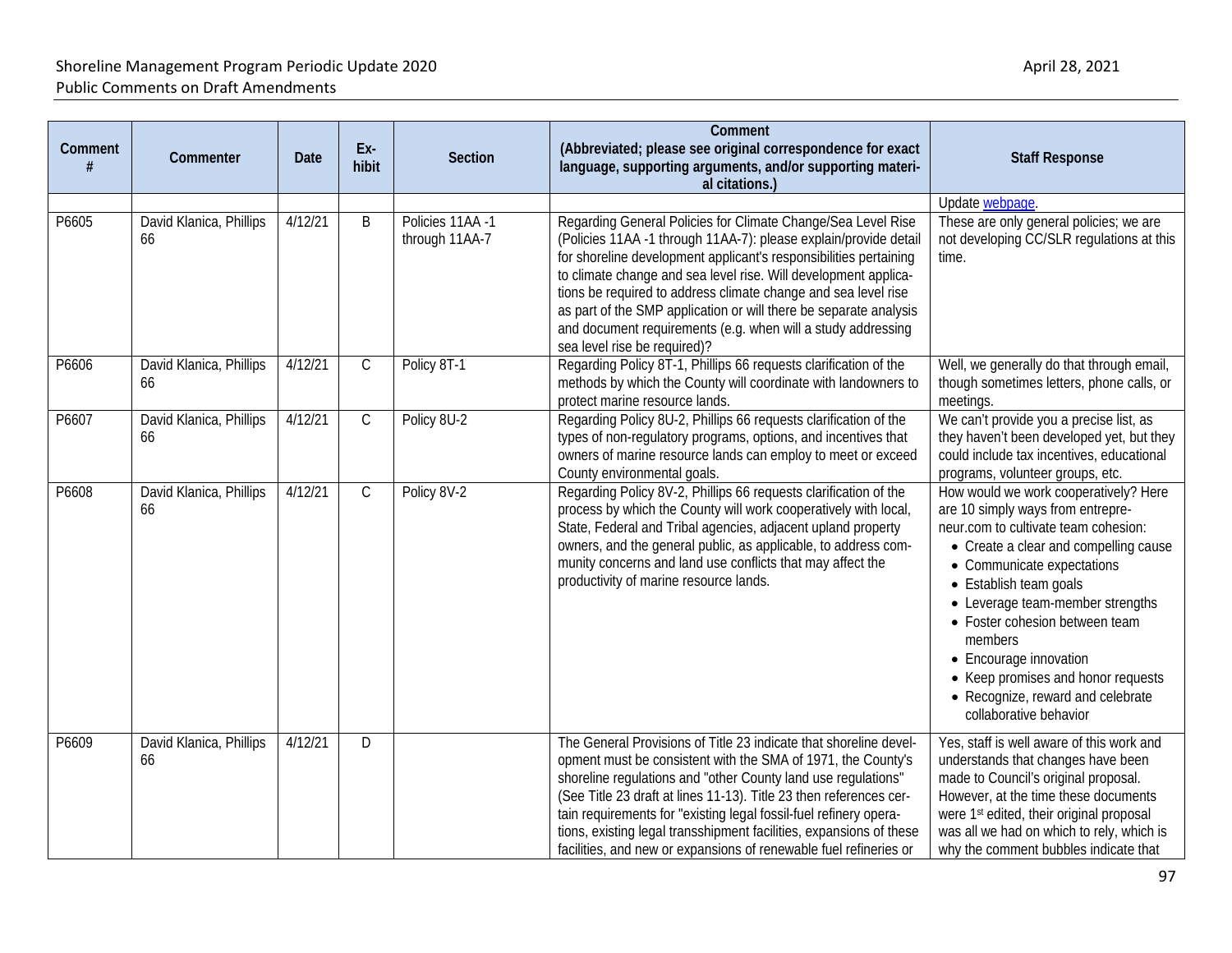| Comment # | Commenter | Date | Ex-hibit | Section | Comment (Abbreviated; please see original correspondence for exact language, supporting arguments, and/or supporting material citations.) | Staff Response |
|---|---|---|---|---|---|---|
| | | | | | | Update webpage. |
| P6605 | David Klanica, Phillips 66 | 4/12/21 | B | Policies 11AA -1 through 11AA-7 | Regarding General Policies for Climate Change/Sea Level Rise (Policies 11AA -1 through 11AA-7): please explain/provide detail for shoreline development applicant's responsibilities pertaining to climate change and sea level rise. Will development applications be required to address climate change and sea level rise as part of the SMP application or will there be separate analysis and document requirements (e.g. when will a study addressing sea level rise be required)? | These are only general policies; we are not developing CC/SLR regulations at this time. |
| P6606 | David Klanica, Phillips 66 | 4/12/21 | C | Policy 8T-1 | Regarding Policy 8T-1, Phillips 66 requests clarification of the methods by which the County will coordinate with landowners to protect marine resource lands. | Well, we generally do that through email, though sometimes letters, phone calls, or meetings. |
| P6607 | David Klanica, Phillips 66 | 4/12/21 | C | Policy 8U-2 | Regarding Policy 8U-2, Phillips 66 requests clarification of the types of non-regulatory programs, options, and incentives that owners of marine resource lands can employ to meet or exceed County environmental goals. | We can't provide you a precise list, as they haven't been developed yet, but they could include tax incentives, educational programs, volunteer groups, etc. |
| P6608 | David Klanica, Phillips 66 | 4/12/21 | C | Policy 8V-2 | Regarding Policy 8V-2, Phillips 66 requests clarification of the process by which the County will work cooperatively with local, State, Federal and Tribal agencies, adjacent upland property owners, and the general public, as applicable, to address community concerns and land use conflicts that may affect the productivity of marine resource lands. | How would we work cooperatively? Here are 10 simply ways from entrepreneur.com to cultivate team cohesion: • Create a clear and compelling cause • Communicate expectations • Establish team goals • Leverage team-member strengths • Foster cohesion between team members • Encourage innovation • Keep promises and honor requests • Recognize, reward and celebrate collaborative behavior |
| P6609 | David Klanica, Phillips 66 | 4/12/21 | D | | The General Provisions of Title 23 indicate that shoreline development must be consistent with the SMA of 1971, the County's shoreline regulations and "other County land use regulations" (See Title 23 draft at lines 11-13). Title 23 then references certain requirements for "existing legal fossil-fuel refinery operations, existing legal transshipment facilities, expansions of these facilities, and new or expansions of renewable fuel refineries or | Yes, staff is well aware of this work and understands that changes have been made to Council's original proposal. However, at the time these documents were 1st edited, their original proposal was all we had on which to rely, which is why the comment bubbles indicate that |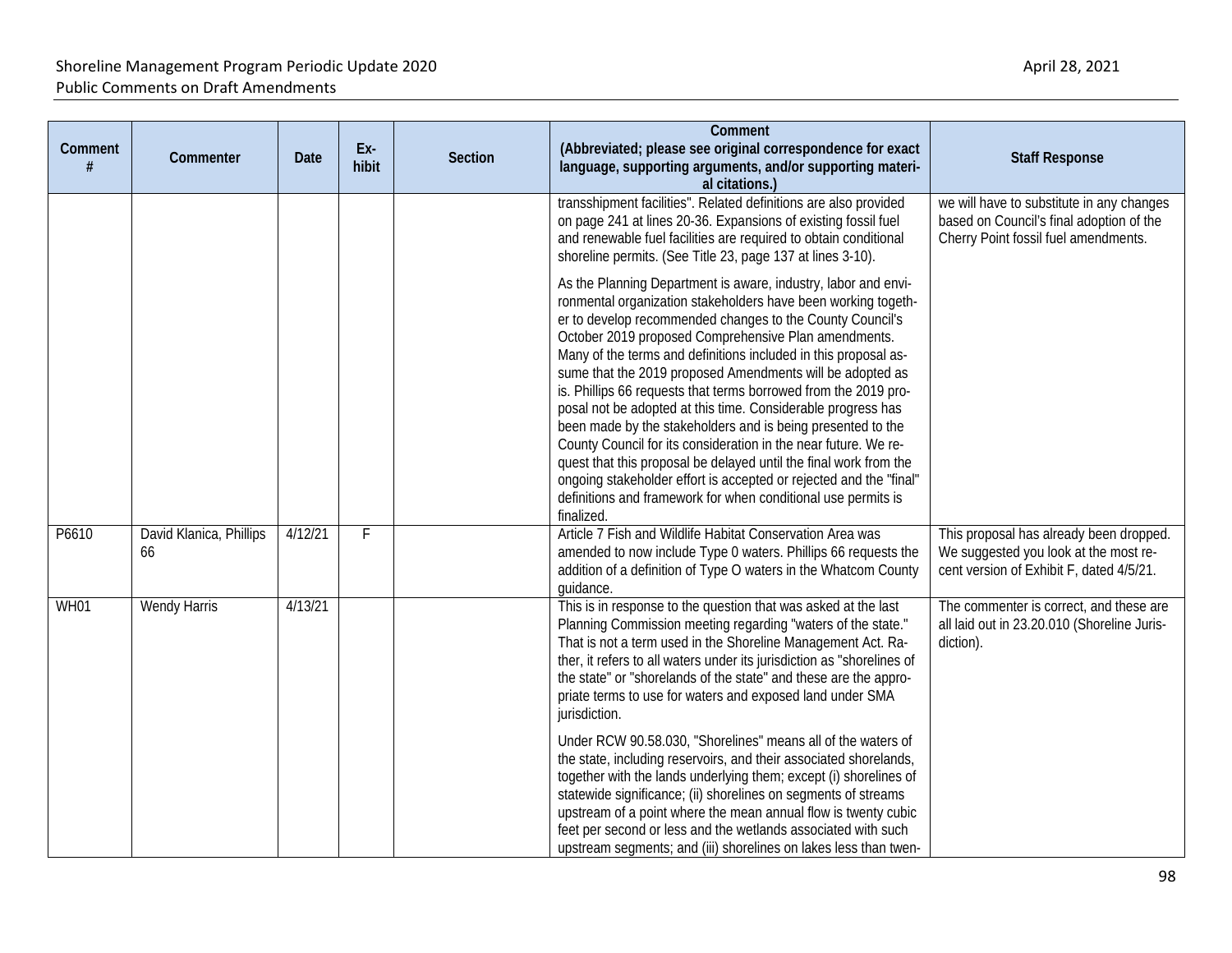| Comment # | Commenter | Date | Ex-hibit | Section | Comment (Abbreviated; please see original correspondence for exact language, supporting arguments, and/or supporting material citations.) | Staff Response |
|---|---|---|---|---|---|---|
| | | | | | transshipment facilities". Related definitions are also provided on page 241 at lines 20-36. Expansions of existing fossil fuel and renewable fuel facilities are required to obtain conditional shoreline permits. (See Title 23, page 137 at lines 3-10).<br><br>As the Planning Department is aware, industry, labor and environmental organization stakeholders have been working together to develop recommended changes to the County Council's October 2019 proposed Comprehensive Plan amendments. Many of the terms and definitions included in this proposal assume that the 2019 proposed Amendments will be adopted as is. Phillips 66 requests that terms borrowed from the 2019 proposal not be adopted at this time. Considerable progress has been made by the stakeholders and is being presented to the County Council for its consideration in the near future. We request that this proposal be delayed until the final work from the ongoing stakeholder effort is accepted or rejected and the "final" definitions and framework for when conditional use permits is finalized. | we will have to substitute in any changes based on Council's final adoption of the Cherry Point fossil fuel amendments. |
| P6610 | David Klanica, Phillips 66 | 4/12/21 | F | | Article 7 Fish and Wildlife Habitat Conservation Area was amended to now include Type 0 waters. Phillips 66 requests the addition of a definition of Type O waters in the Whatcom County guidance. | This proposal has already been dropped. We suggested you look at the most recent version of Exhibit F, dated 4/5/21. |
| WH01 | Wendy Harris | 4/13/21 | | | This is in response to the question that was asked at the last Planning Commission meeting regarding "waters of the state." That is not a term used in the Shoreline Management Act. Rather, it refers to all waters under its jurisdiction as "shorelines of the state" or "shorelands of the state" and these are the appropriate terms to use for waters and exposed land under SMA jurisdiction.<br><br>Under RCW 90.58.030, "Shorelines" means all of the waters of the state, including reservoirs, and their associated shorelands, together with the lands underlying them; except (i) shorelines of statewide significance; (ii) shorelines on segments of streams upstream of a point where the mean annual flow is twenty cubic feet per second or less and the wetlands associated with such upstream segments; and (iii) shorelines on lakes less than twen- | The commenter is correct, and these are all laid out in 23.20.010 (Shoreline Jurisdiction). |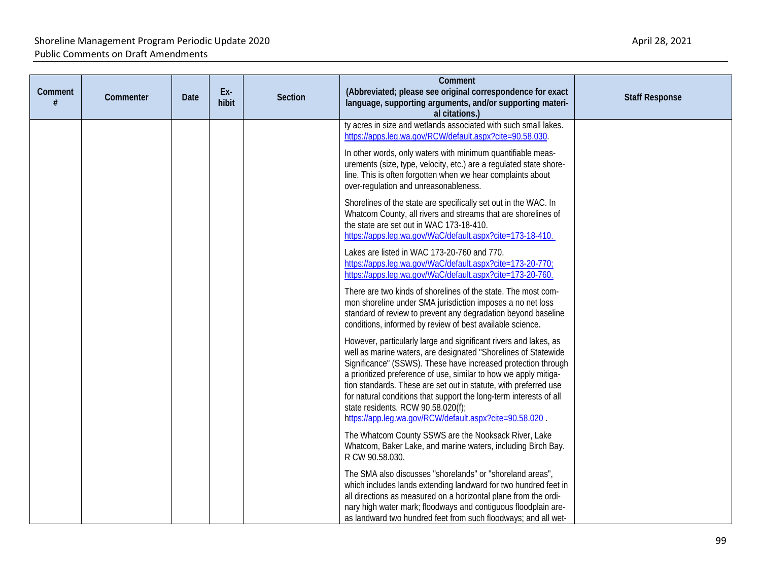| Comment # | Commenter | Date | Ex-hibit | Section | Comment (Abbreviated; please see original correspondence for exact language, supporting arguments, and/or supporting material citations.) | Staff Response |
|---|---|---|---|---|---|---|
| | | | | | ty acres in size and wetlands associated with such small lakes. https://apps.leg.wa.gov/RCW/default.aspx?cite=90.58.030.<br><br>In other words, only waters with minimum quantifiable measurements (size, type, velocity, etc.) are a regulated state shoreline. This is often forgotten when we hear complaints about over-regulation and unreasonableness.<br><br>Shorelines of the state are specifically set out in the WAC. In Whatcom County, all rivers and streams that are shorelines of the state are set out in WAC 173-18-410. https://apps.leg.wa.gov/WaC/default.aspx?cite=173-18-410.<br><br>Lakes are listed in WAC 173-20-760 and 770. https://apps.leg.wa.gov/WaC/default.aspx?cite=173-20-770; https://apps.leg.wa.gov/WaC/default.aspx?cite=173-20-760.<br><br>There are two kinds of shorelines of the state. The most common shoreline under SMA jurisdiction imposes a no net loss standard of review to prevent any degradation beyond baseline conditions, informed by review of best available science.<br><br>However, particularly large and significant rivers and lakes, as well as marine waters, are designated "Shorelines of Statewide Significance" (SSWS). These have increased protection through a prioritized preference of use, similar to how we apply mitigation standards. These are set out in statute, with preferred use for natural conditions that support the long-term interests of all state residents. RCW 90.58.020(f); https://app.leg.wa.gov/RCW/default.aspx?cite=90.58.020 .<br><br>The Whatcom County SSWS are the Nooksack River, Lake Whatcom, Baker Lake, and marine waters, including Birch Bay. R CW 90.58.030.<br><br>The SMA also discusses "shorelands" or "shoreland areas", which includes lands extending landward for two hundred feet in all directions as measured on a horizontal plane from the ordinary high water mark; floodways and contiguous floodplain areas landward two hundred feet from such floodways; and all wet- | |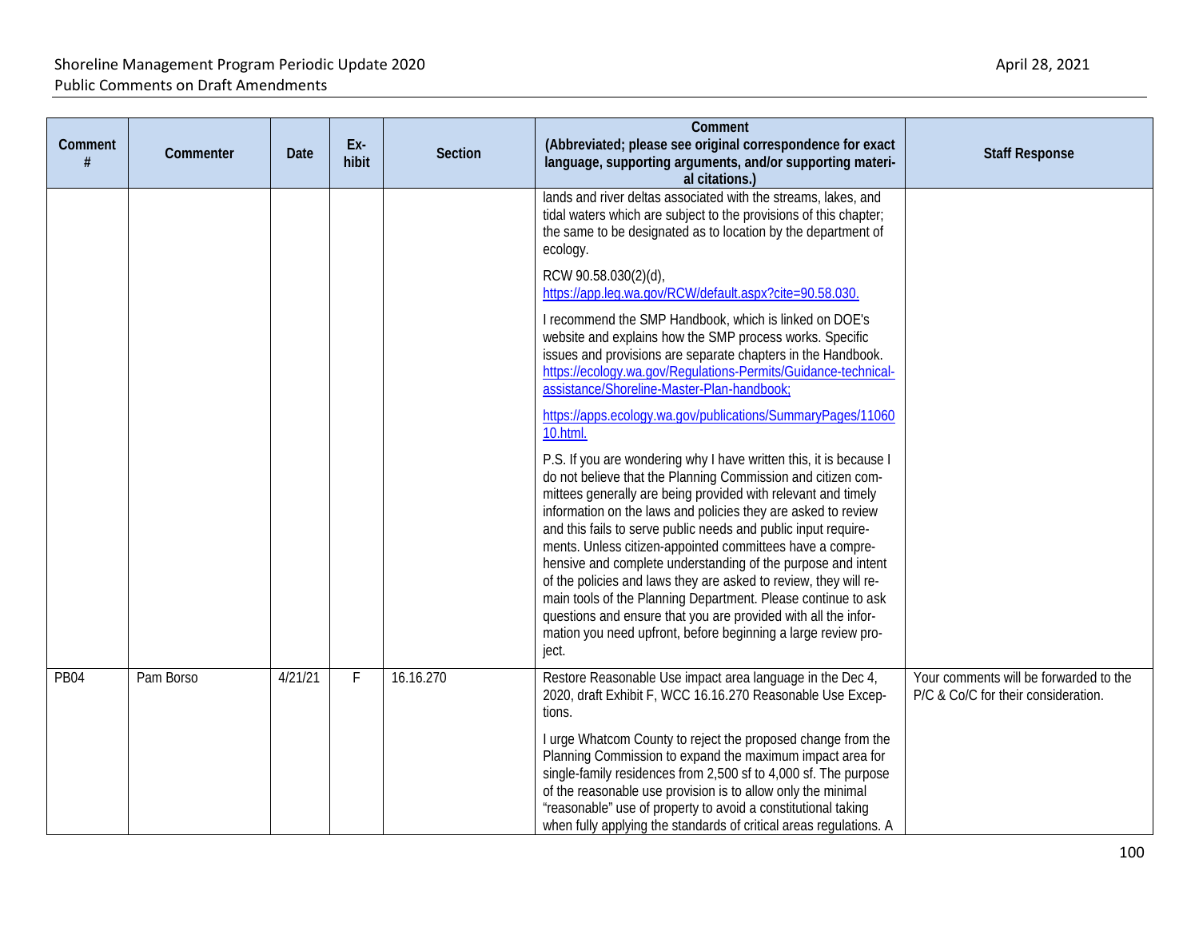| Comment # | Commenter | Date | Ex-hibit | Section | Comment (Abbreviated; please see original correspondence for exact language, supporting arguments, and/or supporting material citations.) | Staff Response |
|---|---|---|---|---|---|---|
| | | | | | lands and river deltas associated with the streams, lakes, and tidal waters which are subject to the provisions of this chapter; the same to be designated as to location by the department of ecology.<br><br>RCW 90.58.030(2)(d), https://app.leg.wa.gov/RCW/default.aspx?cite=90.58.030.<br><br>I recommend the SMP Handbook, which is linked on DOE's website and explains how the SMP process works. Specific issues and provisions are separate chapters in the Handbook. https://ecology.wa.gov/Regulations-Permits/Guidance-technical-assistance/Shoreline-Master-Plan-handbook;<br><br>https://apps.ecology.wa.gov/publications/SummaryPages/1106010.html.<br><br>P.S. If you are wondering why I have written this, it is because I do not believe that the Planning Commission and citizen committees generally are being provided with relevant and timely information on the laws and policies they are asked to review and this fails to serve public needs and public input requirements. Unless citizen-appointed committees have a comprehensive and complete understanding of the purpose and intent of the policies and laws they are asked to review, they will remain tools of the Planning Department. Please continue to ask questions and ensure that you are provided with all the information you need upfront, before beginning a large review project. | |
| PB04 | Pam Borso | 4/21/21 | F | 16.16.270 | Restore Reasonable Use impact area language in the Dec 4, 2020, draft Exhibit F, WCC 16.16.270 Reasonable Use Exceptions.<br><br>I urge Whatcom County to reject the proposed change from the Planning Commission to expand the maximum impact area for single-family residences from 2,500 sf to 4,000 sf. The purpose of the reasonable use provision is to allow only the minimal "reasonable" use of property to avoid a constitutional taking when fully applying the standards of critical areas regulations. A | Your comments will be forwarded to the P/C & Co/C for their consideration. |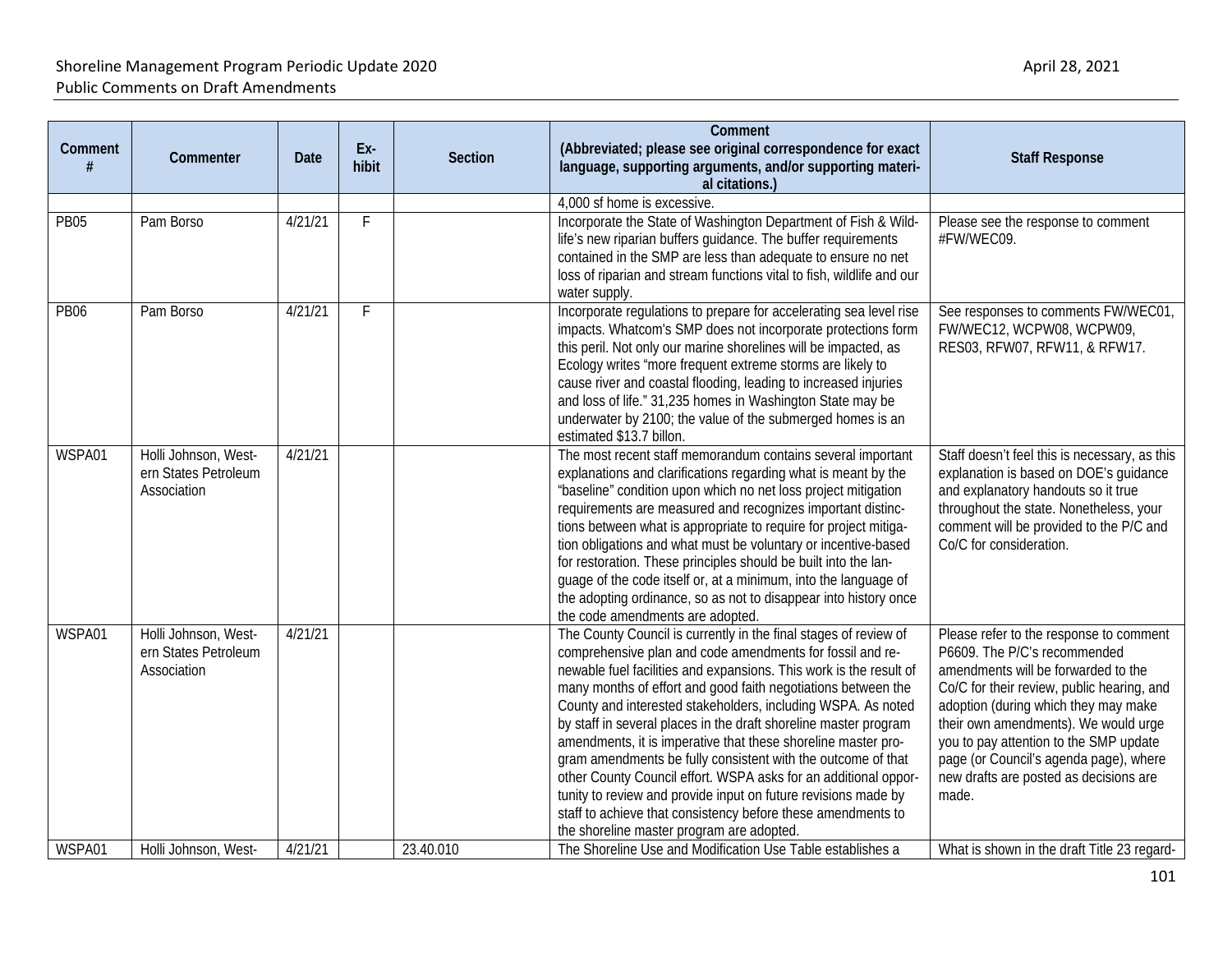| Comment # | Commenter | Date | Ex-hibit | Section | Comment (Abbreviated; please see original correspondence for exact language, supporting arguments, and/or supporting material citations.) | Staff Response |
|---|---|---|---|---|---|---|
| | | | | | 4,000 sf home is excessive. | |
| PB05 | Pam Borso | 4/21/21 | F | | Incorporate the State of Washington Department of Fish & Wildlife's new riparian buffers guidance. The buffer requirements contained in the SMP are less than adequate to ensure no net loss of riparian and stream functions vital to fish, wildlife and our water supply. | Please see the response to comment #FW/WEC09. |
| PB06 | Pam Borso | 4/21/21 | F | | Incorporate regulations to prepare for accelerating sea level rise impacts. Whatcom's SMP does not incorporate protections form this peril. Not only our marine shorelines will be impacted, as Ecology writes "more frequent extreme storms are likely to cause river and coastal flooding, leading to increased injuries and loss of life." 31,235 homes in Washington State may be underwater by 2100; the value of the submerged homes is an estimated $13.7 billon. | See responses to comments FW/WEC01, FW/WEC12, WCPW08, WCPW09, RES03, RFW07, RFW11, & RFW17. |
| WSPA01 | Holli Johnson, Western States Petroleum Association | 4/21/21 | | | The most recent staff memorandum contains several important explanations and clarifications regarding what is meant by the "baseline" condition upon which no net loss project mitigation requirements are measured and recognizes important distinctions between what is appropriate to require for project mitigation obligations and what must be voluntary or incentive-based for restoration. These principles should be built into the language of the code itself or, at a minimum, into the language of the adopting ordinance, so as not to disappear into history once the code amendments are adopted. | Staff doesn't feel this is necessary, as this explanation is based on DOE's guidance and explanatory handouts so it true throughout the state. Nonetheless, your comment will be provided to the P/C and Co/C for consideration. |
| WSPA01 | Holli Johnson, Western States Petroleum Association | 4/21/21 | | | The County Council is currently in the final stages of review of comprehensive plan and code amendments for fossil and renewable fuel facilities and expansions. This work is the result of many months of effort and good faith negotiations between the County and interested stakeholders, including WSPA. As noted by staff in several places in the draft shoreline master program amendments, it is imperative that these shoreline master program amendments be fully consistent with the outcome of that other County Council effort. WSPA asks for an additional opportunity to review and provide input on future revisions made by staff to achieve that consistency before these amendments to the shoreline master program are adopted. | Please refer to the response to comment P6609. The P/C's recommended amendments will be forwarded to the Co/C for their review, public hearing, and adoption (during which they may make their own amendments). We would urge you to pay attention to the SMP update page (or Council's agenda page), where new drafts are posted as decisions are made. |
| WSPA01 | Holli Johnson, West- | 4/21/21 | | 23.40.010 | The Shoreline Use and Modification Use Table establishes a | What is shown in the draft Title 23 regard- |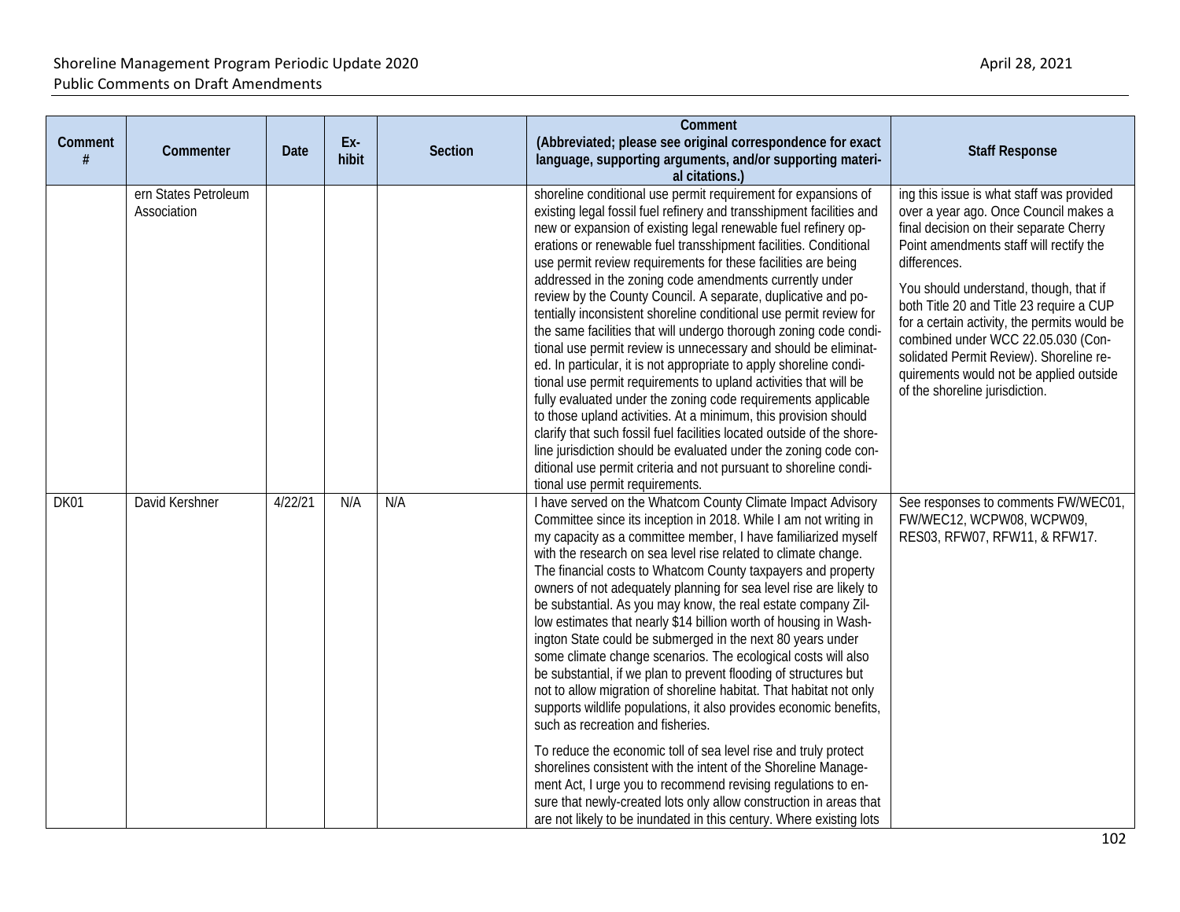| Comment # | Commenter | Date | Ex-hibit | Section | Comment (Abbreviated; please see original correspondence for exact language, supporting arguments, and/or supporting material citations.) | Staff Response |
|---|---|---|---|---|---|---|
| | ern States Petroleum Association | | | | shoreline conditional use permit requirement for expansions of existing legal fossil fuel refinery and transshipment facilities and new or expansion of existing legal renewable fuel refinery operations or renewable fuel transshipment facilities. Conditional use permit review requirements for these facilities are being addressed in the zoning code amendments currently under review by the County Council. A separate, duplicative and potentially inconsistent shoreline conditional use permit review for the same facilities that will undergo thorough zoning code conditional use permit review is unnecessary and should be eliminated. In particular, it is not appropriate to apply shoreline conditional use permit requirements to upland activities that will be fully evaluated under the zoning code requirements applicable to those upland activities. At a minimum, this provision should clarify that such fossil fuel facilities located outside of the shoreline jurisdiction should be evaluated under the zoning code conditional use permit criteria and not pursuant to shoreline conditional use permit requirements. | ing this issue is what staff was provided over a year ago. Once Council makes a final decision on their separate Cherry Point amendments staff will rectify the differences.<br><br>You should understand, though, that if both Title 20 and Title 23 require a CUP for a certain activity, the permits would be combined under WCC 22.05.030 (Consolidated Permit Review). Shoreline requirements would not be applied outside of the shoreline jurisdiction. |
| DK01 | David Kershner | 4/22/21 | N/A | N/A | I have served on the Whatcom County Climate Impact Advisory Committee since its inception in 2018. While I am not writing in my capacity as a committee member, I have familiarized myself with the research on sea level rise related to climate change. The financial costs to Whatcom County taxpayers and property owners of not adequately planning for sea level rise are likely to be substantial. As you may know, the real estate company Zillow estimates that nearly $14 billion worth of housing in Washington State could be submerged in the next 80 years under some climate change scenarios. The ecological costs will also be substantial, if we plan to prevent flooding of structures but not to allow migration of shoreline habitat. That habitat not only supports wildlife populations, it also provides economic benefits, such as recreation and fisheries.<br><br>To reduce the economic toll of sea level rise and truly protect shorelines consistent with the intent of the Shoreline Management Act, I urge you to recommend revising regulations to ensure that newly-created lots only allow construction in areas that are not likely to be inundated in this century. Where existing lots | See responses to comments FW/WEC01, FW/WEC12, WCPW08, WCPW09, RES03, RFW07, RFW11, & RFW17. |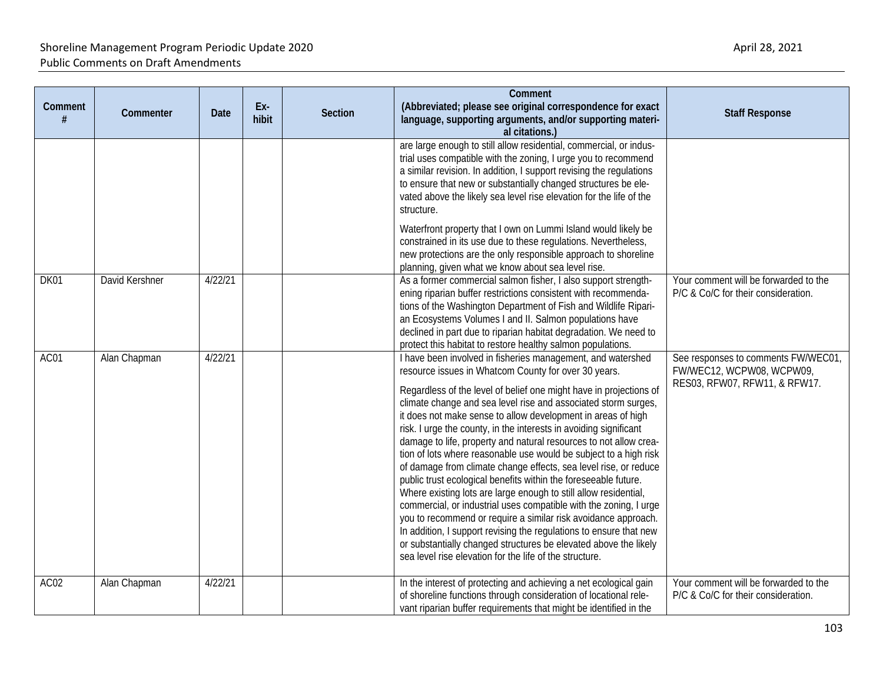| Comment # | Commenter | Date | Ex-hibit | Section | Comment (Abbreviated; please see original correspondence for exact language, supporting arguments, and/or supporting material citations.) | Staff Response |
|---|---|---|---|---|---|---|
| | | | | | are large enough to still allow residential, commercial, or industrial uses compatible with the zoning, I urge you to recommend a similar revision. In addition, I support revising the regulations to ensure that new or substantially changed structures be elevated above the likely sea level rise elevation for the life of the structure.<br><br>Waterfront property that I own on Lummi Island would likely be constrained in its use due to these regulations. Nevertheless, new protections are the only responsible approach to shoreline planning, given what we know about sea level rise. | |
| DK01 | David Kershner | 4/22/21 | | | As a former commercial salmon fisher, I also support strengthening riparian buffer restrictions consistent with recommendations of the Washington Department of Fish and Wildlife Riparian Ecosystems Volumes I and II. Salmon populations have declined in part due to riparian habitat degradation. We need to protect this habitat to restore healthy salmon populations. | Your comment will be forwarded to the P/C & Co/C for their consideration. |
| AC01 | Alan Chapman | 4/22/21 | | | I have been involved in fisheries management, and watershed resource issues in Whatcom County for over 30 years.<br><br>Regardless of the level of belief one might have in projections of climate change and sea level rise and associated storm surges, it does not make sense to allow development in areas of high risk. I urge the county, in the interests in avoiding significant damage to life, property and natural resources to not allow creation of lots where reasonable use would be subject to a high risk of damage from climate change effects, sea level rise, or reduce public trust ecological benefits within the foreseeable future. Where existing lots are large enough to still allow residential, commercial, or industrial uses compatible with the zoning, I urge you to recommend or require a similar risk avoidance approach. In addition, I support revising the regulations to ensure that new or substantially changed structures be elevated above the likely sea level rise elevation for the life of the structure. | See responses to comments FW/WEC01, FW/WEC12, WCPW08, WCPW09, RES03, RFW07, RFW11, & RFW17. |
| AC02 | Alan Chapman | 4/22/21 | | | In the interest of protecting and achieving a net ecological gain of shoreline functions through consideration of locational relevant riparian buffer requirements that might be identified in the | Your comment will be forwarded to the P/C & Co/C for their consideration. |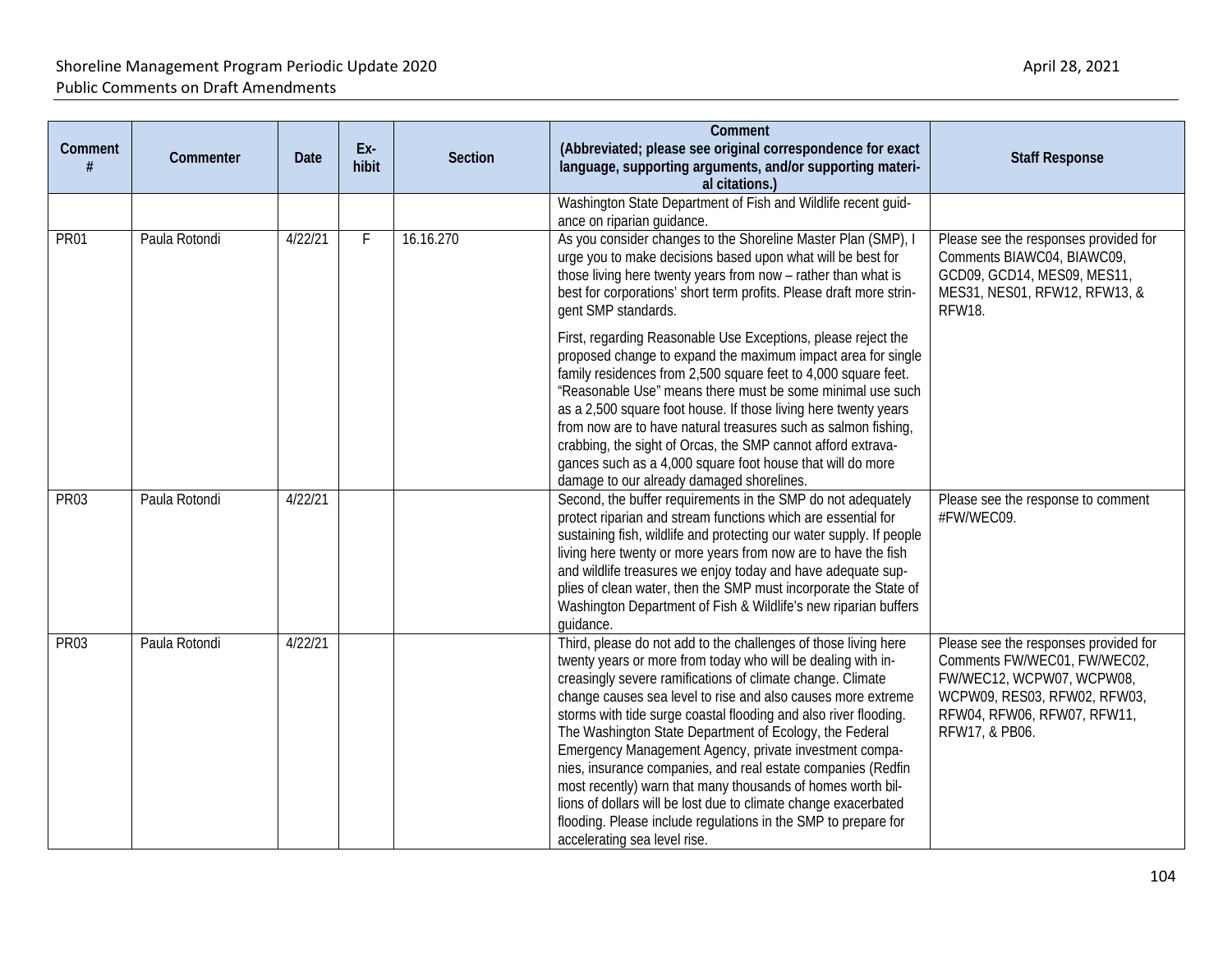| Comment # | Commenter | Date | Ex-hibit | Section | Comment (Abbreviated; please see original correspondence for exact language, supporting arguments, and/or supporting materi-al citations.) | Staff Response |
|---|---|---|---|---|---|---|
| | | | | | Washington State Department of Fish and Wildlife recent guid-ance on riparian guidance. | |
| PR01 | Paula Rotondi | 4/22/21 | F | 16.16.270 | As you consider changes to the Shoreline Master Plan (SMP), I urge you to make decisions based upon what will be best for those living here twenty years from now – rather than what is best for corporations' short term profits. Please draft more strin-gent SMP standards.<br><br>First, regarding Reasonable Use Exceptions, please reject the proposed change to expand the maximum impact area for single family residences from 2,500 square feet to 4,000 square feet. "Reasonable Use" means there must be some minimal use such as a 2,500 square foot house. If those living here twenty years from now are to have natural treasures such as salmon fishing, crabbing, the sight of Orcas, the SMP cannot afford extrava-gances such as a 4,000 square foot house that will do more damage to our already damaged shorelines. | Please see the responses provided for Comments BIAWC04, BIAWC09, GCD09, GCD14, MES09, MES11, MES31, NES01, RFW12, RFW13, & RFW18. |
| PR03 | Paula Rotondi | 4/22/21 | | | Second, the buffer requirements in the SMP do not adequately protect riparian and stream functions which are essential for sustaining fish, wildlife and protecting our water supply. If people living here twenty or more years from now are to have the fish and wildlife treasures we enjoy today and have adequate sup-plies of clean water, then the SMP must incorporate the State of Washington Department of Fish & Wildlife's new riparian buffers guidance. | Please see the response to comment #FW/WEC09. |
| PR03 | Paula Rotondi | 4/22/21 | | | Third, please do not add to the challenges of those living here twenty years or more from today who will be dealing with in-creasingly severe ramifications of climate change. Climate change causes sea level to rise and also causes more extreme storms with tide surge coastal flooding and also river flooding. The Washington State Department of Ecology, the Federal Emergency Management Agency, private investment compa-nies, insurance companies, and real estate companies (Redfin most recently) warn that many thousands of homes worth bil-lions of dollars will be lost due to climate change exacerbated flooding. Please include regulations in the SMP to prepare for accelerating sea level rise. | Please see the responses provided for Comments FW/WEC01, FW/WEC02, FW/WEC12, WCPW07, WCPW08, WCPW09, RES03, RFW02, RFW03, RFW04, RFW06, RFW07, RFW11, RFW17, & PB06. |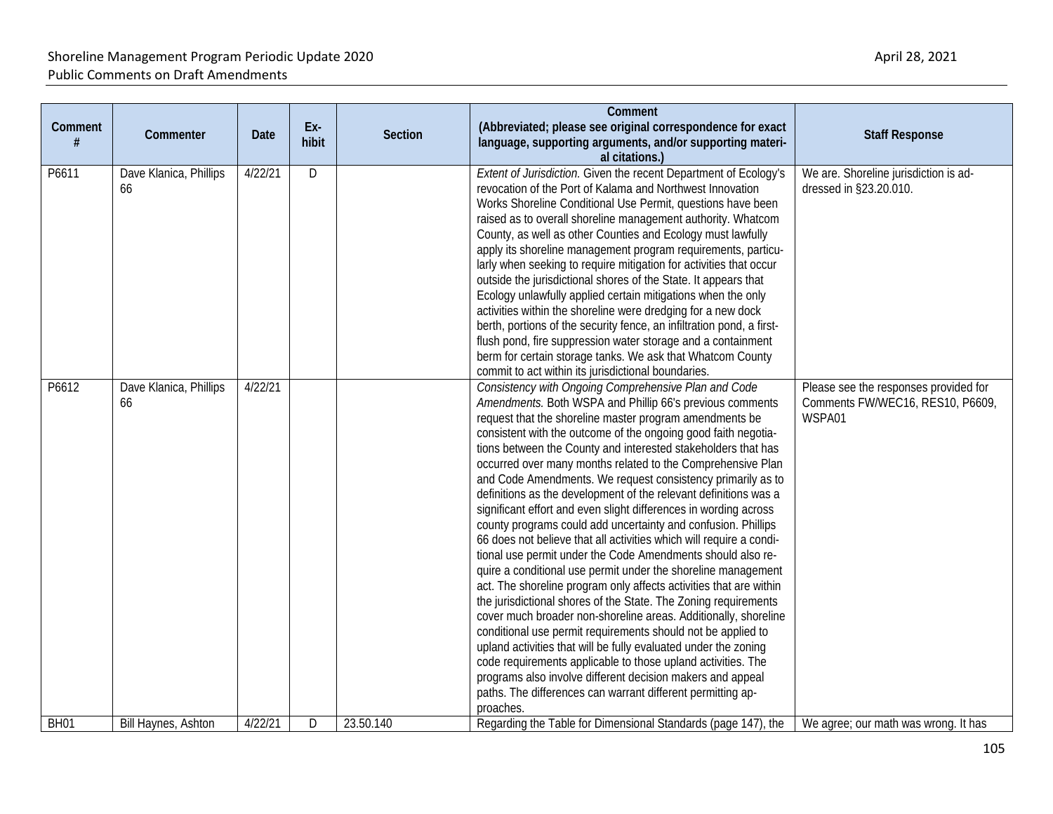| Comment # | Commenter | Date | Ex-hibit | Section | Comment (Abbreviated; please see original correspondence for exact language, supporting arguments, and/or supporting material citations.) | Staff Response |
|---|---|---|---|---|---|---|
| P6611 | Dave Klanica, Phillips 66 | 4/22/21 | D | | *Extent of Jurisdiction.* Given the recent Department of Ecology's revocation of the Port of Kalama and Northwest Innovation Works Shoreline Conditional Use Permit, questions have been raised as to overall shoreline management authority. Whatcom County, as well as other Counties and Ecology must lawfully apply its shoreline management program requirements, particularly when seeking to require mitigation for activities that occur outside the jurisdictional shores of the State. It appears that Ecology unlawfully applied certain mitigations when the only activities within the shoreline were dredging for a new dock berth, portions of the security fence, an infiltration pond, a first-flush pond, fire suppression water storage and a containment berm for certain storage tanks. We ask that Whatcom County commit to act within its jurisdictional boundaries. | We are. Shoreline jurisdiction is addressed in §23.20.010. |
| P6612 | Dave Klanica, Phillips 66 | 4/22/21 | | | *Consistency with Ongoing Comprehensive Plan and Code Amendments.* Both WSPA and Phillip 66's previous comments request that the shoreline master program amendments be consistent with the outcome of the ongoing good faith negotiations between the County and interested stakeholders that has occurred over many months related to the Comprehensive Plan and Code Amendments. We request consistency primarily as to definitions as the development of the relevant definitions was a significant effort and even slight differences in wording across county programs could add uncertainty and confusion. Phillips 66 does not believe that all activities which will require a conditional use permit under the Code Amendments should also require a conditional use permit under the shoreline management act. The shoreline program only affects activities that are within the jurisdictional shores of the State. The Zoning requirements cover much broader non-shoreline areas. Additionally, shoreline conditional use permit requirements should not be applied to upland activities that will be fully evaluated under the zoning code requirements applicable to those upland activities. The programs also involve different decision makers and appeal paths. The differences can warrant different permitting approaches. | Please see the responses provided for Comments FW/WEC16, RES10, P6609, WSPA01 |
| BH01 | Bill Haynes, Ashton | 4/22/21 | D | 23.50.140 | Regarding the Table for Dimensional Standards (page 147), the | We agree; our math was wrong. It has |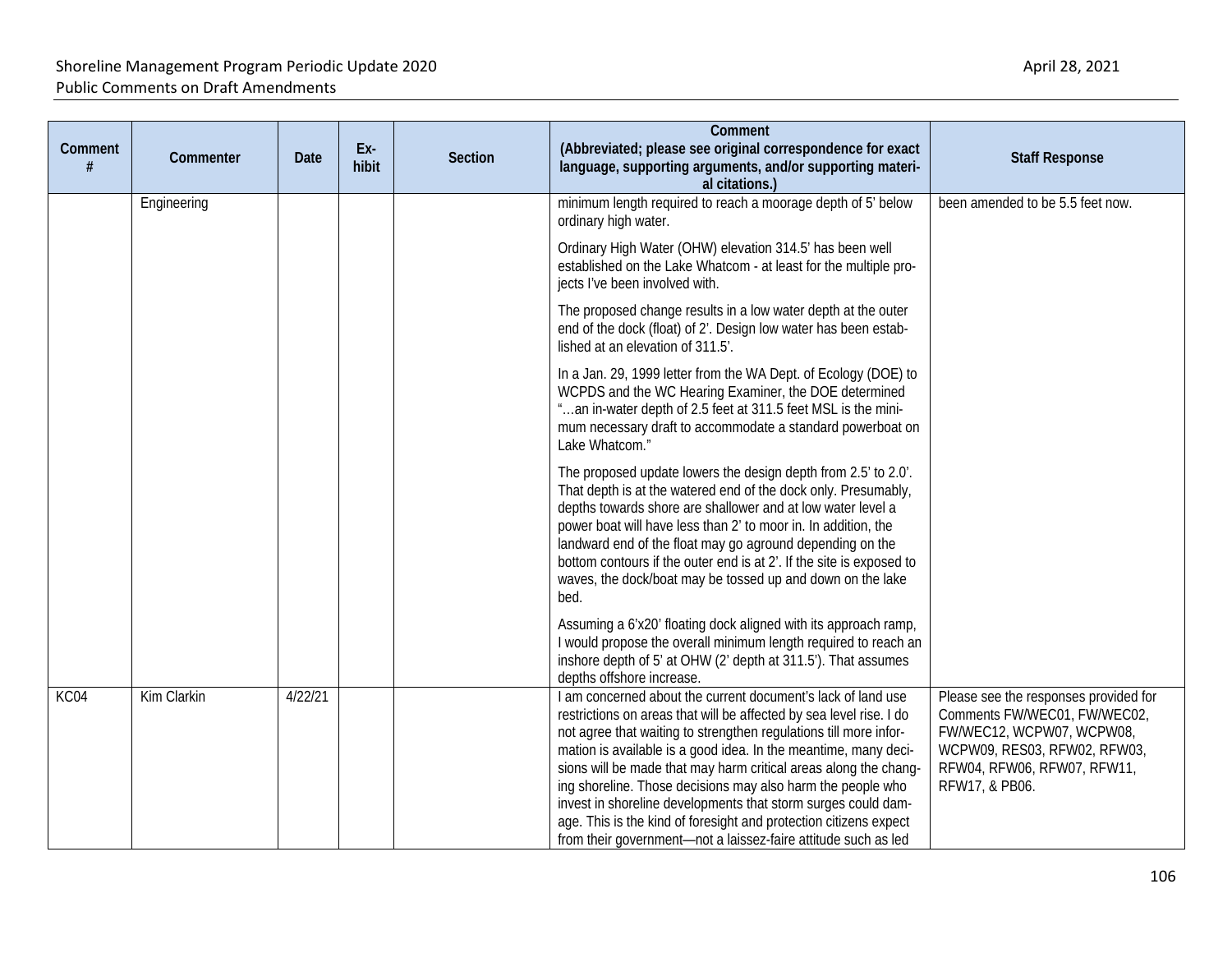| Comment # | Commenter | Date | Ex-hibit | Section | Comment (Abbreviated; please see original correspondence for exact language, supporting arguments, and/or supporting material citations.) | Staff Response |
|---|---|---|---|---|---|---|
| | Engineering | | | | minimum length required to reach a moorage depth of 5' below ordinary high water.<br><br>Ordinary High Water (OHW) elevation 314.5' has been well established on the Lake Whatcom - at least for the multiple projects I've been involved with.<br><br>The proposed change results in a low water depth at the outer end of the dock (float) of 2'. Design low water has been established at an elevation of 311.5'.<br><br>In a Jan. 29, 1999 letter from the WA Dept. of Ecology (DOE) to WCPDS and the WC Hearing Examiner, the DOE determined "…an in-water depth of 2.5 feet at 311.5 feet MSL is the minimum necessary draft to accommodate a standard powerboat on Lake Whatcom."<br><br>The proposed update lowers the design depth from 2.5' to 2.0'. That depth is at the watered end of the dock only. Presumably, depths towards shore are shallower and at low water level a power boat will have less than 2' to moor in. In addition, the landward end of the float may go aground depending on the bottom contours if the outer end is at 2'. If the site is exposed to waves, the dock/boat may be tossed up and down on the lake bed.<br><br>Assuming a 6'x20' floating dock aligned with its approach ramp, I would propose the overall minimum length required to reach an inshore depth of 5' at OHW (2' depth at 311.5'). That assumes depths offshore increase. | been amended to be 5.5 feet now. |
| KC04 | Kim Clarkin | 4/22/21 | | | I am concerned about the current document's lack of land use restrictions on areas that will be affected by sea level rise. I do not agree that waiting to strengthen regulations till more information is available is a good idea. In the meantime, many decisions will be made that may harm critical areas along the changing shoreline. Those decisions may also harm the people who invest in shoreline developments that storm surges could damage. This is the kind of foresight and protection citizens expect from their government—not a laissez-faire attitude such as led | Please see the responses provided for Comments FW/WEC01, FW/WEC02, FW/WEC12, WCPW07, WCPW08, WCPW09, RES03, RFW02, RFW03, RFW04, RFW06, RFW07, RFW11, RFW17, & PB06. |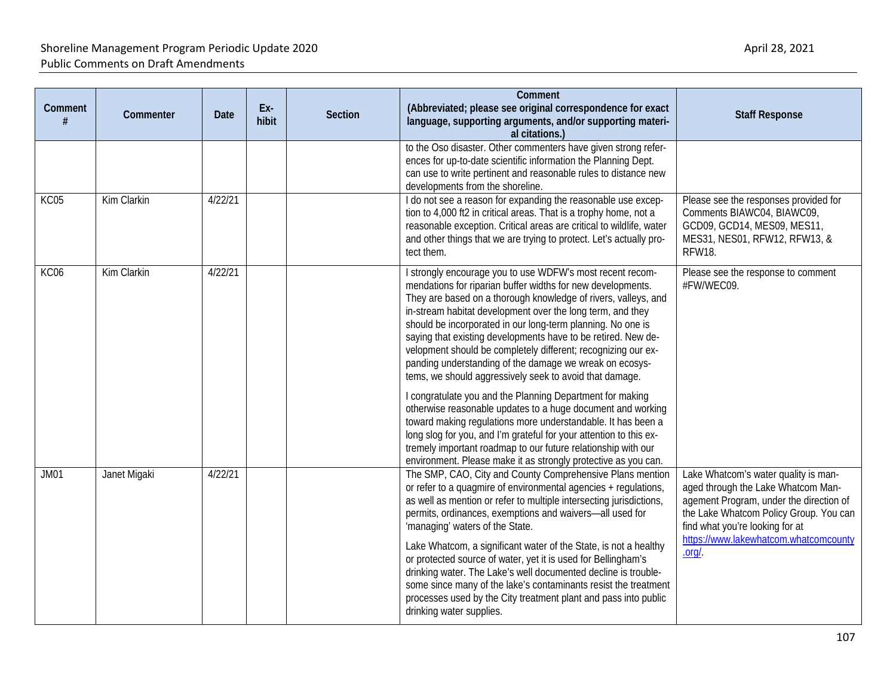| Comment # | Commenter | Date | Exhibit | Section | Comment (Abbreviated; please see original correspondence for exact language, supporting arguments, and/or supporting material citations.) | Staff Response |
|---|---|---|---|---|---|---|
| | | | | | to the Oso disaster. Other commenters have given strong references for up-to-date scientific information the Planning Dept. can use to write pertinent and reasonable rules to distance new developments from the shoreline. | |
| KC05 | Kim Clarkin | 4/22/21 | | | I do not see a reason for expanding the reasonable use exception to 4,000 ft2 in critical areas. That is a trophy home, not a reasonable exception. Critical areas are critical to wildlife, water and other things that we are trying to protect. Let's actually protect them. | Please see the responses provided for Comments BIAWC04, BIAWC09, GCD09, GCD14, MES09, MES11, MES31, NES01, RFW12, RFW13, & RFW18. |
| KC06 | Kim Clarkin | 4/22/21 | | | I strongly encourage you to use WDFW's most recent recommendations for riparian buffer widths for new developments. They are based on a thorough knowledge of rivers, valleys, and in-stream habitat development over the long term, and they should be incorporated in our long-term planning. No one is saying that existing developments have to be retired. New development should be completely different; recognizing our expanding understanding of the damage we wreak on ecosystems, we should aggressively seek to avoid that damage.<br><br>I congratulate you and the Planning Department for making otherwise reasonable updates to a huge document and working toward making regulations more understandable. It has been a long slog for you, and I'm grateful for your attention to this extremely important roadmap to our future relationship with our environment. Please make it as strongly protective as you can. | Please see the response to comment #FW/WEC09. |
| JM01 | Janet Migaki | 4/22/21 | | | The SMP, CAO, City and County Comprehensive Plans mention or refer to a quagmire of environmental agencies + regulations, as well as mention or refer to multiple intersecting jurisdictions, permits, ordinances, exemptions and waivers—all used for 'managing' waters of the State.<br><br>Lake Whatcom, a significant water of the State, is not a healthy or protected source of water, yet it is used for Bellingham's drinking water. The Lake's well documented decline is troublesome since many of the lake's contaminants resist the treatment processes used by the City treatment plant and pass into public drinking water supplies. | Lake Whatcom's water quality is managed through the Lake Whatcom Management Program, under the direction of the Lake Whatcom Policy Group. You can find what you're looking for at [https://www.lakewhatcom.whatcomcounty.org/](https://www.lakewhatcom.whatcomcounty.org/). |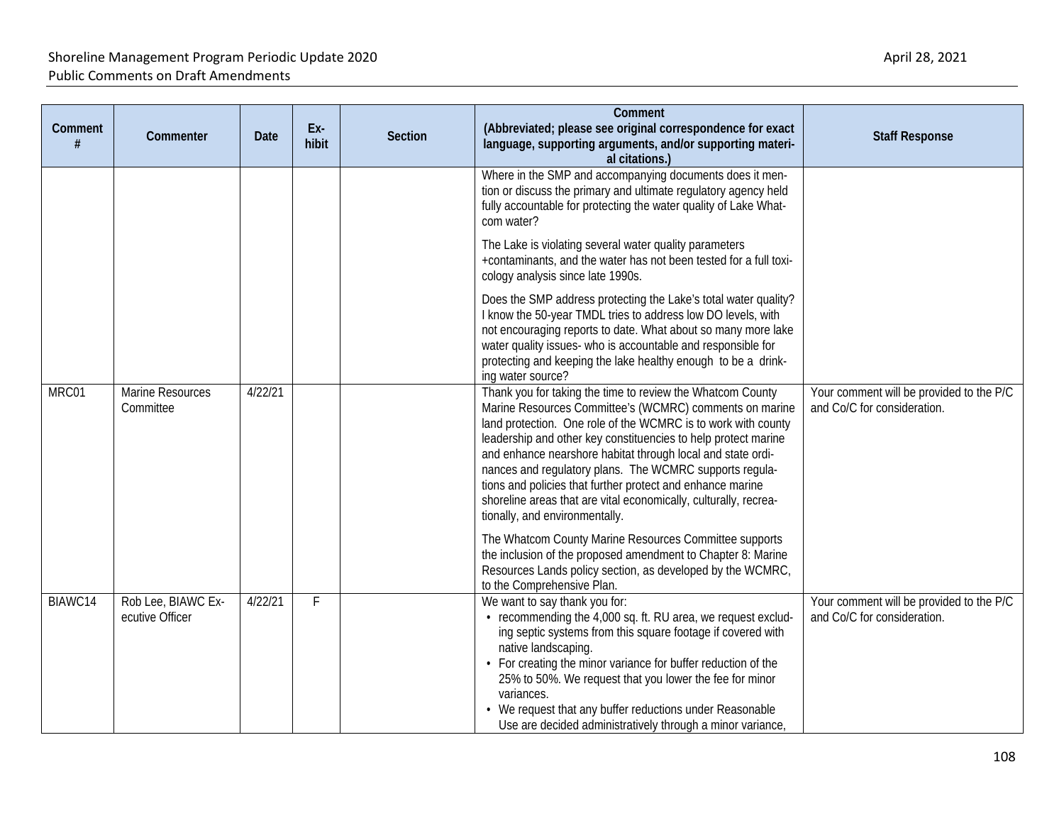| Comment # | Commenter | Date | Ex-hibit | Section | Comment (Abbreviated; please see original correspondence for exact language, supporting arguments, and/or supporting material citations.) | Staff Response |
|---|---|---|---|---|---|---|
| | | | | | Where in the SMP and accompanying documents does it mention or discuss the primary and ultimate regulatory agency held fully accountable for protecting the water quality of Lake Whatcom water?<br><br>The Lake is violating several water quality parameters +contaminants, and the water has not been tested for a full toxicology analysis since late 1990s.<br><br>Does the SMP address protecting the Lake's total water quality? I know the 50-year TMDL tries to address low DO levels, with not encouraging reports to date. What about so many more lake water quality issues- who is accountable and responsible for protecting and keeping the lake healthy enough to be a drinking water source? | |
| MRC01 | Marine Resources Committee | 4/22/21 | | | Thank you for taking the time to review the Whatcom County Marine Resources Committee's (WCMRC) comments on marine land protection. One role of the WCMRC is to work with county leadership and other key constituencies to help protect marine and enhance nearshore habitat through local and state ordinances and regulatory plans. The WCMRC supports regulations and policies that further protect and enhance marine shoreline areas that are vital economically, culturally, recreationally, and environmentally.<br><br>The Whatcom County Marine Resources Committee supports the inclusion of the proposed amendment to Chapter 8: Marine Resources Lands policy section, as developed by the WCMRC, to the Comprehensive Plan. | Your comment will be provided to the P/C and Co/C for consideration. |
| BIAWC14 | Rob Lee, BIAWC Executive Officer | 4/22/21 | F | | We want to say thank you for:<br>• recommending the 4,000 sq. ft. RU area, we request excluding septic systems from this square footage if covered with native landscaping.<br>• For creating the minor variance for buffer reduction of the 25% to 50%. We request that you lower the fee for minor variances.<br>• We request that any buffer reductions under Reasonable Use are decided administratively through a minor variance, | Your comment will be provided to the P/C and Co/C for consideration. |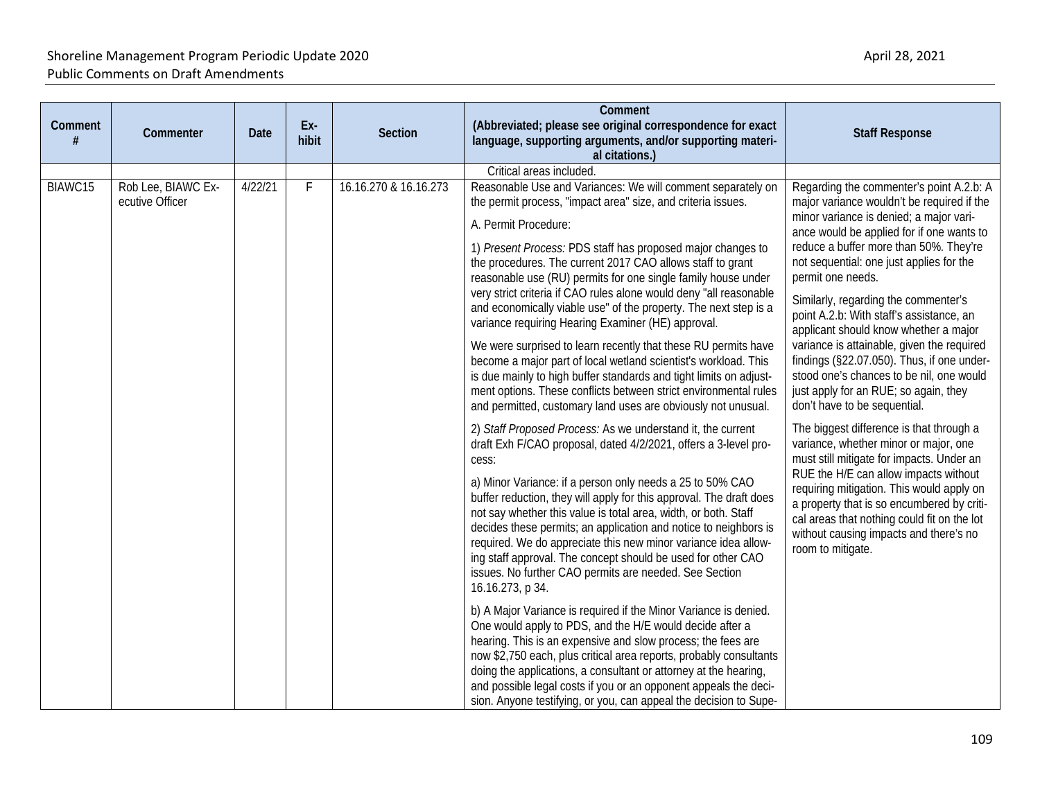| Comment # | Commenter | Date | Ex-hibit | Section | Comment (Abbreviated; please see original correspondence for exact language, supporting arguments, and/or supporting material citations.) | Staff Response |
|---|---|---|---|---|---|---|
| | | | | | Critical areas included. | |
| BIAWC15 | Rob Lee, BIAWC Executive Officer | 4/22/21 | F | 16.16.270 & 16.16.273 | Reasonable Use and Variances: We will comment separately on the permit process, "impact area" size, and criteria issues.<br><br>A. Permit Procedure:<br><br>1) *Present Process:* PDS staff has proposed major changes to the procedures. The current 2017 CAO allows staff to grant reasonable use (RU) permits for one single family house under very strict criteria if CAO rules alone would deny "all reasonable and economically viable use" of the property. The next step is a variance requiring Hearing Examiner (HE) approval.<br><br>We were surprised to learn recently that these RU permits have become a major part of local wetland scientist's workload. This is due mainly to high buffer standards and tight limits on adjustment options. These conflicts between strict environmental rules and permitted, customary land uses are obviously not unusual.<br><br>2) *Staff Proposed Process:* As we understand it, the current draft Exh F/CAO proposal, dated 4/2/2021, offers a 3-level process:<br><br>a) Minor Variance: if a person only needs a 25 to 50% CAO buffer reduction, they will apply for this approval. The draft does not say whether this value is total area, width, or both. Staff decides these permits; an application and notice to neighbors is required. We do appreciate this new minor variance idea allowing staff approval. The concept should be used for other CAO issues. No further CAO permits are needed. See Section 16.16.273, p 34.<br><br>b) A Major Variance is required if the Minor Variance is denied. One would apply to PDS, and the H/E would decide after a hearing. This is an expensive and slow process; the fees are now $2,750 each, plus critical area reports, probably consultants doing the applications, a consultant or attorney at the hearing, and possible legal costs if you or an opponent appeals the decision. Anyone testifying, or you, can appeal the decision to Supe- | Regarding the commenter's point A.2.b: A major variance wouldn't be required if the minor variance is denied; a major variance would be applied for if one wants to reduce a buffer more than 50%. They're not sequential: one just applies for the permit one needs.<br><br>Similarly, regarding the commenter's point A.2.b: With staff's assistance, an applicant should know whether a major variance is attainable, given the required findings (§22.07.050). Thus, if one understood one's chances to be nil, one would just apply for an RUE; so again, they don't have to be sequential.<br><br>The biggest difference is that through a variance, whether minor or major, one must still mitigate for impacts. Under an RUE the H/E can allow impacts without requiring mitigation. This would apply on a property that is so encumbered by critical areas that nothing could fit on the lot without causing impacts and there's no room to mitigate. |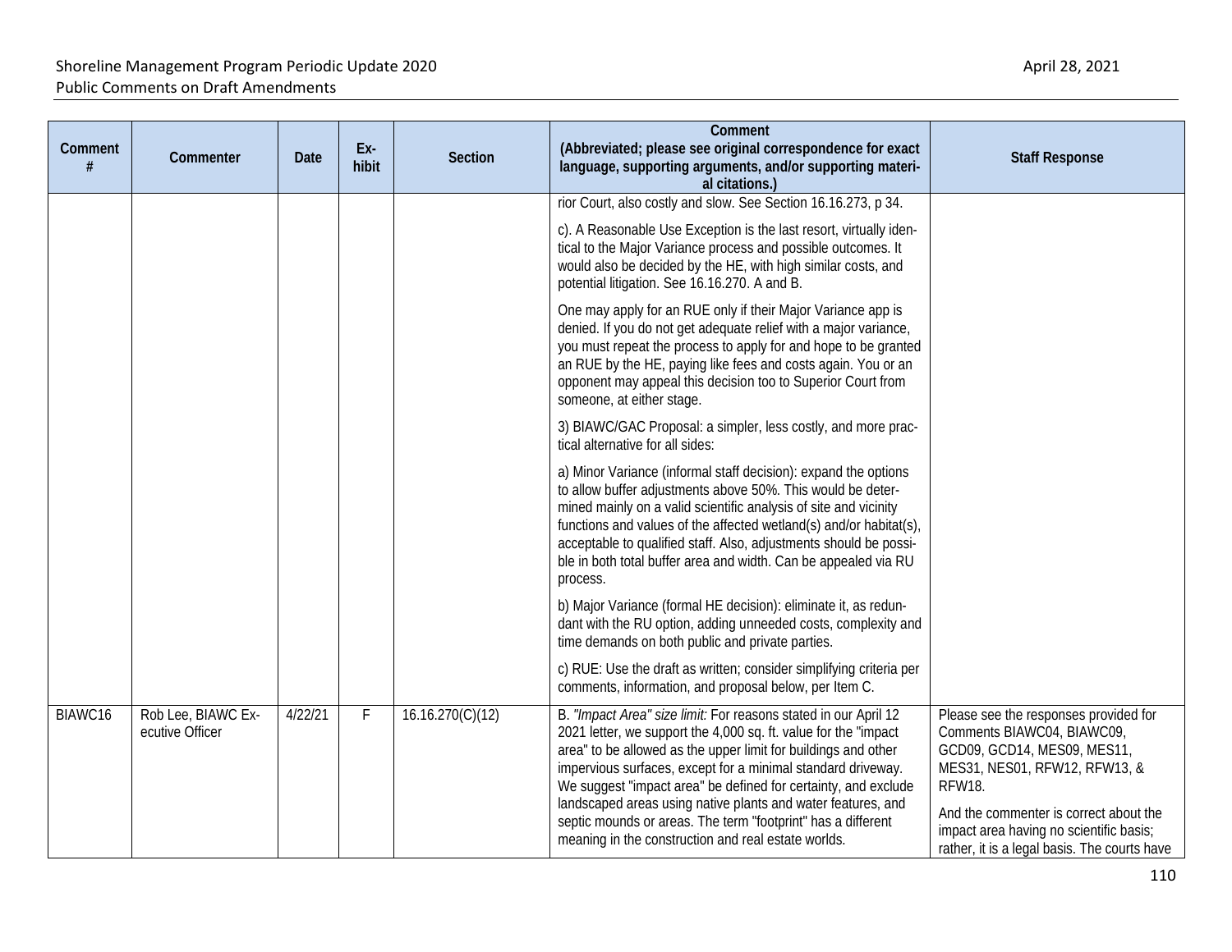| Comment # | Commenter | Date | Ex-hibit | Section | Comment (Abbreviated; please see original correspondence for exact language, supporting arguments, and/or supporting material citations.) | Staff Response |
|---|---|---|---|---|---|---|
| | | | | | rior Court, also costly and slow. See Section 16.16.273, p 34.<br><br>c). A Reasonable Use Exception is the last resort, virtually identical to the Major Variance process and possible outcomes. It would also be decided by the HE, with high similar costs, and potential litigation. See 16.16.270. A and B.<br><br>One may apply for an RUE only if their Major Variance app is denied. If you do not get adequate relief with a major variance, you must repeat the process to apply for and hope to be granted an RUE by the HE, paying like fees and costs again. You or an opponent may appeal this decision too to Superior Court from someone, at either stage.<br><br>3) BIAWC/GAC Proposal: a simpler, less costly, and more practical alternative for all sides:<br><br>a) Minor Variance (informal staff decision): expand the options to allow buffer adjustments above 50%. This would be determined mainly on a valid scientific analysis of site and vicinity functions and values of the affected wetland(s) and/or habitat(s), acceptable to qualified staff. Also, adjustments should be possible in both total buffer area and width. Can be appealed via RU process.<br><br>b) Major Variance (formal HE decision): eliminate it, as redundant with the RU option, adding unneeded costs, complexity and time demands on both public and private parties.<br><br>c) RUE: Use the draft as written; consider simplifying criteria per comments, information, and proposal below, per Item C. | |
| BIAWC16 | Rob Lee, BIAWC Executive Officer | 4/22/21 | F | 16.16.270(C)(12) | B. *"Impact Area" size limit:* For reasons stated in our April 12 2021 letter, we support the 4,000 sq. ft. value for the "impact area" to be allowed as the upper limit for buildings and other impervious surfaces, except for a minimal standard driveway. We suggest "impact area" be defined for certainty, and exclude landscaped areas using native plants and water features, and septic mounds or areas. The term "footprint" has a different meaning in the construction and real estate worlds. | Please see the responses provided for Comments BIAWC04, BIAWC09, GCD09, GCD14, MES09, MES11, MES31, NES01, RFW12, RFW13, & RFW18.<br><br>And the commenter is correct about the impact area having no scientific basis; rather, it is a legal basis. The courts have |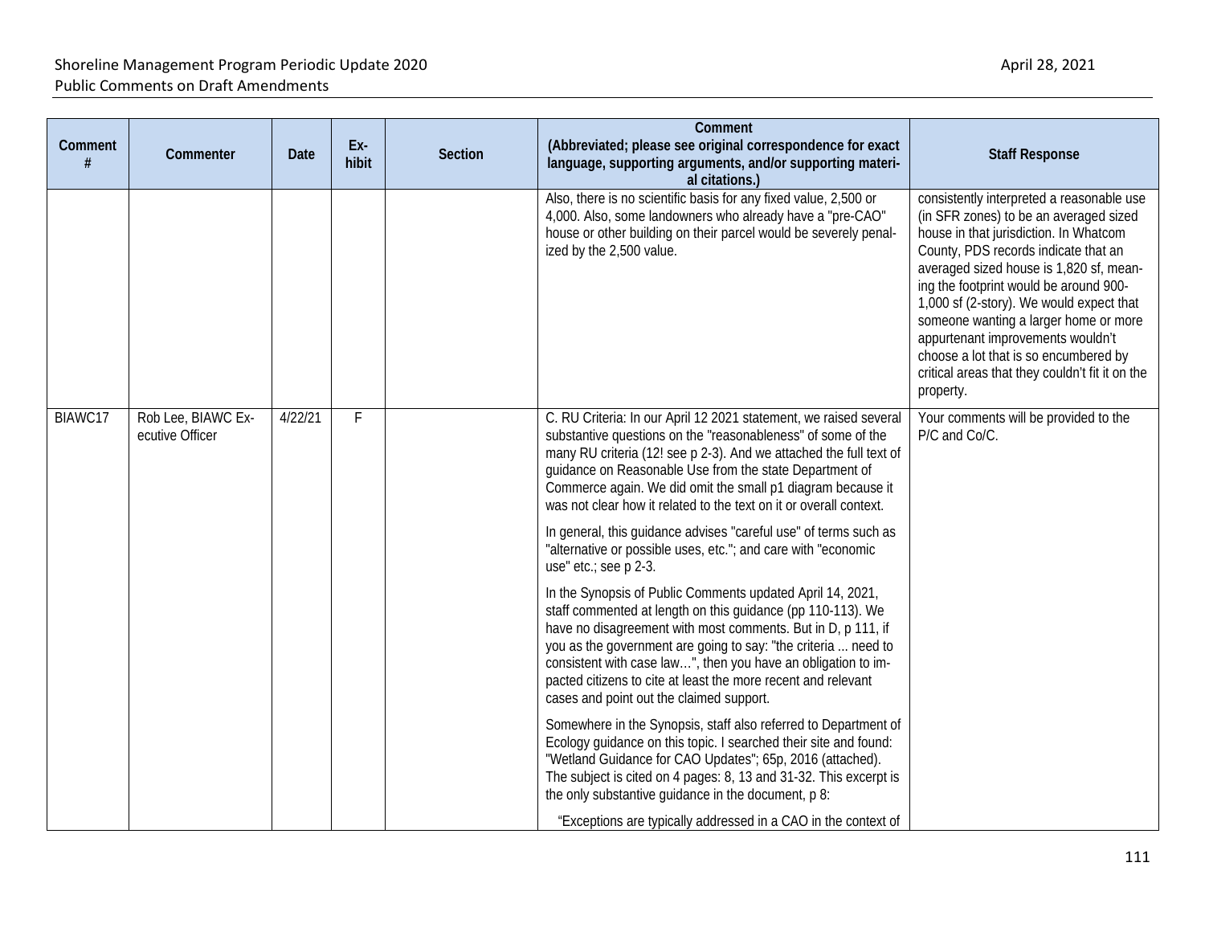| Comment # | Commenter | Date | Ex-hibit | Section | Comment (Abbreviated; please see original correspondence for exact language, supporting arguments, and/or supporting materi-al citations.) | Staff Response |
|---|---|---|---|---|---|---|
| | | | | | Also, there is no scientific basis for any fixed value, 2,500 or 4,000. Also, some landowners who already have a "pre-CAO" house or other building on their parcel would be severely penal-ized by the 2,500 value. | consistently interpreted a reasonable use (in SFR zones) to be an averaged sized house in that jurisdiction. In Whatcom County, PDS records indicate that an averaged sized house is 1,820 sf, mean-ing the footprint would be around 900-1,000 sf (2-story). We would expect that someone wanting a larger home or more appurtenant improvements wouldn't choose a lot that is so encumbered by critical areas that they couldn't fit it on the property. |
| BIAWC17 | Rob Lee, BIAWC Ex-ecutive Officer | 4/22/21 | F | | C. RU Criteria: In our April 12 2021 statement, we raised several substantive questions on the "reasonableness" of some of the many RU criteria (12! see p 2-3). And we attached the full text of guidance on Reasonable Use from the state Department of Commerce again. We did omit the small p1 diagram because it was not clear how it related to the text on it or overall context.<br><br>In general, this guidance advises "careful use" of terms such as "alternative or possible uses, etc."; and care with "economic use" etc.; see p 2-3.<br><br>In the Synopsis of Public Comments updated April 14, 2021, staff commented at length on this guidance (pp 110-113). We have no disagreement with most comments. But in D, p 111, if you as the government are going to say: "the criteria ... need to consistent with case law…", then you have an obligation to im-pacted citizens to cite at least the more recent and relevant cases and point out the claimed support.<br><br>Somewhere in the Synopsis, staff also referred to Department of Ecology guidance on this topic. I searched their site and found: "Wetland Guidance for CAO Updates"; 65p, 2016 (attached). The subject is cited on 4 pages: 8, 13 and 31-32. This excerpt is the only substantive guidance in the document, p 8:<br><br>"Exceptions are typically addressed in a CAO in the context of | Your comments will be provided to the P/C and Co/C. |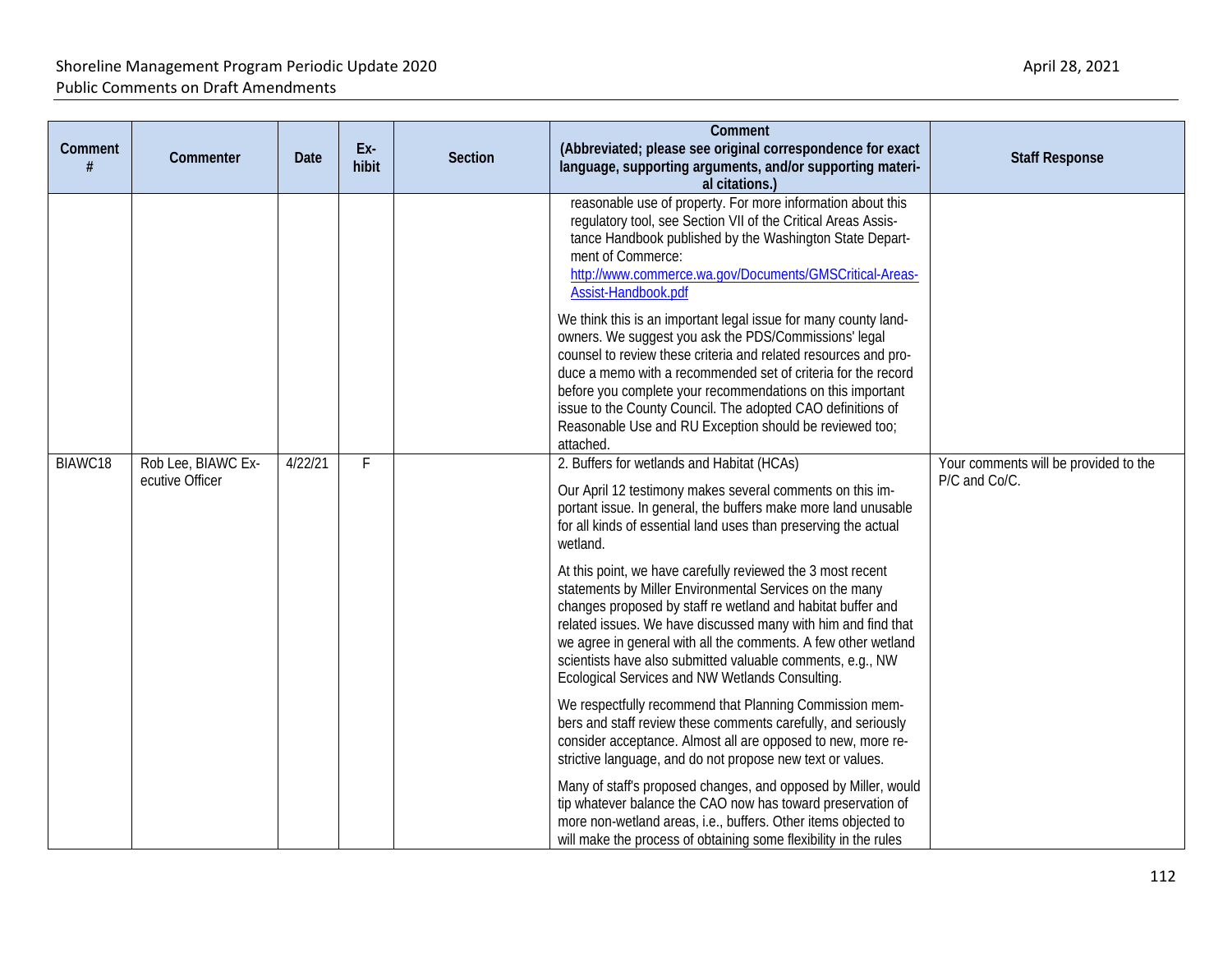| Comment # | Commenter | Date | Ex-hibit | Section | Comment (Abbreviated; please see original correspondence for exact language, supporting arguments, and/or supporting material citations.) | Staff Response |
|---|---|---|---|---|---|---|
| | | | | | reasonable use of property. For more information about this regulatory tool, see Section VII of the Critical Areas Assistance Handbook published by the Washington State Department of Commerce: [http://www.commerce.wa.gov/Documents/GMSCritical-Areas-Assist-Handbook.pdf](http://www.commerce.wa.gov/Documents/GMSCritical-Areas-Assist-Handbook.pdf)<br><br>We think this is an important legal issue for many county landowners. We suggest you ask the PDS/Commissions' legal counsel to review these criteria and related resources and produce a memo with a recommended set of criteria for the record before you complete your recommendations on this important issue to the County Council. The adopted CAO definitions of Reasonable Use and RU Exception should be reviewed too; attached. | |
| BIAWC18 | Rob Lee, BIAWC Executive Officer | 4/22/21 | F | | 2. Buffers for wetlands and Habitat (HCAs)<br><br>Our April 12 testimony makes several comments on this important issue. In general, the buffers make more land unusable for all kinds of essential land uses than preserving the actual wetland.<br><br>At this point, we have carefully reviewed the 3 most recent statements by Miller Environmental Services on the many changes proposed by staff re wetland and habitat buffer and related issues. We have discussed many with him and find that we agree in general with all the comments. A few other wetland scientists have also submitted valuable comments, e.g., NW Ecological Services and NW Wetlands Consulting.<br><br>We respectfully recommend that Planning Commission members and staff review these comments carefully, and seriously consider acceptance. Almost all are opposed to new, more restrictive language, and do not propose new text or values.<br><br>Many of staff's proposed changes, and opposed by Miller, would tip whatever balance the CAO now has toward preservation of more non-wetland areas, i.e., buffers. Other items objected to will make the process of obtaining some flexibility in the rules | Your comments will be provided to the P/C and Co/C. |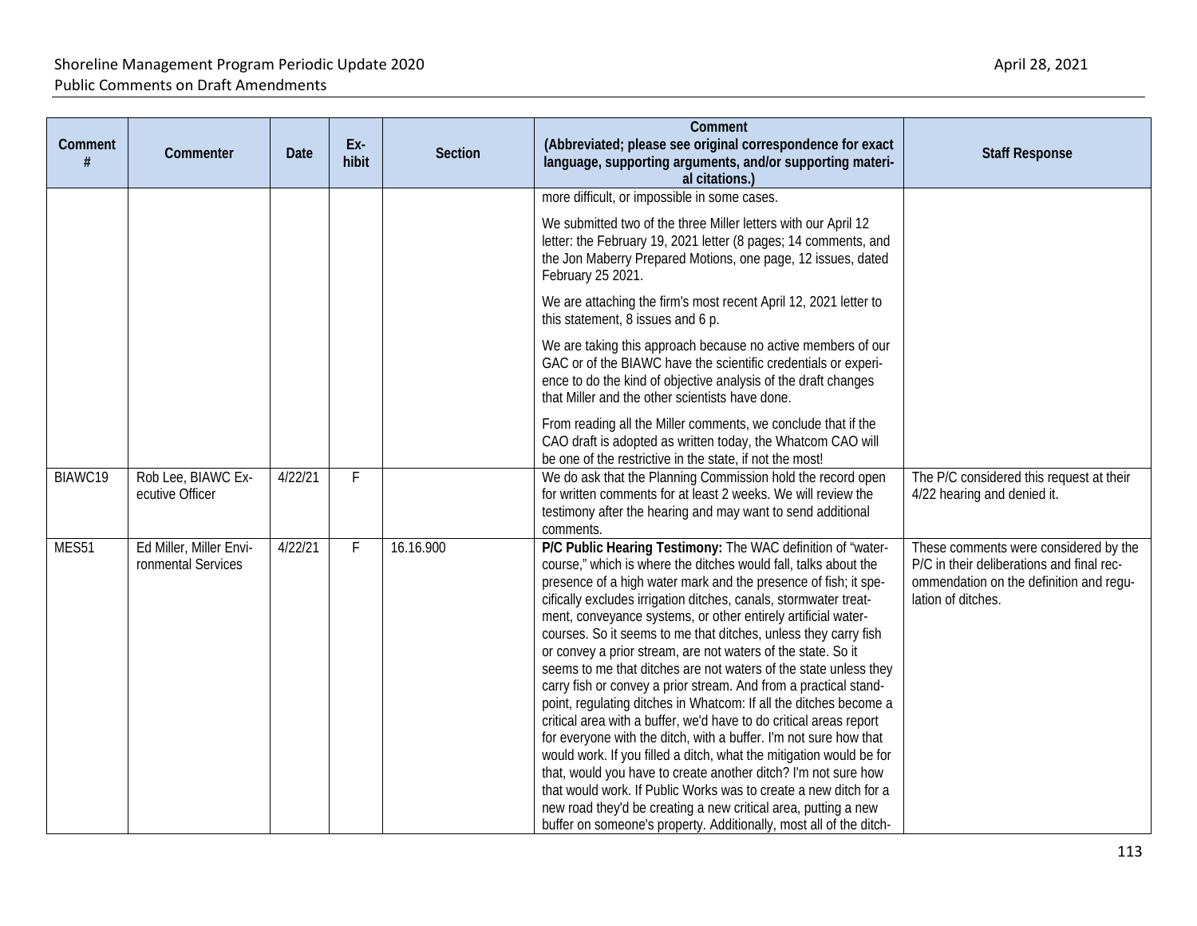| Comment # | Commenter | Date | Ex-hibit | Section | Comment (Abbreviated; please see original correspondence for exact language, supporting arguments, and/or supporting material citations.) | Staff Response |
|---|---|---|---|---|---|---|
| | | | | | more difficult, or impossible in some cases.<br><br>We submitted two of the three Miller letters with our April 12 letter: the February 19, 2021 letter (8 pages; 14 comments, and the Jon Maberry Prepared Motions, one page, 12 issues, dated February 25 2021.<br><br>We are attaching the firm's most recent April 12, 2021 letter to this statement, 8 issues and 6 p.<br><br>We are taking this approach because no active members of our GAC or of the BIAWC have the scientific credentials or experience to do the kind of objective analysis of the draft changes that Miller and the other scientists have done.<br><br>From reading all the Miller comments, we conclude that if the CAO draft is adopted as written today, the Whatcom CAO will be one of the restrictive in the state, if not the most! | |
| BIAWC19 | Rob Lee, BIAWC Executive Officer | 4/22/21 | F | | We do ask that the Planning Commission hold the record open for written comments for at least 2 weeks. We will review the testimony after the hearing and may want to send additional comments. | The P/C considered this request at their 4/22 hearing and denied it. |
| MES51 | Ed Miller, Miller Environmental Services | 4/22/21 | F | 16.16.900 | **P/C Public Hearing Testimony:** The WAC definition of "watercourse," which is where the ditches would fall, talks about the presence of a high water mark and the presence of fish; it specifically excludes irrigation ditches, canals, stormwater treatment, conveyance systems, or other entirely artificial watercourses. So it seems to me that ditches, unless they carry fish or convey a prior stream, are not waters of the state. So it seems to me that ditches are not waters of the state unless they carry fish or convey a prior stream. And from a practical standpoint, regulating ditches in Whatcom: If all the ditches become a critical area with a buffer, we'd have to do critical areas report for everyone with the ditch, with a buffer. I'm not sure how that would work. If you filled a ditch, what the mitigation would be for that, would you have to create another ditch? I'm not sure how that would work. If Public Works was to create a new ditch for a new road they'd be creating a new critical area, putting a new buffer on someone's property. Additionally, most all of the ditch- | These comments were considered by the P/C in their deliberations and final recommendation on the definition and regulation of ditches. |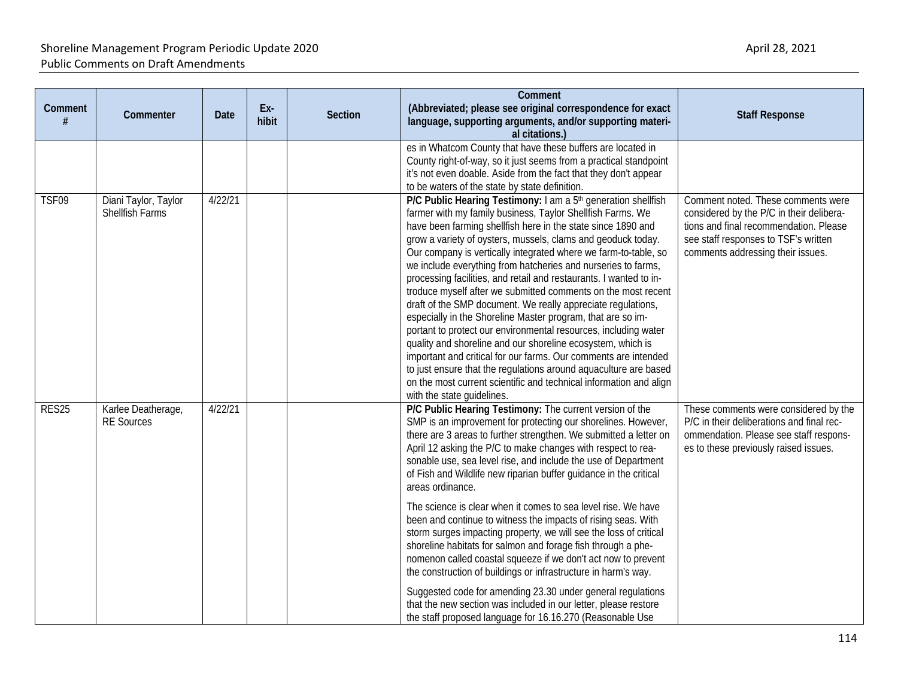| Comment # | Commenter | Date | Ex-hibit | Section | Comment (Abbreviated; please see original correspondence for exact language, supporting arguments, and/or supporting material citations.) | Staff Response |
|---|---|---|---|---|---|---|
| | | | | | es in Whatcom County that have these buffers are located in County right-of-way, so it just seems from a practical standpoint it's not even doable. Aside from the fact that they don't appear to be waters of the state by state definition. | |
| TSF09 | Diani Taylor, Taylor Shellfish Farms | 4/22/21 | | | **P/C Public Hearing Testimony:** I am a 5th generation shellfish farmer with my family business, Taylor Shellfish Farms. We have been farming shellfish here in the state since 1890 and grow a variety of oysters, mussels, clams and geoduck today. Our company is vertically integrated where we farm-to-table, so we include everything from hatcheries and nurseries to farms, processing facilities, and retail and restaurants. I wanted to introduce myself after we submitted comments on the most recent draft of the SMP document. We really appreciate regulations, especially in the Shoreline Master program, that are so important to protect our environmental resources, including water quality and shoreline and our shoreline ecosystem, which is important and critical for our farms. Our comments are intended to just ensure that the regulations around aquaculture are based on the most current scientific and technical information and align with the state guidelines. | Comment noted. These comments were considered by the P/C in their deliberations and final recommendation. Please see staff responses to TSF's written comments addressing their issues. |
| RES25 | Karlee Deatherage, RE Sources | 4/22/21 | | | **P/C Public Hearing Testimony:** The current version of the SMP is an improvement for protecting our shorelines. However, there are 3 areas to further strengthen. We submitted a letter on April 12 asking the P/C to make changes with respect to reasonable use, sea level rise, and include the use of Department of Fish and Wildlife new riparian buffer guidance in the critical areas ordinance.<br><br>The science is clear when it comes to sea level rise. We have been and continue to witness the impacts of rising seas. With storm surges impacting property, we will see the loss of critical shoreline habitats for salmon and forage fish through a phenomenon called coastal squeeze if we don't act now to prevent the construction of buildings or infrastructure in harm's way.<br><br>Suggested code for amending 23.30 under general regulations that the new section was included in our letter, please restore the staff proposed language for 16.16.270 (Reasonable Use | These comments were considered by the P/C in their deliberations and final recommendation. Please see staff responses to these previously raised issues. |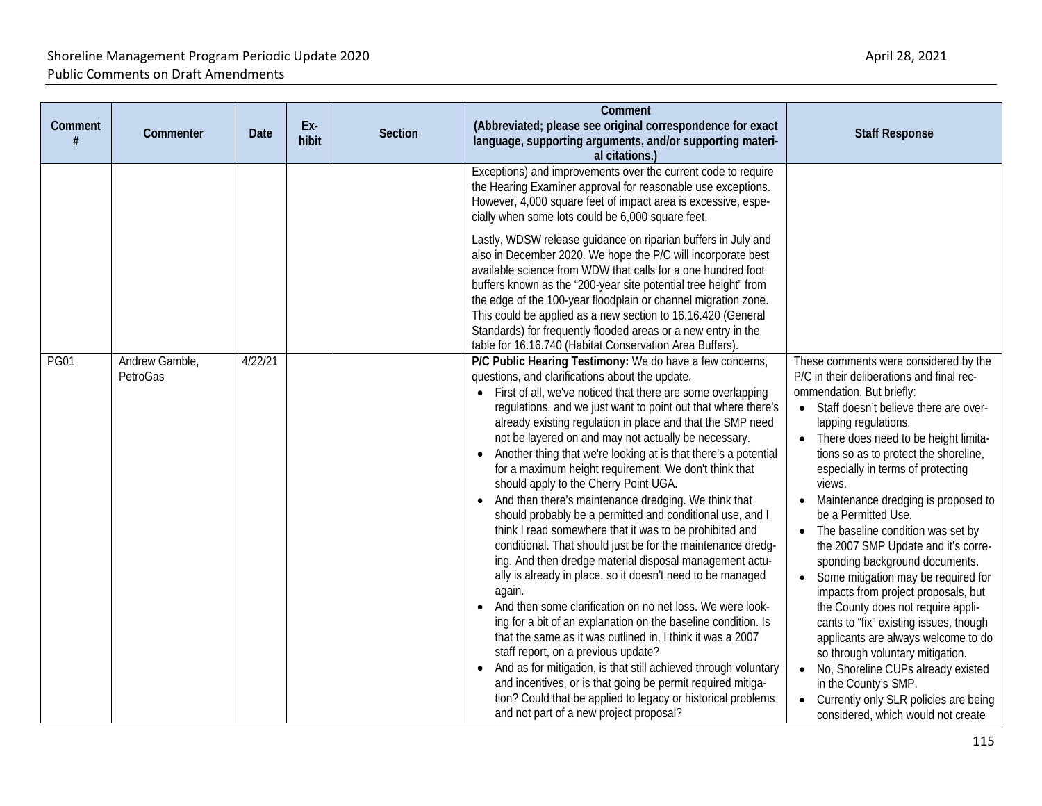| Comment # | Commenter | Date | Ex-hibit | Section | Comment (Abbreviated; please see original correspondence for exact language, supporting arguments, and/or supporting material citations.) | Staff Response |
|---|---|---|---|---|---|---|
| | | | | | Exceptions) and improvements over the current code to require the Hearing Examiner approval for reasonable use exceptions. However, 4,000 square feet of impact area is excessive, especially when some lots could be 6,000 square feet.<br><br>Lastly, WDSW release guidance on riparian buffers in July and also in December 2020. We hope the P/C will incorporate best available science from WDW that calls for a one hundred foot buffers known as the "200-year site potential tree height" from the edge of the 100-year floodplain or channel migration zone. This could be applied as a new section to 16.16.420 (General Standards) for frequently flooded areas or a new entry in the table for 16.16.740 (Habitat Conservation Area Buffers). | |
| PG01 | Andrew Gamble, PetroGas | 4/22/21 | | | **P/C Public Hearing Testimony:** We do have a few concerns, questions, and clarifications about the update.<br>• First of all, we've noticed that there are some overlapping regulations, and we just want to point out that where there's already existing regulation in place and that the SMP need not be layered on and may not actually be necessary.<br>• Another thing that we're looking at is that there's a potential for a maximum height requirement. We don't think that should apply to the Cherry Point UGA.<br>• And then there's maintenance dredging. We think that should probably be a permitted and conditional use, and I think I read somewhere that it was to be prohibited and conditional. That should just be for the maintenance dredging. And then dredge material disposal management actually is already in place, so it doesn't need to be managed again.<br>• And then some clarification on no net loss. We were looking for a bit of an explanation on the baseline condition. Is that the same as it was outlined in, I think it was a 2007 staff report, on a previous update?<br>• And as for mitigation, is that still achieved through voluntary and incentives, or is that going be permit required mitigation? Could that be applied to legacy or historical problems and not part of a new project proposal? | These comments were considered by the P/C in their deliberations and final recommendation. But briefly:<br>• Staff doesn't believe there are overlapping regulations.<br>• There does need to be height limitations so as to protect the shoreline, especially in terms of protecting views.<br>• Maintenance dredging is proposed to be a Permitted Use.<br>• The baseline condition was set by the 2007 SMP Update and it's corresponding background documents.<br>• Some mitigation may be required for impacts from project proposals, but the County does not require applicants to "fix" existing issues, though applicants are always welcome to do so through voluntary mitigation.<br>• No, Shoreline CUPs already existed in the County's SMP.<br>• Currently only SLR policies are being considered, which would not create |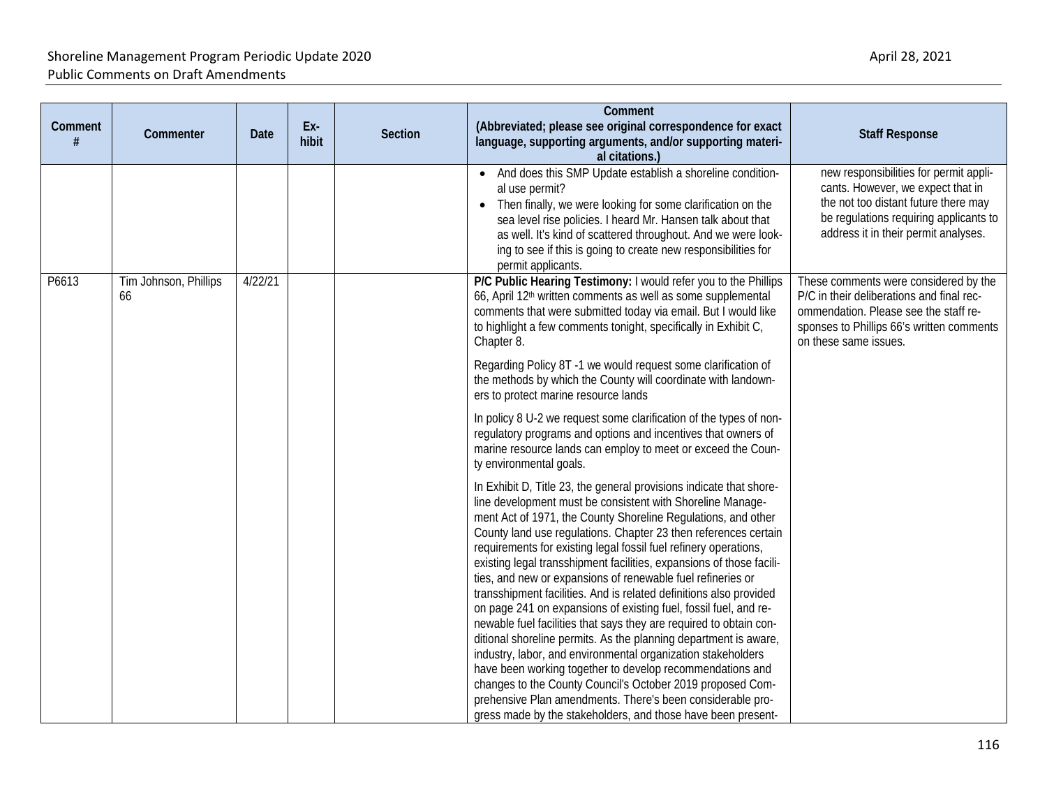| Comment # | Commenter | Date | Ex-hibit | Section | Comment (Abbreviated; please see original correspondence for exact language, supporting arguments, and/or supporting material citations.) | Staff Response |
|---|---|---|---|---|---|---|
| | | | | | • And does this SMP Update establish a shoreline conditional use permit? <br> • Then finally, we were looking for some clarification on the sea level rise policies. I heard Mr. Hansen talk about that as well. It's kind of scattered throughout. And we were looking to see if this is going to create new responsibilities for permit applicants. | new responsibilities for permit applicants. However, we expect that in the not too distant future there may be regulations requiring applicants to address it in their permit analyses. |
| P6613 | Tim Johnson, Phillips 66 | 4/22/21 | | | **P/C Public Hearing Testimony:** I would refer you to the Phillips 66, April 12th written comments as well as some supplemental comments that were submitted today via email. But I would like to highlight a few comments tonight, specifically in Exhibit C, Chapter 8. <br><br> Regarding Policy 8T -1 we would request some clarification of the methods by which the County will coordinate with landowners to protect marine resource lands <br><br> In policy 8 U-2 we request some clarification of the types of non-regulatory programs and options and incentives that owners of marine resource lands can employ to meet or exceed the County environmental goals. <br><br> In Exhibit D, Title 23, the general provisions indicate that shoreline development must be consistent with Shoreline Management Act of 1971, the County Shoreline Regulations, and other County land use regulations. Chapter 23 then references certain requirements for existing legal fossil fuel refinery operations, existing legal transshipment facilities, expansions of those facilities, and new or expansions of renewable fuel refineries or transshipment facilities. And is related definitions also provided on page 241 on expansions of existing fuel, fossil fuel, and renewable fuel facilities that says they are required to obtain conditional shoreline permits. As the planning department is aware, industry, labor, and environmental organization stakeholders have been working together to develop recommendations and changes to the County Council's October 2019 proposed Comprehensive Plan amendments. There's been considerable progress made by the stakeholders, and those have been present- | These comments were considered by the P/C in their deliberations and final recommendation. Please see the staff responses to Phillips 66's written comments on these same issues. |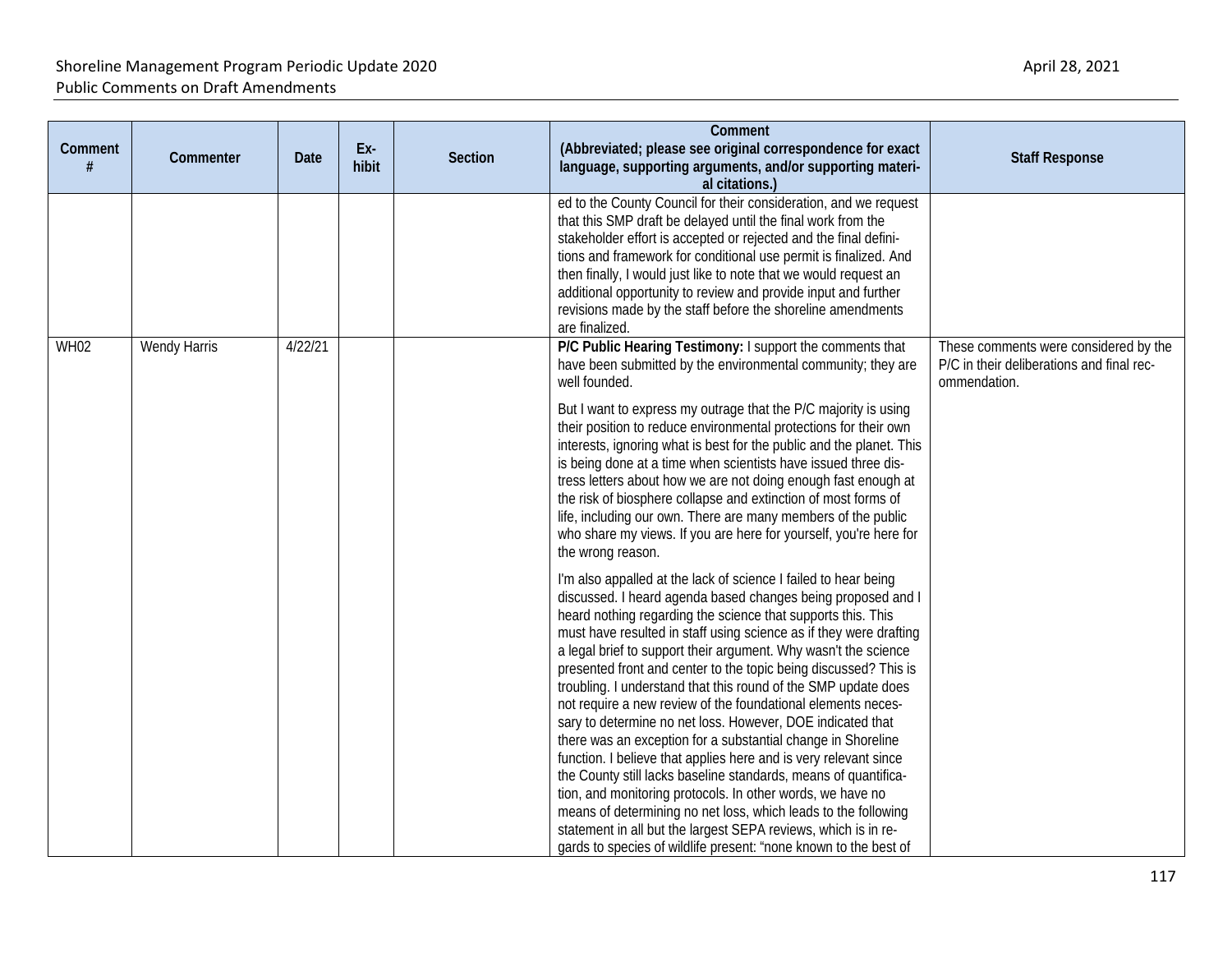| Comment # | Commenter | Date | Ex-hibit | Section | Comment (Abbreviated; please see original correspondence for exact language, supporting arguments, and/or supporting material citations.) | Staff Response |
|---|---|---|---|---|---|---|
| | | | | | ed to the County Council for their consideration, and we request that this SMP draft be delayed until the final work from the stakeholder effort is accepted or rejected and the final definitions and framework for conditional use permit is finalized. And then finally, I would just like to note that we would request an additional opportunity to review and provide input and further revisions made by the staff before the shoreline amendments are finalized. | |
| WH02 | Wendy Harris | 4/22/21 | | | **P/C Public Hearing Testimony:** I support the comments that have been submitted by the environmental community; they are well founded.<br><br>But I want to express my outrage that the P/C majority is using their position to reduce environmental protections for their own interests, ignoring what is best for the public and the planet. This is being done at a time when scientists have issued three distress letters about how we are not doing enough fast enough at the risk of biosphere collapse and extinction of most forms of life, including our own. There are many members of the public who share my views. If you are here for yourself, you're here for the wrong reason.<br><br>I'm also appalled at the lack of science I failed to hear being discussed. I heard agenda based changes being proposed and I heard nothing regarding the science that supports this. This must have resulted in staff using science as if they were drafting a legal brief to support their argument. Why wasn't the science presented front and center to the topic being discussed? This is troubling. I understand that this round of the SMP update does not require a new review of the foundational elements necessary to determine no net loss. However, DOE indicated that there was an exception for a substantial change in Shoreline function. I believe that applies here and is very relevant since the County still lacks baseline standards, means of quantification, and monitoring protocols. In other words, we have no means of determining no net loss, which leads to the following statement in all but the largest SEPA reviews, which is in regards to species of wildlife present: "none known to the best of | These comments were considered by the P/C in their deliberations and final recommendation. |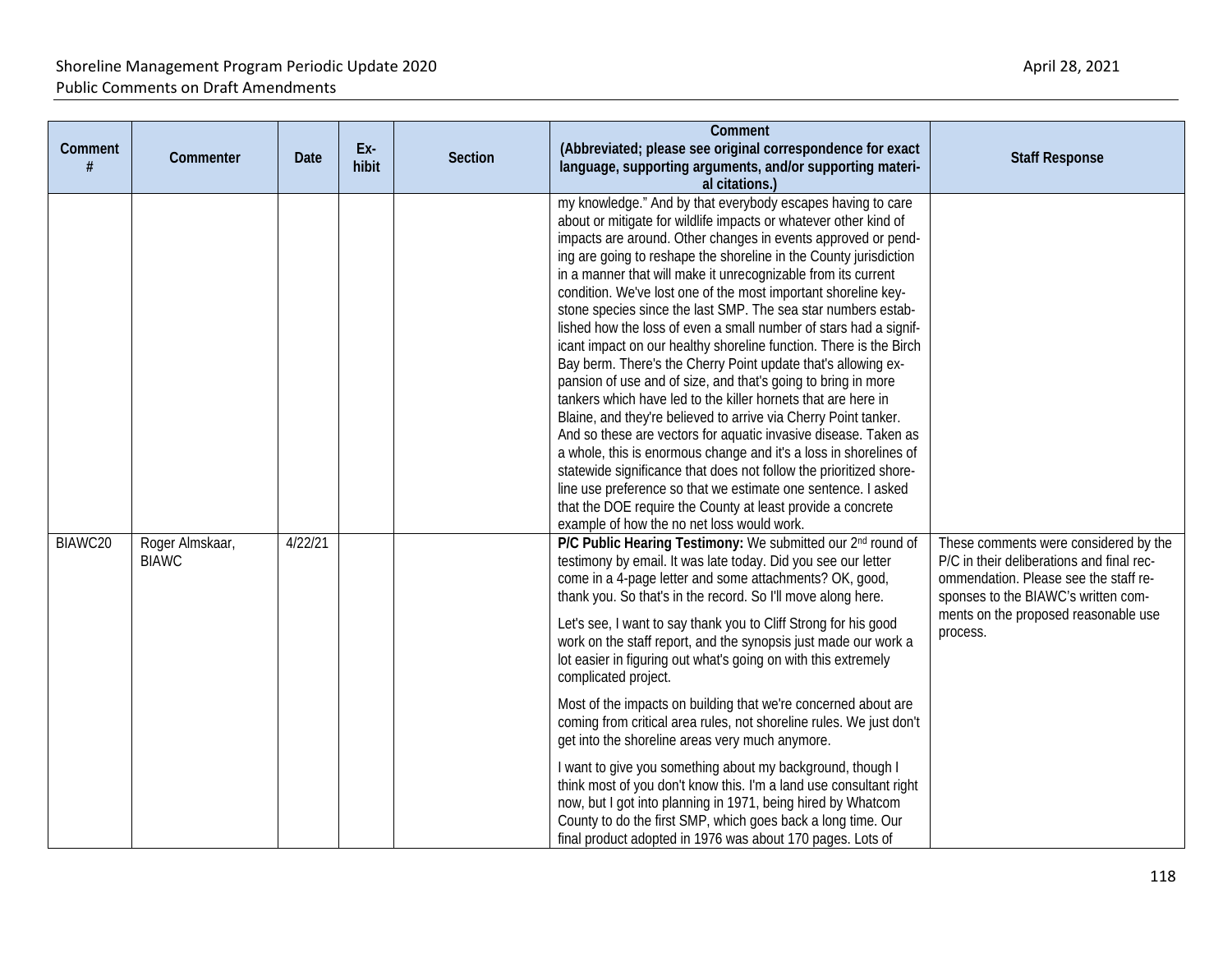| Comment # | Commenter | Date | Exhibit | Section | Comment (Abbreviated; please see original correspondence for exact language, supporting arguments, and/or supporting material citations.) | Staff Response |
|---|---|---|---|---|---|---|
| | | | | | my knowledge." And by that everybody escapes having to care about or mitigate for wildlife impacts or whatever other kind of impacts are around. Other changes in events approved or pending are going to reshape the shoreline in the County jurisdiction in a manner that will make it unrecognizable from its current condition. We've lost one of the most important shoreline keystone species since the last SMP. The sea star numbers established how the loss of even a small number of stars had a significant impact on our healthy shoreline function. There is the Birch Bay berm. There's the Cherry Point update that's allowing expansion of use and of size, and that's going to bring in more tankers which have led to the killer hornets that are here in Blaine, and they're believed to arrive via Cherry Point tanker. And so these are vectors for aquatic invasive disease. Taken as a whole, this is enormous change and it's a loss in shorelines of statewide significance that does not follow the prioritized shoreline use preference so that we estimate one sentence. I asked that the DOE require the County at least provide a concrete example of how the no net loss would work. | |
| BIAWC20 | Roger Almskaar, BIAWC | 4/22/21 | | | **P/C Public Hearing Testimony:** We submitted our 2nd round of testimony by email. It was late today. Did you see our letter come in a 4-page letter and some attachments? OK, good, thank you. So that's in the record. So I'll move along here.<br><br>Let's see, I want to say thank you to Cliff Strong for his good work on the staff report, and the synopsis just made our work a lot easier in figuring out what's going on with this extremely complicated project.<br><br>Most of the impacts on building that we're concerned about are coming from critical area rules, not shoreline rules. We just don't get into the shoreline areas very much anymore.<br><br>I want to give you something about my background, though I think most of you don't know this. I'm a land use consultant right now, but I got into planning in 1971, being hired by Whatcom County to do the first SMP, which goes back a long time. Our final product adopted in 1976 was about 170 pages. Lots of | These comments were considered by the P/C in their deliberations and final recommendation. Please see the staff responses to the BIAWC's written comments on the proposed reasonable use process. |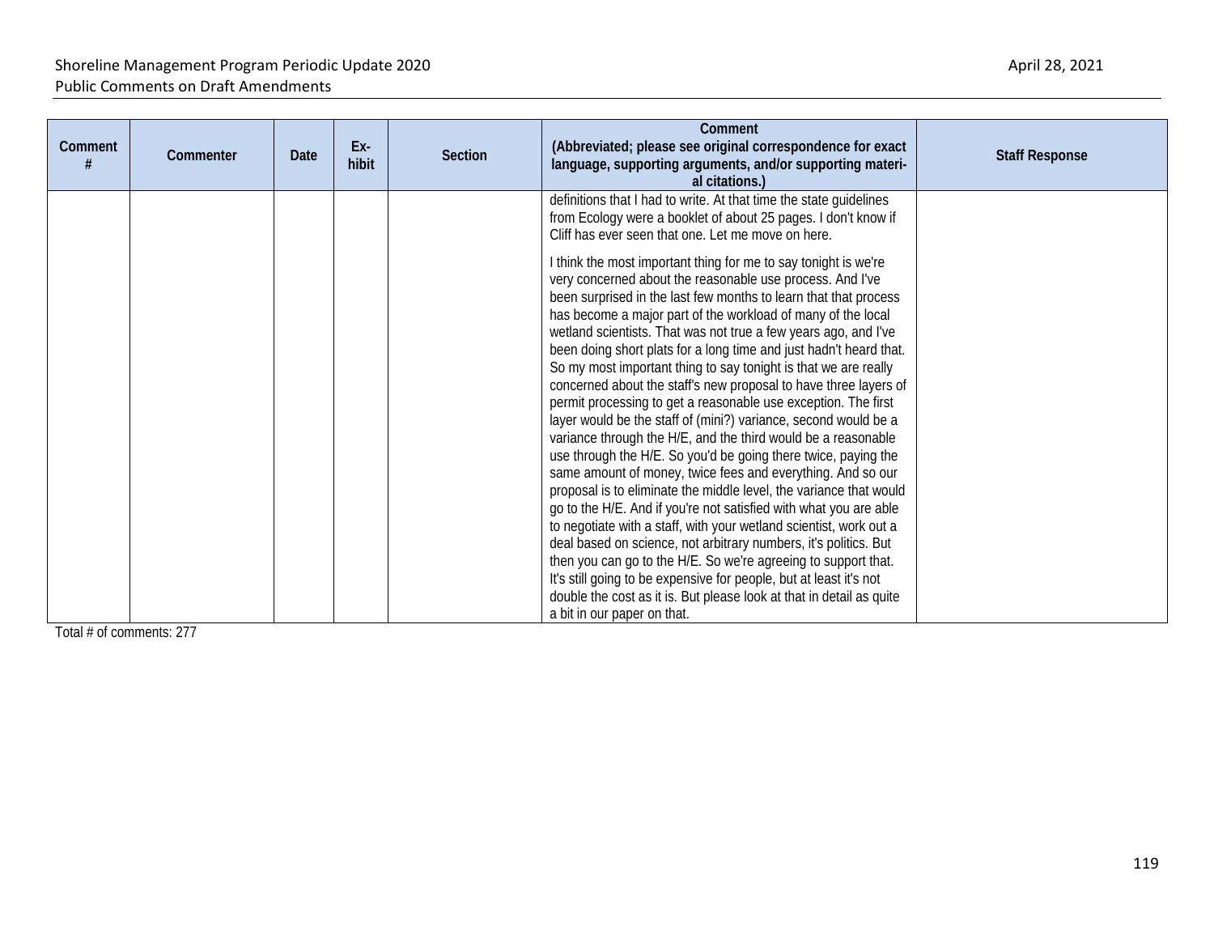| Comment # | Commenter | Date | Ex-hibit | Section | Comment (Abbreviated; please see original correspondence for exact language, supporting arguments, and/or supporting material citations.) | Staff Response |
|---|---|---|---|---|---|---|
| | | | | | definitions that I had to write. At that time the state guidelines from Ecology were a booklet of about 25 pages. I don't know if Cliff has ever seen that one. Let me move on here.<br><br>I think the most important thing for me to say tonight is we're very concerned about the reasonable use process. And I've been surprised in the last few months to learn that that process has become a major part of the workload of many of the local wetland scientists. That was not true a few years ago, and I've been doing short plats for a long time and just hadn't heard that. So my most important thing to say tonight is that we are really concerned about the staff's new proposal to have three layers of permit processing to get a reasonable use exception. The first layer would be the staff of (mini?) variance, second would be a variance through the H/E, and the third would be a reasonable use through the H/E. So you'd be going there twice, paying the same amount of money, twice fees and everything. And so our proposal is to eliminate the middle level, the variance that would go to the H/E. And if you're not satisfied with what you are able to negotiate with a staff, with your wetland scientist, work out a deal based on science, not arbitrary numbers, it's politics. But then you can go to the H/E. So we're agreeing to support that. It's still going to be expensive for people, but at least it's not double the cost as it is. But please look at that in detail as quite a bit in our paper on that. | |

Total # of comments: 277